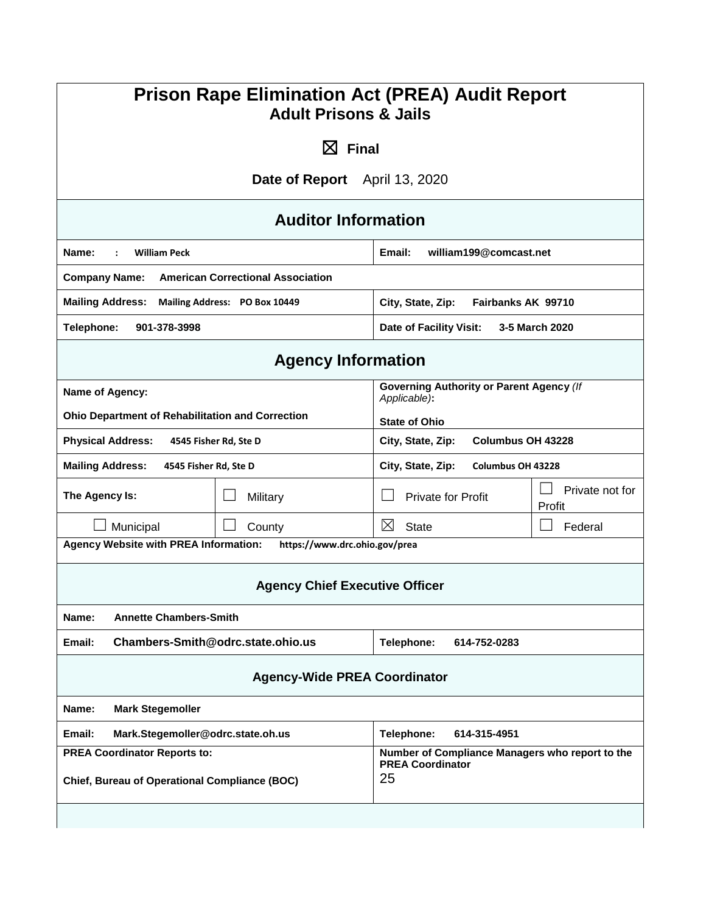# Prison Rape Elimination Act (PREA) Audit Report

## Adult Prisons & Jails

☒ **Final**

**Date of Report** April 13, 2020

## Auditor Information

| | |
|---|---|
| **Name:** : **William Peck** | **Email:** **william199@comcast.net** |
| **Company Name:** **American Correctional Association** | |
| **Mailing Address:** **Mailing Address: PO Box 10449** | **City, State, Zip:** **Fairbanks AK 99710** |
| **Telephone:** **901-378-3998** | **Date of Facility Visit:** **3-5 March 2020** |

## Agency Information

| | | | |
|---|---|---|---|
| **Name of Agency:** **Ohio Department of Rehabilitation and Correction** | | **Governing Authority or Parent Agency** *(If Applicable)*: **State of Ohio** | |
| **Physical Address:** **4545 Fisher Rd, Ste D** | | **City, State, Zip:** **Columbus OH 43228** | |
| **Mailing Address:** **4545 Fisher Rd, Ste D** | | **City, State, Zip:** **Columbus OH 43228** | |
| **The Agency Is:** | ☐ Military | ☐ Private for Profit | ☐ Private not for Profit |
| ☐ Municipal | ☐ County | ☒ State | ☐ Federal |
| **Agency Website with PREA Information:** **https://www.drc.ohio.gov/prea** | | | |

### Agency Chief Executive Officer

| | |
|---|---|
| **Name:** **Annette Chambers-Smith** | |
| **Email:** **Chambers-Smith@odrc.state.ohio.us** | **Telephone:** **614-752-0283** |

### Agency-Wide PREA Coordinator

| | |
|---|---|
| **Name:** **Mark Stegemoller** | |
| **Email:** **Mark.Stegemoller@odrc.state.oh.us** | **Telephone:** **614-315-4951** |
| **PREA Coordinator Reports to:** **Chief, Bureau of Operational Compliance (BOC)** | **Number of Compliance Managers who report to the PREA Coordinator** 25 |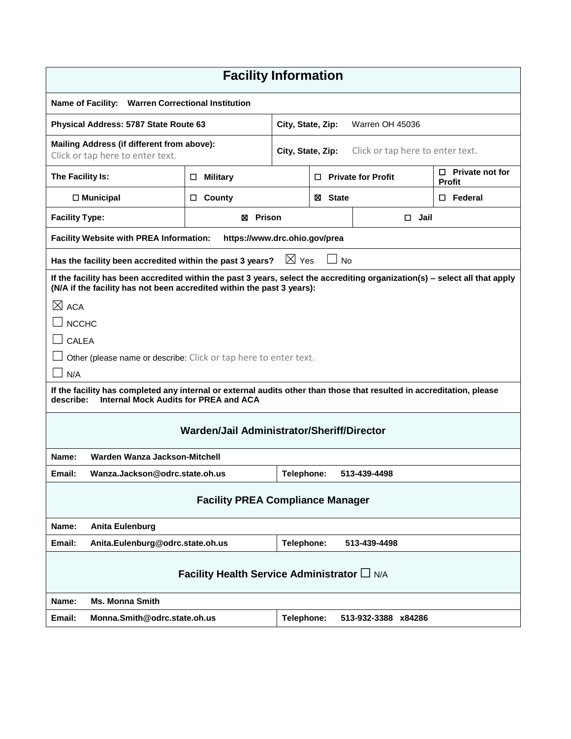# Facility Information

**Name of Facility:** Warren Correctional Institution

| | |
|---|---|
| **Physical Address:** 5787 State Route 63 | **City, State, Zip:** Warren OH 45036 |
| **Mailing Address (if different from above):** Click or tap here to enter text. | **City, State, Zip:** Click or tap here to enter text. |

| | | | |
|---|---|---|---|
| **The Facility Is:** | ☐ Military | ☐ Private for Profit | ☐ Private not for Profit |
| ☐ Municipal | ☐ County | ☒ State | ☐ Federal |

| | | |
|---|---|---|
| **Facility Type:** | ☒ Prison | ☐ Jail |

**Facility Website with PREA Information:** https://www.drc.ohio.gov/prea

**Has the facility been accredited within the past 3 years?** ☒ Yes ☐ No

**If the facility has been accredited within the past 3 years, select the accrediting organization(s) – select all that apply (N/A if the facility has not been accredited within the past 3 years):**

- ☒ ACA
- ☐ NCCHC
- ☐ CALEA
- ☐ Other (please name or describe: Click or tap here to enter text.
- ☐ N/A

**If the facility has completed any internal or external audits other than those that resulted in accreditation, please describe:** Internal Mock Audits for PREA and ACA

## Warden/Jail Administrator/Sheriff/Director

| | |
|---|---|
| **Name:** Warden Wanza Jackson-Mitchell | |
| **Email:** Wanza.Jackson@odrc.state.oh.us | **Telephone:** 513-439-4498 |

## Facility PREA Compliance Manager

| | |
|---|---|
| **Name:** Anita Eulenburg | |
| **Email:** Anita.Eulenburg@odrc.state.oh.us | **Telephone:** 513-439-4498 |

## Facility Health Service Administrator ☐ N/A

| | |
|---|---|
| **Name:** Ms. Monna Smith | |
| **Email:** Monna.Smith@odrc.state.oh.us | **Telephone:** 513-932-3388 x84286 |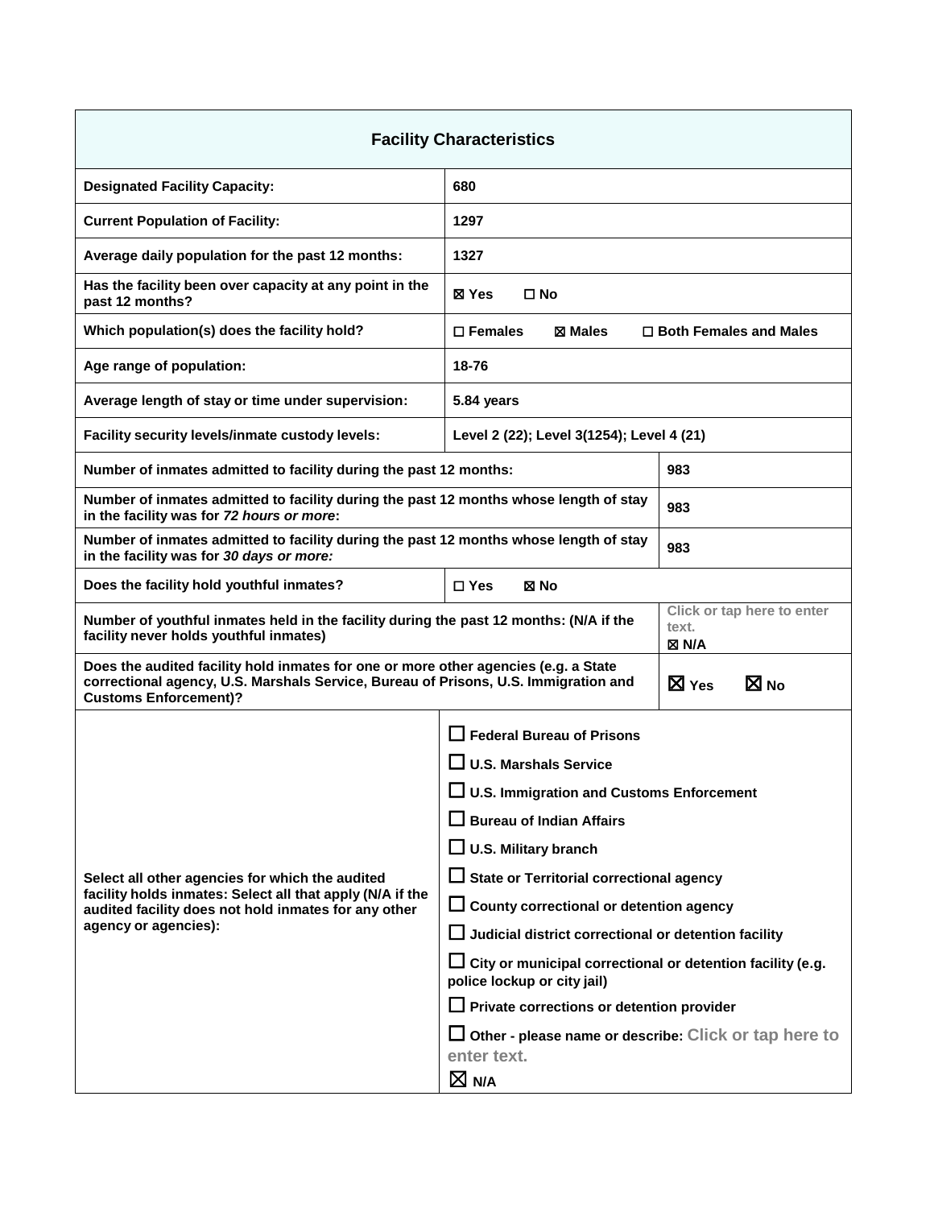| Facility Characteristics | | |
|---|---|---|
| **Designated Facility Capacity:** | **680** | |
| **Current Population of Facility:** | **1297** | |
| **Average daily population for the past 12 months:** | **1327** | |
| **Has the facility been over capacity at any point in the past 12 months?** | ☒ Yes ☐ No | |
| **Which population(s) does the facility hold?** | ☐ Females ☒ Males ☐ Both Females and Males | |
| **Age range of population:** | **18-76** | |
| **Average length of stay or time under supervision:** | **5.84 years** | |
| **Facility security levels/inmate custody levels:** | **Level 2 (22); Level 3(1254); Level 4 (21)** | |
| **Number of inmates admitted to facility during the past 12 months:** | | **983** |
| **Number of inmates admitted to facility during the past 12 months whose length of stay in the facility was for *72 hours or more*:** | | **983** |
| **Number of inmates admitted to facility during the past 12 months whose length of stay in the facility was for *30 days or more:*** | | **983** |
| **Does the facility hold youthful inmates?** | ☐ Yes ☒ No | |
| **Number of youthful inmates held in the facility during the past 12 months: (N/A if the facility never holds youthful inmates)** | | Click or tap here to enter text. ☒ N/A |
| **Does the audited facility hold inmates for one or more other agencies (e.g. a State correctional agency, U.S. Marshals Service, Bureau of Prisons, U.S. Immigration and Customs Enforcement)?** | | ☒ Yes ☒ No |
| **Select all other agencies for which the audited facility holds inmates: Select all that apply (N/A if the audited facility does not hold inmates for any other agency or agencies):** | ☐ Federal Bureau of Prisons<br>☐ U.S. Marshals Service<br>☐ U.S. Immigration and Customs Enforcement<br>☐ Bureau of Indian Affairs<br>☐ U.S. Military branch<br>☐ State or Territorial correctional agency<br>☐ County correctional or detention agency<br>☐ Judicial district correctional or detention facility<br>☐ City or municipal correctional or detention facility (e.g. police lockup or city jail)<br>☐ Private corrections or detention provider<br>☐ Other - please name or describe: Click or tap here to enter text.<br>☒ N/A | |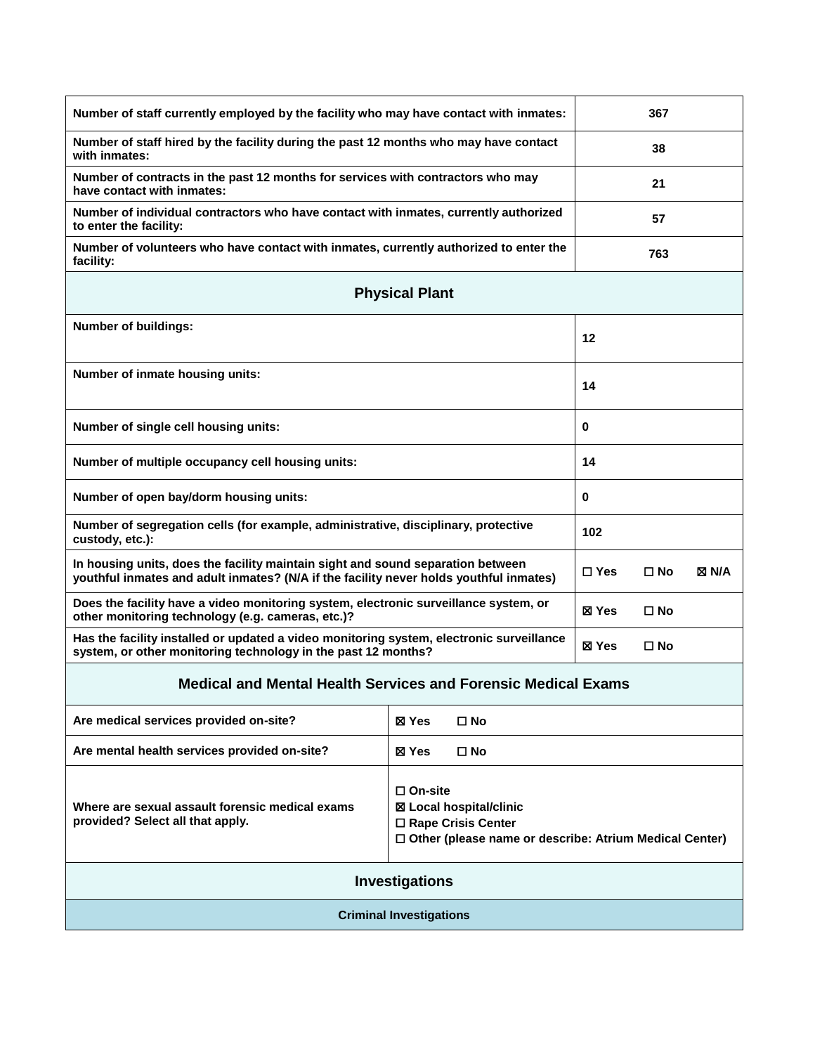| | |
|---|---|
| **Number of staff currently employed by the facility who may have contact with inmates:** | **367** |
| **Number of staff hired by the facility during the past 12 months who may have contact with inmates:** | **38** |
| **Number of contracts in the past 12 months for services with contractors who may have contact with inmates:** | **21** |
| **Number of individual contractors who have contact with inmates, currently authorized to enter the facility:** | **57** |
| **Number of volunteers who have contact with inmates, currently authorized to enter the facility:** | **763** |

## Physical Plant

| | |
|---|---|
| **Number of buildings:** | **12** |
| **Number of inmate housing units:** | **14** |
| **Number of single cell housing units:** | **0** |
| **Number of multiple occupancy cell housing units:** | **14** |
| **Number of open bay/dorm housing units:** | **0** |
| **Number of segregation cells (for example, administrative, disciplinary, protective custody, etc.):** | **102** |
| **In housing units, does the facility maintain sight and sound separation between youthful inmates and adult inmates? (N/A if the facility never holds youthful inmates)** | ☐ **Yes** ☐ **No** ☒ **N/A** |
| **Does the facility have a video monitoring system, electronic surveillance system, or other monitoring technology (e.g. cameras, etc.)?** | ☒ **Yes** ☐ **No** |
| **Has the facility installed or updated a video monitoring system, electronic surveillance system, or other monitoring technology in the past 12 months?** | ☒ **Yes** ☐ **No** |

## Medical and Mental Health Services and Forensic Medical Exams

| | |
|---|---|
| **Are medical services provided on-site?** | ☒ **Yes** ☐ **No** |
| **Are mental health services provided on-site?** | ☒ **Yes** ☐ **No** |
| **Where are sexual assault forensic medical exams provided? Select all that apply.** | ☐ **On-site**<br>☒ **Local hospital/clinic**<br>☐ **Rape Crisis Center**<br>☐ **Other (please name or describe: Atrium Medical Center)** |

## Investigations

### Criminal Investigations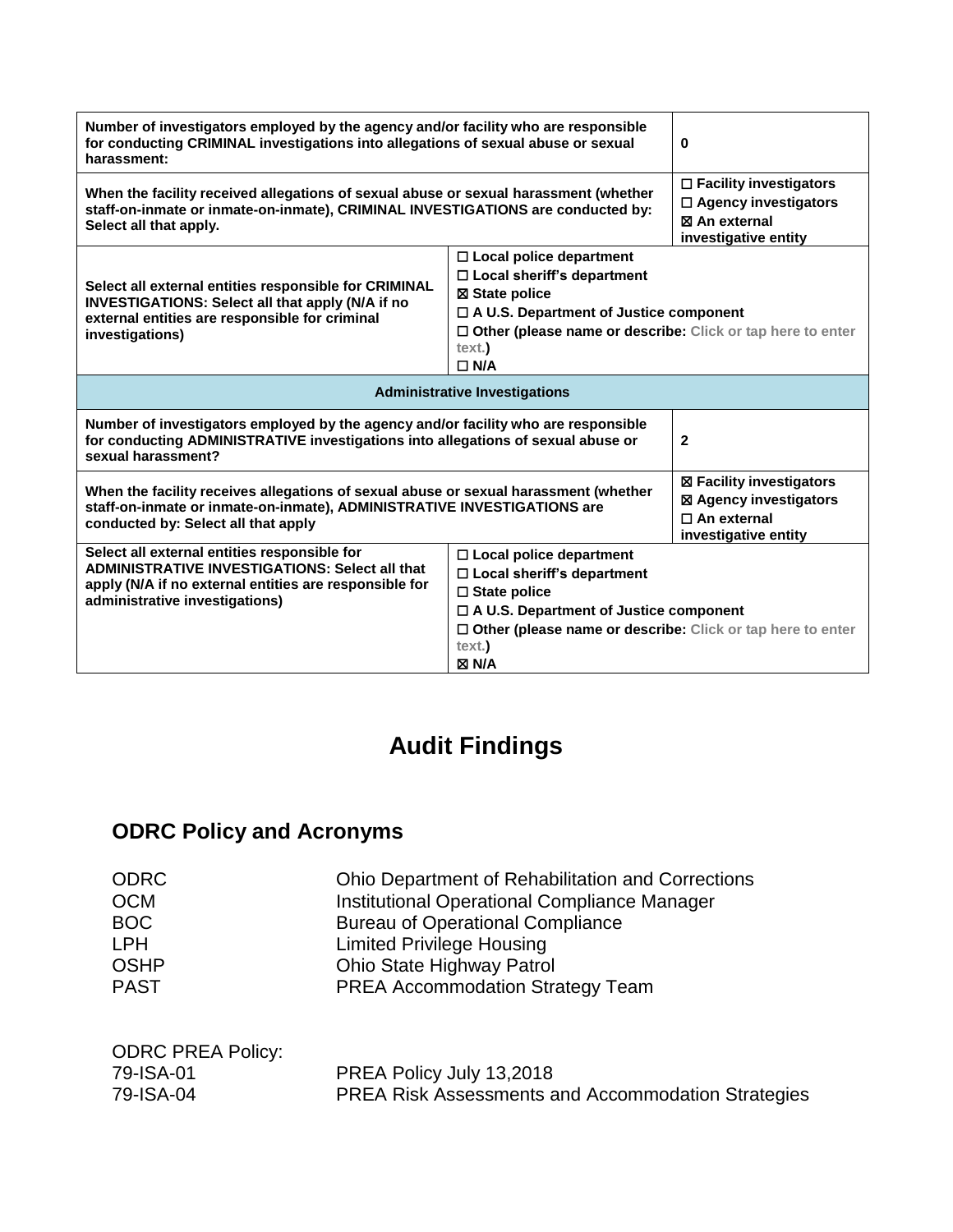| | | |
|---|---|---|
| **Number of investigators employed by the agency and/or facility who are responsible for conducting CRIMINAL investigations into allegations of sexual abuse or sexual harassment:** | | **0** |
| **When the facility received allegations of sexual abuse or sexual harassment (whether staff-on-inmate or inmate-on-inmate), CRIMINAL INVESTIGATIONS are conducted by: Select all that apply.** | | **☐ Facility investigators**<br>**☐ Agency investigators**<br>**☒ An external investigative entity** |
| **Select all external entities responsible for CRIMINAL INVESTIGATIONS: Select all that apply (N/A if no external entities are responsible for criminal investigations)** | **☐ Local police department**<br>**☐ Local sheriff's department**<br>**☒ State police**<br>**☐ A U.S. Department of Justice component**<br>**☐ Other (please name or describe:** Click or tap here to enter text.**)**<br>**☐ N/A** | |
| **Administrative Investigations** | | |
| **Number of investigators employed by the agency and/or facility who are responsible for conducting ADMINISTRATIVE investigations into allegations of sexual abuse or sexual harassment?** | | **2** |
| **When the facility receives allegations of sexual abuse or sexual harassment (whether staff-on-inmate or inmate-on-inmate), ADMINISTRATIVE INVESTIGATIONS are conducted by: Select all that apply** | | **☒ Facility investigators**<br>**☒ Agency investigators**<br>**☐ An external investigative entity** |
| **Select all external entities responsible for ADMINISTRATIVE INVESTIGATIONS: Select all that apply (N/A if no external entities are responsible for administrative investigations)** | **☐ Local police department**<br>**☐ Local sheriff's department**<br>**☐ State police**<br>**☐ A U.S. Department of Justice component**<br>**☐ Other (please name or describe:** Click or tap here to enter text.**)**<br>**☒ N/A** | |

# Audit Findings

## ODRC Policy and Acronyms

| | |
|---|---|
| ODRC | Ohio Department of Rehabilitation and Corrections |
| OCM | Institutional Operational Compliance Manager |
| BOC | Bureau of Operational Compliance |
| LPH | Limited Privilege Housing |
| OSHP | Ohio State Highway Patrol |
| PAST | PREA Accommodation Strategy Team |

ODRC PREA Policy:

| | |
|---|---|
| 79-ISA-01 | PREA Policy July 13,2018 |
| 79-ISA-04 | PREA Risk Assessments and Accommodation Strategies |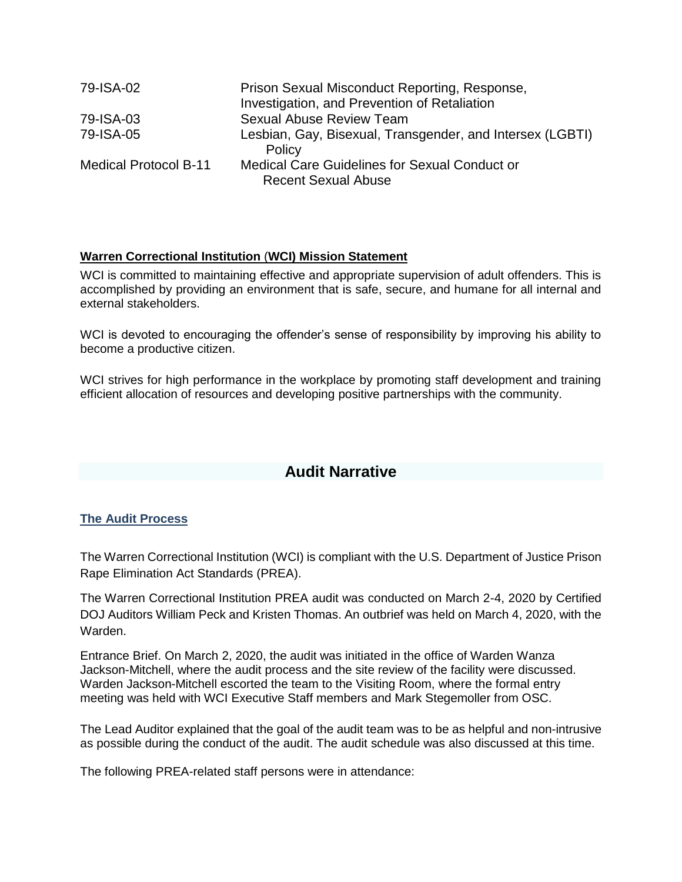| | |
|---|---|
| 79-ISA-02 | Prison Sexual Misconduct Reporting, Response, Investigation, and Prevention of Retaliation |
| 79-ISA-03 | Sexual Abuse Review Team |
| 79-ISA-05 | Lesbian, Gay, Bisexual, Transgender, and Intersex (LGBTI) Policy |
| Medical Protocol B-11 | Medical Care Guidelines for Sexual Conduct or Recent Sexual Abuse |

**Warren Correctional Institution (WCI) Mission Statement**

WCI is committed to maintaining effective and appropriate supervision of adult offenders. This is accomplished by providing an environment that is safe, secure, and humane for all internal and external stakeholders.

WCI is devoted to encouraging the offender's sense of responsibility by improving his ability to become a productive citizen.

WCI strives for high performance in the workplace by promoting staff development and training efficient allocation of resources and developing positive partnerships with the community.

## Audit Narrative

### The Audit Process

The Warren Correctional Institution (WCI) is compliant with the U.S. Department of Justice Prison Rape Elimination Act Standards (PREA).

The Warren Correctional Institution PREA audit was conducted on March 2-4, 2020 by Certified DOJ Auditors William Peck and Kristen Thomas. An outbrief was held on March 4, 2020, with the Warden.

Entrance Brief. On March 2, 2020, the audit was initiated in the office of Warden Wanza Jackson-Mitchell, where the audit process and the site review of the facility were discussed. Warden Jackson-Mitchell escorted the team to the Visiting Room, where the formal entry meeting was held with WCI Executive Staff members and Mark Stegemoller from OSC.

The Lead Auditor explained that the goal of the audit team was to be as helpful and non-intrusive as possible during the conduct of the audit. The audit schedule was also discussed at this time.

The following PREA-related staff persons were in attendance: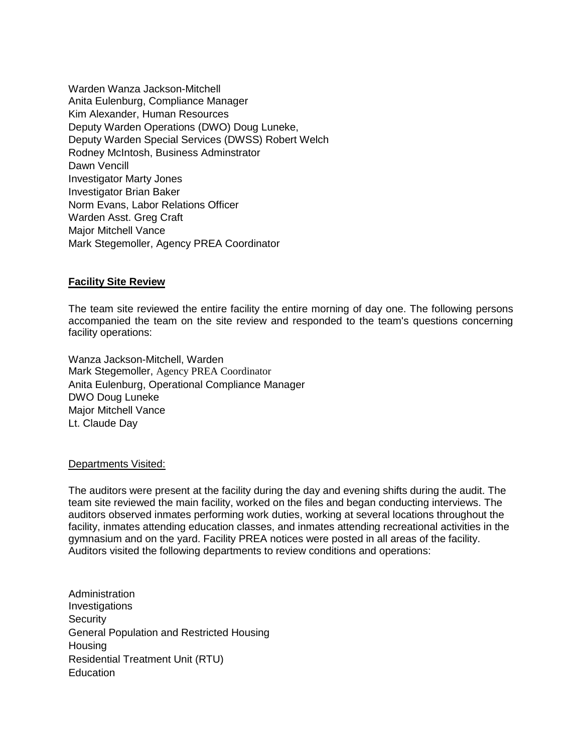Warden Wanza Jackson-Mitchell
Anita Eulenburg, Compliance Manager
Kim Alexander, Human Resources
Deputy Warden Operations (DWO) Doug Luneke,
Deputy Warden Special Services (DWSS) Robert Welch
Rodney McIntosh, Business Adminstrator
Dawn Vencill
Investigator Marty Jones
Investigator Brian Baker
Norm Evans, Labor Relations Officer
Warden Asst. Greg Craft
Major Mitchell Vance
Mark Stegemoller, Agency PREA Coordinator

**Facility Site Review**

The team site reviewed the entire facility the entire morning of day one. The following persons accompanied the team on the site review and responded to the team's questions concerning facility operations:

Wanza Jackson-Mitchell, Warden
Mark Stegemoller, Agency PREA Coordinator
Anita Eulenburg, Operational Compliance Manager
DWO Doug Luneke
Major Mitchell Vance
Lt. Claude Day

Departments Visited:

The auditors were present at the facility during the day and evening shifts during the audit. The team site reviewed the main facility, worked on the files and began conducting interviews. The auditors observed inmates performing work duties, working at several locations throughout the facility, inmates attending education classes, and inmates attending recreational activities in the gymnasium and on the yard. Facility PREA notices were posted in all areas of the facility. Auditors visited the following departments to review conditions and operations:

Administration
Investigations
Security
General Population and Restricted Housing
Housing
Residential Treatment Unit (RTU)
Education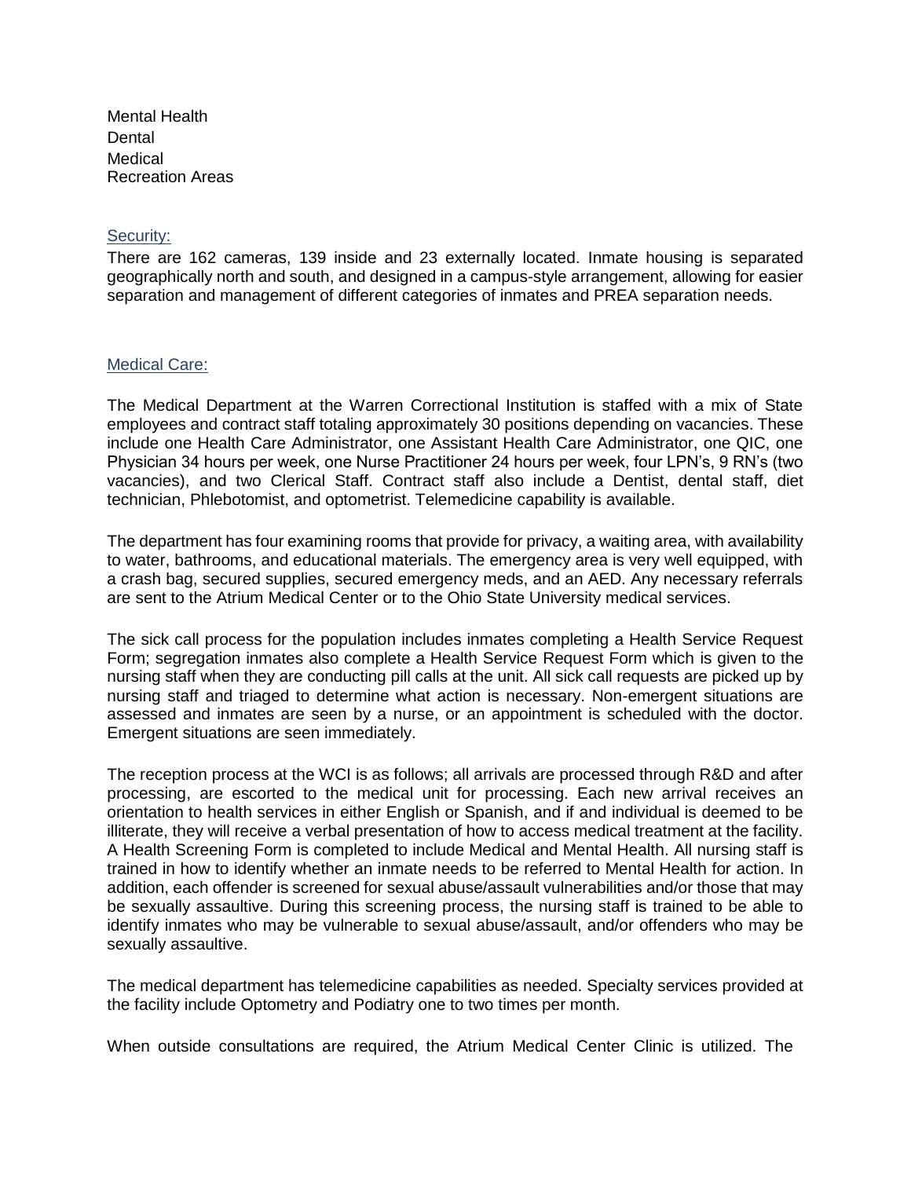Mental Health
Dental
Medical
Recreation Areas

## Security:

There are 162 cameras, 139 inside and 23 externally located. Inmate housing is separated geographically north and south, and designed in a campus-style arrangement, allowing for easier separation and management of different categories of inmates and PREA separation needs.

## Medical Care:

The Medical Department at the Warren Correctional Institution is staffed with a mix of State employees and contract staff totaling approximately 30 positions depending on vacancies. These include one Health Care Administrator, one Assistant Health Care Administrator, one QIC, one Physician 34 hours per week, one Nurse Practitioner 24 hours per week, four LPN's, 9 RN's (two vacancies), and two Clerical Staff. Contract staff also include a Dentist, dental staff, diet technician, Phlebotomist, and optometrist. Telemedicine capability is available.

The department has four examining rooms that provide for privacy, a waiting area, with availability to water, bathrooms, and educational materials. The emergency area is very well equipped, with a crash bag, secured supplies, secured emergency meds, and an AED. Any necessary referrals are sent to the Atrium Medical Center or to the Ohio State University medical services.

The sick call process for the population includes inmates completing a Health Service Request Form; segregation inmates also complete a Health Service Request Form which is given to the nursing staff when they are conducting pill calls at the unit. All sick call requests are picked up by nursing staff and triaged to determine what action is necessary. Non-emergent situations are assessed and inmates are seen by a nurse, or an appointment is scheduled with the doctor. Emergent situations are seen immediately.

The reception process at the WCI is as follows; all arrivals are processed through R&D and after processing, are escorted to the medical unit for processing. Each new arrival receives an orientation to health services in either English or Spanish, and if and individual is deemed to be illiterate, they will receive a verbal presentation of how to access medical treatment at the facility. A Health Screening Form is completed to include Medical and Mental Health. All nursing staff is trained in how to identify whether an inmate needs to be referred to Mental Health for action. In addition, each offender is screened for sexual abuse/assault vulnerabilities and/or those that may be sexually assaultive. During this screening process, the nursing staff is trained to be able to identify inmates who may be vulnerable to sexual abuse/assault, and/or offenders who may be sexually assaultive.

The medical department has telemedicine capabilities as needed. Specialty services provided at the facility include Optometry and Podiatry one to two times per month.

When outside consultations are required, the Atrium Medical Center Clinic is utilized. The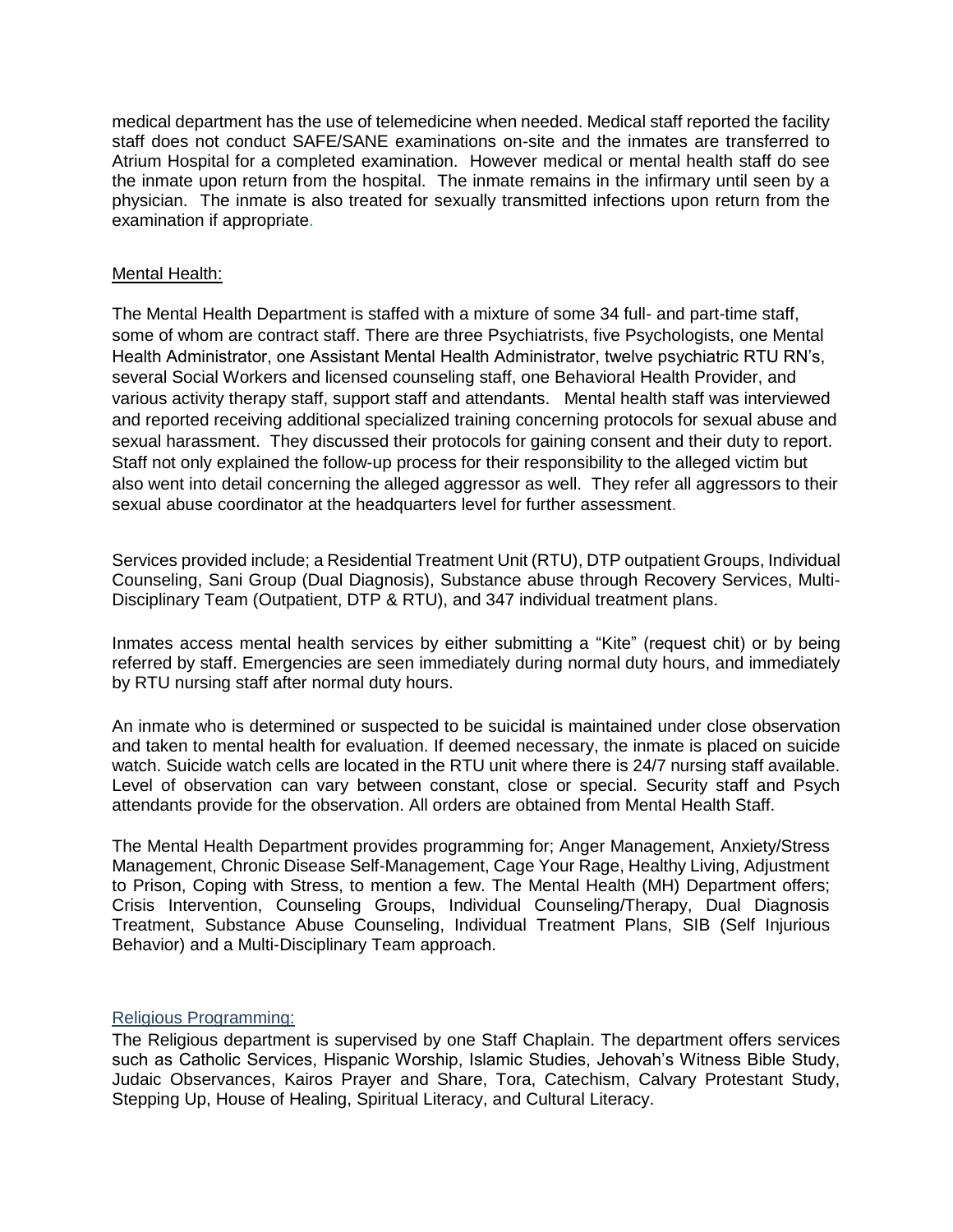medical department has the use of telemedicine when needed. Medical staff reported the facility staff does not conduct SAFE/SANE examinations on-site and the inmates are transferred to Atrium Hospital for a completed examination. However medical or mental health staff do see the inmate upon return from the hospital. The inmate remains in the infirmary until seen by a physician. The inmate is also treated for sexually transmitted infections upon return from the examination if appropriate.

## Mental Health:

The Mental Health Department is staffed with a mixture of some 34 full- and part-time staff, some of whom are contract staff. There are three Psychiatrists, five Psychologists, one Mental Health Administrator, one Assistant Mental Health Administrator, twelve psychiatric RTU RN's, several Social Workers and licensed counseling staff, one Behavioral Health Provider, and various activity therapy staff, support staff and attendants. Mental health staff was interviewed and reported receiving additional specialized training concerning protocols for sexual abuse and sexual harassment. They discussed their protocols for gaining consent and their duty to report. Staff not only explained the follow-up process for their responsibility to the alleged victim but also went into detail concerning the alleged aggressor as well. They refer all aggressors to their sexual abuse coordinator at the headquarters level for further assessment.

Services provided include; a Residential Treatment Unit (RTU), DTP outpatient Groups, Individual Counseling, Sani Group (Dual Diagnosis), Substance abuse through Recovery Services, Multi-Disciplinary Team (Outpatient, DTP & RTU), and 347 individual treatment plans.

Inmates access mental health services by either submitting a "Kite" (request chit) or by being referred by staff. Emergencies are seen immediately during normal duty hours, and immediately by RTU nursing staff after normal duty hours.

An inmate who is determined or suspected to be suicidal is maintained under close observation and taken to mental health for evaluation. If deemed necessary, the inmate is placed on suicide watch. Suicide watch cells are located in the RTU unit where there is 24/7 nursing staff available. Level of observation can vary between constant, close or special. Security staff and Psych attendants provide for the observation. All orders are obtained from Mental Health Staff.

The Mental Health Department provides programming for; Anger Management, Anxiety/Stress Management, Chronic Disease Self-Management, Cage Your Rage, Healthy Living, Adjustment to Prison, Coping with Stress, to mention a few. The Mental Health (MH) Department offers; Crisis Intervention, Counseling Groups, Individual Counseling/Therapy, Dual Diagnosis Treatment, Substance Abuse Counseling, Individual Treatment Plans, SIB (Self Injurious Behavior) and a Multi-Disciplinary Team approach.

## Religious Programming:

The Religious department is supervised by one Staff Chaplain. The department offers services such as Catholic Services, Hispanic Worship, Islamic Studies, Jehovah's Witness Bible Study, Judaic Observances, Kairos Prayer and Share, Tora, Catechism, Calvary Protestant Study, Stepping Up, House of Healing, Spiritual Literacy, and Cultural Literacy.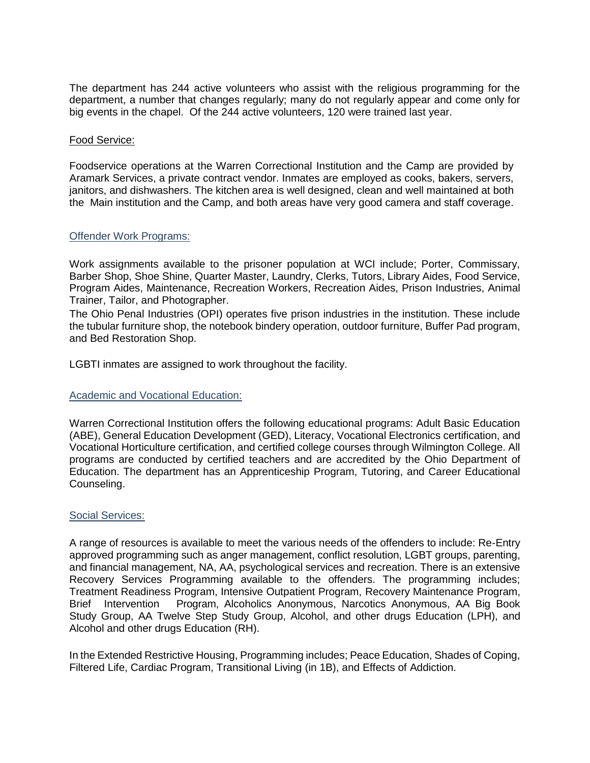The department has 244 active volunteers who assist with the religious programming for the department, a number that changes regularly; many do not regularly appear and come only for big events in the chapel. Of the 244 active volunteers, 120 were trained last year.

Food Service:

Foodservice operations at the Warren Correctional Institution and the Camp are provided by Aramark Services, a private contract vendor. Inmates are employed as cooks, bakers, servers, janitors, and dishwashers. The kitchen area is well designed, clean and well maintained at both the Main institution and the Camp, and both areas have very good camera and staff coverage.

Offender Work Programs:

Work assignments available to the prisoner population at WCI include; Porter, Commissary, Barber Shop, Shoe Shine, Quarter Master, Laundry, Clerks, Tutors, Library Aides, Food Service, Program Aides, Maintenance, Recreation Workers, Recreation Aides, Prison Industries, Animal Trainer, Tailor, and Photographer.

The Ohio Penal Industries (OPI) operates five prison industries in the institution. These include the tubular furniture shop, the notebook bindery operation, outdoor furniture, Buffer Pad program, and Bed Restoration Shop.

LGBTI inmates are assigned to work throughout the facility.

Academic and Vocational Education:

Warren Correctional Institution offers the following educational programs: Adult Basic Education (ABE), General Education Development (GED), Literacy, Vocational Electronics certification, and Vocational Horticulture certification, and certified college courses through Wilmington College. All programs are conducted by certified teachers and are accredited by the Ohio Department of Education. The department has an Apprenticeship Program, Tutoring, and Career Educational Counseling.

Social Services:

A range of resources is available to meet the various needs of the offenders to include: Re-Entry approved programming such as anger management, conflict resolution, LGBT groups, parenting, and financial management, NA, AA, psychological services and recreation. There is an extensive Recovery Services Programming available to the offenders. The programming includes; Treatment Readiness Program, Intensive Outpatient Program, Recovery Maintenance Program, Brief Intervention Program, Alcoholics Anonymous, Narcotics Anonymous, AA Big Book Study Group, AA Twelve Step Study Group, Alcohol, and other drugs Education (LPH), and Alcohol and other drugs Education (RH).

In the Extended Restrictive Housing, Programming includes; Peace Education, Shades of Coping, Filtered Life, Cardiac Program, Transitional Living (in 1B), and Effects of Addiction.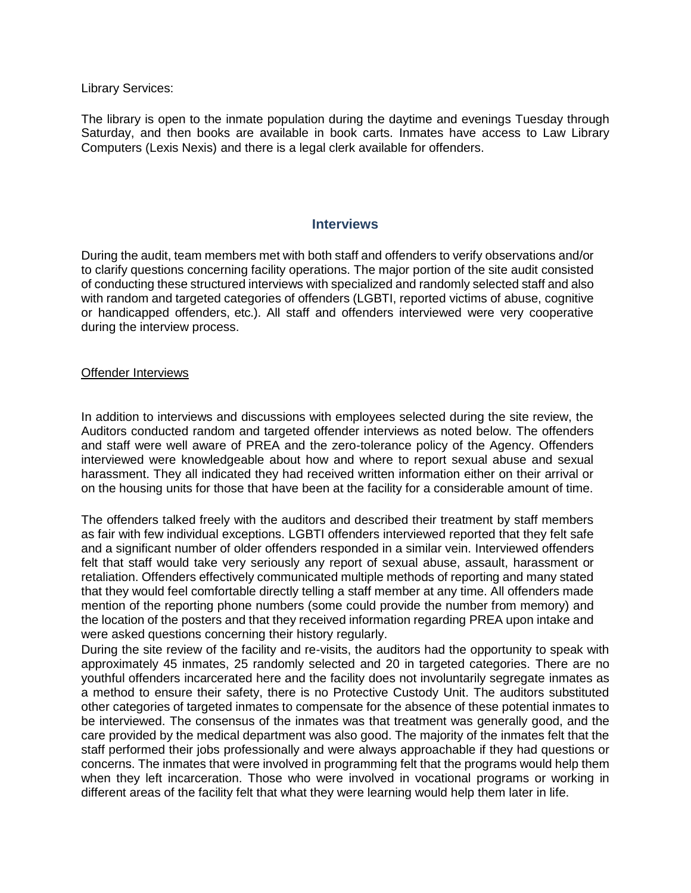Library Services:

The library is open to the inmate population during the daytime and evenings Tuesday through Saturday, and then books are available in book carts. Inmates have access to Law Library Computers (Lexis Nexis) and there is a legal clerk available for offenders.

## Interviews

During the audit, team members met with both staff and offenders to verify observations and/or to clarify questions concerning facility operations. The major portion of the site audit consisted of conducting these structured interviews with specialized and randomly selected staff and also with random and targeted categories of offenders (LGBTI, reported victims of abuse, cognitive or handicapped offenders, etc.). All staff and offenders interviewed were very cooperative during the interview process.

Offender Interviews

In addition to interviews and discussions with employees selected during the site review, the Auditors conducted random and targeted offender interviews as noted below. The offenders and staff were well aware of PREA and the zero-tolerance policy of the Agency. Offenders interviewed were knowledgeable about how and where to report sexual abuse and sexual harassment. They all indicated they had received written information either on their arrival or on the housing units for those that have been at the facility for a considerable amount of time.

The offenders talked freely with the auditors and described their treatment by staff members as fair with few individual exceptions. LGBTI offenders interviewed reported that they felt safe and a significant number of older offenders responded in a similar vein. Interviewed offenders felt that staff would take very seriously any report of sexual abuse, assault, harassment or retaliation. Offenders effectively communicated multiple methods of reporting and many stated that they would feel comfortable directly telling a staff member at any time. All offenders made mention of the reporting phone numbers (some could provide the number from memory) and the location of the posters and that they received information regarding PREA upon intake and were asked questions concerning their history regularly.
During the site review of the facility and re-visits, the auditors had the opportunity to speak with approximately 45 inmates, 25 randomly selected and 20 in targeted categories. There are no youthful offenders incarcerated here and the facility does not involuntarily segregate inmates as a method to ensure their safety, there is no Protective Custody Unit. The auditors substituted other categories of targeted inmates to compensate for the absence of these potential inmates to be interviewed. The consensus of the inmates was that treatment was generally good, and the care provided by the medical department was also good. The majority of the inmates felt that the staff performed their jobs professionally and were always approachable if they had questions or concerns. The inmates that were involved in programming felt that the programs would help them when they left incarceration. Those who were involved in vocational programs or working in different areas of the facility felt that what they were learning would help them later in life.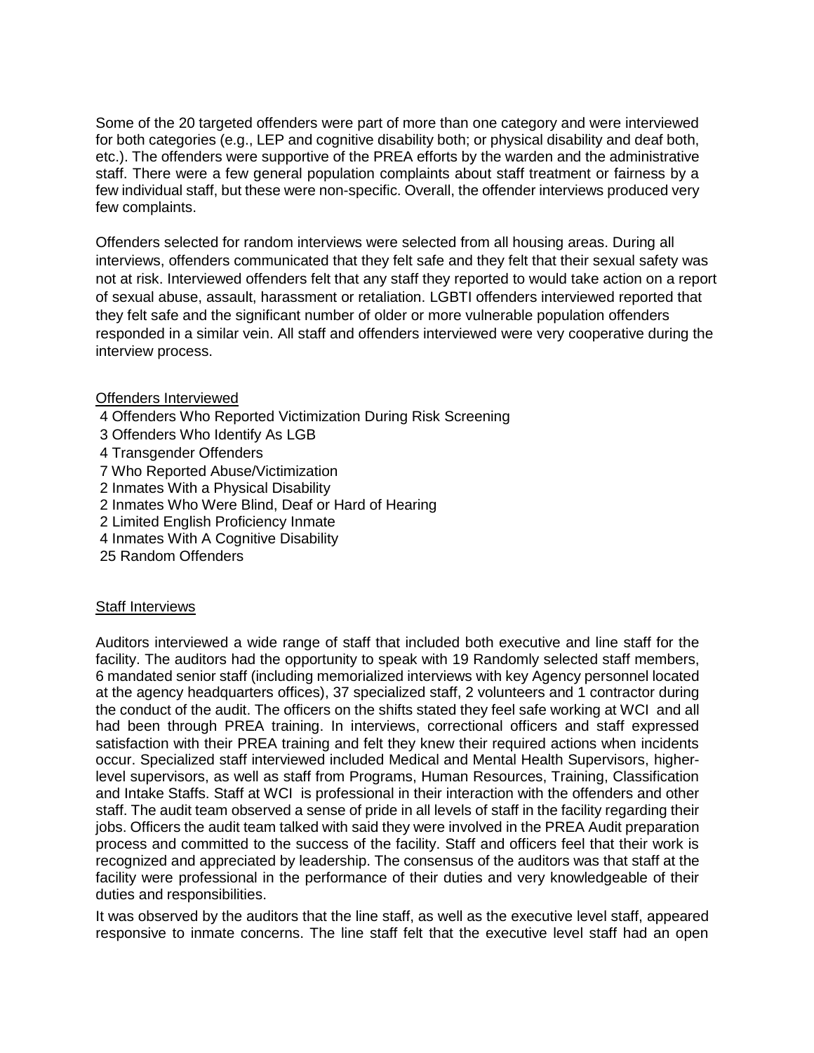Some of the 20 targeted offenders were part of more than one category and were interviewed for both categories (e.g., LEP and cognitive disability both; or physical disability and deaf both, etc.). The offenders were supportive of the PREA efforts by the warden and the administrative staff. There were a few general population complaints about staff treatment or fairness by a few individual staff, but these were non-specific. Overall, the offender interviews produced very few complaints.

Offenders selected for random interviews were selected from all housing areas. During all interviews, offenders communicated that they felt safe and they felt that their sexual safety was not at risk. Interviewed offenders felt that any staff they reported to would take action on a report of sexual abuse, assault, harassment or retaliation. LGBTI offenders interviewed reported that they felt safe and the significant number of older or more vulnerable population offenders responded in a similar vein. All staff and offenders interviewed were very cooperative during the interview process.

Offenders Interviewed

4 Offenders Who Reported Victimization During Risk Screening
3 Offenders Who Identify As LGB
4 Transgender Offenders
7 Who Reported Abuse/Victimization
2 Inmates With a Physical Disability
2 Inmates Who Were Blind, Deaf or Hard of Hearing
2 Limited English Proficiency Inmate
4 Inmates With A Cognitive Disability
25 Random Offenders

Staff Interviews

Auditors interviewed a wide range of staff that included both executive and line staff for the facility. The auditors had the opportunity to speak with 19 Randomly selected staff members, 6 mandated senior staff (including memorialized interviews with key Agency personnel located at the agency headquarters offices), 37 specialized staff, 2 volunteers and 1 contractor during the conduct of the audit. The officers on the shifts stated they feel safe working at WCI and all had been through PREA training. In interviews, correctional officers and staff expressed satisfaction with their PREA training and felt they knew their required actions when incidents occur. Specialized staff interviewed included Medical and Mental Health Supervisors, higher-level supervisors, as well as staff from Programs, Human Resources, Training, Classification and Intake Staffs. Staff at WCI is professional in their interaction with the offenders and other staff. The audit team observed a sense of pride in all levels of staff in the facility regarding their jobs. Officers the audit team talked with said they were involved in the PREA Audit preparation process and committed to the success of the facility. Staff and officers feel that their work is recognized and appreciated by leadership. The consensus of the auditors was that staff at the facility were professional in the performance of their duties and very knowledgeable of their duties and responsibilities.

It was observed by the auditors that the line staff, as well as the executive level staff, appeared responsive to inmate concerns. The line staff felt that the executive level staff had an open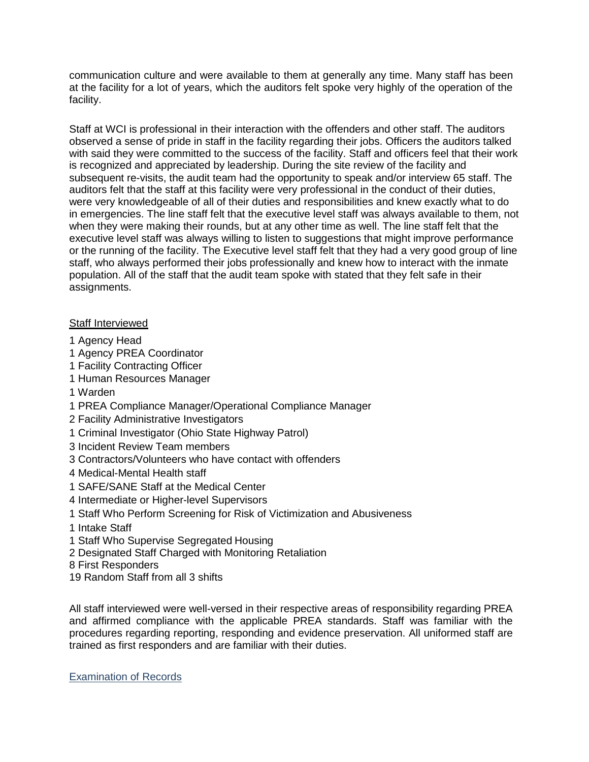communication culture and were available to them at generally any time. Many staff has been at the facility for a lot of years, which the auditors felt spoke very highly of the operation of the facility.

Staff at WCI is professional in their interaction with the offenders and other staff. The auditors observed a sense of pride in staff in the facility regarding their jobs. Officers the auditors talked with said they were committed to the success of the facility. Staff and officers feel that their work is recognized and appreciated by leadership. During the site review of the facility and subsequent re-visits, the audit team had the opportunity to speak and/or interview 65 staff. The auditors felt that the staff at this facility were very professional in the conduct of their duties, were very knowledgeable of all of their duties and responsibilities and knew exactly what to do in emergencies. The line staff felt that the executive level staff was always available to them, not when they were making their rounds, but at any other time as well. The line staff felt that the executive level staff was always willing to listen to suggestions that might improve performance or the running of the facility. The Executive level staff felt that they had a very good group of line staff, who always performed their jobs professionally and knew how to interact with the inmate population. All of the staff that the audit team spoke with stated that they felt safe in their assignments.

<u>Staff Interviewed</u>

1 Agency Head
1 Agency PREA Coordinator
1 Facility Contracting Officer
1 Human Resources Manager
1 Warden
1 PREA Compliance Manager/Operational Compliance Manager
2 Facility Administrative Investigators
1 Criminal Investigator (Ohio State Highway Patrol)
3 Incident Review Team members
3 Contractors/Volunteers who have contact with offenders
4 Medical-Mental Health staff
1 SAFE/SANE Staff at the Medical Center
4 Intermediate or Higher-level Supervisors
1 Staff Who Perform Screening for Risk of Victimization and Abusiveness
1 Intake Staff
1 Staff Who Supervise Segregated Housing
2 Designated Staff Charged with Monitoring Retaliation
8 First Responders
19 Random Staff from all 3 shifts

All staff interviewed were well-versed in their respective areas of responsibility regarding PREA and affirmed compliance with the applicable PREA standards. Staff was familiar with the procedures regarding reporting, responding and evidence preservation. All uniformed staff are trained as first responders and are familiar with their duties.

<u>Examination of Records</u>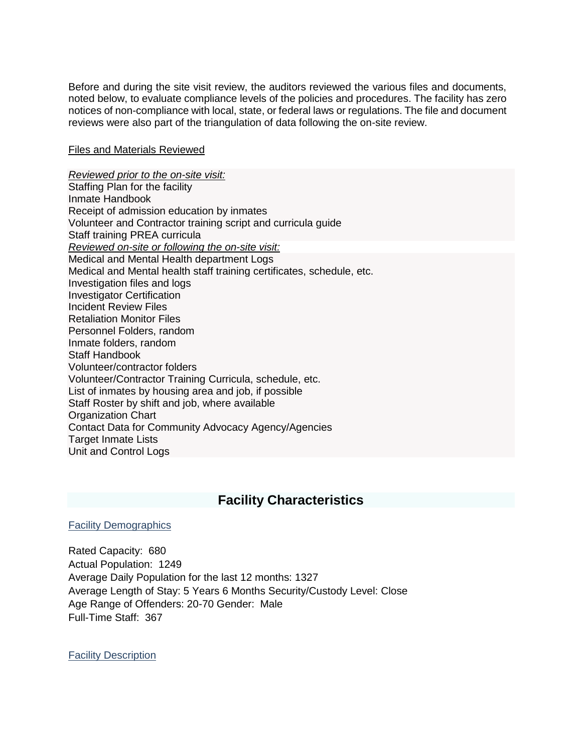Before and during the site visit review, the auditors reviewed the various files and documents, noted below, to evaluate compliance levels of the policies and procedures. The facility has zero notices of non-compliance with local, state, or federal laws or regulations. The file and document reviews were also part of the triangulation of data following the on-site review.

<u>Files and Materials Reviewed</u>

*<u>Reviewed prior to the on-site visit:</u>*
Staffing Plan for the facility
Inmate Handbook
Receipt of admission education by inmates
Volunteer and Contractor training script and curricula guide
Staff training PREA curricula
*<u>Reviewed on-site or following the on-site visit:</u>*
Medical and Mental Health department Logs
Medical and Mental health staff training certificates, schedule, etc.
Investigation files and logs
Investigator Certification
Incident Review Files
Retaliation Monitor Files
Personnel Folders, random
Inmate folders, random
Staff Handbook
Volunteer/contractor folders
Volunteer/Contractor Training Curricula, schedule, etc.
List of inmates by housing area and job, if possible
Staff Roster by shift and job, where available
Organization Chart
Contact Data for Community Advocacy Agency/Agencies
Target Inmate Lists
Unit and Control Logs

## Facility Characteristics

<u>Facility Demographics</u>

Rated Capacity: 680
Actual Population: 1249
Average Daily Population for the last 12 months: 1327
Average Length of Stay: 5 Years 6 Months Security/Custody Level: Close
Age Range of Offenders: 20-70 Gender: Male
Full-Time Staff: 367

<u>Facility Description</u>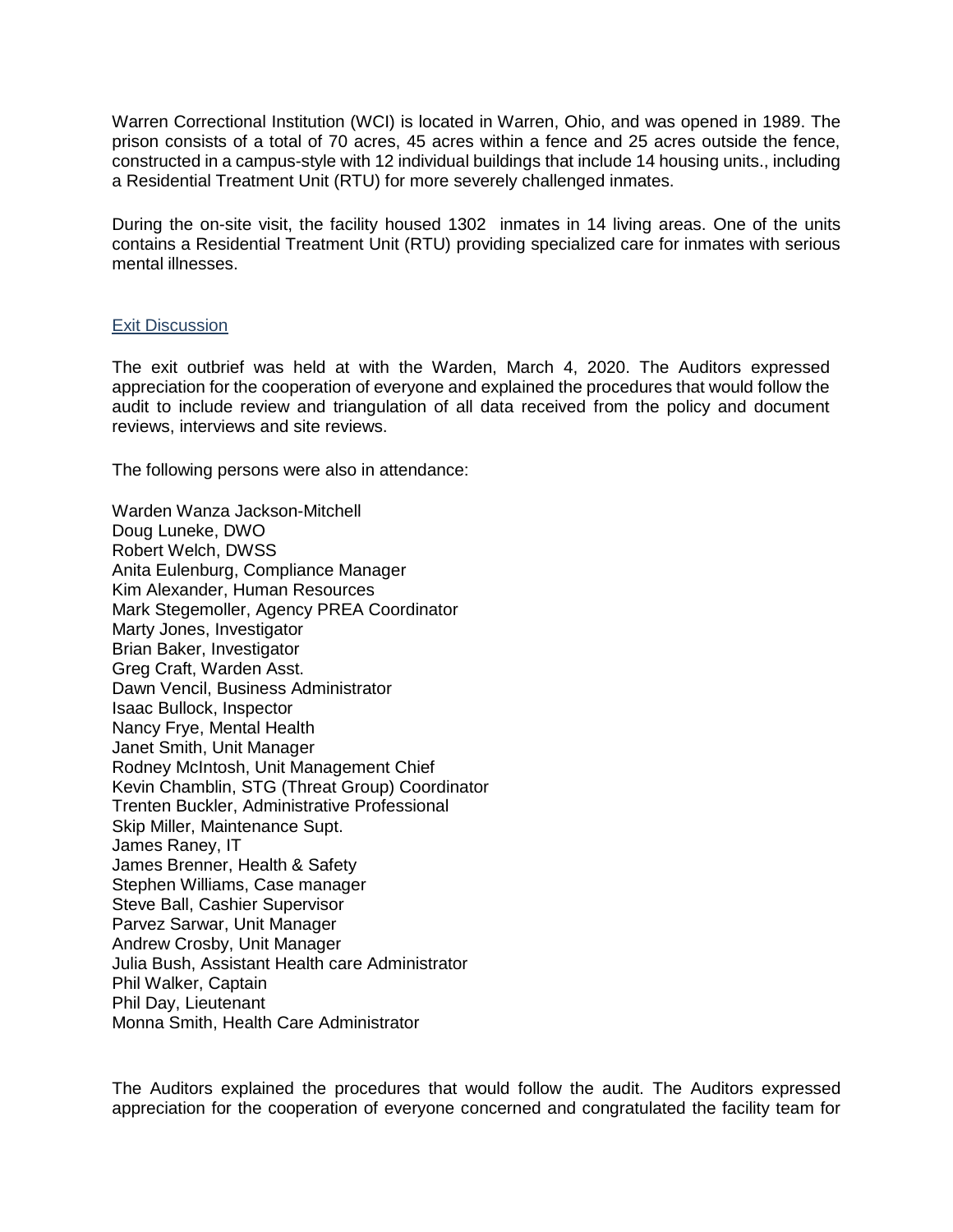Warren Correctional Institution (WCI) is located in Warren, Ohio, and was opened in 1989. The prison consists of a total of 70 acres, 45 acres within a fence and 25 acres outside the fence, constructed in a campus-style with 12 individual buildings that include 14 housing units., including a Residential Treatment Unit (RTU) for more severely challenged inmates.

During the on-site visit, the facility housed 1302 inmates in 14 living areas. One of the units contains a Residential Treatment Unit (RTU) providing specialized care for inmates with serious mental illnesses.

## Exit Discussion

The exit outbrief was held at with the Warden, March 4, 2020. The Auditors expressed appreciation for the cooperation of everyone and explained the procedures that would follow the audit to include review and triangulation of all data received from the policy and document reviews, interviews and site reviews.

The following persons were also in attendance:

Warden Wanza Jackson-Mitchell
Doug Luneke, DWO
Robert Welch, DWSS
Anita Eulenburg, Compliance Manager
Kim Alexander, Human Resources
Mark Stegemoller, Agency PREA Coordinator
Marty Jones, Investigator
Brian Baker, Investigator
Greg Craft, Warden Asst.
Dawn Vencil, Business Administrator
Isaac Bullock, Inspector
Nancy Frye, Mental Health
Janet Smith, Unit Manager
Rodney McIntosh, Unit Management Chief
Kevin Chamblin, STG (Threat Group) Coordinator
Trenten Buckler, Administrative Professional
Skip Miller, Maintenance Supt.
James Raney, IT
James Brenner, Health & Safety
Stephen Williams, Case manager
Steve Ball, Cashier Supervisor
Parvez Sarwar, Unit Manager
Andrew Crosby, Unit Manager
Julia Bush, Assistant Health care Administrator
Phil Walker, Captain
Phil Day, Lieutenant
Monna Smith, Health Care Administrator

The Auditors explained the procedures that would follow the audit. The Auditors expressed appreciation for the cooperation of everyone concerned and congratulated the facility team for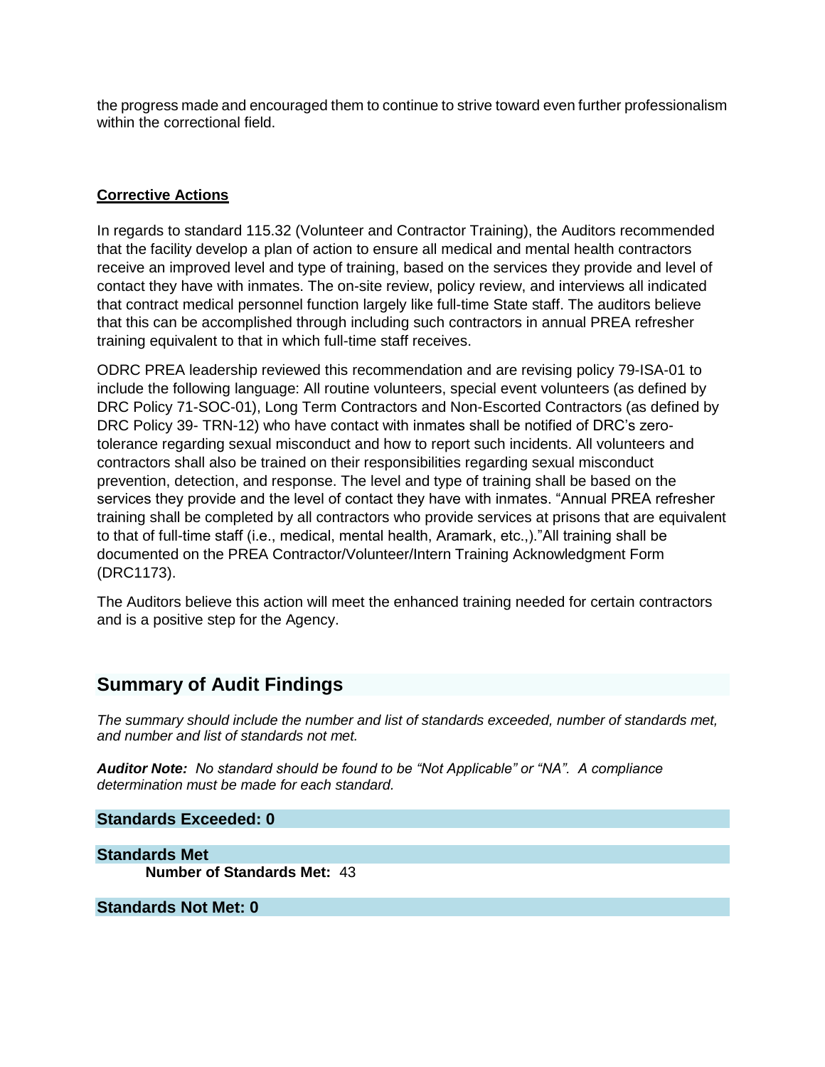the progress made and encouraged them to continue to strive toward even further professionalism within the correctional field.

**Corrective Actions**

In regards to standard 115.32 (Volunteer and Contractor Training), the Auditors recommended that the facility develop a plan of action to ensure all medical and mental health contractors receive an improved level and type of training, based on the services they provide and level of contact they have with inmates. The on-site review, policy review, and interviews all indicated that contract medical personnel function largely like full-time State staff. The auditors believe that this can be accomplished through including such contractors in annual PREA refresher training equivalent to that in which full-time staff receives.

ODRC PREA leadership reviewed this recommendation and are revising policy 79-ISA-01 to include the following language: All routine volunteers, special event volunteers (as defined by DRC Policy 71-SOC-01), Long Term Contractors and Non-Escorted Contractors (as defined by DRC Policy 39- TRN-12) who have contact with inmates shall be notified of DRC's zero-tolerance regarding sexual misconduct and how to report such incidents. All volunteers and contractors shall also be trained on their responsibilities regarding sexual misconduct prevention, detection, and response. The level and type of training shall be based on the services they provide and the level of contact they have with inmates. "Annual PREA refresher training shall be completed by all contractors who provide services at prisons that are equivalent to that of full-time staff (i.e., medical, mental health, Aramark, etc.,)."All training shall be documented on the PREA Contractor/Volunteer/Intern Training Acknowledgment Form (DRC1173).

The Auditors believe this action will meet the enhanced training needed for certain contractors and is a positive step for the Agency.

## Summary of Audit Findings

*The summary should include the number and list of standards exceeded, number of standards met, and number and list of standards not met.*

***Auditor Note:*** *No standard should be found to be "Not Applicable" or "NA". A compliance determination must be made for each standard.*

**Standards Exceeded: 0**

**Standards Met**

**Number of Standards Met:** 43

**Standards Not Met: 0**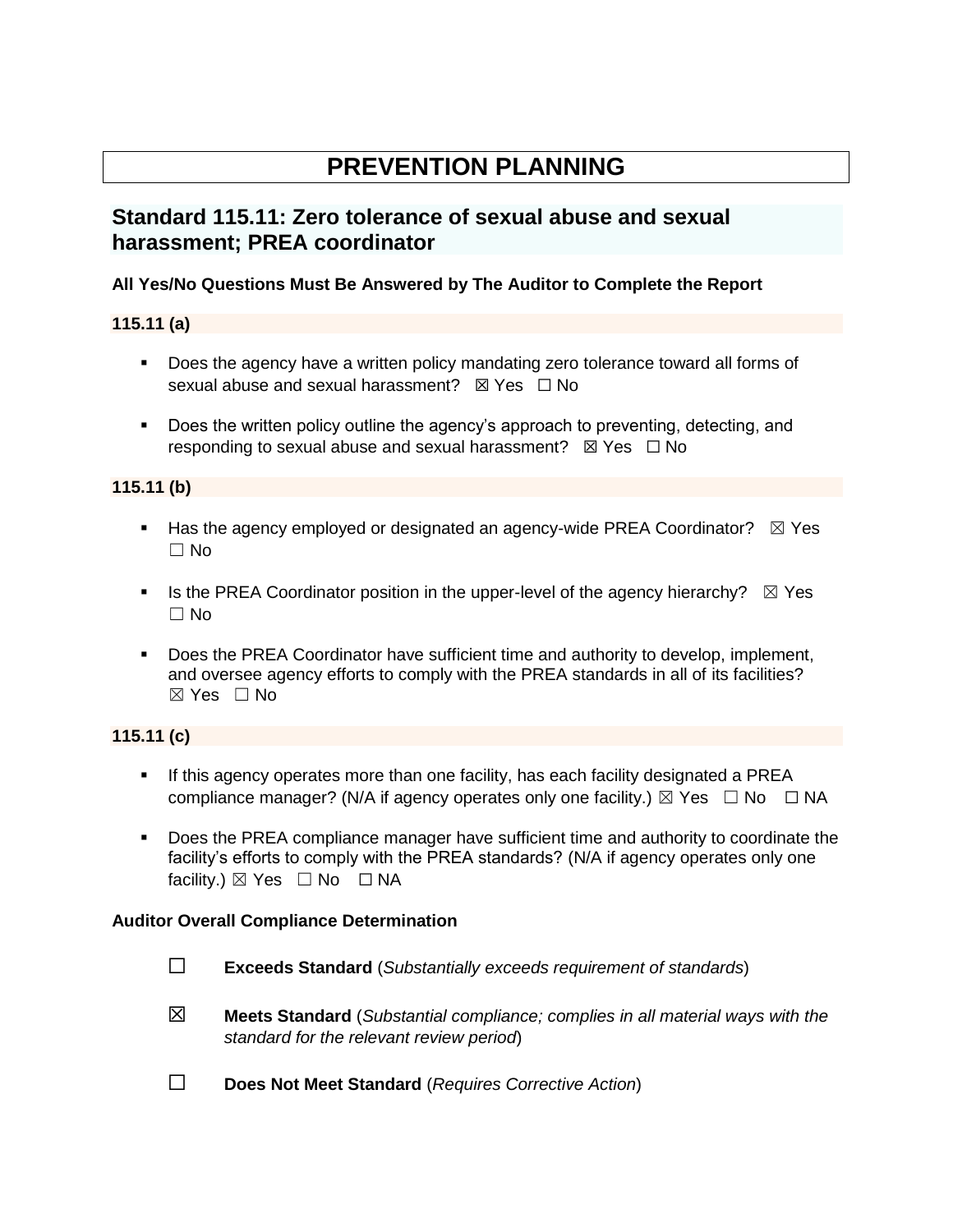# PREVENTION PLANNING

## Standard 115.11: Zero tolerance of sexual abuse and sexual harassment; PREA coordinator

**All Yes/No Questions Must Be Answered by The Auditor to Complete the Report**

**115.11 (a)**

- Does the agency have a written policy mandating zero tolerance toward all forms of sexual abuse and sexual harassment? ☒ Yes ☐ No
- Does the written policy outline the agency's approach to preventing, detecting, and responding to sexual abuse and sexual harassment? ☒ Yes ☐ No

**115.11 (b)**

- Has the agency employed or designated an agency-wide PREA Coordinator? ☒ Yes ☐ No
- Is the PREA Coordinator position in the upper-level of the agency hierarchy? ☒ Yes ☐ No
- Does the PREA Coordinator have sufficient time and authority to develop, implement, and oversee agency efforts to comply with the PREA standards in all of its facilities? ☒ Yes ☐ No

**115.11 (c)**

- If this agency operates more than one facility, has each facility designated a PREA compliance manager? (N/A if agency operates only one facility.) ☒ Yes ☐ No ☐ NA
- Does the PREA compliance manager have sufficient time and authority to coordinate the facility's efforts to comply with the PREA standards? (N/A if agency operates only one facility.) ☒ Yes ☐ No ☐ NA

**Auditor Overall Compliance Determination**

☐ **Exceeds Standard** (*Substantially exceeds requirement of standards*)

☒ **Meets Standard** (*Substantial compliance; complies in all material ways with the standard for the relevant review period*)

☐ **Does Not Meet Standard** (*Requires Corrective Action*)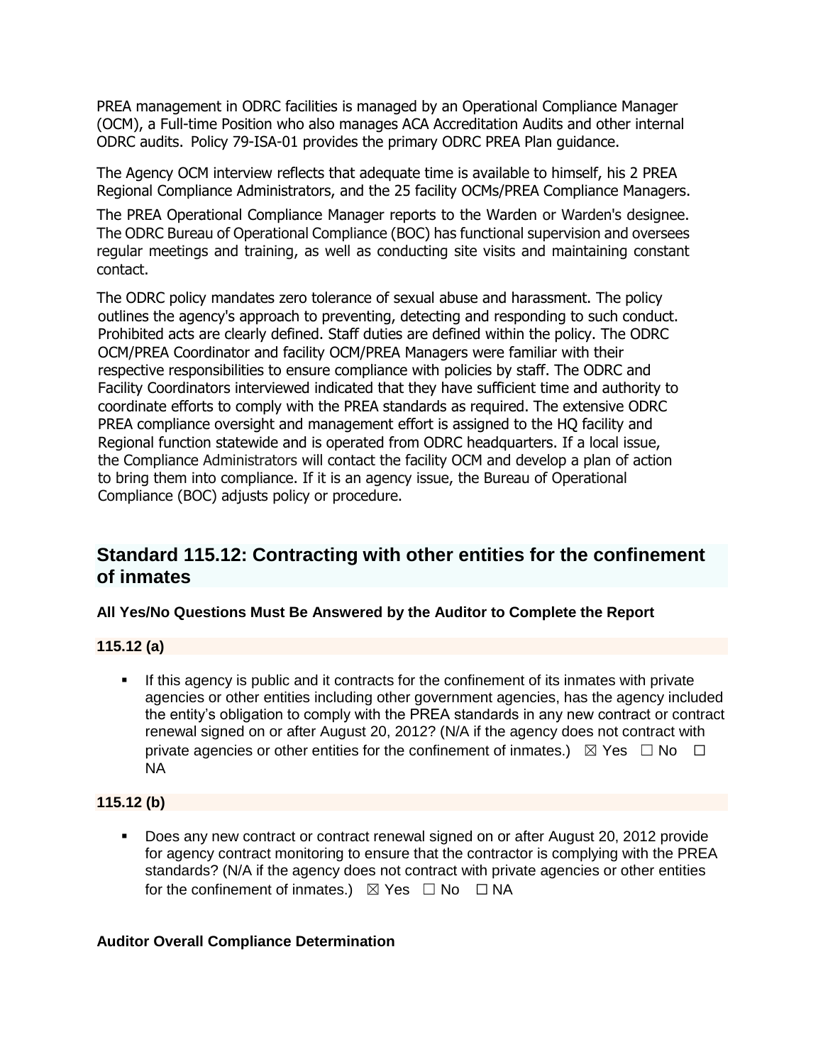PREA management in ODRC facilities is managed by an Operational Compliance Manager (OCM), a Full-time Position who also manages ACA Accreditation Audits and other internal ODRC audits. Policy 79-ISA-01 provides the primary ODRC PREA Plan guidance.

The Agency OCM interview reflects that adequate time is available to himself, his 2 PREA Regional Compliance Administrators, and the 25 facility OCMs/PREA Compliance Managers.

The PREA Operational Compliance Manager reports to the Warden or Warden's designee. The ODRC Bureau of Operational Compliance (BOC) has functional supervision and oversees regular meetings and training, as well as conducting site visits and maintaining constant contact.

The ODRC policy mandates zero tolerance of sexual abuse and harassment. The policy outlines the agency's approach to preventing, detecting and responding to such conduct. Prohibited acts are clearly defined. Staff duties are defined within the policy. The ODRC OCM/PREA Coordinator and facility OCM/PREA Managers were familiar with their respective responsibilities to ensure compliance with policies by staff. The ODRC and Facility Coordinators interviewed indicated that they have sufficient time and authority to coordinate efforts to comply with the PREA standards as required. The extensive ODRC PREA compliance oversight and management effort is assigned to the HQ facility and Regional function statewide and is operated from ODRC headquarters. If a local issue, the Compliance Administrators will contact the facility OCM and develop a plan of action to bring them into compliance. If it is an agency issue, the Bureau of Operational Compliance (BOC) adjusts policy or procedure.

## Standard 115.12: Contracting with other entities for the confinement of inmates

**All Yes/No Questions Must Be Answered by the Auditor to Complete the Report**

**115.12 (a)**

- If this agency is public and it contracts for the confinement of its inmates with private agencies or other entities including other government agencies, has the agency included the entity's obligation to comply with the PREA standards in any new contract or contract renewal signed on or after August 20, 2012? (N/A if the agency does not contract with private agencies or other entities for the confinement of inmates.) ☒ Yes ☐ No ☐ NA

**115.12 (b)**

- Does any new contract or contract renewal signed on or after August 20, 2012 provide for agency contract monitoring to ensure that the contractor is complying with the PREA standards? (N/A if the agency does not contract with private agencies or other entities for the confinement of inmates.) ☒ Yes ☐ No ☐ NA

**Auditor Overall Compliance Determination**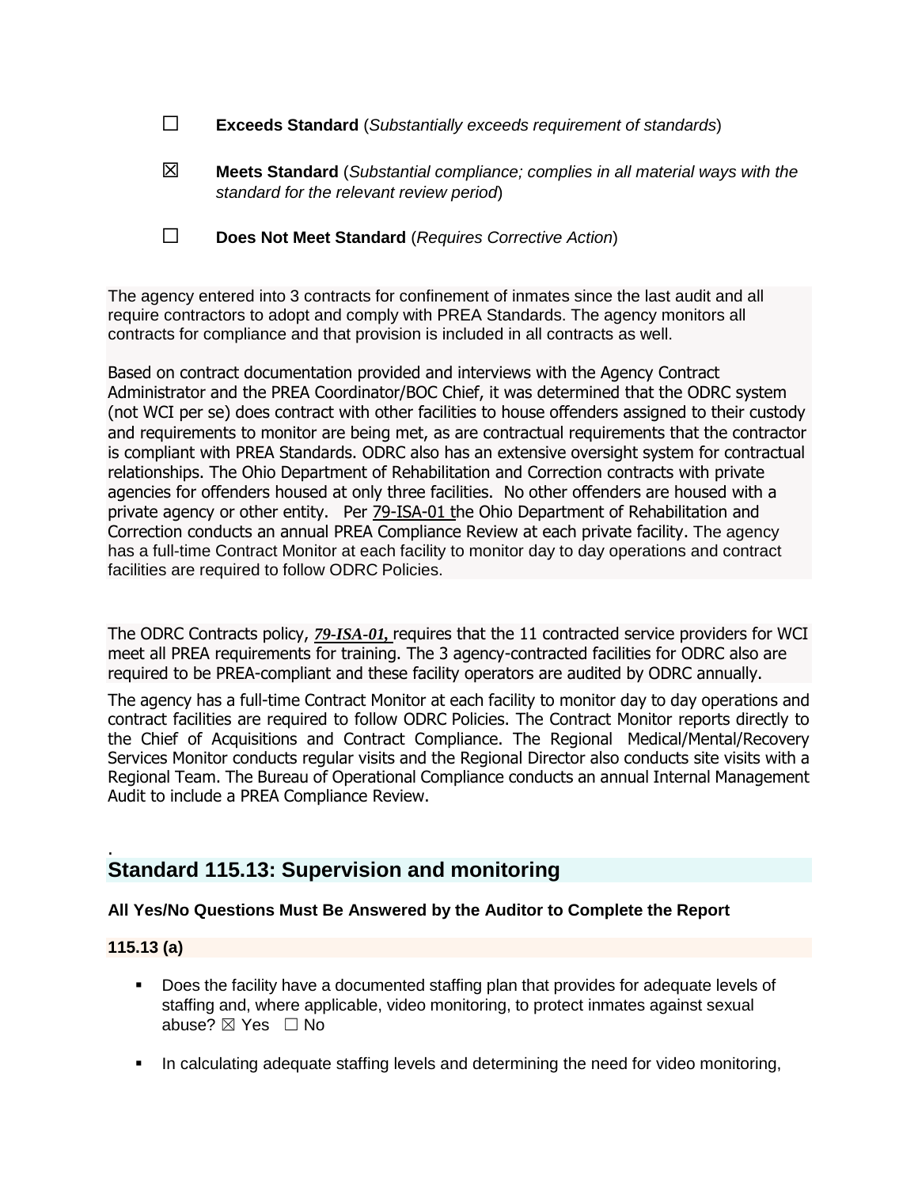☐ **Exceeds Standard** (*Substantially exceeds requirement of standards*)

☒ **Meets Standard** (*Substantial compliance; complies in all material ways with the standard for the relevant review period*)

☐ **Does Not Meet Standard** (*Requires Corrective Action*)

The agency entered into 3 contracts for confinement of inmates since the last audit and all require contractors to adopt and comply with PREA Standards. The agency monitors all contracts for compliance and that provision is included in all contracts as well.

Based on contract documentation provided and interviews with the Agency Contract Administrator and the PREA Coordinator/BOC Chief, it was determined that the ODRC system (not WCI per se) does contract with other facilities to house offenders assigned to their custody and requirements to monitor are being met, as are contractual requirements that the contractor is compliant with PREA Standards. ODRC also has an extensive oversight system for contractual relationships. The Ohio Department of Rehabilitation and Correction contracts with private agencies for offenders housed at only three facilities. No other offenders are housed with a private agency or other entity. Per 79-ISA-01 the Ohio Department of Rehabilitation and Correction conducts an annual PREA Compliance Review at each private facility. The agency has a full-time Contract Monitor at each facility to monitor day to day operations and contract facilities are required to follow ODRC Policies.

The ODRC Contracts policy, ***79-ISA-01,*** requires that the 11 contracted service providers for WCI meet all PREA requirements for training. The 3 agency-contracted facilities for ODRC also are required to be PREA-compliant and these facility operators are audited by ODRC annually.

The agency has a full-time Contract Monitor at each facility to monitor day to day operations and contract facilities are required to follow ODRC Policies. The Contract Monitor reports directly to the Chief of Acquisitions and Contract Compliance. The Regional Medical/Mental/Recovery Services Monitor conducts regular visits and the Regional Director also conducts site visits with a Regional Team. The Bureau of Operational Compliance conducts an annual Internal Management Audit to include a PREA Compliance Review.

## Standard 115.13: Supervision and monitoring

**All Yes/No Questions Must Be Answered by the Auditor to Complete the Report**

**115.13 (a)**

- Does the facility have a documented staffing plan that provides for adequate levels of staffing and, where applicable, video monitoring, to protect inmates against sexual abuse? ☒ Yes ☐ No
- In calculating adequate staffing levels and determining the need for video monitoring,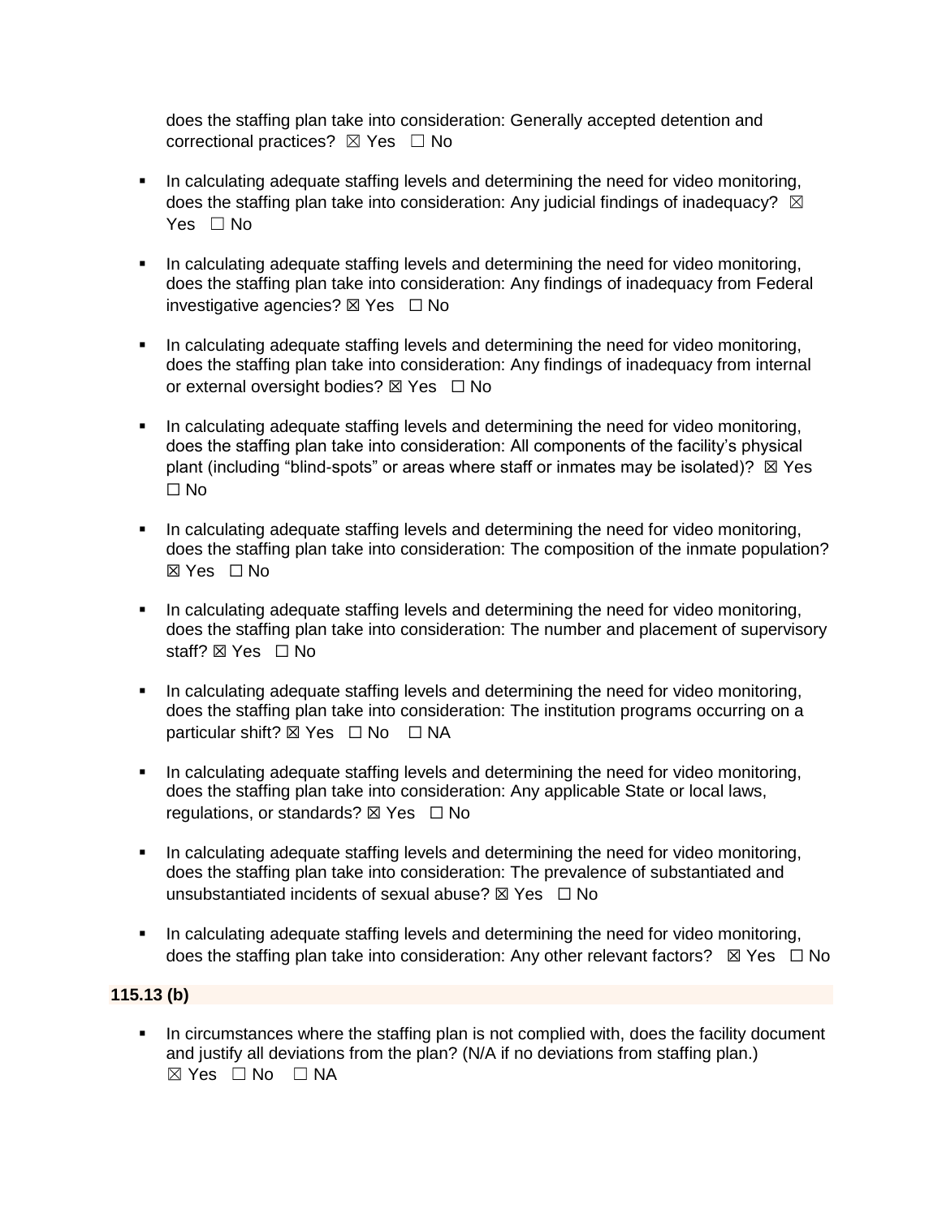does the staffing plan take into consideration: Generally accepted detention and correctional practices? ☒ Yes ☐ No

- In calculating adequate staffing levels and determining the need for video monitoring, does the staffing plan take into consideration: Any judicial findings of inadequacy? ☒ Yes ☐ No
- In calculating adequate staffing levels and determining the need for video monitoring, does the staffing plan take into consideration: Any findings of inadequacy from Federal investigative agencies? ☒ Yes ☐ No
- In calculating adequate staffing levels and determining the need for video monitoring, does the staffing plan take into consideration: Any findings of inadequacy from internal or external oversight bodies? ☒ Yes ☐ No
- In calculating adequate staffing levels and determining the need for video monitoring, does the staffing plan take into consideration: All components of the facility's physical plant (including "blind-spots" or areas where staff or inmates may be isolated)? ☒ Yes ☐ No
- In calculating adequate staffing levels and determining the need for video monitoring, does the staffing plan take into consideration: The composition of the inmate population? ☒ Yes ☐ No
- In calculating adequate staffing levels and determining the need for video monitoring, does the staffing plan take into consideration: The number and placement of supervisory staff? ☒ Yes ☐ No
- In calculating adequate staffing levels and determining the need for video monitoring, does the staffing plan take into consideration: The institution programs occurring on a particular shift? ☒ Yes ☐ No ☐ NA
- In calculating adequate staffing levels and determining the need for video monitoring, does the staffing plan take into consideration: Any applicable State or local laws, regulations, or standards? ☒ Yes ☐ No
- In calculating adequate staffing levels and determining the need for video monitoring, does the staffing plan take into consideration: The prevalence of substantiated and unsubstantiated incidents of sexual abuse? ☒ Yes ☐ No
- In calculating adequate staffing levels and determining the need for video monitoring, does the staffing plan take into consideration: Any other relevant factors? ☒ Yes ☐ No

**115.13 (b)**

- In circumstances where the staffing plan is not complied with, does the facility document and justify all deviations from the plan? (N/A if no deviations from staffing plan.) ☒ Yes ☐ No ☐ NA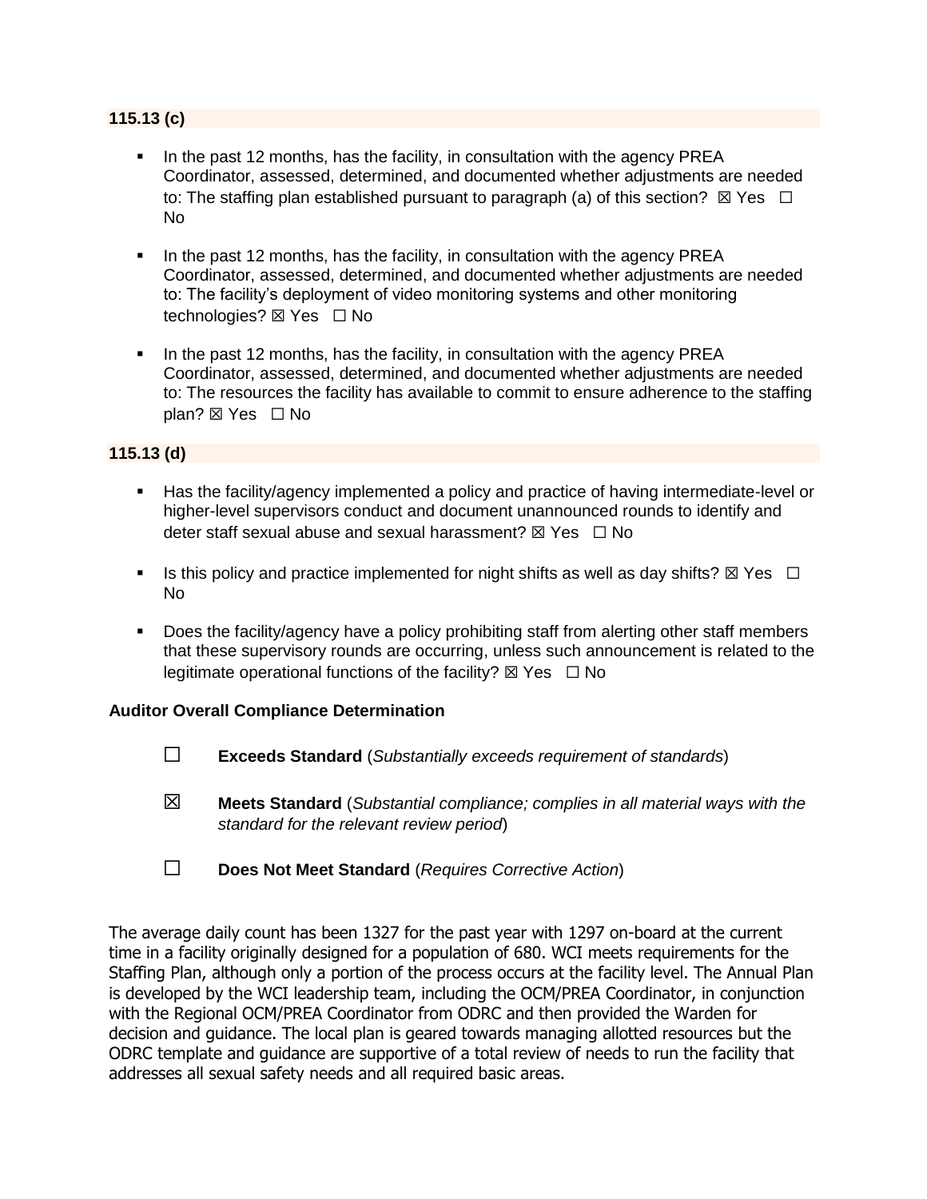### 115.13 (c)

- In the past 12 months, has the facility, in consultation with the agency PREA Coordinator, assessed, determined, and documented whether adjustments are needed to: The staffing plan established pursuant to paragraph (a) of this section? ☒ Yes ☐ No
- In the past 12 months, has the facility, in consultation with the agency PREA Coordinator, assessed, determined, and documented whether adjustments are needed to: The facility's deployment of video monitoring systems and other monitoring technologies? ☒ Yes ☐ No
- In the past 12 months, has the facility, in consultation with the agency PREA Coordinator, assessed, determined, and documented whether adjustments are needed to: The resources the facility has available to commit to ensure adherence to the staffing plan? ☒ Yes ☐ No

### 115.13 (d)

- Has the facility/agency implemented a policy and practice of having intermediate-level or higher-level supervisors conduct and document unannounced rounds to identify and deter staff sexual abuse and sexual harassment? ☒ Yes ☐ No
- Is this policy and practice implemented for night shifts as well as day shifts? ☒ Yes ☐ No
- Does the facility/agency have a policy prohibiting staff from alerting other staff members that these supervisory rounds are occurring, unless such announcement is related to the legitimate operational functions of the facility? ☒ Yes ☐ No

**Auditor Overall Compliance Determination**

☐ **Exceeds Standard** (*Substantially exceeds requirement of standards*)

☒ **Meets Standard** (*Substantial compliance; complies in all material ways with the standard for the relevant review period*)

☐ **Does Not Meet Standard** (*Requires Corrective Action*)

The average daily count has been 1327 for the past year with 1297 on-board at the current time in a facility originally designed for a population of 680. WCI meets requirements for the Staffing Plan, although only a portion of the process occurs at the facility level. The Annual Plan is developed by the WCI leadership team, including the OCM/PREA Coordinator, in conjunction with the Regional OCM/PREA Coordinator from ODRC and then provided the Warden for decision and guidance. The local plan is geared towards managing allotted resources but the ODRC template and guidance are supportive of a total review of needs to run the facility that addresses all sexual safety needs and all required basic areas.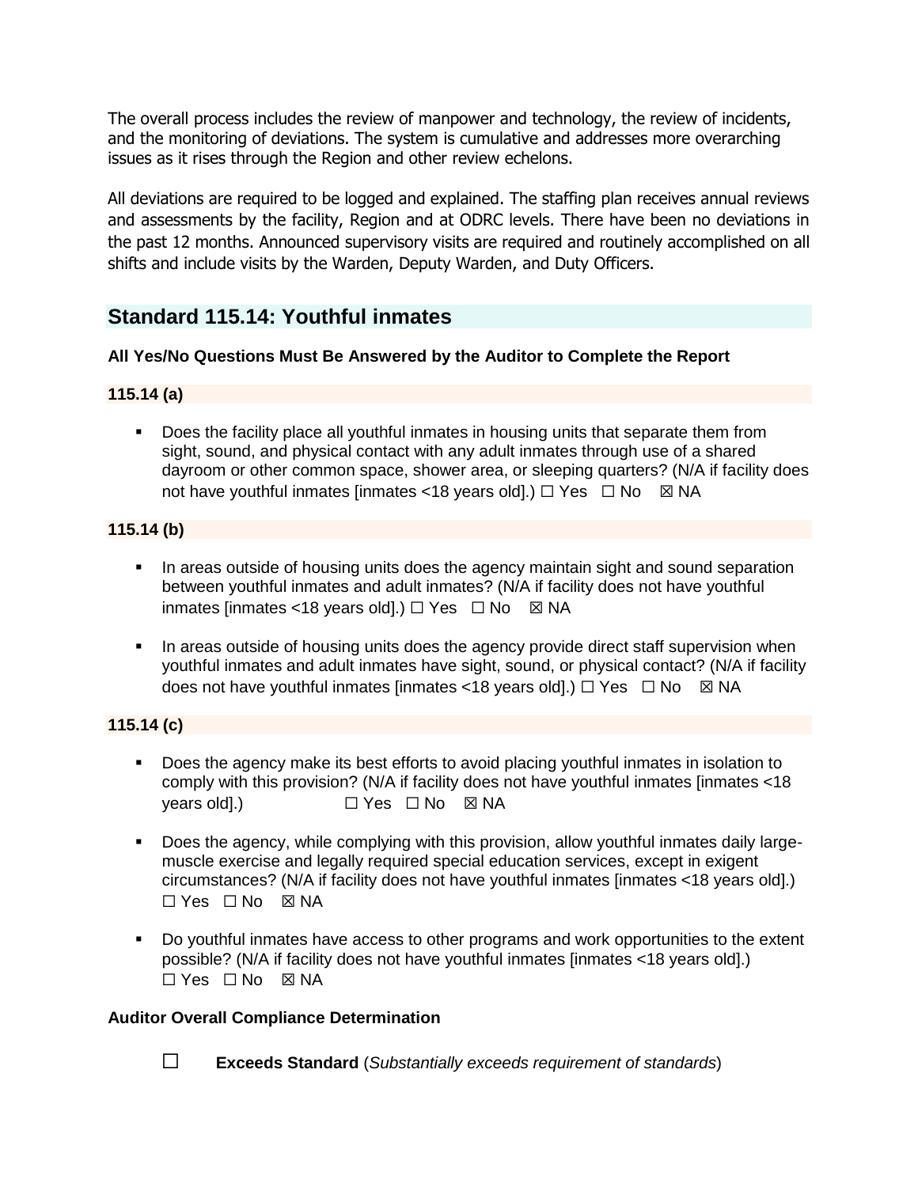The overall process includes the review of manpower and technology, the review of incidents, and the monitoring of deviations. The system is cumulative and addresses more overarching issues as it rises through the Region and other review echelons.

All deviations are required to be logged and explained. The staffing plan receives annual reviews and assessments by the facility, Region and at ODRC levels. There have been no deviations in the past 12 months. Announced supervisory visits are required and routinely accomplished on all shifts and include visits by the Warden, Deputy Warden, and Duty Officers.

## Standard 115.14: Youthful inmates

**All Yes/No Questions Must Be Answered by the Auditor to Complete the Report**

**115.14 (a)**

- Does the facility place all youthful inmates in housing units that separate them from sight, sound, and physical contact with any adult inmates through use of a shared dayroom or other common space, shower area, or sleeping quarters? (N/A if facility does not have youthful inmates [inmates <18 years old].) ☐ Yes ☐ No ☒ NA

**115.14 (b)**

- In areas outside of housing units does the agency maintain sight and sound separation between youthful inmates and adult inmates? (N/A if facility does not have youthful inmates [inmates <18 years old].) ☐ Yes ☐ No ☒ NA
- In areas outside of housing units does the agency provide direct staff supervision when youthful inmates and adult inmates have sight, sound, or physical contact? (N/A if facility does not have youthful inmates [inmates <18 years old].) ☐ Yes ☐ No ☒ NA

**115.14 (c)**

- Does the agency make its best efforts to avoid placing youthful inmates in isolation to comply with this provision? (N/A if facility does not have youthful inmates [inmates <18 years old].) ☐ Yes ☐ No ☒ NA
- Does the agency, while complying with this provision, allow youthful inmates daily large-muscle exercise and legally required special education services, except in exigent circumstances? (N/A if facility does not have youthful inmates [inmates <18 years old].) ☐ Yes ☐ No ☒ NA
- Do youthful inmates have access to other programs and work opportunities to the extent possible? (N/A if facility does not have youthful inmates [inmates <18 years old].) ☐ Yes ☐ No ☒ NA

**Auditor Overall Compliance Determination**

☐ **Exceeds Standard** (*Substantially exceeds requirement of standards*)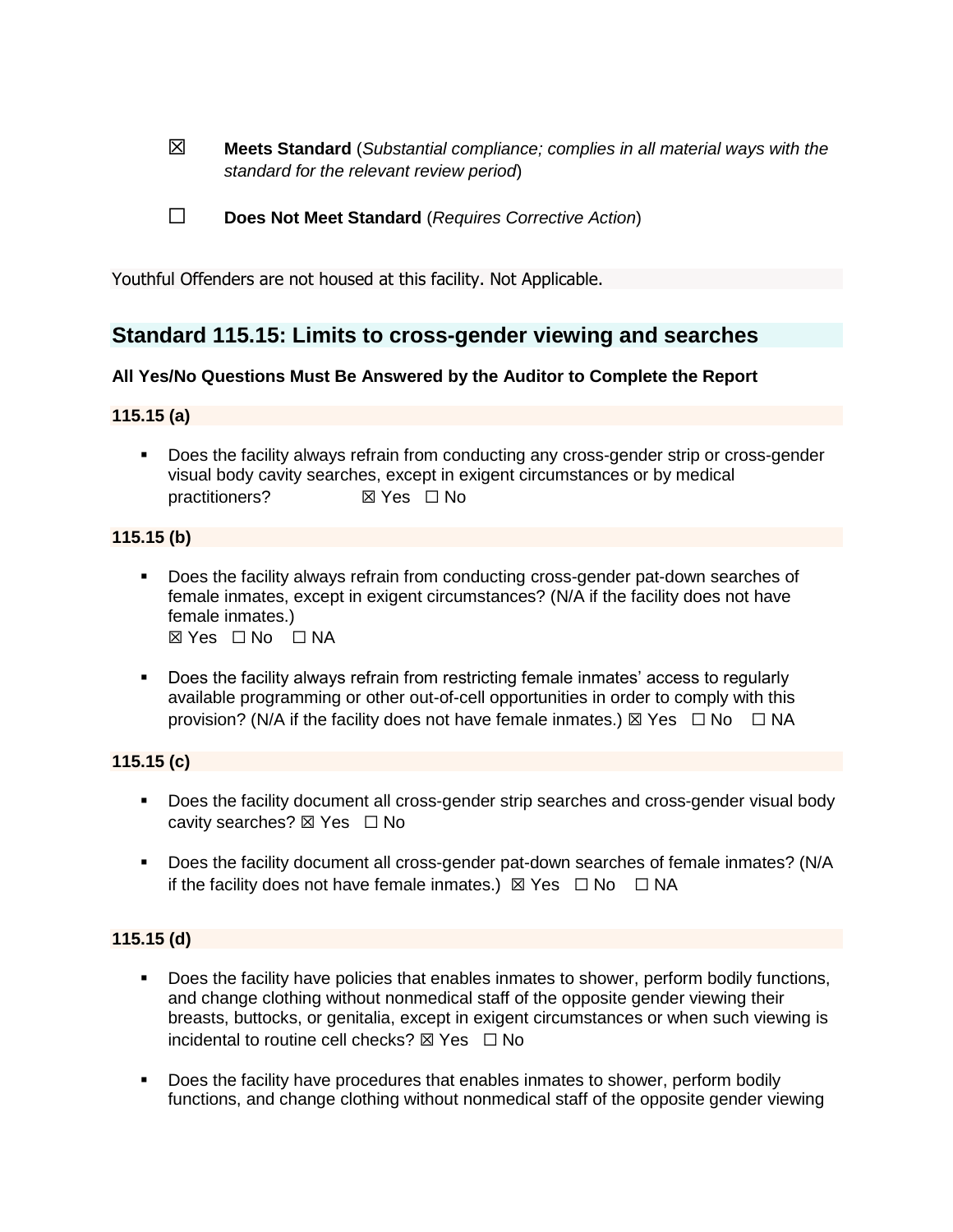☒ **Meets Standard** (*Substantial compliance; complies in all material ways with the standard for the relevant review period*)

☐ **Does Not Meet Standard** (*Requires Corrective Action*)

Youthful Offenders are not housed at this facility. Not Applicable.

## Standard 115.15: Limits to cross-gender viewing and searches

**All Yes/No Questions Must Be Answered by the Auditor to Complete the Report**

**115.15 (a)**

- Does the facility always refrain from conducting any cross-gender strip or cross-gender visual body cavity searches, except in exigent circumstances or by medical practitioners? ☒ Yes ☐ No

**115.15 (b)**

- Does the facility always refrain from conducting cross-gender pat-down searches of female inmates, except in exigent circumstances? (N/A if the facility does not have female inmates.)
  ☒ Yes ☐ No ☐ NA

- Does the facility always refrain from restricting female inmates' access to regularly available programming or other out-of-cell opportunities in order to comply with this provision? (N/A if the facility does not have female inmates.) ☒ Yes ☐ No ☐ NA

**115.15 (c)**

- Does the facility document all cross-gender strip searches and cross-gender visual body cavity searches? ☒ Yes ☐ No

- Does the facility document all cross-gender pat-down searches of female inmates? (N/A if the facility does not have female inmates.) ☒ Yes ☐ No ☐ NA

**115.15 (d)**

- Does the facility have policies that enables inmates to shower, perform bodily functions, and change clothing without nonmedical staff of the opposite gender viewing their breasts, buttocks, or genitalia, except in exigent circumstances or when such viewing is incidental to routine cell checks? ☒ Yes ☐ No

- Does the facility have procedures that enables inmates to shower, perform bodily functions, and change clothing without nonmedical staff of the opposite gender viewing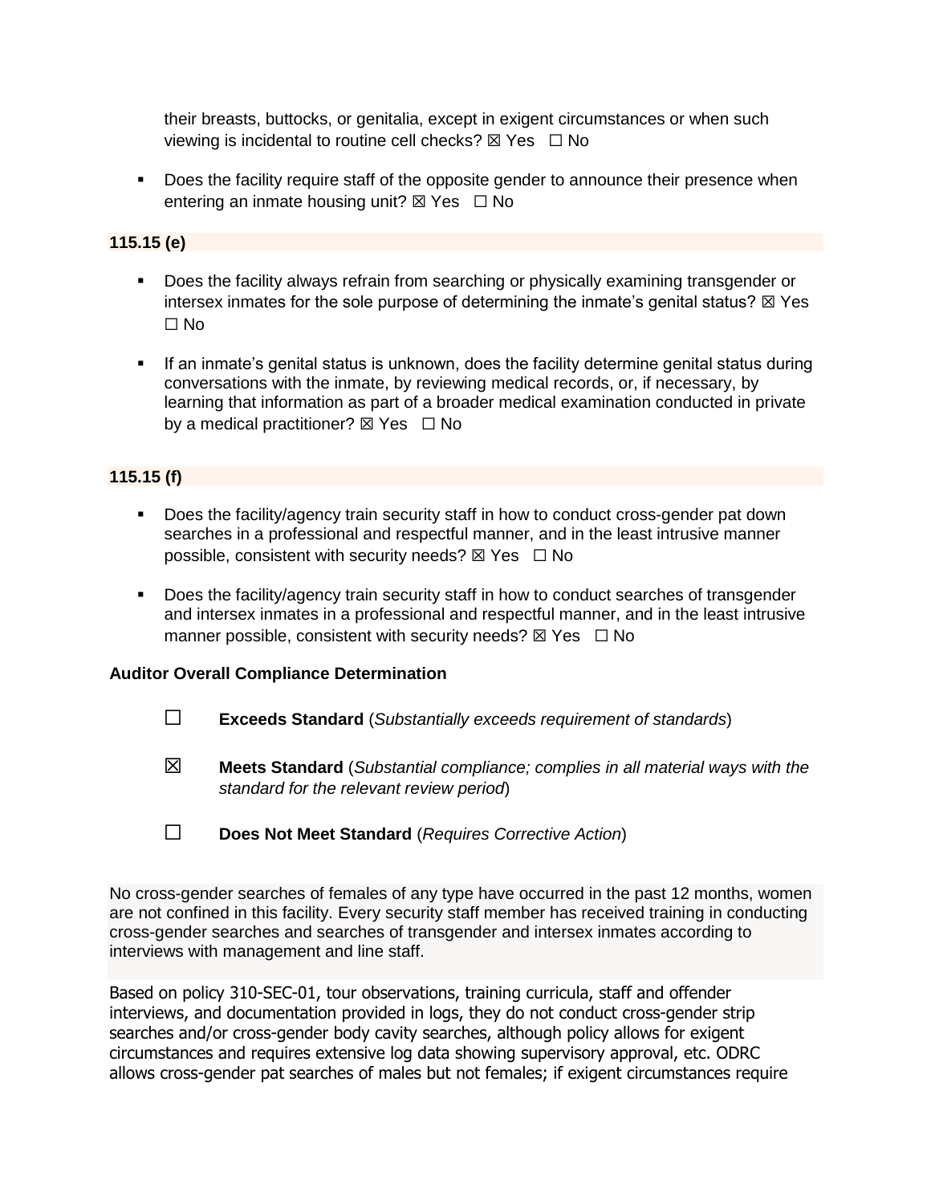their breasts, buttocks, or genitalia, except in exigent circumstances or when such viewing is incidental to routine cell checks? ☒ Yes ☐ No

- Does the facility require staff of the opposite gender to announce their presence when entering an inmate housing unit? ☒ Yes ☐ No

**115.15 (e)**

- Does the facility always refrain from searching or physically examining transgender or intersex inmates for the sole purpose of determining the inmate's genital status? ☒ Yes ☐ No

- If an inmate's genital status is unknown, does the facility determine genital status during conversations with the inmate, by reviewing medical records, or, if necessary, by learning that information as part of a broader medical examination conducted in private by a medical practitioner? ☒ Yes ☐ No

**115.15 (f)**

- Does the facility/agency train security staff in how to conduct cross-gender pat down searches in a professional and respectful manner, and in the least intrusive manner possible, consistent with security needs? ☒ Yes ☐ No

- Does the facility/agency train security staff in how to conduct searches of transgender and intersex inmates in a professional and respectful manner, and in the least intrusive manner possible, consistent with security needs? ☒ Yes ☐ No

**Auditor Overall Compliance Determination**

☐ **Exceeds Standard** (*Substantially exceeds requirement of standards*)

☒ **Meets Standard** (*Substantial compliance; complies in all material ways with the standard for the relevant review period*)

☐ **Does Not Meet Standard** (*Requires Corrective Action*)

No cross-gender searches of females of any type have occurred in the past 12 months, women are not confined in this facility. Every security staff member has received training in conducting cross-gender searches and searches of transgender and intersex inmates according to interviews with management and line staff.

Based on policy 310-SEC-01, tour observations, training curricula, staff and offender interviews, and documentation provided in logs, they do not conduct cross-gender strip searches and/or cross-gender body cavity searches, although policy allows for exigent circumstances and requires extensive log data showing supervisory approval, etc. ODRC allows cross-gender pat searches of males but not females; if exigent circumstances require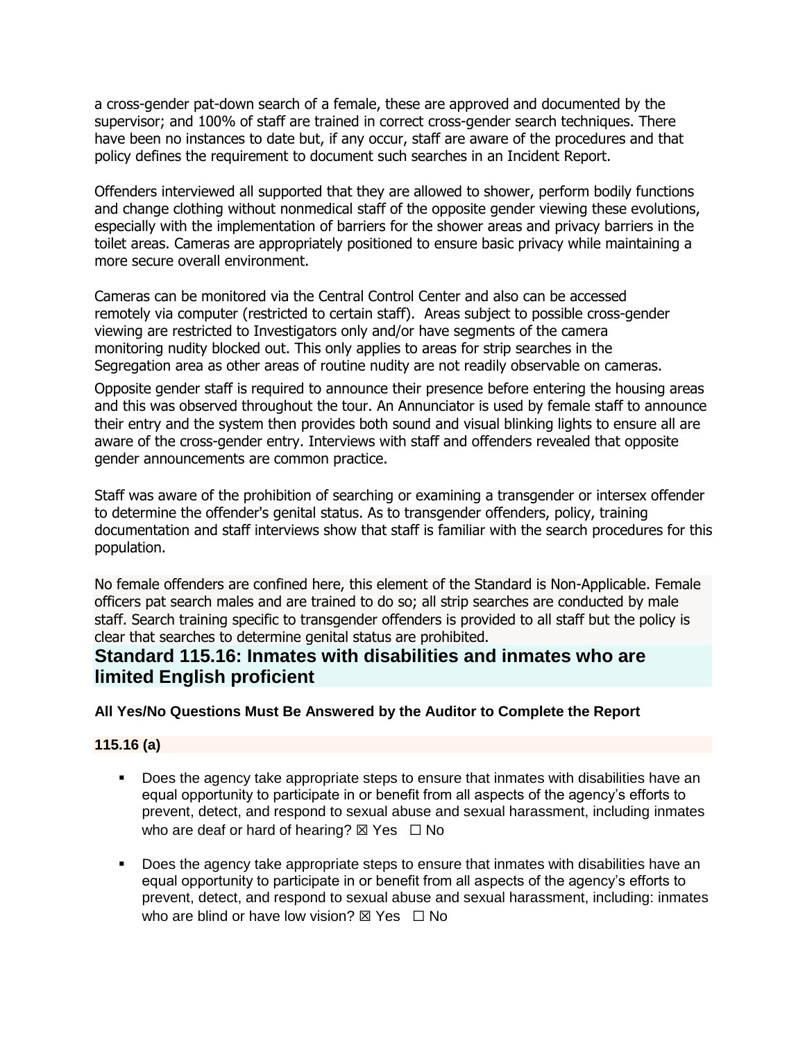a cross-gender pat-down search of a female, these are approved and documented by the supervisor; and 100% of staff are trained in correct cross-gender search techniques. There have been no instances to date but, if any occur, staff are aware of the procedures and that policy defines the requirement to document such searches in an Incident Report.

Offenders interviewed all supported that they are allowed to shower, perform bodily functions and change clothing without nonmedical staff of the opposite gender viewing these evolutions, especially with the implementation of barriers for the shower areas and privacy barriers in the toilet areas. Cameras are appropriately positioned to ensure basic privacy while maintaining a more secure overall environment.

Cameras can be monitored via the Central Control Center and also can be accessed remotely via computer (restricted to certain staff). Areas subject to possible cross-gender viewing are restricted to Investigators only and/or have segments of the camera monitoring nudity blocked out. This only applies to areas for strip searches in the Segregation area as other areas of routine nudity are not readily observable on cameras.

Opposite gender staff is required to announce their presence before entering the housing areas and this was observed throughout the tour. An Annunciator is used by female staff to announce their entry and the system then provides both sound and visual blinking lights to ensure all are aware of the cross-gender entry. Interviews with staff and offenders revealed that opposite gender announcements are common practice.

Staff was aware of the prohibition of searching or examining a transgender or intersex offender to determine the offender's genital status. As to transgender offenders, policy, training documentation and staff interviews show that staff is familiar with the search procedures for this population.

No female offenders are confined here, this element of the Standard is Non-Applicable. Female officers pat search males and are trained to do so; all strip searches are conducted by male staff. Search training specific to transgender offenders is provided to all staff but the policy is clear that searches to determine genital status are prohibited.

## Standard 115.16: Inmates with disabilities and inmates who are limited English proficient

**All Yes/No Questions Must Be Answered by the Auditor to Complete the Report**

**115.16 (a)**

- Does the agency take appropriate steps to ensure that inmates with disabilities have an equal opportunity to participate in or benefit from all aspects of the agency's efforts to prevent, detect, and respond to sexual abuse and sexual harassment, including inmates who are deaf or hard of hearing? ☒ Yes ☐ No

- Does the agency take appropriate steps to ensure that inmates with disabilities have an equal opportunity to participate in or benefit from all aspects of the agency's efforts to prevent, detect, and respond to sexual abuse and sexual harassment, including: inmates who are blind or have low vision? ☒ Yes ☐ No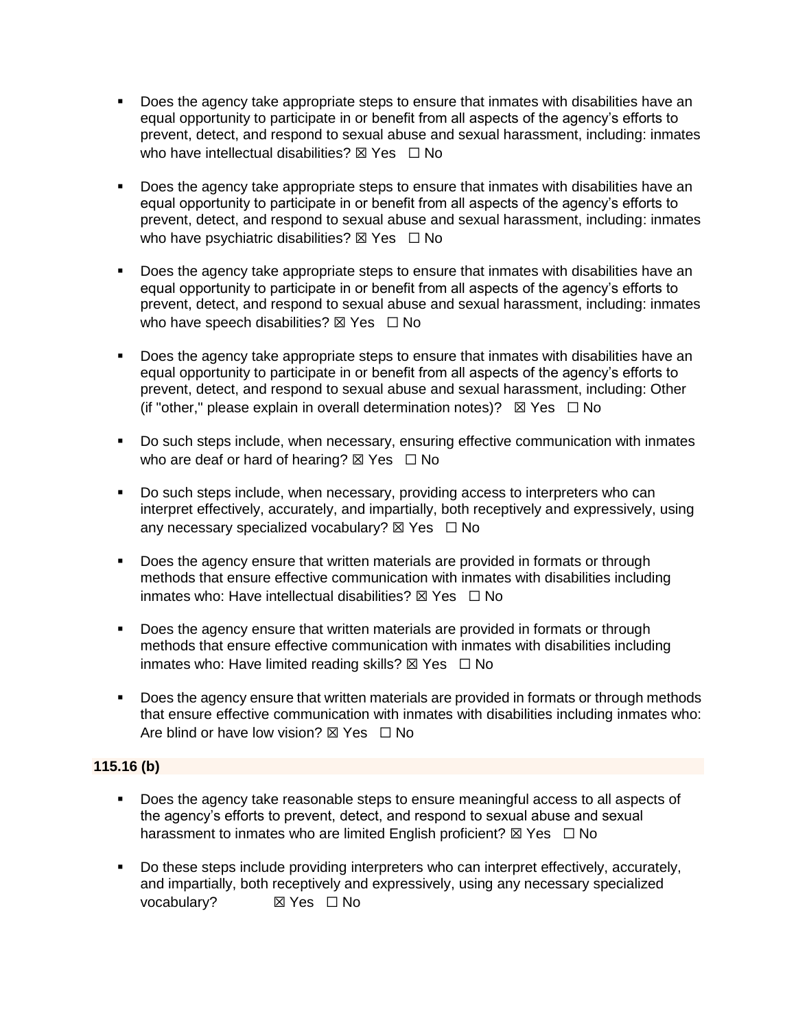- Does the agency take appropriate steps to ensure that inmates with disabilities have an equal opportunity to participate in or benefit from all aspects of the agency's efforts to prevent, detect, and respond to sexual abuse and sexual harassment, including: inmates who have intellectual disabilities? ☒ Yes ☐ No

- Does the agency take appropriate steps to ensure that inmates with disabilities have an equal opportunity to participate in or benefit from all aspects of the agency's efforts to prevent, detect, and respond to sexual abuse and sexual harassment, including: inmates who have psychiatric disabilities? ☒ Yes ☐ No

- Does the agency take appropriate steps to ensure that inmates with disabilities have an equal opportunity to participate in or benefit from all aspects of the agency's efforts to prevent, detect, and respond to sexual abuse and sexual harassment, including: inmates who have speech disabilities? ☒ Yes ☐ No

- Does the agency take appropriate steps to ensure that inmates with disabilities have an equal opportunity to participate in or benefit from all aspects of the agency's efforts to prevent, detect, and respond to sexual abuse and sexual harassment, including: Other (if "other," please explain in overall determination notes)? ☒ Yes ☐ No

- Do such steps include, when necessary, ensuring effective communication with inmates who are deaf or hard of hearing? ☒ Yes ☐ No

- Do such steps include, when necessary, providing access to interpreters who can interpret effectively, accurately, and impartially, both receptively and expressively, using any necessary specialized vocabulary? ☒ Yes ☐ No

- Does the agency ensure that written materials are provided in formats or through methods that ensure effective communication with inmates with disabilities including inmates who: Have intellectual disabilities? ☒ Yes ☐ No

- Does the agency ensure that written materials are provided in formats or through methods that ensure effective communication with inmates with disabilities including inmates who: Have limited reading skills? ☒ Yes ☐ No

- Does the agency ensure that written materials are provided in formats or through methods that ensure effective communication with inmates with disabilities including inmates who: Are blind or have low vision? ☒ Yes ☐ No

**115.16 (b)**

- Does the agency take reasonable steps to ensure meaningful access to all aspects of the agency's efforts to prevent, detect, and respond to sexual abuse and sexual harassment to inmates who are limited English proficient? ☒ Yes ☐ No

- Do these steps include providing interpreters who can interpret effectively, accurately, and impartially, both receptively and expressively, using any necessary specialized vocabulary? ☒ Yes ☐ No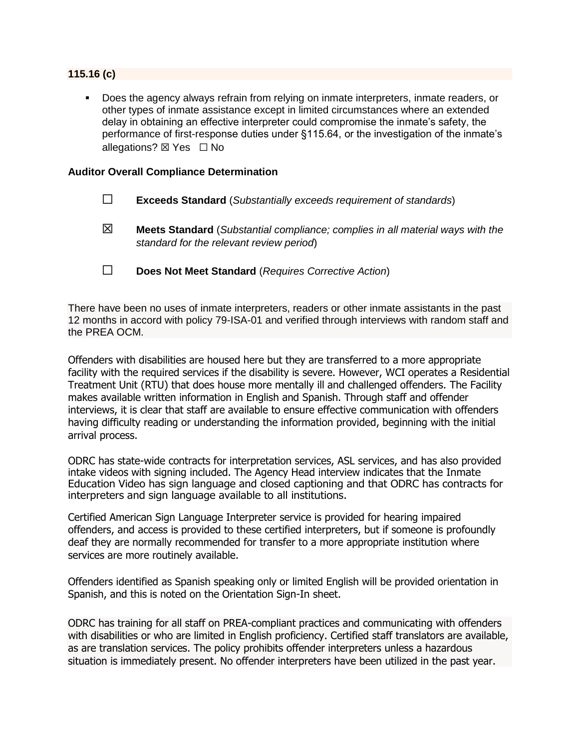**115.16 (c)**

- Does the agency always refrain from relying on inmate interpreters, inmate readers, or other types of inmate assistance except in limited circumstances where an extended delay in obtaining an effective interpreter could compromise the inmate's safety, the performance of first-response duties under §115.64, or the investigation of the inmate's allegations? ☒ Yes ☐ No

**Auditor Overall Compliance Determination**

☐ **Exceeds Standard** (*Substantially exceeds requirement of standards*)

☒ **Meets Standard** (*Substantial compliance; complies in all material ways with the standard for the relevant review period*)

☐ **Does Not Meet Standard** (*Requires Corrective Action*)

There have been no uses of inmate interpreters, readers or other inmate assistants in the past 12 months in accord with policy 79-ISA-01 and verified through interviews with random staff and the PREA OCM.

Offenders with disabilities are housed here but they are transferred to a more appropriate facility with the required services if the disability is severe. However, WCI operates a Residential Treatment Unit (RTU) that does house more mentally ill and challenged offenders. The Facility makes available written information in English and Spanish. Through staff and offender interviews, it is clear that staff are available to ensure effective communication with offenders having difficulty reading or understanding the information provided, beginning with the initial arrival process.

ODRC has state-wide contracts for interpretation services, ASL services, and has also provided intake videos with signing included. The Agency Head interview indicates that the Inmate Education Video has sign language and closed captioning and that ODRC has contracts for interpreters and sign language available to all institutions.

Certified American Sign Language Interpreter service is provided for hearing impaired offenders, and access is provided to these certified interpreters, but if someone is profoundly deaf they are normally recommended for transfer to a more appropriate institution where services are more routinely available.

Offenders identified as Spanish speaking only or limited English will be provided orientation in Spanish, and this is noted on the Orientation Sign-In sheet.

ODRC has training for all staff on PREA-compliant practices and communicating with offenders with disabilities or who are limited in English proficiency. Certified staff translators are available, as are translation services. The policy prohibits offender interpreters unless a hazardous situation is immediately present. No offender interpreters have been utilized in the past year.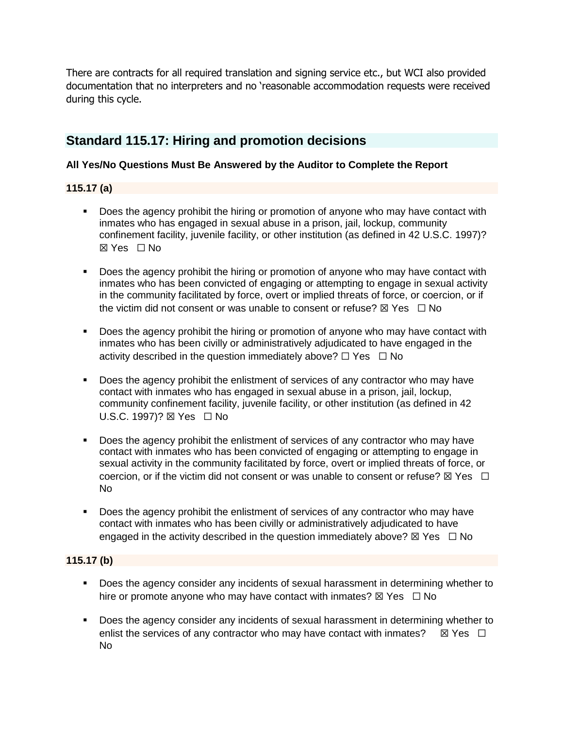There are contracts for all required translation and signing service etc., but WCI also provided documentation that no interpreters and no 'reasonable accommodation requests were received during this cycle.

## Standard 115.17: Hiring and promotion decisions

**All Yes/No Questions Must Be Answered by the Auditor to Complete the Report**

**115.17 (a)**

- Does the agency prohibit the hiring or promotion of anyone who may have contact with inmates who has engaged in sexual abuse in a prison, jail, lockup, community confinement facility, juvenile facility, or other institution (as defined in 42 U.S.C. 1997)? ☒ Yes ☐ No
- Does the agency prohibit the hiring or promotion of anyone who may have contact with inmates who has been convicted of engaging or attempting to engage in sexual activity in the community facilitated by force, overt or implied threats of force, or coercion, or if the victim did not consent or was unable to consent or refuse? ☒ Yes ☐ No
- Does the agency prohibit the hiring or promotion of anyone who may have contact with inmates who has been civilly or administratively adjudicated to have engaged in the activity described in the question immediately above? ☐ Yes ☐ No
- Does the agency prohibit the enlistment of services of any contractor who may have contact with inmates who has engaged in sexual abuse in a prison, jail, lockup, community confinement facility, juvenile facility, or other institution (as defined in 42 U.S.C. 1997)? ☒ Yes ☐ No
- Does the agency prohibit the enlistment of services of any contractor who may have contact with inmates who has been convicted of engaging or attempting to engage in sexual activity in the community facilitated by force, overt or implied threats of force, or coercion, or if the victim did not consent or was unable to consent or refuse? ☒ Yes ☐ No
- Does the agency prohibit the enlistment of services of any contractor who may have contact with inmates who has been civilly or administratively adjudicated to have engaged in the activity described in the question immediately above? ☒ Yes ☐ No

**115.17 (b)**

- Does the agency consider any incidents of sexual harassment in determining whether to hire or promote anyone who may have contact with inmates? ☒ Yes ☐ No
- Does the agency consider any incidents of sexual harassment in determining whether to enlist the services of any contractor who may have contact with inmates? ☒ Yes ☐ No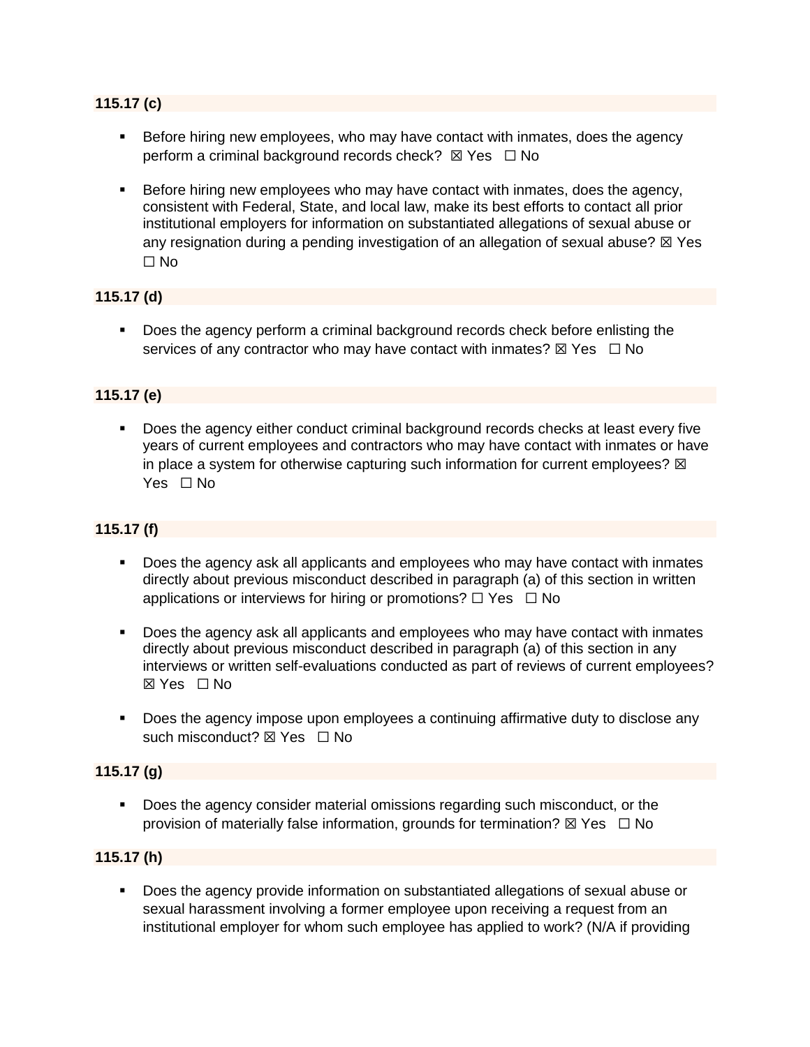**115.17 (c)**

- Before hiring new employees, who may have contact with inmates, does the agency perform a criminal background records check? ☒ Yes ☐ No

- Before hiring new employees who may have contact with inmates, does the agency, consistent with Federal, State, and local law, make its best efforts to contact all prior institutional employers for information on substantiated allegations of sexual abuse or any resignation during a pending investigation of an allegation of sexual abuse? ☒ Yes ☐ No

**115.17 (d)**

- Does the agency perform a criminal background records check before enlisting the services of any contractor who may have contact with inmates? ☒ Yes ☐ No

**115.17 (e)**

- Does the agency either conduct criminal background records checks at least every five years of current employees and contractors who may have contact with inmates or have in place a system for otherwise capturing such information for current employees? ☒ Yes ☐ No

**115.17 (f)**

- Does the agency ask all applicants and employees who may have contact with inmates directly about previous misconduct described in paragraph (a) of this section in written applications or interviews for hiring or promotions? ☐ Yes ☐ No

- Does the agency ask all applicants and employees who may have contact with inmates directly about previous misconduct described in paragraph (a) of this section in any interviews or written self-evaluations conducted as part of reviews of current employees? ☒ Yes ☐ No

- Does the agency impose upon employees a continuing affirmative duty to disclose any such misconduct? ☒ Yes ☐ No

**115.17 (g)**

- Does the agency consider material omissions regarding such misconduct, or the provision of materially false information, grounds for termination? ☒ Yes ☐ No

**115.17 (h)**

- Does the agency provide information on substantiated allegations of sexual abuse or sexual harassment involving a former employee upon receiving a request from an institutional employer for whom such employee has applied to work? (N/A if providing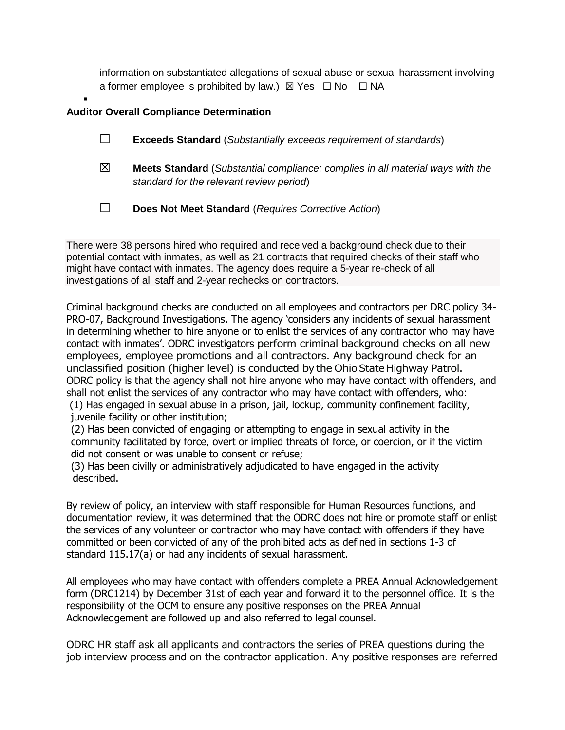information on substantiated allegations of sexual abuse or sexual harassment involving a former employee is prohibited by law.) ☒ Yes ☐ No ☐ NA

▪

**Auditor Overall Compliance Determination**

☐ **Exceeds Standard** (*Substantially exceeds requirement of standards*)

☒ **Meets Standard** (*Substantial compliance; complies in all material ways with the standard for the relevant review period*)

☐ **Does Not Meet Standard** (*Requires Corrective Action*)

There were 38 persons hired who required and received a background check due to their potential contact with inmates, as well as 21 contracts that required checks of their staff who might have contact with inmates. The agency does require a 5-year re-check of all investigations of all staff and 2-year rechecks on contractors.

Criminal background checks are conducted on all employees and contractors per DRC policy 34-PRO-07, Background Investigations. The agency 'considers any incidents of sexual harassment in determining whether to hire anyone or to enlist the services of any contractor who may have contact with inmates'. ODRC investigators perform criminal background checks on all new employees, employee promotions and all contractors. Any background check for an unclassified position (higher level) is conducted by the Ohio State Highway Patrol. ODRC policy is that the agency shall not hire anyone who may have contact with offenders, and shall not enlist the services of any contractor who may have contact with offenders, who:
(1) Has engaged in sexual abuse in a prison, jail, lockup, community confinement facility, juvenile facility or other institution;
(2) Has been convicted of engaging or attempting to engage in sexual activity in the community facilitated by force, overt or implied threats of force, or coercion, or if the victim did not consent or was unable to consent or refuse;
(3) Has been civilly or administratively adjudicated to have engaged in the activity described.

By review of policy, an interview with staff responsible for Human Resources functions, and documentation review, it was determined that the ODRC does not hire or promote staff or enlist the services of any volunteer or contractor who may have contact with offenders if they have committed or been convicted of any of the prohibited acts as defined in sections 1-3 of standard 115.17(a) or had any incidents of sexual harassment.

All employees who may have contact with offenders complete a PREA Annual Acknowledgement form (DRC1214) by December 31st of each year and forward it to the personnel office. It is the responsibility of the OCM to ensure any positive responses on the PREA Annual Acknowledgement are followed up and also referred to legal counsel.

ODRC HR staff ask all applicants and contractors the series of PREA questions during the job interview process and on the contractor application. Any positive responses are referred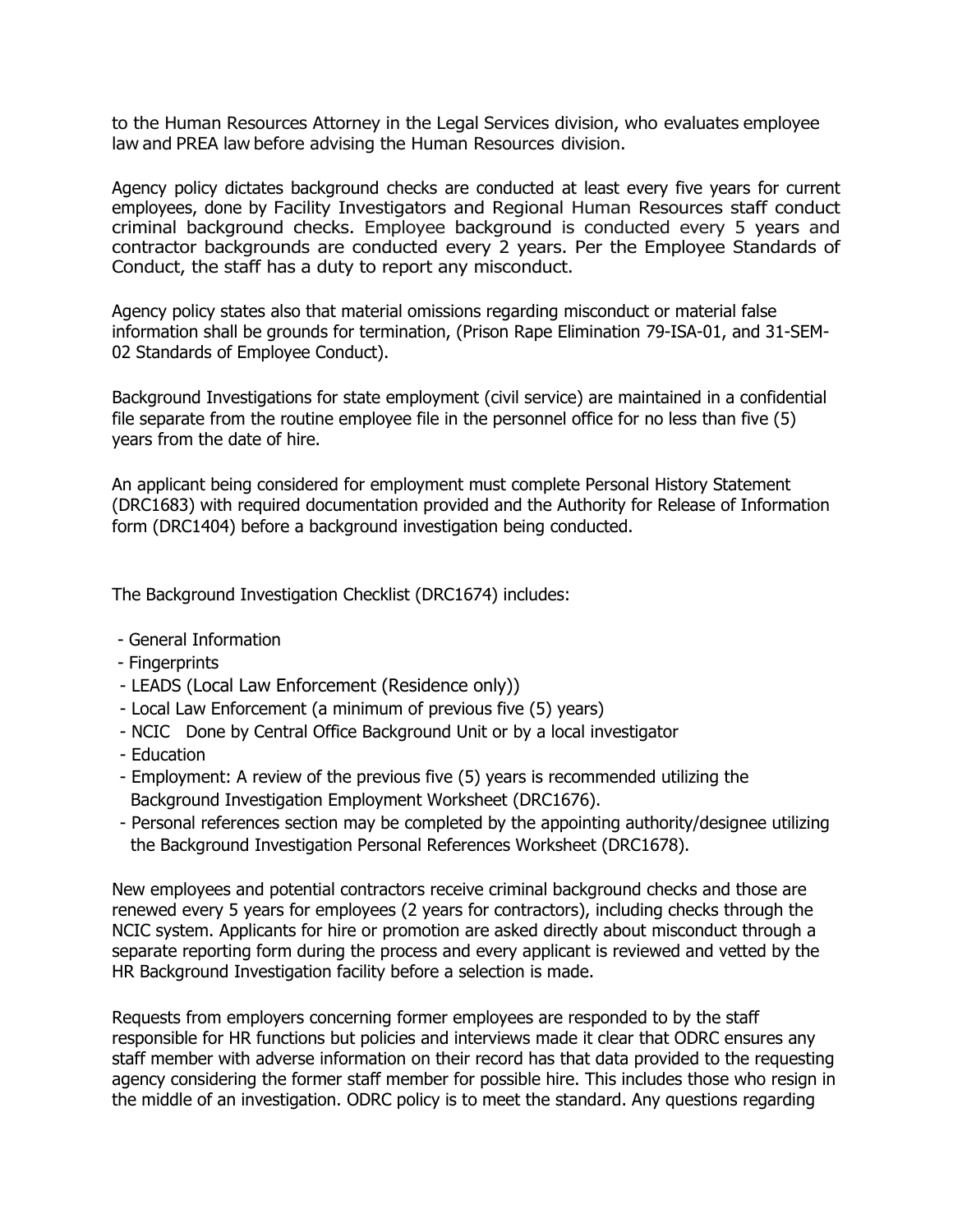to the Human Resources Attorney in the Legal Services division, who evaluates employee law and PREA law before advising the Human Resources division.

Agency policy dictates background checks are conducted at least every five years for current employees, done by Facility Investigators and Regional Human Resources staff conduct criminal background checks. Employee background is conducted every 5 years and contractor backgrounds are conducted every 2 years. Per the Employee Standards of Conduct, the staff has a duty to report any misconduct.

Agency policy states also that material omissions regarding misconduct or material false information shall be grounds for termination, (Prison Rape Elimination 79-ISA-01, and 31-SEM-02 Standards of Employee Conduct).

Background Investigations for state employment (civil service) are maintained in a confidential file separate from the routine employee file in the personnel office for no less than five (5) years from the date of hire.

An applicant being considered for employment must complete Personal History Statement (DRC1683) with required documentation provided and the Authority for Release of Information form (DRC1404) before a background investigation being conducted.

The Background Investigation Checklist (DRC1674) includes:

- General Information
- Fingerprints
- LEADS (Local Law Enforcement (Residence only))
- Local Law Enforcement (a minimum of previous five (5) years)
- NCIC Done by Central Office Background Unit or by a local investigator
- Education
- Employment: A review of the previous five (5) years is recommended utilizing the Background Investigation Employment Worksheet (DRC1676).
- Personal references section may be completed by the appointing authority/designee utilizing the Background Investigation Personal References Worksheet (DRC1678).

New employees and potential contractors receive criminal background checks and those are renewed every 5 years for employees (2 years for contractors), including checks through the NCIC system. Applicants for hire or promotion are asked directly about misconduct through a separate reporting form during the process and every applicant is reviewed and vetted by the HR Background Investigation facility before a selection is made.

Requests from employers concerning former employees are responded to by the staff responsible for HR functions but policies and interviews made it clear that ODRC ensures any staff member with adverse information on their record has that data provided to the requesting agency considering the former staff member for possible hire. This includes those who resign in the middle of an investigation. ODRC policy is to meet the standard. Any questions regarding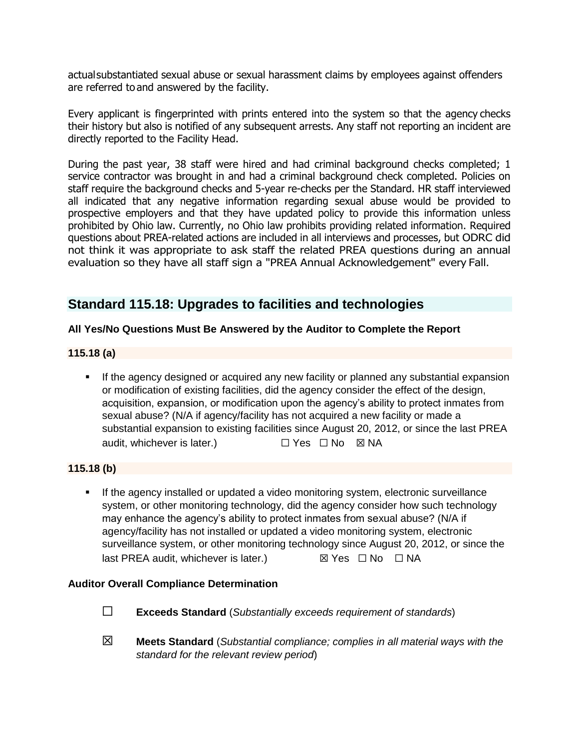actualsubstantiated sexual abuse or sexual harassment claims by employees against offenders are referred to and answered by the facility.

Every applicant is fingerprinted with prints entered into the system so that the agency checks their history but also is notified of any subsequent arrests. Any staff not reporting an incident are directly reported to the Facility Head.

During the past year, 38 staff were hired and had criminal background checks completed; 1 service contractor was brought in and had a criminal background check completed. Policies on staff require the background checks and 5-year re-checks per the Standard. HR staff interviewed all indicated that any negative information regarding sexual abuse would be provided to prospective employers and that they have updated policy to provide this information unless prohibited by Ohio law. Currently, no Ohio law prohibits providing related information. Required questions about PREA-related actions are included in all interviews and processes, but ODRC did not think it was appropriate to ask staff the related PREA questions during an annual evaluation so they have all staff sign a "PREA Annual Acknowledgement" every Fall.

## Standard 115.18: Upgrades to facilities and technologies

**All Yes/No Questions Must Be Answered by the Auditor to Complete the Report**

**115.18 (a)**

- If the agency designed or acquired any new facility or planned any substantial expansion or modification of existing facilities, did the agency consider the effect of the design, acquisition, expansion, or modification upon the agency's ability to protect inmates from sexual abuse? (N/A if agency/facility has not acquired a new facility or made a substantial expansion to existing facilities since August 20, 2012, or since the last PREA audit, whichever is later.) ☐ Yes ☐ No ☒ NA

**115.18 (b)**

- If the agency installed or updated a video monitoring system, electronic surveillance system, or other monitoring technology, did the agency consider how such technology may enhance the agency's ability to protect inmates from sexual abuse? (N/A if agency/facility has not installed or updated a video monitoring system, electronic surveillance system, or other monitoring technology since August 20, 2012, or since the last PREA audit, whichever is later.) ☒ Yes ☐ No ☐ NA

**Auditor Overall Compliance Determination**

☐ **Exceeds Standard** (*Substantially exceeds requirement of standards*)

☒ **Meets Standard** (*Substantial compliance; complies in all material ways with the standard for the relevant review period*)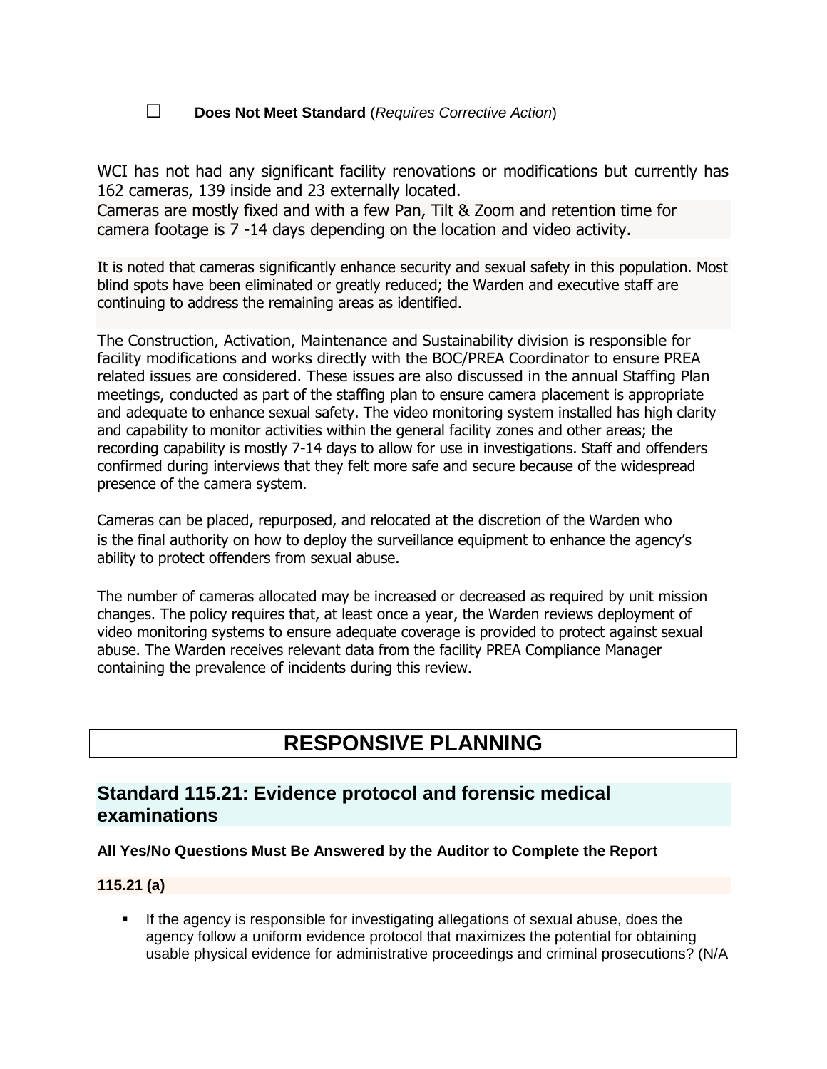☐ **Does Not Meet Standard** (*Requires Corrective Action*)

WCI has not had any significant facility renovations or modifications but currently has 162 cameras, 139 inside and 23 externally located.

Cameras are mostly fixed and with a few Pan, Tilt & Zoom and retention time for camera footage is 7 -14 days depending on the location and video activity.

It is noted that cameras significantly enhance security and sexual safety in this population. Most blind spots have been eliminated or greatly reduced; the Warden and executive staff are continuing to address the remaining areas as identified.

The Construction, Activation, Maintenance and Sustainability division is responsible for facility modifications and works directly with the BOC/PREA Coordinator to ensure PREA related issues are considered. These issues are also discussed in the annual Staffing Plan meetings, conducted as part of the staffing plan to ensure camera placement is appropriate and adequate to enhance sexual safety. The video monitoring system installed has high clarity and capability to monitor activities within the general facility zones and other areas; the recording capability is mostly 7-14 days to allow for use in investigations. Staff and offenders confirmed during interviews that they felt more safe and secure because of the widespread presence of the camera system.

Cameras can be placed, repurposed, and relocated at the discretion of the Warden who is the final authority on how to deploy the surveillance equipment to enhance the agency's ability to protect offenders from sexual abuse.

The number of cameras allocated may be increased or decreased as required by unit mission changes. The policy requires that, at least once a year, the Warden reviews deployment of video monitoring systems to ensure adequate coverage is provided to protect against sexual abuse. The Warden receives relevant data from the facility PREA Compliance Manager containing the prevalence of incidents during this review.

# RESPONSIVE PLANNING

## Standard 115.21: Evidence protocol and forensic medical examinations

**All Yes/No Questions Must Be Answered by the Auditor to Complete the Report**

**115.21 (a)**

- If the agency is responsible for investigating allegations of sexual abuse, does the agency follow a uniform evidence protocol that maximizes the potential for obtaining usable physical evidence for administrative proceedings and criminal prosecutions? (N/A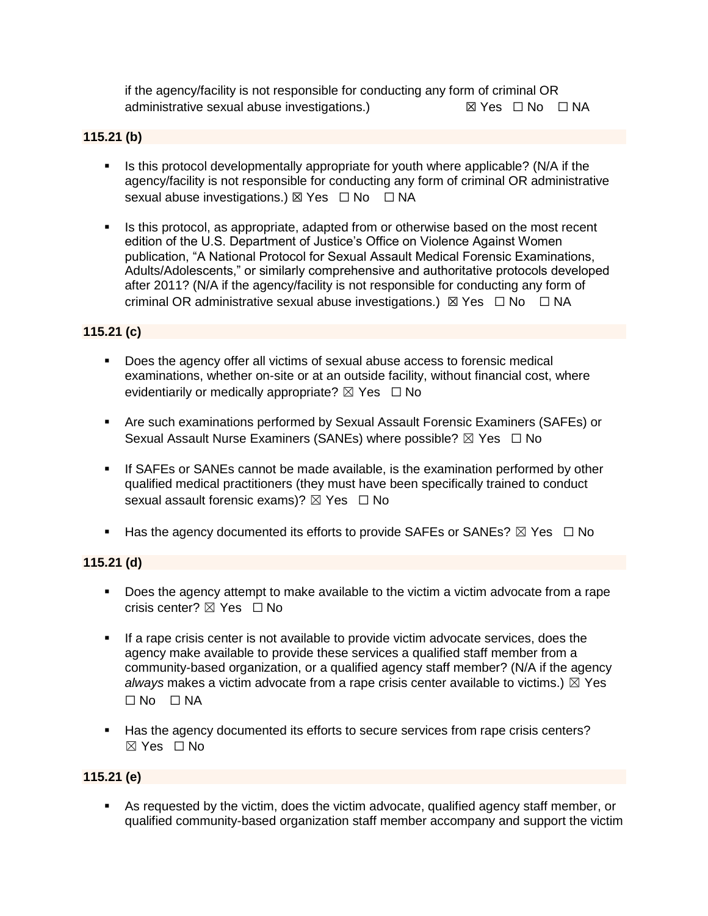if the agency/facility is not responsible for conducting any form of criminal OR administrative sexual abuse investigations.) ☒ Yes ☐ No ☐ NA

**115.21 (b)**

- Is this protocol developmentally appropriate for youth where applicable? (N/A if the agency/facility is not responsible for conducting any form of criminal OR administrative sexual abuse investigations.) ☒ Yes ☐ No ☐ NA
- Is this protocol, as appropriate, adapted from or otherwise based on the most recent edition of the U.S. Department of Justice's Office on Violence Against Women publication, "A National Protocol for Sexual Assault Medical Forensic Examinations, Adults/Adolescents," or similarly comprehensive and authoritative protocols developed after 2011? (N/A if the agency/facility is not responsible for conducting any form of criminal OR administrative sexual abuse investigations.) ☒ Yes ☐ No ☐ NA

**115.21 (c)**

- Does the agency offer all victims of sexual abuse access to forensic medical examinations, whether on-site or at an outside facility, without financial cost, where evidentiarily or medically appropriate? ☒ Yes ☐ No
- Are such examinations performed by Sexual Assault Forensic Examiners (SAFEs) or Sexual Assault Nurse Examiners (SANEs) where possible? ☒ Yes ☐ No
- If SAFEs or SANEs cannot be made available, is the examination performed by other qualified medical practitioners (they must have been specifically trained to conduct sexual assault forensic exams)? ☒ Yes ☐ No
- Has the agency documented its efforts to provide SAFEs or SANEs? ☒ Yes ☐ No

**115.21 (d)**

- Does the agency attempt to make available to the victim a victim advocate from a rape crisis center? ☒ Yes ☐ No
- If a rape crisis center is not available to provide victim advocate services, does the agency make available to provide these services a qualified staff member from a community-based organization, or a qualified agency staff member? (N/A if the agency *always* makes a victim advocate from a rape crisis center available to victims.) ☒ Yes ☐ No ☐ NA
- Has the agency documented its efforts to secure services from rape crisis centers? ☒ Yes ☐ No

**115.21 (e)**

- As requested by the victim, does the victim advocate, qualified agency staff member, or qualified community-based organization staff member accompany and support the victim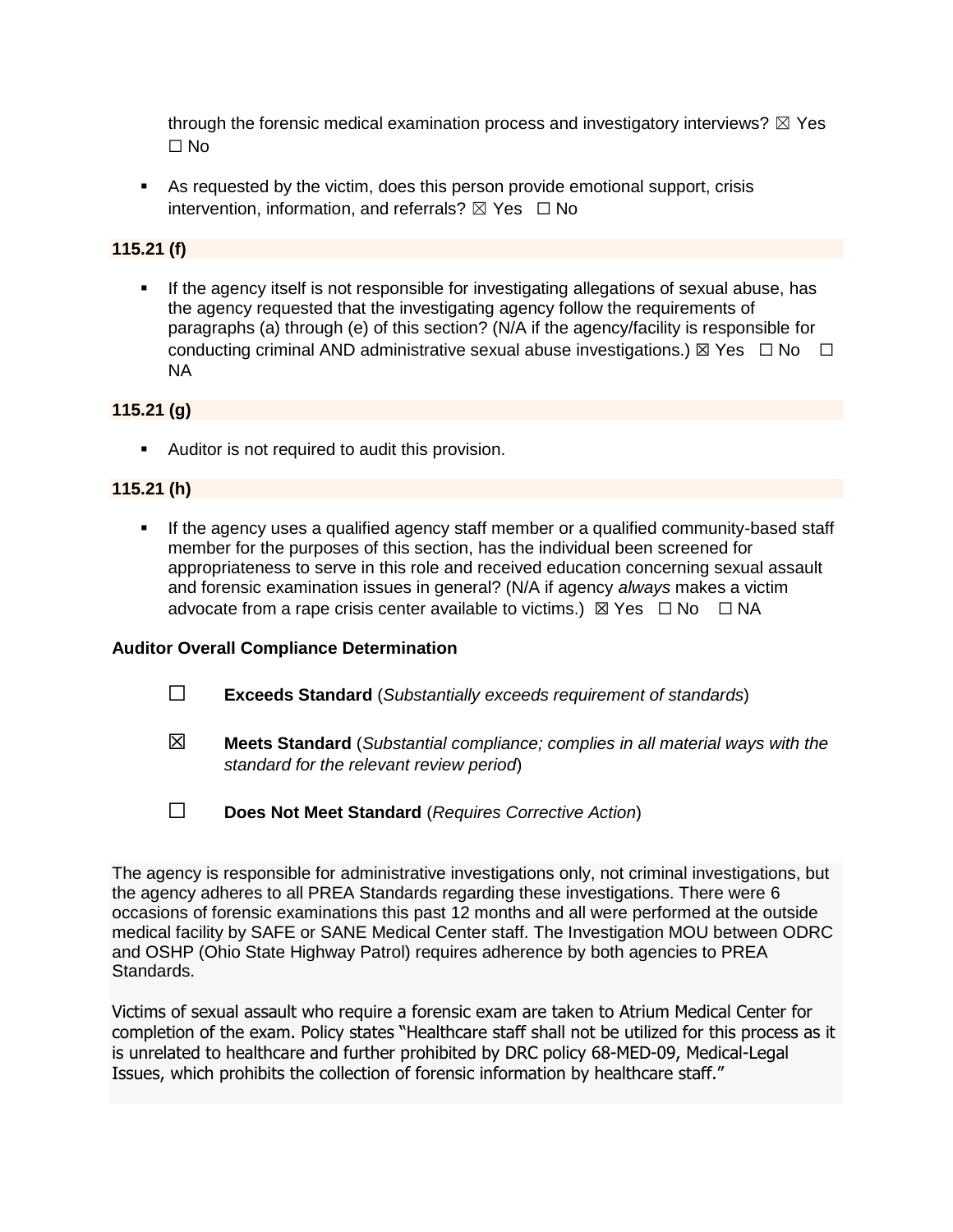through the forensic medical examination process and investigatory interviews? ☒ Yes ☐ No

- As requested by the victim, does this person provide emotional support, crisis intervention, information, and referrals? ☒ Yes ☐ No

**115.21 (f)**

- If the agency itself is not responsible for investigating allegations of sexual abuse, has the agency requested that the investigating agency follow the requirements of paragraphs (a) through (e) of this section? (N/A if the agency/facility is responsible for conducting criminal AND administrative sexual abuse investigations.) ☒ Yes ☐ No ☐ NA

**115.21 (g)**

- Auditor is not required to audit this provision.

**115.21 (h)**

- If the agency uses a qualified agency staff member or a qualified community-based staff member for the purposes of this section, has the individual been screened for appropriateness to serve in this role and received education concerning sexual assault and forensic examination issues in general? (N/A if agency *always* makes a victim advocate from a rape crisis center available to victims.) ☒ Yes ☐ No ☐ NA

**Auditor Overall Compliance Determination**

☐ **Exceeds Standard** (*Substantially exceeds requirement of standards*)

☒ **Meets Standard** (*Substantial compliance; complies in all material ways with the standard for the relevant review period*)

☐ **Does Not Meet Standard** (*Requires Corrective Action*)

The agency is responsible for administrative investigations only, not criminal investigations, but the agency adheres to all PREA Standards regarding these investigations. There were 6 occasions of forensic examinations this past 12 months and all were performed at the outside medical facility by SAFE or SANE Medical Center staff. The Investigation MOU between ODRC and OSHP (Ohio State Highway Patrol) requires adherence by both agencies to PREA Standards.

Victims of sexual assault who require a forensic exam are taken to Atrium Medical Center for completion of the exam. Policy states "Healthcare staff shall not be utilized for this process as it is unrelated to healthcare and further prohibited by DRC policy 68-MED-09, Medical-Legal Issues, which prohibits the collection of forensic information by healthcare staff."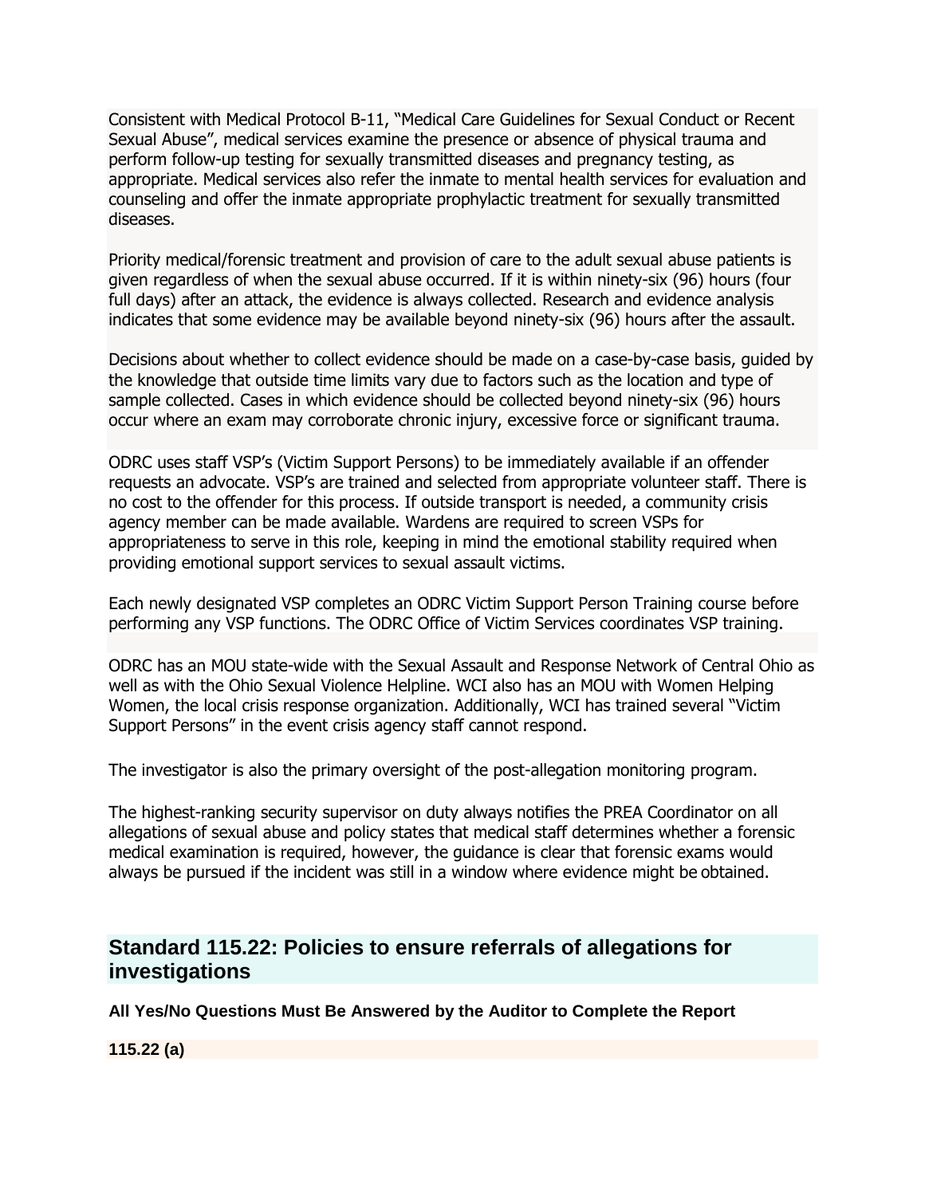Consistent with Medical Protocol B-11, "Medical Care Guidelines for Sexual Conduct or Recent Sexual Abuse", medical services examine the presence or absence of physical trauma and perform follow-up testing for sexually transmitted diseases and pregnancy testing, as appropriate. Medical services also refer the inmate to mental health services for evaluation and counseling and offer the inmate appropriate prophylactic treatment for sexually transmitted diseases.

Priority medical/forensic treatment and provision of care to the adult sexual abuse patients is given regardless of when the sexual abuse occurred. If it is within ninety-six (96) hours (four full days) after an attack, the evidence is always collected. Research and evidence analysis indicates that some evidence may be available beyond ninety-six (96) hours after the assault.

Decisions about whether to collect evidence should be made on a case-by-case basis, guided by the knowledge that outside time limits vary due to factors such as the location and type of sample collected. Cases in which evidence should be collected beyond ninety-six (96) hours occur where an exam may corroborate chronic injury, excessive force or significant trauma.

ODRC uses staff VSP's (Victim Support Persons) to be immediately available if an offender requests an advocate. VSP's are trained and selected from appropriate volunteer staff. There is no cost to the offender for this process. If outside transport is needed, a community crisis agency member can be made available. Wardens are required to screen VSPs for appropriateness to serve in this role, keeping in mind the emotional stability required when providing emotional support services to sexual assault victims.

Each newly designated VSP completes an ODRC Victim Support Person Training course before performing any VSP functions. The ODRC Office of Victim Services coordinates VSP training.

ODRC has an MOU state-wide with the Sexual Assault and Response Network of Central Ohio as well as with the Ohio Sexual Violence Helpline. WCI also has an MOU with Women Helping Women, the local crisis response organization. Additionally, WCI has trained several "Victim Support Persons" in the event crisis agency staff cannot respond.

The investigator is also the primary oversight of the post-allegation monitoring program.

The highest-ranking security supervisor on duty always notifies the PREA Coordinator on all allegations of sexual abuse and policy states that medical staff determines whether a forensic medical examination is required, however, the guidance is clear that forensic exams would always be pursued if the incident was still in a window where evidence might be obtained.

## Standard 115.22: Policies to ensure referrals of allegations for investigations

**All Yes/No Questions Must Be Answered by the Auditor to Complete the Report**

**115.22 (a)**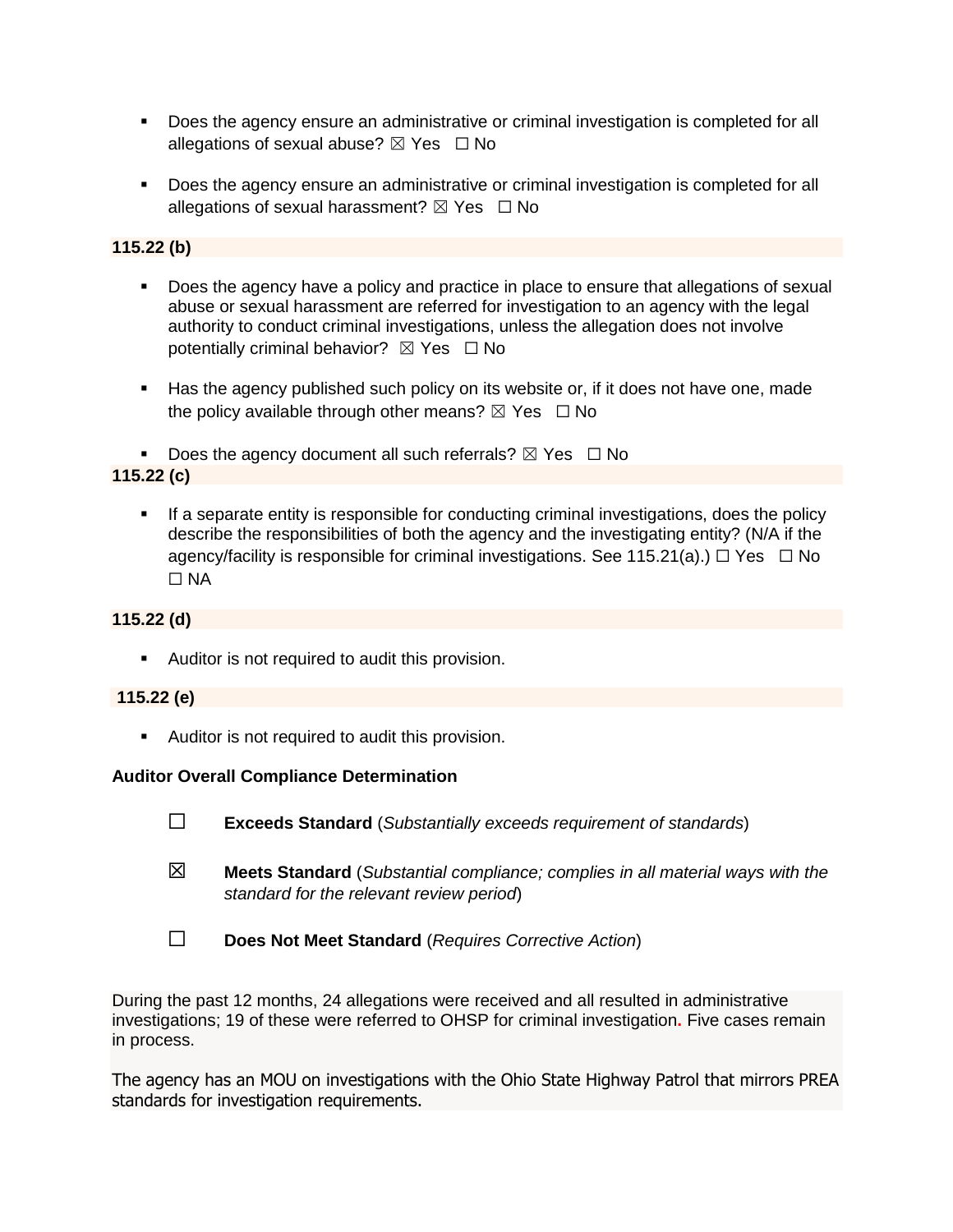- Does the agency ensure an administrative or criminal investigation is completed for all allegations of sexual abuse? ☒ Yes ☐ No

- Does the agency ensure an administrative or criminal investigation is completed for all allegations of sexual harassment? ☒ Yes ☐ No

**115.22 (b)**

- Does the agency have a policy and practice in place to ensure that allegations of sexual abuse or sexual harassment are referred for investigation to an agency with the legal authority to conduct criminal investigations, unless the allegation does not involve potentially criminal behavior? ☒ Yes ☐ No

- Has the agency published such policy on its website or, if it does not have one, made the policy available through other means? ☒ Yes ☐ No

- Does the agency document all such referrals? ☒ Yes ☐ No

**115.22 (c)**

- If a separate entity is responsible for conducting criminal investigations, does the policy describe the responsibilities of both the agency and the investigating entity? (N/A if the agency/facility is responsible for criminal investigations. See 115.21(a).) ☐ Yes ☐ No ☐ NA

**115.22 (d)**

- Auditor is not required to audit this provision.

**115.22 (e)**

- Auditor is not required to audit this provision.

**Auditor Overall Compliance Determination**

☐ **Exceeds Standard** (*Substantially exceeds requirement of standards*)

☒ **Meets Standard** (*Substantial compliance; complies in all material ways with the standard for the relevant review period*)

☐ **Does Not Meet Standard** (*Requires Corrective Action*)

During the past 12 months, 24 allegations were received and all resulted in administrative investigations; 19 of these were referred to OHSP for criminal investigation. Five cases remain in process.

The agency has an MOU on investigations with the Ohio State Highway Patrol that mirrors PREA standards for investigation requirements.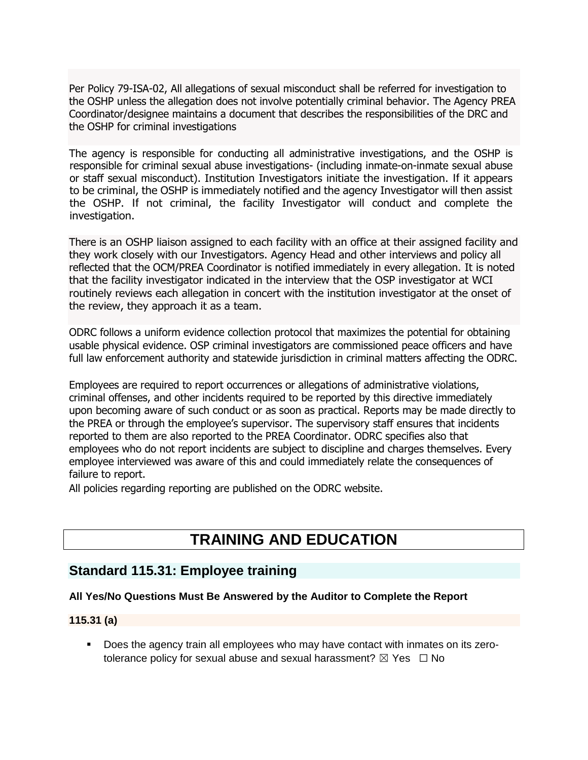Per Policy 79-ISA-02, All allegations of sexual misconduct shall be referred for investigation to the OSHP unless the allegation does not involve potentially criminal behavior. The Agency PREA Coordinator/designee maintains a document that describes the responsibilities of the DRC and the OSHP for criminal investigations

The agency is responsible for conducting all administrative investigations, and the OSHP is responsible for criminal sexual abuse investigations- (including inmate-on-inmate sexual abuse or staff sexual misconduct). Institution Investigators initiate the investigation. If it appears to be criminal, the OSHP is immediately notified and the agency Investigator will then assist the OSHP. If not criminal, the facility Investigator will conduct and complete the investigation.

There is an OSHP liaison assigned to each facility with an office at their assigned facility and they work closely with our Investigators. Agency Head and other interviews and policy all reflected that the OCM/PREA Coordinator is notified immediately in every allegation. It is noted that the facility investigator indicated in the interview that the OSP investigator at WCI routinely reviews each allegation in concert with the institution investigator at the onset of the review, they approach it as a team.

ODRC follows a uniform evidence collection protocol that maximizes the potential for obtaining usable physical evidence. OSP criminal investigators are commissioned peace officers and have full law enforcement authority and statewide jurisdiction in criminal matters affecting the ODRC.

Employees are required to report occurrences or allegations of administrative violations, criminal offenses, and other incidents required to be reported by this directive immediately upon becoming aware of such conduct or as soon as practical. Reports may be made directly to the PREA or through the employee's supervisor. The supervisory staff ensures that incidents reported to them are also reported to the PREA Coordinator. ODRC specifies also that employees who do not report incidents are subject to discipline and charges themselves. Every employee interviewed was aware of this and could immediately relate the consequences of failure to report.
All policies regarding reporting are published on the ODRC website.

# TRAINING AND EDUCATION

## Standard 115.31: Employee training

**All Yes/No Questions Must Be Answered by the Auditor to Complete the Report**

**115.31 (a)**

- Does the agency train all employees who may have contact with inmates on its zero-tolerance policy for sexual abuse and sexual harassment? ☒ Yes ☐ No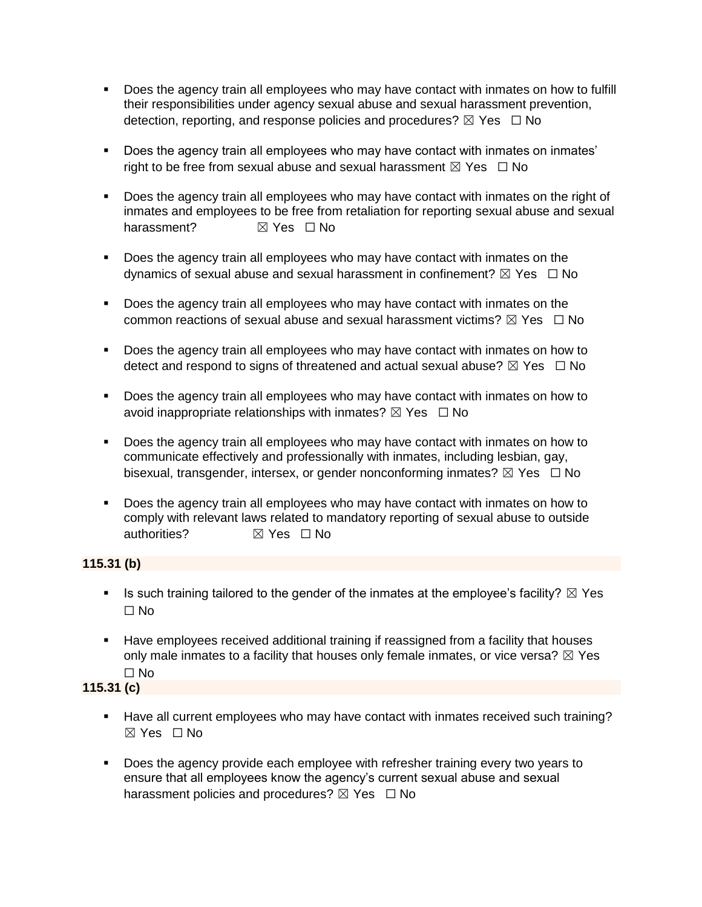- Does the agency train all employees who may have contact with inmates on how to fulfill their responsibilities under agency sexual abuse and sexual harassment prevention, detection, reporting, and response policies and procedures? ☒ Yes ☐ No

- Does the agency train all employees who may have contact with inmates on inmates' right to be free from sexual abuse and sexual harassment ☒ Yes ☐ No

- Does the agency train all employees who may have contact with inmates on the right of inmates and employees to be free from retaliation for reporting sexual abuse and sexual harassment? ☒ Yes ☐ No

- Does the agency train all employees who may have contact with inmates on the dynamics of sexual abuse and sexual harassment in confinement? ☒ Yes ☐ No

- Does the agency train all employees who may have contact with inmates on the common reactions of sexual abuse and sexual harassment victims? ☒ Yes ☐ No

- Does the agency train all employees who may have contact with inmates on how to detect and respond to signs of threatened and actual sexual abuse? ☒ Yes ☐ No

- Does the agency train all employees who may have contact with inmates on how to avoid inappropriate relationships with inmates? ☒ Yes ☐ No

- Does the agency train all employees who may have contact with inmates on how to communicate effectively and professionally with inmates, including lesbian, gay, bisexual, transgender, intersex, or gender nonconforming inmates? ☒ Yes ☐ No

- Does the agency train all employees who may have contact with inmates on how to comply with relevant laws related to mandatory reporting of sexual abuse to outside authorities? ☒ Yes ☐ No

**115.31 (b)**

- Is such training tailored to the gender of the inmates at the employee's facility? ☒ Yes ☐ No

- Have employees received additional training if reassigned from a facility that houses only male inmates to a facility that houses only female inmates, or vice versa? ☒ Yes ☐ No

**115.31 (c)**

- Have all current employees who may have contact with inmates received such training? ☒ Yes ☐ No

- Does the agency provide each employee with refresher training every two years to ensure that all employees know the agency's current sexual abuse and sexual harassment policies and procedures? ☒ Yes ☐ No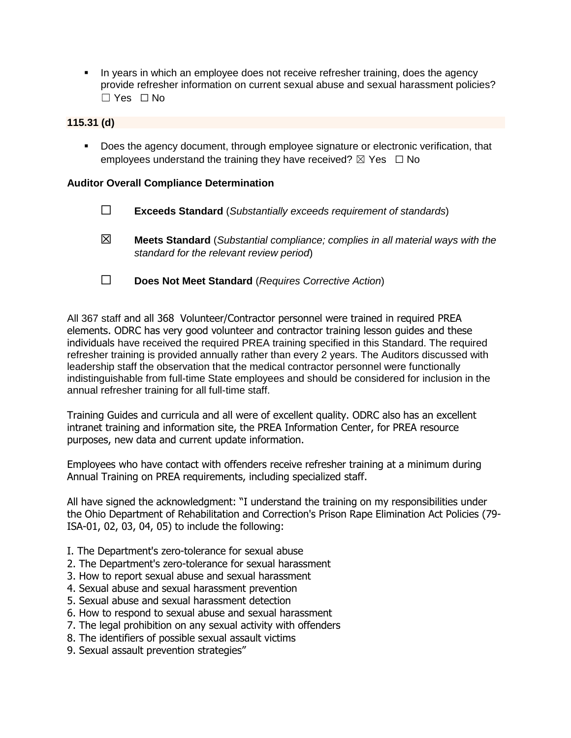- In years in which an employee does not receive refresher training, does the agency provide refresher information on current sexual abuse and sexual harassment policies? ☐ Yes ☐ No

**115.31 (d)**

- Does the agency document, through employee signature or electronic verification, that employees understand the training they have received? ☒ Yes ☐ No

**Auditor Overall Compliance Determination**

☐ **Exceeds Standard** (*Substantially exceeds requirement of standards*)

☒ **Meets Standard** (*Substantial compliance; complies in all material ways with the standard for the relevant review period*)

☐ **Does Not Meet Standard** (*Requires Corrective Action*)

All 367 staff and all 368 Volunteer/Contractor personnel were trained in required PREA elements. ODRC has very good volunteer and contractor training lesson guides and these individuals have received the required PREA training specified in this Standard. The required refresher training is provided annually rather than every 2 years. The Auditors discussed with leadership staff the observation that the medical contractor personnel were functionally indistinguishable from full-time State employees and should be considered for inclusion in the annual refresher training for all full-time staff.

Training Guides and curricula and all were of excellent quality. ODRC also has an excellent intranet training and information site, the PREA Information Center, for PREA resource purposes, new data and current update information.

Employees who have contact with offenders receive refresher training at a minimum during Annual Training on PREA requirements, including specialized staff.

All have signed the acknowledgment: "I understand the training on my responsibilities under the Ohio Department of Rehabilitation and Correction's Prison Rape Elimination Act Policies (79-ISA-01, 02, 03, 04, 05) to include the following:

I. The Department's zero-tolerance for sexual abuse
2. The Department's zero-tolerance for sexual harassment
3. How to report sexual abuse and sexual harassment
4. Sexual abuse and sexual harassment prevention
5. Sexual abuse and sexual harassment detection
6. How to respond to sexual abuse and sexual harassment
7. The legal prohibition on any sexual activity with offenders
8. The identifiers of possible sexual assault victims
9. Sexual assault prevention strategies"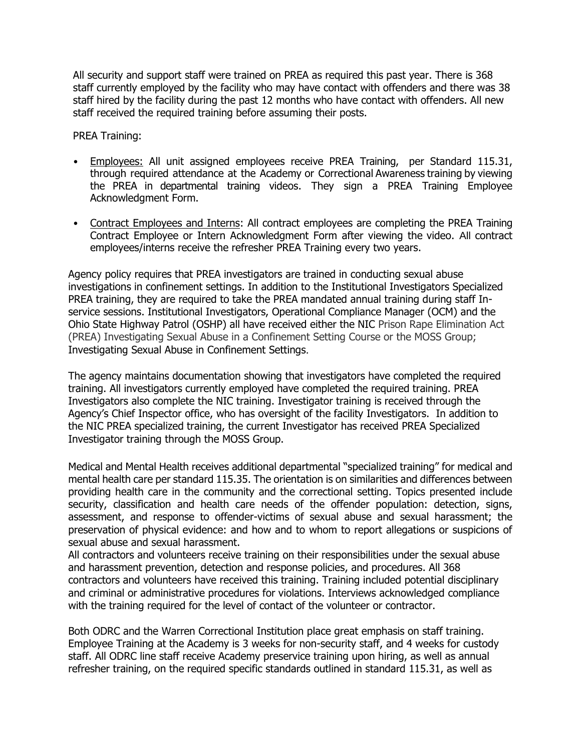All security and support staff were trained on PREA as required this past year. There is 368 staff currently employed by the facility who may have contact with offenders and there was 38 staff hired by the facility during the past 12 months who have contact with offenders. All new staff received the required training before assuming their posts.

PREA Training:

- Employees: All unit assigned employees receive PREA Training, per Standard 115.31, through required attendance at the Academy or Correctional Awareness training by viewing the PREA in departmental training videos. They sign a PREA Training Employee Acknowledgment Form.
- Contract Employees and Interns: All contract employees are completing the PREA Training Contract Employee or Intern Acknowledgment Form after viewing the video. All contract employees/interns receive the refresher PREA Training every two years.

Agency policy requires that PREA investigators are trained in conducting sexual abuse investigations in confinement settings. In addition to the Institutional Investigators Specialized PREA training, they are required to take the PREA mandated annual training during staff In-service sessions. Institutional Investigators, Operational Compliance Manager (OCM) and the Ohio State Highway Patrol (OSHP) all have received either the NIC Prison Rape Elimination Act (PREA) Investigating Sexual Abuse in a Confinement Setting Course or the MOSS Group; Investigating Sexual Abuse in Confinement Settings.

The agency maintains documentation showing that investigators have completed the required training. All investigators currently employed have completed the required training. PREA Investigators also complete the NIC training. Investigator training is received through the Agency's Chief Inspector office, who has oversight of the facility Investigators. In addition to the NIC PREA specialized training, the current Investigator has received PREA Specialized Investigator training through the MOSS Group.

Medical and Mental Health receives additional departmental "specialized training" for medical and mental health care per standard 115.35. The orientation is on similarities and differences between providing health care in the community and the correctional setting. Topics presented include security, classification and health care needs of the offender population: detection, signs, assessment, and response to offender-victims of sexual abuse and sexual harassment; the preservation of physical evidence: and how and to whom to report allegations or suspicions of sexual abuse and sexual harassment.
All contractors and volunteers receive training on their responsibilities under the sexual abuse and harassment prevention, detection and response policies, and procedures. All 368 contractors and volunteers have received this training. Training included potential disciplinary and criminal or administrative procedures for violations. Interviews acknowledged compliance with the training required for the level of contact of the volunteer or contractor.

Both ODRC and the Warren Correctional Institution place great emphasis on staff training. Employee Training at the Academy is 3 weeks for non-security staff, and 4 weeks for custody staff. All ODRC line staff receive Academy preservice training upon hiring, as well as annual refresher training, on the required specific standards outlined in standard 115.31, as well as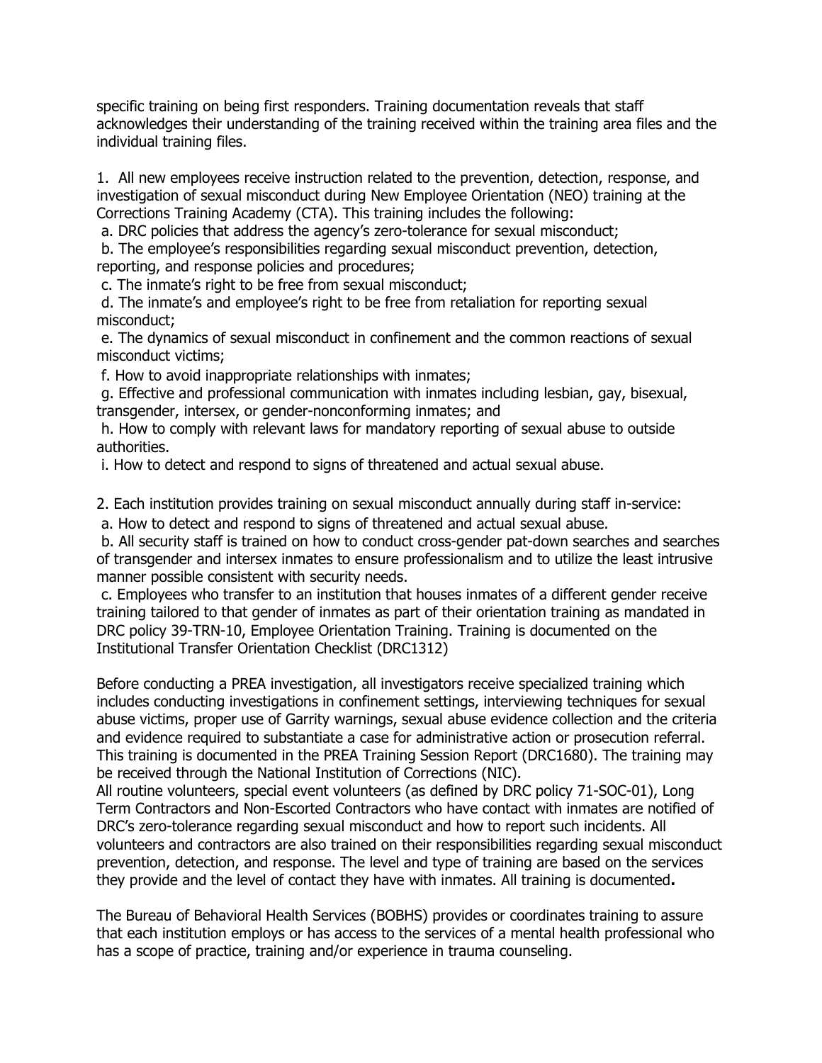specific training on being first responders. Training documentation reveals that staff acknowledges their understanding of the training received within the training area files and the individual training files.

1. All new employees receive instruction related to the prevention, detection, response, and investigation of sexual misconduct during New Employee Orientation (NEO) training at the Corrections Training Academy (CTA). This training includes the following:

a. DRC policies that address the agency's zero-tolerance for sexual misconduct;

b. The employee's responsibilities regarding sexual misconduct prevention, detection, reporting, and response policies and procedures;

c. The inmate's right to be free from sexual misconduct;

d. The inmate's and employee's right to be free from retaliation for reporting sexual misconduct;

e. The dynamics of sexual misconduct in confinement and the common reactions of sexual misconduct victims;

f. How to avoid inappropriate relationships with inmates;

g. Effective and professional communication with inmates including lesbian, gay, bisexual, transgender, intersex, or gender-nonconforming inmates; and

h. How to comply with relevant laws for mandatory reporting of sexual abuse to outside authorities.

i. How to detect and respond to signs of threatened and actual sexual abuse.

2. Each institution provides training on sexual misconduct annually during staff in-service:

a. How to detect and respond to signs of threatened and actual sexual abuse.

b. All security staff is trained on how to conduct cross-gender pat-down searches and searches of transgender and intersex inmates to ensure professionalism and to utilize the least intrusive manner possible consistent with security needs.

c. Employees who transfer to an institution that houses inmates of a different gender receive training tailored to that gender of inmates as part of their orientation training as mandated in DRC policy 39-TRN-10, Employee Orientation Training. Training is documented on the Institutional Transfer Orientation Checklist (DRC1312)

Before conducting a PREA investigation, all investigators receive specialized training which includes conducting investigations in confinement settings, interviewing techniques for sexual abuse victims, proper use of Garrity warnings, sexual abuse evidence collection and the criteria and evidence required to substantiate a case for administrative action or prosecution referral. This training is documented in the PREA Training Session Report (DRC1680). The training may be received through the National Institution of Corrections (NIC).

All routine volunteers, special event volunteers (as defined by DRC policy 71-SOC-01), Long Term Contractors and Non-Escorted Contractors who have contact with inmates are notified of DRC's zero-tolerance regarding sexual misconduct and how to report such incidents. All volunteers and contractors are also trained on their responsibilities regarding sexual misconduct prevention, detection, and response. The level and type of training are based on the services they provide and the level of contact they have with inmates. All training is documented**.**

The Bureau of Behavioral Health Services (BOBHS) provides or coordinates training to assure that each institution employs or has access to the services of a mental health professional who has a scope of practice, training and/or experience in trauma counseling.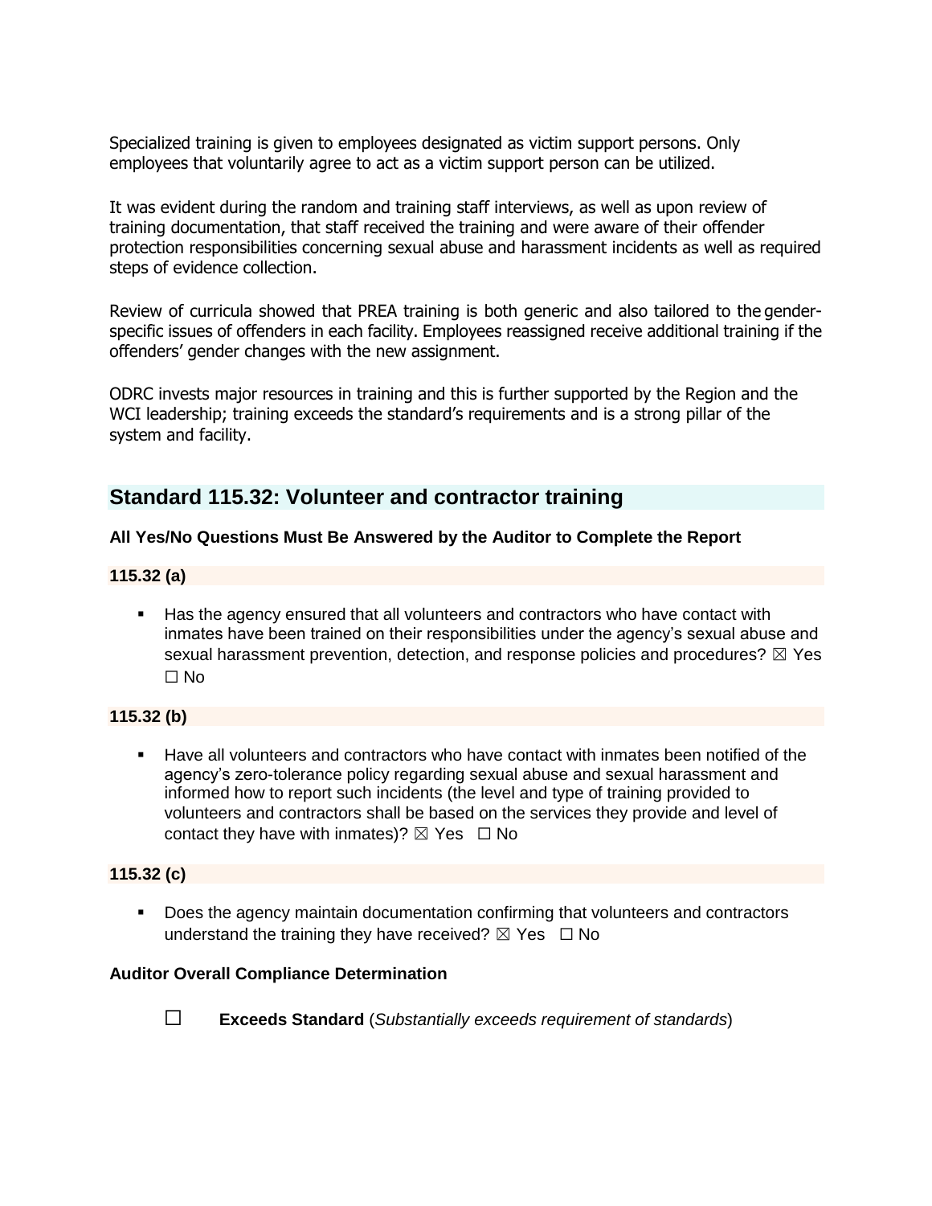Specialized training is given to employees designated as victim support persons. Only employees that voluntarily agree to act as a victim support person can be utilized.

It was evident during the random and training staff interviews, as well as upon review of training documentation, that staff received the training and were aware of their offender protection responsibilities concerning sexual abuse and harassment incidents as well as required steps of evidence collection.

Review of curricula showed that PREA training is both generic and also tailored to the gender-specific issues of offenders in each facility. Employees reassigned receive additional training if the offenders' gender changes with the new assignment.

ODRC invests major resources in training and this is further supported by the Region and the WCI leadership; training exceeds the standard's requirements and is a strong pillar of the system and facility.

## Standard 115.32: Volunteer and contractor training

**All Yes/No Questions Must Be Answered by the Auditor to Complete the Report**

**115.32 (a)**

- Has the agency ensured that all volunteers and contractors who have contact with inmates have been trained on their responsibilities under the agency's sexual abuse and sexual harassment prevention, detection, and response policies and procedures? ☒ Yes ☐ No

**115.32 (b)**

- Have all volunteers and contractors who have contact with inmates been notified of the agency's zero-tolerance policy regarding sexual abuse and sexual harassment and informed how to report such incidents (the level and type of training provided to volunteers and contractors shall be based on the services they provide and level of contact they have with inmates)? ☒ Yes ☐ No

**115.32 (c)**

- Does the agency maintain documentation confirming that volunteers and contractors understand the training they have received? ☒ Yes ☐ No

**Auditor Overall Compliance Determination**

☐ **Exceeds Standard** (*Substantially exceeds requirement of standards*)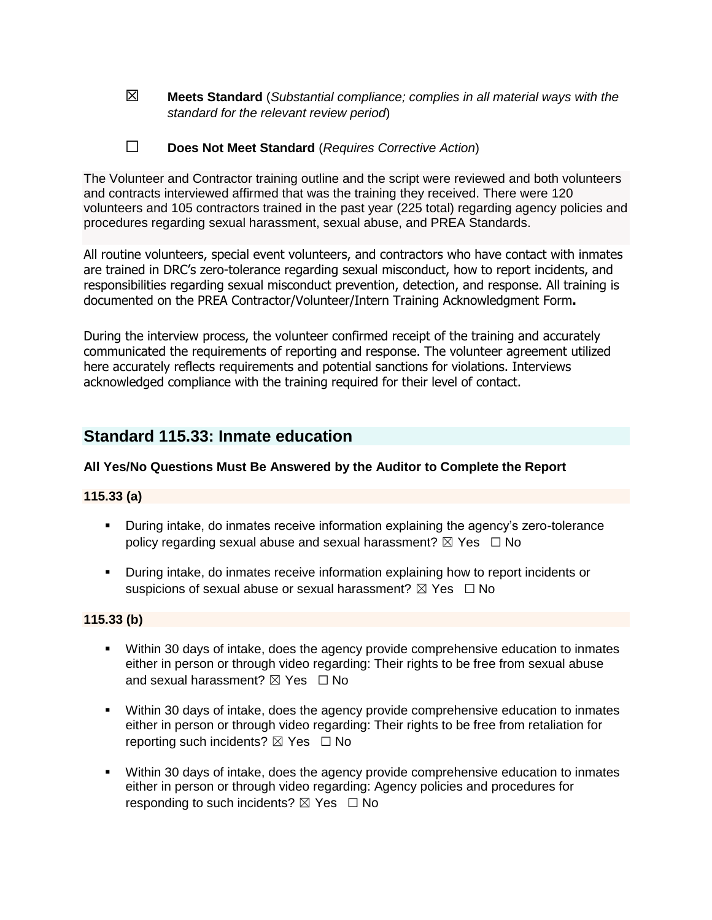☒ **Meets Standard** (*Substantial compliance; complies in all material ways with the standard for the relevant review period*)

☐ **Does Not Meet Standard** (*Requires Corrective Action*)

The Volunteer and Contractor training outline and the script were reviewed and both volunteers and contracts interviewed affirmed that was the training they received. There were 120 volunteers and 105 contractors trained in the past year (225 total) regarding agency policies and procedures regarding sexual harassment, sexual abuse, and PREA Standards.

All routine volunteers, special event volunteers, and contractors who have contact with inmates are trained in DRC's zero-tolerance regarding sexual misconduct, how to report incidents, and responsibilities regarding sexual misconduct prevention, detection, and response. All training is documented on the PREA Contractor/Volunteer/Intern Training Acknowledgment Form**.**

During the interview process, the volunteer confirmed receipt of the training and accurately communicated the requirements of reporting and response. The volunteer agreement utilized here accurately reflects requirements and potential sanctions for violations. Interviews acknowledged compliance with the training required for their level of contact.

## Standard 115.33: Inmate education

**All Yes/No Questions Must Be Answered by the Auditor to Complete the Report**

**115.33 (a)**

- During intake, do inmates receive information explaining the agency's zero-tolerance policy regarding sexual abuse and sexual harassment? ☒ Yes ☐ No
- During intake, do inmates receive information explaining how to report incidents or suspicions of sexual abuse or sexual harassment? ☒ Yes ☐ No

**115.33 (b)**

- Within 30 days of intake, does the agency provide comprehensive education to inmates either in person or through video regarding: Their rights to be free from sexual abuse and sexual harassment? ☒ Yes ☐ No
- Within 30 days of intake, does the agency provide comprehensive education to inmates either in person or through video regarding: Their rights to be free from retaliation for reporting such incidents? ☒ Yes ☐ No
- Within 30 days of intake, does the agency provide comprehensive education to inmates either in person or through video regarding: Agency policies and procedures for responding to such incidents? ☒ Yes ☐ No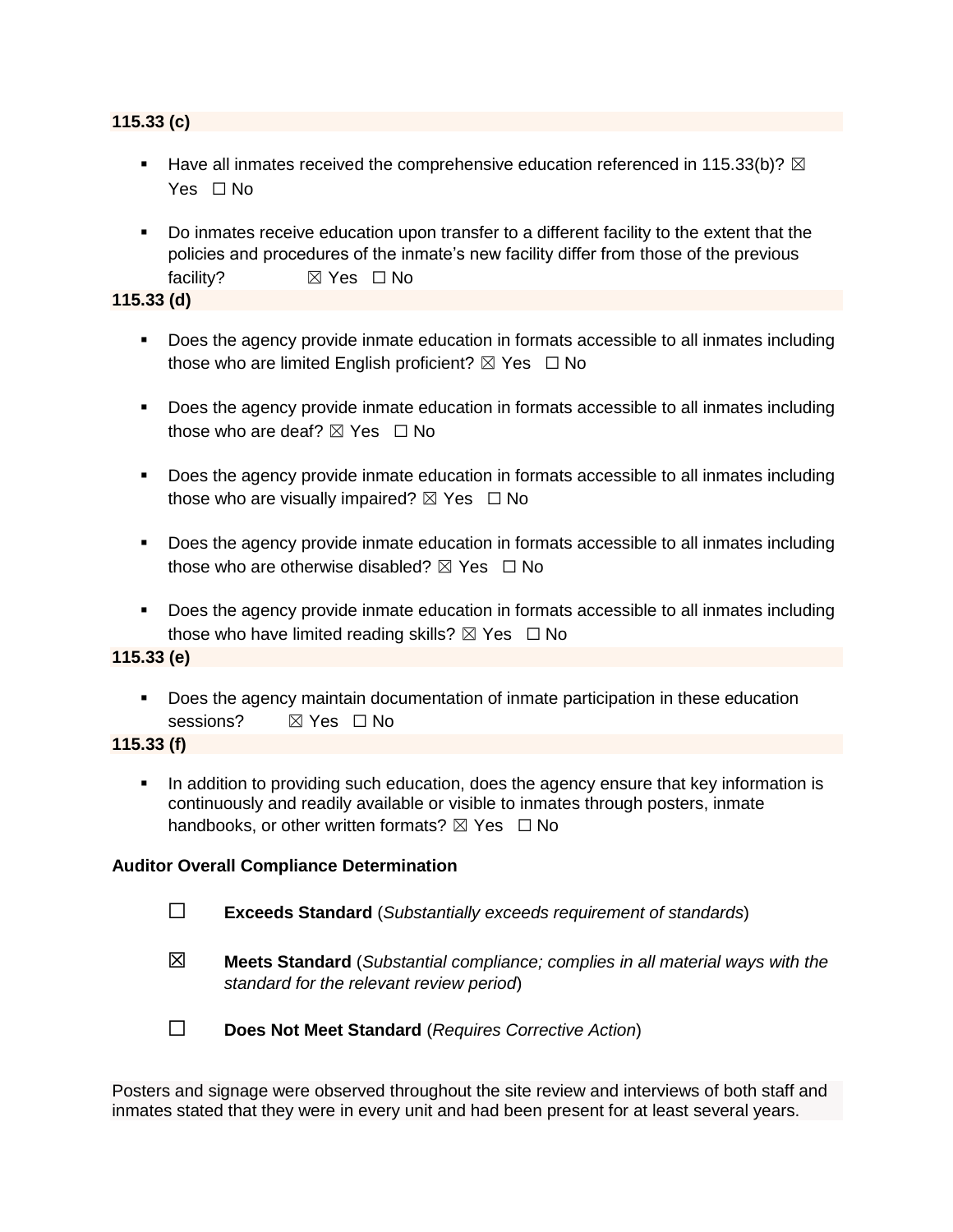**115.33 (c)**

- Have all inmates received the comprehensive education referenced in 115.33(b)? ☒ Yes ☐ No

- Do inmates receive education upon transfer to a different facility to the extent that the policies and procedures of the inmate's new facility differ from those of the previous facility? ☒ Yes ☐ No

**115.33 (d)**

- Does the agency provide inmate education in formats accessible to all inmates including those who are limited English proficient? ☒ Yes ☐ No

- Does the agency provide inmate education in formats accessible to all inmates including those who are deaf? ☒ Yes ☐ No

- Does the agency provide inmate education in formats accessible to all inmates including those who are visually impaired? ☒ Yes ☐ No

- Does the agency provide inmate education in formats accessible to all inmates including those who are otherwise disabled? ☒ Yes ☐ No

- Does the agency provide inmate education in formats accessible to all inmates including those who have limited reading skills? ☒ Yes ☐ No

**115.33 (e)**

- Does the agency maintain documentation of inmate participation in these education sessions? ☒ Yes ☐ No

**115.33 (f)**

- In addition to providing such education, does the agency ensure that key information is continuously and readily available or visible to inmates through posters, inmate handbooks, or other written formats? ☒ Yes ☐ No

**Auditor Overall Compliance Determination**

☐ **Exceeds Standard** (*Substantially exceeds requirement of standards*)

☒ **Meets Standard** (*Substantial compliance; complies in all material ways with the standard for the relevant review period*)

☐ **Does Not Meet Standard** (*Requires Corrective Action*)

Posters and signage were observed throughout the site review and interviews of both staff and inmates stated that they were in every unit and had been present for at least several years.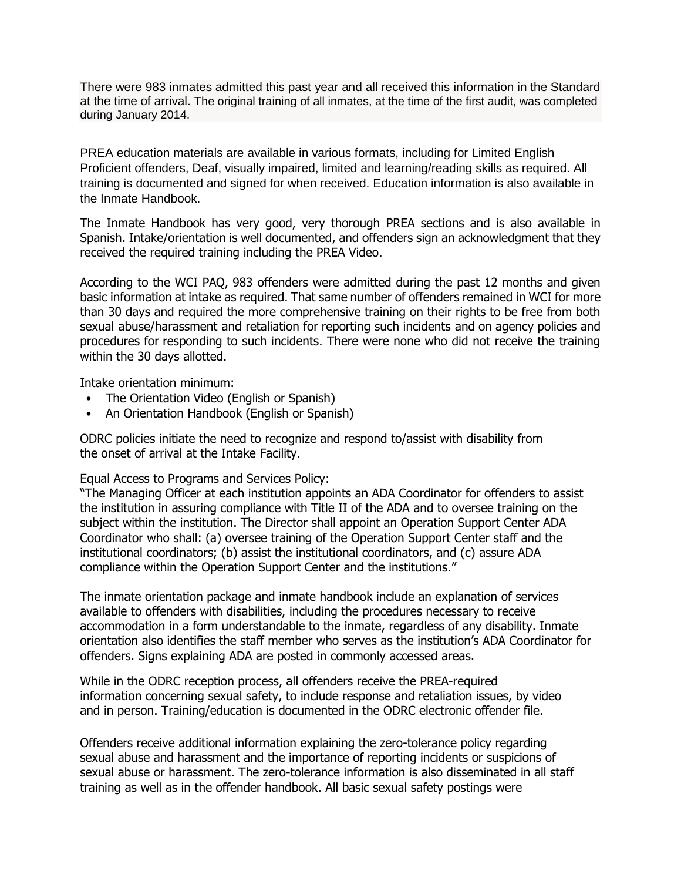There were 983 inmates admitted this past year and all received this information in the Standard at the time of arrival. The original training of all inmates, at the time of the first audit, was completed during January 2014.

PREA education materials are available in various formats, including for Limited English Proficient offenders, Deaf, visually impaired, limited and learning/reading skills as required. All training is documented and signed for when received. Education information is also available in the Inmate Handbook.

The Inmate Handbook has very good, very thorough PREA sections and is also available in Spanish. Intake/orientation is well documented, and offenders sign an acknowledgment that they received the required training including the PREA Video.

According to the WCI PAQ, 983 offenders were admitted during the past 12 months and given basic information at intake as required. That same number of offenders remained in WCI for more than 30 days and required the more comprehensive training on their rights to be free from both sexual abuse/harassment and retaliation for reporting such incidents and on agency policies and procedures for responding to such incidents. There were none who did not receive the training within the 30 days allotted.

Intake orientation minimum:

- The Orientation Video (English or Spanish)
- An Orientation Handbook (English or Spanish)

ODRC policies initiate the need to recognize and respond to/assist with disability from the onset of arrival at the Intake Facility.

Equal Access to Programs and Services Policy:
"The Managing Officer at each institution appoints an ADA Coordinator for offenders to assist the institution in assuring compliance with Title II of the ADA and to oversee training on the subject within the institution. The Director shall appoint an Operation Support Center ADA Coordinator who shall: (a) oversee training of the Operation Support Center staff and the institutional coordinators; (b) assist the institutional coordinators, and (c) assure ADA compliance within the Operation Support Center and the institutions."

The inmate orientation package and inmate handbook include an explanation of services available to offenders with disabilities, including the procedures necessary to receive accommodation in a form understandable to the inmate, regardless of any disability. Inmate orientation also identifies the staff member who serves as the institution's ADA Coordinator for offenders. Signs explaining ADA are posted in commonly accessed areas.

While in the ODRC reception process, all offenders receive the PREA-required information concerning sexual safety, to include response and retaliation issues, by video and in person. Training/education is documented in the ODRC electronic offender file.

Offenders receive additional information explaining the zero-tolerance policy regarding sexual abuse and harassment and the importance of reporting incidents or suspicions of sexual abuse or harassment. The zero-tolerance information is also disseminated in all staff training as well as in the offender handbook. All basic sexual safety postings were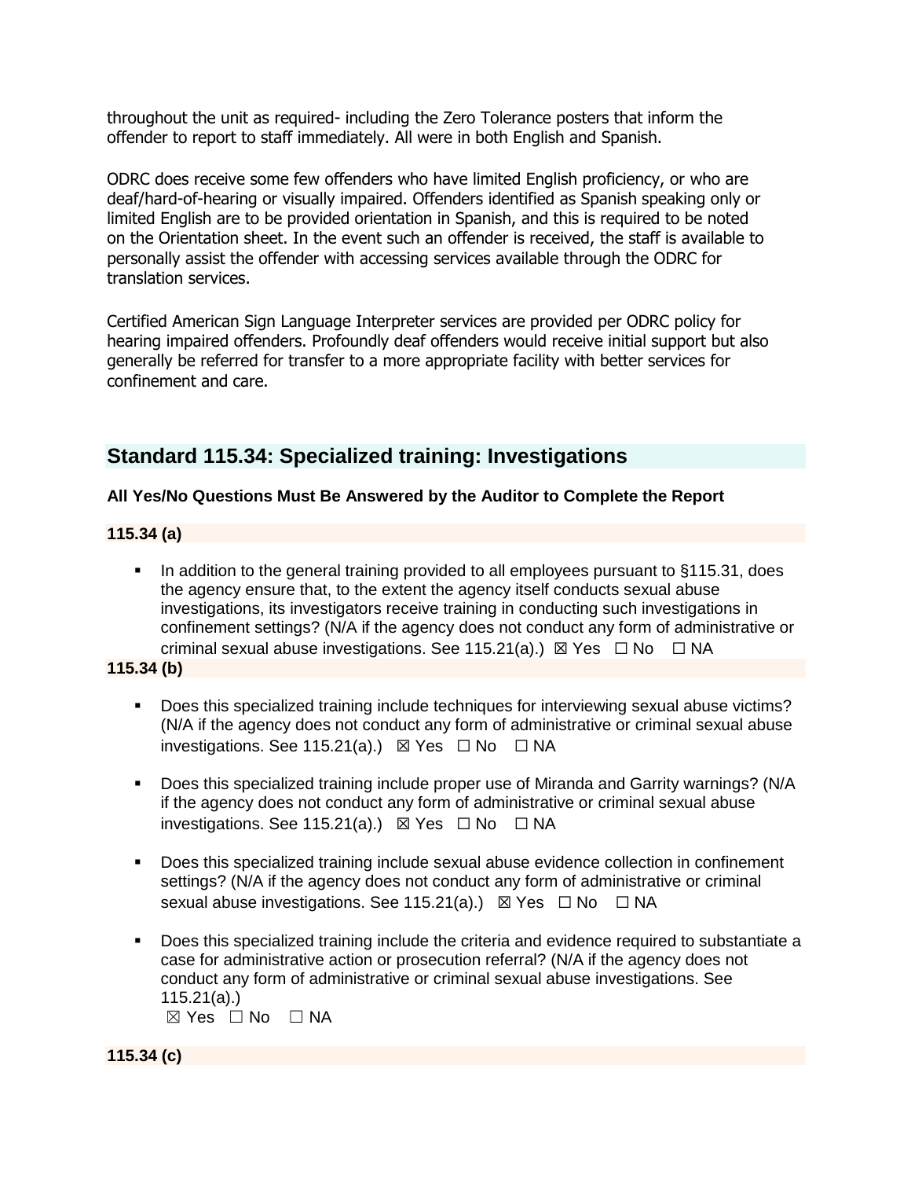throughout the unit as required- including the Zero Tolerance posters that inform the offender to report to staff immediately. All were in both English and Spanish.

ODRC does receive some few offenders who have limited English proficiency, or who are deaf/hard-of-hearing or visually impaired. Offenders identified as Spanish speaking only or limited English are to be provided orientation in Spanish, and this is required to be noted on the Orientation sheet. In the event such an offender is received, the staff is available to personally assist the offender with accessing services available through the ODRC for translation services.

Certified American Sign Language Interpreter services are provided per ODRC policy for hearing impaired offenders. Profoundly deaf offenders would receive initial support but also generally be referred for transfer to a more appropriate facility with better services for confinement and care.

## Standard 115.34: Specialized training: Investigations

**All Yes/No Questions Must Be Answered by the Auditor to Complete the Report**

**115.34 (a)**

- In addition to the general training provided to all employees pursuant to §115.31, does the agency ensure that, to the extent the agency itself conducts sexual abuse investigations, its investigators receive training in conducting such investigations in confinement settings? (N/A if the agency does not conduct any form of administrative or criminal sexual abuse investigations. See 115.21(a).) ☒ Yes ☐ No ☐ NA

**115.34 (b)**

- Does this specialized training include techniques for interviewing sexual abuse victims? (N/A if the agency does not conduct any form of administrative or criminal sexual abuse investigations. See 115.21(a).) ☒ Yes ☐ No ☐ NA

- Does this specialized training include proper use of Miranda and Garrity warnings? (N/A if the agency does not conduct any form of administrative or criminal sexual abuse investigations. See 115.21(a).) ☒ Yes ☐ No ☐ NA

- Does this specialized training include sexual abuse evidence collection in confinement settings? (N/A if the agency does not conduct any form of administrative or criminal sexual abuse investigations. See 115.21(a).) ☒ Yes ☐ No ☐ NA

- Does this specialized training include the criteria and evidence required to substantiate a case for administrative action or prosecution referral? (N/A if the agency does not conduct any form of administrative or criminal sexual abuse investigations. See 115.21(a).)
  ☒ Yes ☐ No ☐ NA

**115.34 (c)**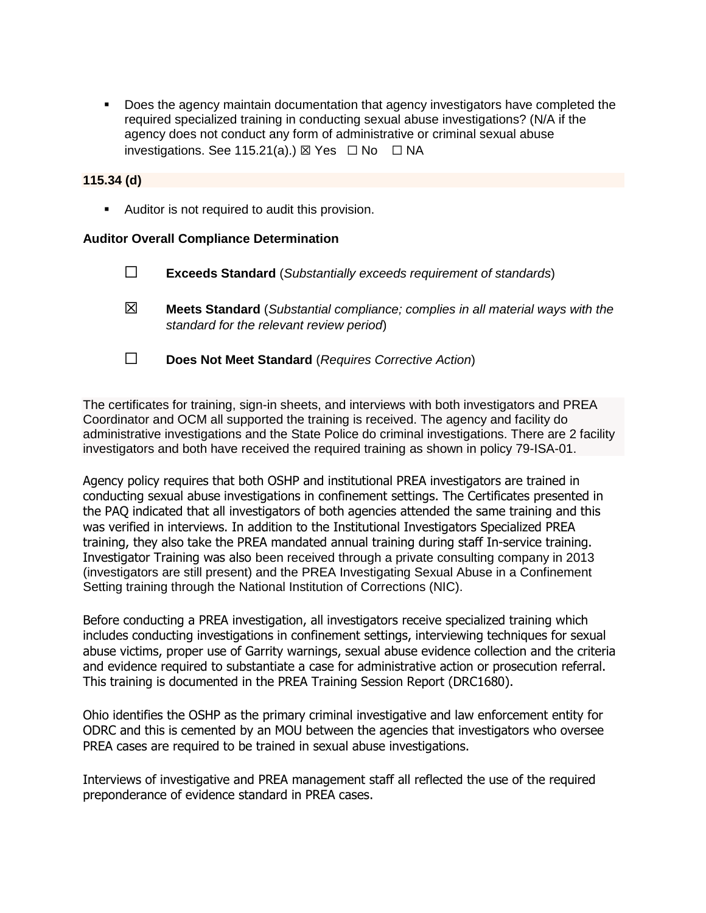- Does the agency maintain documentation that agency investigators have completed the required specialized training in conducting sexual abuse investigations? (N/A if the agency does not conduct any form of administrative or criminal sexual abuse investigations. See 115.21(a).) ☒ Yes ☐ No ☐ NA

**115.34 (d)**

- Auditor is not required to audit this provision.

**Auditor Overall Compliance Determination**

☐ **Exceeds Standard** (*Substantially exceeds requirement of standards*)

☒ **Meets Standard** (*Substantial compliance; complies in all material ways with the standard for the relevant review period*)

☐ **Does Not Meet Standard** (*Requires Corrective Action*)

The certificates for training, sign-in sheets, and interviews with both investigators and PREA Coordinator and OCM all supported the training is received. The agency and facility do administrative investigations and the State Police do criminal investigations. There are 2 facility investigators and both have received the required training as shown in policy 79-ISA-01.

Agency policy requires that both OSHP and institutional PREA investigators are trained in conducting sexual abuse investigations in confinement settings. The Certificates presented in the PAQ indicated that all investigators of both agencies attended the same training and this was verified in interviews. In addition to the Institutional Investigators Specialized PREA training, they also take the PREA mandated annual training during staff In-service training. Investigator Training was also been received through a private consulting company in 2013 (investigators are still present) and the PREA Investigating Sexual Abuse in a Confinement Setting training through the National Institution of Corrections (NIC).

Before conducting a PREA investigation, all investigators receive specialized training which includes conducting investigations in confinement settings, interviewing techniques for sexual abuse victims, proper use of Garrity warnings, sexual abuse evidence collection and the criteria and evidence required to substantiate a case for administrative action or prosecution referral. This training is documented in the PREA Training Session Report (DRC1680).

Ohio identifies the OSHP as the primary criminal investigative and law enforcement entity for ODRC and this is cemented by an MOU between the agencies that investigators who oversee PREA cases are required to be trained in sexual abuse investigations.

Interviews of investigative and PREA management staff all reflected the use of the required preponderance of evidence standard in PREA cases.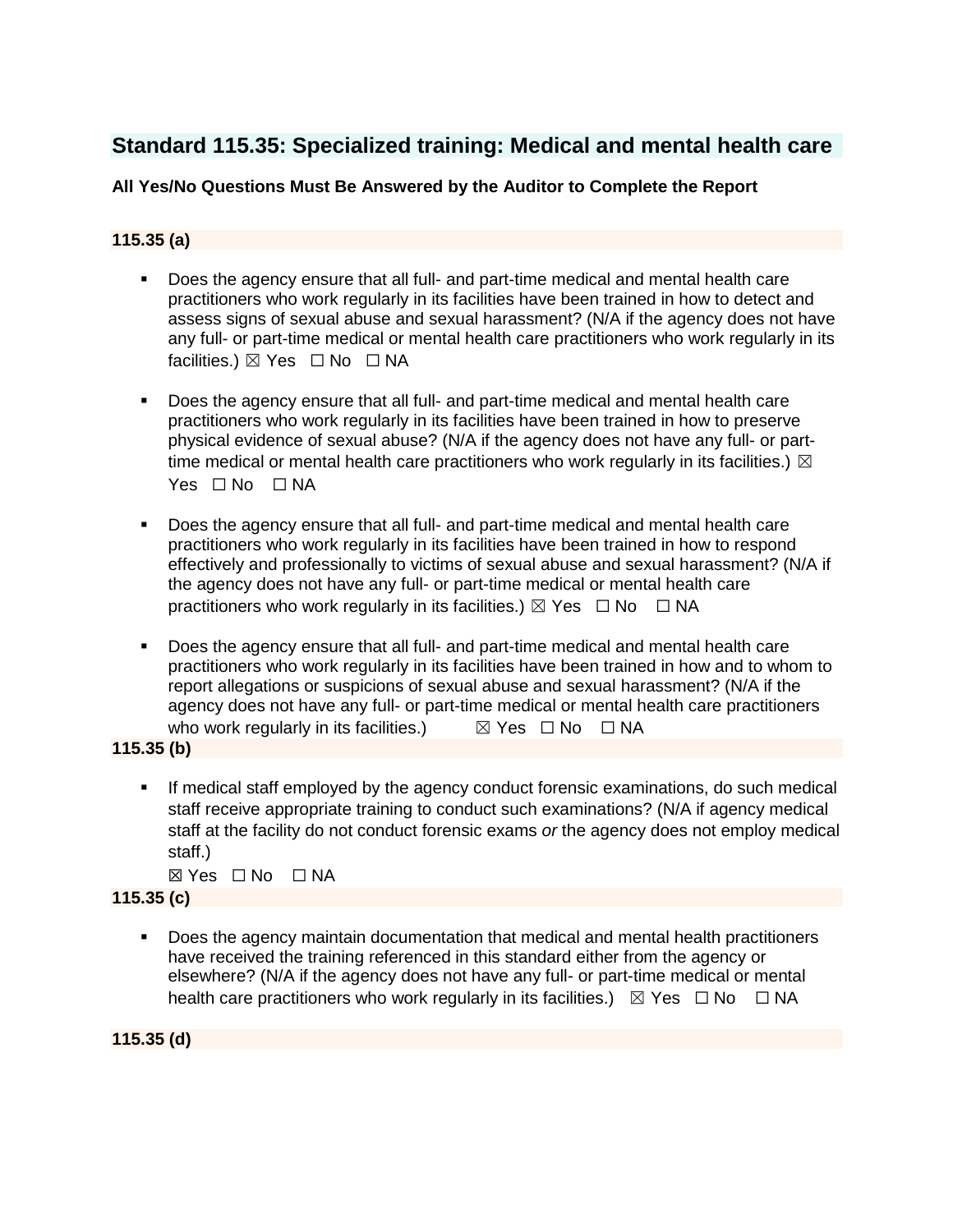## Standard 115.35: Specialized training: Medical and mental health care

**All Yes/No Questions Must Be Answered by the Auditor to Complete the Report**

**115.35 (a)**

- Does the agency ensure that all full- and part-time medical and mental health care practitioners who work regularly in its facilities have been trained in how to detect and assess signs of sexual abuse and sexual harassment? (N/A if the agency does not have any full- or part-time medical or mental health care practitioners who work regularly in its facilities.) ☒ Yes ☐ No ☐ NA

- Does the agency ensure that all full- and part-time medical and mental health care practitioners who work regularly in its facilities have been trained in how to preserve physical evidence of sexual abuse? (N/A if the agency does not have any full- or part-time medical or mental health care practitioners who work regularly in its facilities.) ☒ Yes ☐ No ☐ NA

- Does the agency ensure that all full- and part-time medical and mental health care practitioners who work regularly in its facilities have been trained in how to respond effectively and professionally to victims of sexual abuse and sexual harassment? (N/A if the agency does not have any full- or part-time medical or mental health care practitioners who work regularly in its facilities.) ☒ Yes ☐ No ☐ NA

- Does the agency ensure that all full- and part-time medical and mental health care practitioners who work regularly in its facilities have been trained in how and to whom to report allegations or suspicions of sexual abuse and sexual harassment? (N/A if the agency does not have any full- or part-time medical or mental health care practitioners who work regularly in its facilities.) ☒ Yes ☐ No ☐ NA

**115.35 (b)**

- If medical staff employed by the agency conduct forensic examinations, do such medical staff receive appropriate training to conduct such examinations? (N/A if agency medical staff at the facility do not conduct forensic exams *or* the agency does not employ medical staff.)

  ☒ Yes ☐ No ☐ NA

**115.35 (c)**

- Does the agency maintain documentation that medical and mental health practitioners have received the training referenced in this standard either from the agency or elsewhere? (N/A if the agency does not have any full- or part-time medical or mental health care practitioners who work regularly in its facilities.) ☒ Yes ☐ No ☐ NA

**115.35 (d)**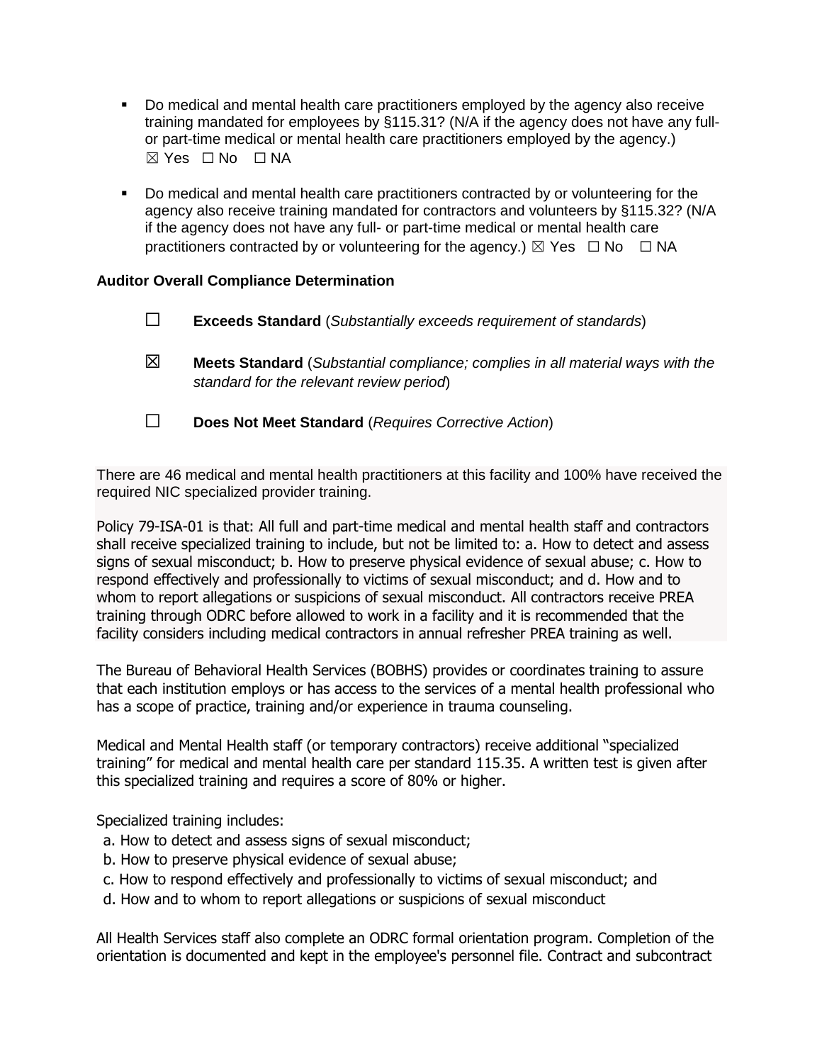- Do medical and mental health care practitioners employed by the agency also receive training mandated for employees by §115.31? (N/A if the agency does not have any full- or part-time medical or mental health care practitioners employed by the agency.)
  ☒ Yes ☐ No ☐ NA

- Do medical and mental health care practitioners contracted by or volunteering for the agency also receive training mandated for contractors and volunteers by §115.32? (N/A if the agency does not have any full- or part-time medical or mental health care practitioners contracted by or volunteering for the agency.) ☒ Yes ☐ No ☐ NA

**Auditor Overall Compliance Determination**

☐ **Exceeds Standard** (*Substantially exceeds requirement of standards*)

☒ **Meets Standard** (*Substantial compliance; complies in all material ways with the standard for the relevant review period*)

☐ **Does Not Meet Standard** (*Requires Corrective Action*)

There are 46 medical and mental health practitioners at this facility and 100% have received the required NIC specialized provider training.

Policy 79-ISA-01 is that: All full and part-time medical and mental health staff and contractors shall receive specialized training to include, but not be limited to: a. How to detect and assess signs of sexual misconduct; b. How to preserve physical evidence of sexual abuse; c. How to respond effectively and professionally to victims of sexual misconduct; and d. How and to whom to report allegations or suspicions of sexual misconduct. All contractors receive PREA training through ODRC before allowed to work in a facility and it is recommended that the facility considers including medical contractors in annual refresher PREA training as well.

The Bureau of Behavioral Health Services (BOBHS) provides or coordinates training to assure that each institution employs or has access to the services of a mental health professional who has a scope of practice, training and/or experience in trauma counseling.

Medical and Mental Health staff (or temporary contractors) receive additional "specialized training" for medical and mental health care per standard 115.35. A written test is given after this specialized training and requires a score of 80% or higher.

Specialized training includes:

a. How to detect and assess signs of sexual misconduct;
b. How to preserve physical evidence of sexual abuse;
c. How to respond effectively and professionally to victims of sexual misconduct; and
d. How and to whom to report allegations or suspicions of sexual misconduct

All Health Services staff also complete an ODRC formal orientation program. Completion of the orientation is documented and kept in the employee's personnel file. Contract and subcontract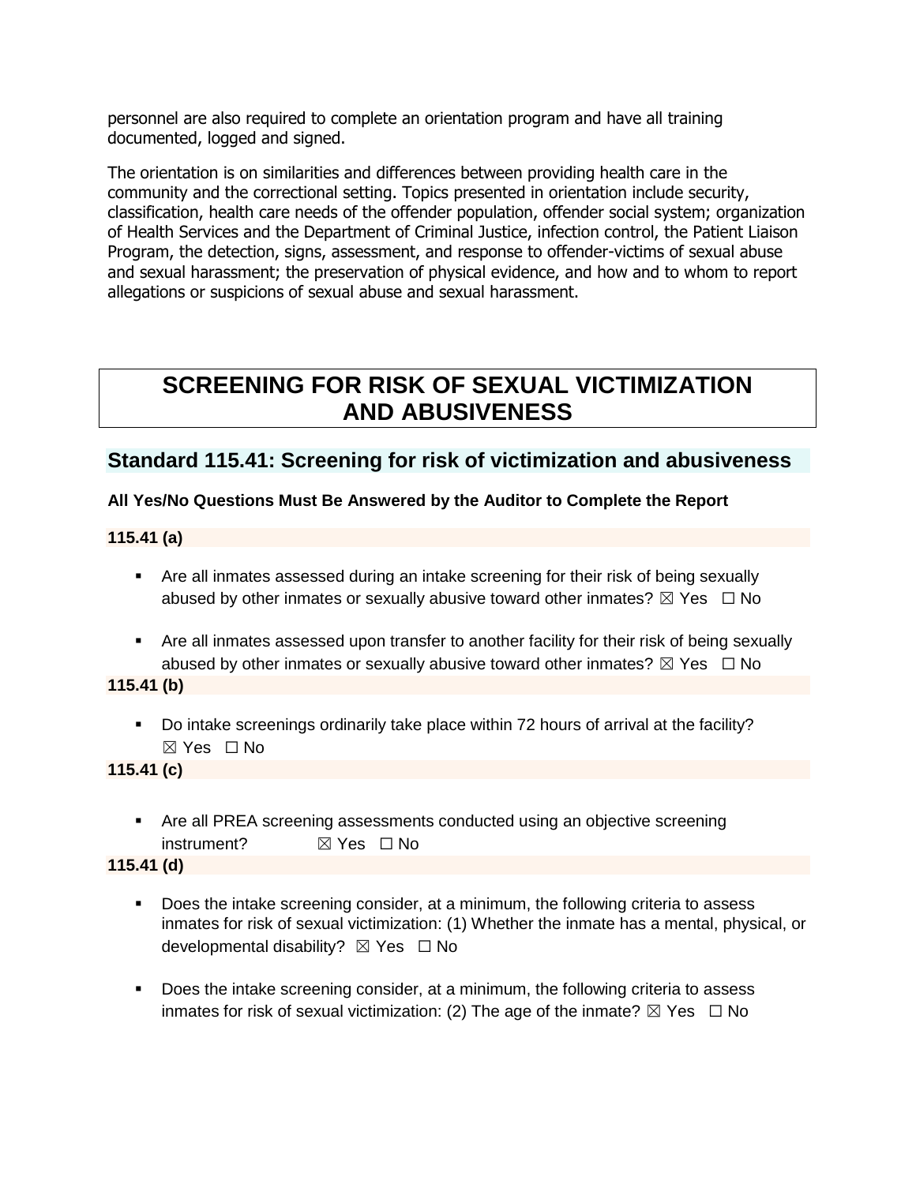personnel are also required to complete an orientation program and have all training documented, logged and signed.

The orientation is on similarities and differences between providing health care in the community and the correctional setting. Topics presented in orientation include security, classification, health care needs of the offender population, offender social system; organization of Health Services and the Department of Criminal Justice, infection control, the Patient Liaison Program, the detection, signs, assessment, and response to offender-victims of sexual abuse and sexual harassment; the preservation of physical evidence, and how and to whom to report allegations or suspicions of sexual abuse and sexual harassment.

# SCREENING FOR RISK OF SEXUAL VICTIMIZATION AND ABUSIVENESS

## Standard 115.41: Screening for risk of victimization and abusiveness

**All Yes/No Questions Must Be Answered by the Auditor to Complete the Report**

**115.41 (a)**

- Are all inmates assessed during an intake screening for their risk of being sexually abused by other inmates or sexually abusive toward other inmates? ☒ Yes ☐ No
- Are all inmates assessed upon transfer to another facility for their risk of being sexually abused by other inmates or sexually abusive toward other inmates? ☒ Yes ☐ No

**115.41 (b)**

- Do intake screenings ordinarily take place within 72 hours of arrival at the facility? ☒ Yes ☐ No

**115.41 (c)**

- Are all PREA screening assessments conducted using an objective screening instrument? ☒ Yes ☐ No

**115.41 (d)**

- Does the intake screening consider, at a minimum, the following criteria to assess inmates for risk of sexual victimization: (1) Whether the inmate has a mental, physical, or developmental disability? ☒ Yes ☐ No
- Does the intake screening consider, at a minimum, the following criteria to assess inmates for risk of sexual victimization: (2) The age of the inmate? ☒ Yes ☐ No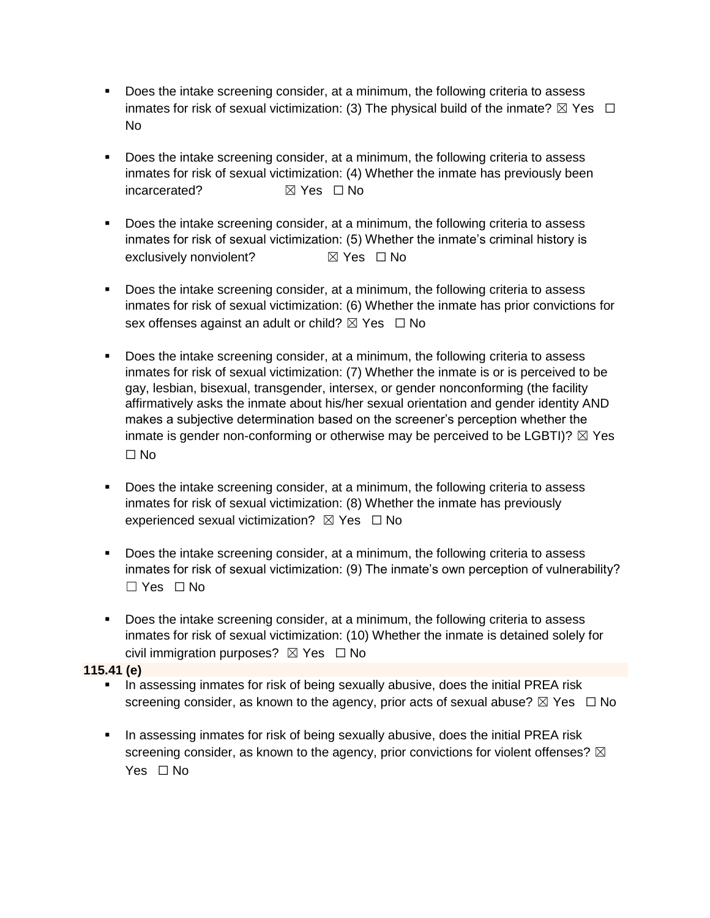- Does the intake screening consider, at a minimum, the following criteria to assess inmates for risk of sexual victimization: (3) The physical build of the inmate? ☒ Yes ☐ No

- Does the intake screening consider, at a minimum, the following criteria to assess inmates for risk of sexual victimization: (4) Whether the inmate has previously been incarcerated? ☒ Yes ☐ No

- Does the intake screening consider, at a minimum, the following criteria to assess inmates for risk of sexual victimization: (5) Whether the inmate's criminal history is exclusively nonviolent? ☒ Yes ☐ No

- Does the intake screening consider, at a minimum, the following criteria to assess inmates for risk of sexual victimization: (6) Whether the inmate has prior convictions for sex offenses against an adult or child? ☒ Yes ☐ No

- Does the intake screening consider, at a minimum, the following criteria to assess inmates for risk of sexual victimization: (7) Whether the inmate is or is perceived to be gay, lesbian, bisexual, transgender, intersex, or gender nonconforming (the facility affirmatively asks the inmate about his/her sexual orientation and gender identity AND makes a subjective determination based on the screener's perception whether the inmate is gender non-conforming or otherwise may be perceived to be LGBTI)? ☒ Yes ☐ No

- Does the intake screening consider, at a minimum, the following criteria to assess inmates for risk of sexual victimization: (8) Whether the inmate has previously experienced sexual victimization? ☒ Yes ☐ No

- Does the intake screening consider, at a minimum, the following criteria to assess inmates for risk of sexual victimization: (9) The inmate's own perception of vulnerability? ☐ Yes ☐ No

- Does the intake screening consider, at a minimum, the following criteria to assess inmates for risk of sexual victimization: (10) Whether the inmate is detained solely for civil immigration purposes? ☒ Yes ☐ No

**115.41 (e)**

- In assessing inmates for risk of being sexually abusive, does the initial PREA risk screening consider, as known to the agency, prior acts of sexual abuse? ☒ Yes ☐ No

- In assessing inmates for risk of being sexually abusive, does the initial PREA risk screening consider, as known to the agency, prior convictions for violent offenses? ☒ Yes ☐ No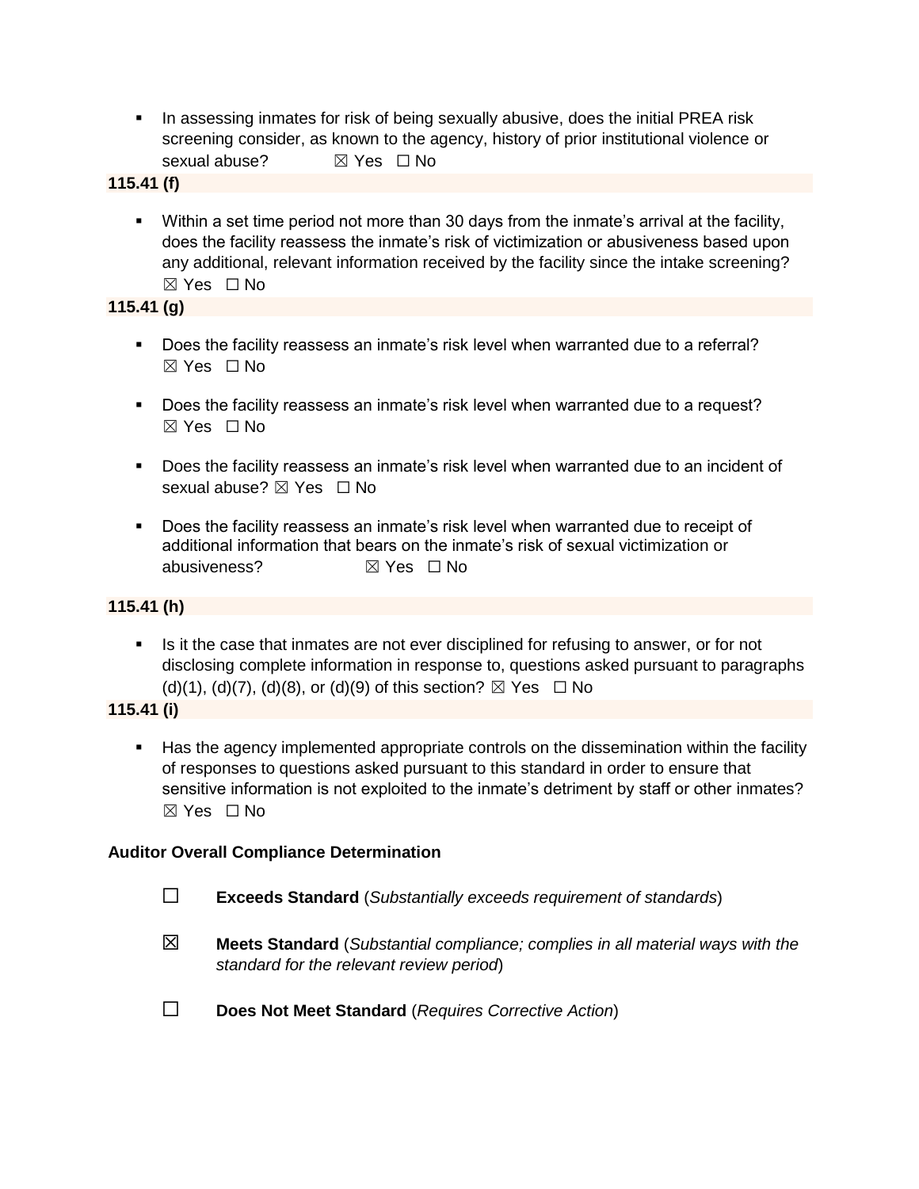- In assessing inmates for risk of being sexually abusive, does the initial PREA risk screening consider, as known to the agency, history of prior institutional violence or sexual abuse? ☒ Yes ☐ No

**115.41 (f)**

- Within a set time period not more than 30 days from the inmate's arrival at the facility, does the facility reassess the inmate's risk of victimization or abusiveness based upon any additional, relevant information received by the facility since the intake screening? ☒ Yes ☐ No

**115.41 (g)**

- Does the facility reassess an inmate's risk level when warranted due to a referral? ☒ Yes ☐ No
- Does the facility reassess an inmate's risk level when warranted due to a request? ☒ Yes ☐ No
- Does the facility reassess an inmate's risk level when warranted due to an incident of sexual abuse? ☒ Yes ☐ No
- Does the facility reassess an inmate's risk level when warranted due to receipt of additional information that bears on the inmate's risk of sexual victimization or abusiveness? ☒ Yes ☐ No

**115.41 (h)**

- Is it the case that inmates are not ever disciplined for refusing to answer, or for not disclosing complete information in response to, questions asked pursuant to paragraphs (d)(1), (d)(7), (d)(8), or (d)(9) of this section? ☒ Yes ☐ No

**115.41 (i)**

- Has the agency implemented appropriate controls on the dissemination within the facility of responses to questions asked pursuant to this standard in order to ensure that sensitive information is not exploited to the inmate's detriment by staff or other inmates? ☒ Yes ☐ No

**Auditor Overall Compliance Determination**

☐ **Exceeds Standard** (*Substantially exceeds requirement of standards*)

☒ **Meets Standard** (*Substantial compliance; complies in all material ways with the standard for the relevant review period*)

☐ **Does Not Meet Standard** (*Requires Corrective Action*)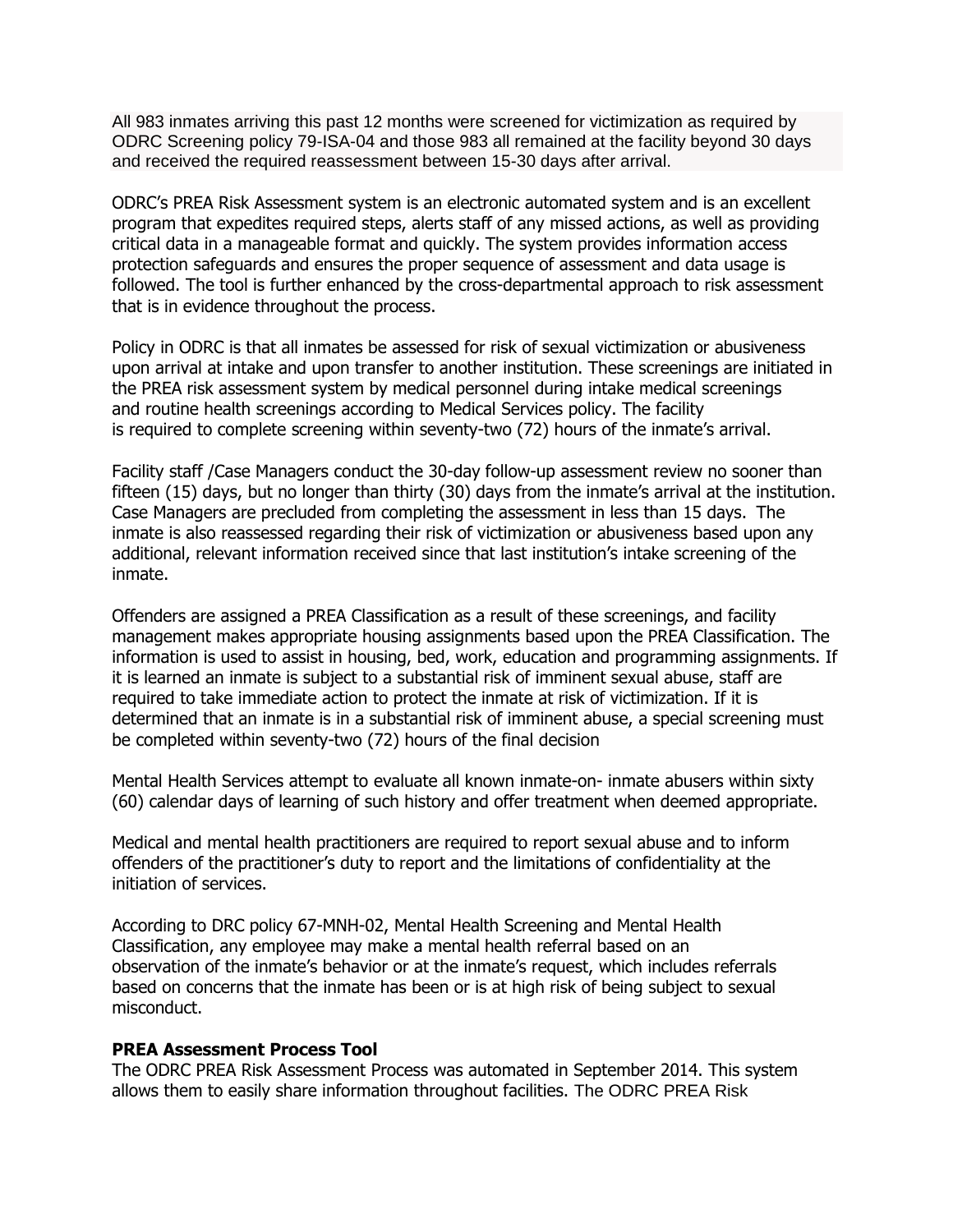All 983 inmates arriving this past 12 months were screened for victimization as required by ODRC Screening policy 79-ISA-04 and those 983 all remained at the facility beyond 30 days and received the required reassessment between 15-30 days after arrival.

ODRC's PREA Risk Assessment system is an electronic automated system and is an excellent program that expedites required steps, alerts staff of any missed actions, as well as providing critical data in a manageable format and quickly. The system provides information access protection safeguards and ensures the proper sequence of assessment and data usage is followed. The tool is further enhanced by the cross-departmental approach to risk assessment that is in evidence throughout the process.

Policy in ODRC is that all inmates be assessed for risk of sexual victimization or abusiveness upon arrival at intake and upon transfer to another institution. These screenings are initiated in the PREA risk assessment system by medical personnel during intake medical screenings and routine health screenings according to Medical Services policy. The facility is required to complete screening within seventy-two (72) hours of the inmate's arrival.

Facility staff /Case Managers conduct the 30-day follow-up assessment review no sooner than fifteen (15) days, but no longer than thirty (30) days from the inmate's arrival at the institution. Case Managers are precluded from completing the assessment in less than 15 days. The inmate is also reassessed regarding their risk of victimization or abusiveness based upon any additional, relevant information received since that last institution's intake screening of the inmate.

Offenders are assigned a PREA Classification as a result of these screenings, and facility management makes appropriate housing assignments based upon the PREA Classification. The information is used to assist in housing, bed, work, education and programming assignments. If it is learned an inmate is subject to a substantial risk of imminent sexual abuse, staff are required to take immediate action to protect the inmate at risk of victimization. If it is determined that an inmate is in a substantial risk of imminent abuse, a special screening must be completed within seventy-two (72) hours of the final decision

Mental Health Services attempt to evaluate all known inmate-on- inmate abusers within sixty (60) calendar days of learning of such history and offer treatment when deemed appropriate.

Medical and mental health practitioners are required to report sexual abuse and to inform offenders of the practitioner's duty to report and the limitations of confidentiality at the initiation of services.

According to DRC policy 67-MNH-02, Mental Health Screening and Mental Health Classification, any employee may make a mental health referral based on an observation of the inmate's behavior or at the inmate's request, which includes referrals based on concerns that the inmate has been or is at high risk of being subject to sexual misconduct.

**PREA Assessment Process Tool**
The ODRC PREA Risk Assessment Process was automated in September 2014. This system allows them to easily share information throughout facilities. The ODRC PREA Risk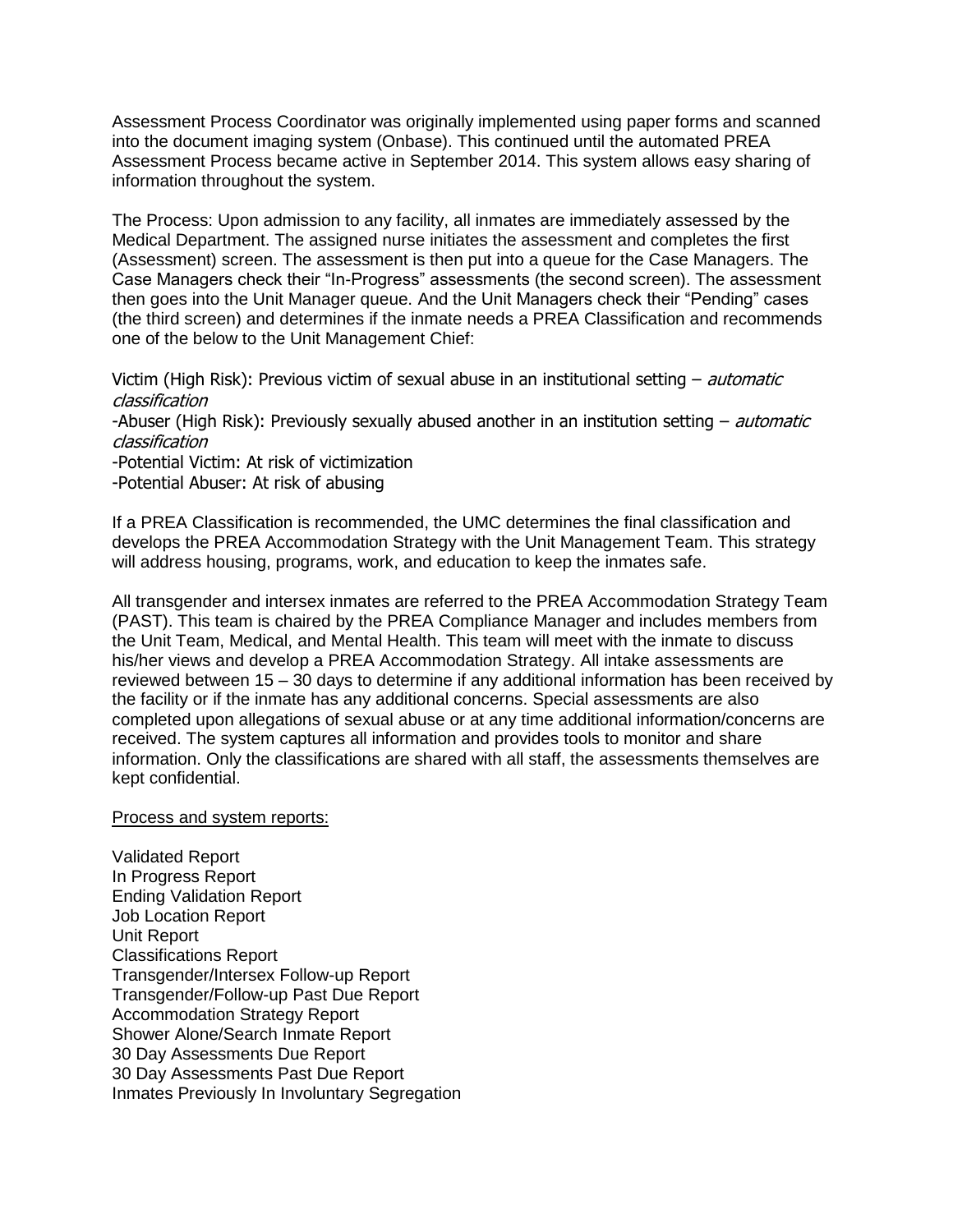Assessment Process Coordinator was originally implemented using paper forms and scanned into the document imaging system (Onbase). This continued until the automated PREA Assessment Process became active in September 2014. This system allows easy sharing of information throughout the system.

The Process: Upon admission to any facility, all inmates are immediately assessed by the Medical Department. The assigned nurse initiates the assessment and completes the first (Assessment) screen. The assessment is then put into a queue for the Case Managers. The Case Managers check their "In-Progress" assessments (the second screen). The assessment then goes into the Unit Manager queue. And the Unit Managers check their "Pending" cases (the third screen) and determines if the inmate needs a PREA Classification and recommends one of the below to the Unit Management Chief:

Victim (High Risk): Previous victim of sexual abuse in an institutional setting – *automatic classification*
-Abuser (High Risk): Previously sexually abused another in an institution setting – *automatic classification*
-Potential Victim: At risk of victimization
-Potential Abuser: At risk of abusing

If a PREA Classification is recommended, the UMC determines the final classification and develops the PREA Accommodation Strategy with the Unit Management Team. This strategy will address housing, programs, work, and education to keep the inmates safe.

All transgender and intersex inmates are referred to the PREA Accommodation Strategy Team (PAST). This team is chaired by the PREA Compliance Manager and includes members from the Unit Team, Medical, and Mental Health. This team will meet with the inmate to discuss his/her views and develop a PREA Accommodation Strategy. All intake assessments are reviewed between 15 – 30 days to determine if any additional information has been received by the facility or if the inmate has any additional concerns. Special assessments are also completed upon allegations of sexual abuse or at any time additional information/concerns are received. The system captures all information and provides tools to monitor and share information. Only the classifications are shared with all staff, the assessments themselves are kept confidential.

<u>Process and system reports:</u>

Validated Report
In Progress Report
Ending Validation Report
Job Location Report
Unit Report
Classifications Report
Transgender/Intersex Follow-up Report
Transgender/Follow-up Past Due Report
Accommodation Strategy Report
Shower Alone/Search Inmate Report
30 Day Assessments Due Report
30 Day Assessments Past Due Report
Inmates Previously In Involuntary Segregation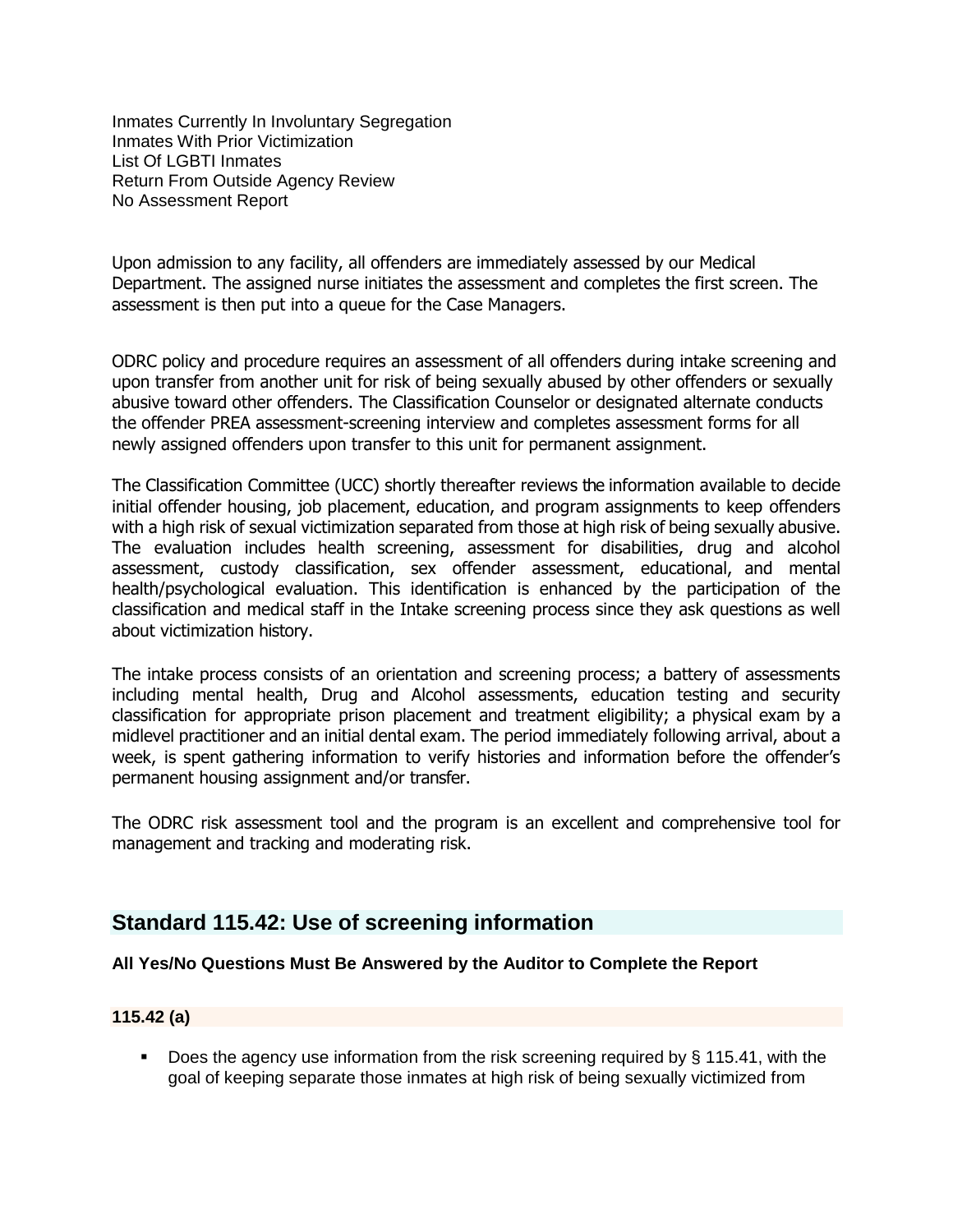Inmates Currently In Involuntary Segregation
Inmates With Prior Victimization
List Of LGBTI Inmates
Return From Outside Agency Review
No Assessment Report

Upon admission to any facility, all offenders are immediately assessed by our Medical Department. The assigned nurse initiates the assessment and completes the first screen. The assessment is then put into a queue for the Case Managers.

ODRC policy and procedure requires an assessment of all offenders during intake screening and upon transfer from another unit for risk of being sexually abused by other offenders or sexually abusive toward other offenders. The Classification Counselor or designated alternate conducts the offender PREA assessment-screening interview and completes assessment forms for all newly assigned offenders upon transfer to this unit for permanent assignment.

The Classification Committee (UCC) shortly thereafter reviews the information available to decide initial offender housing, job placement, education, and program assignments to keep offenders with a high risk of sexual victimization separated from those at high risk of being sexually abusive. The evaluation includes health screening, assessment for disabilities, drug and alcohol assessment, custody classification, sex offender assessment, educational, and mental health/psychological evaluation. This identification is enhanced by the participation of the classification and medical staff in the Intake screening process since they ask questions as well about victimization history.

The intake process consists of an orientation and screening process; a battery of assessments including mental health, Drug and Alcohol assessments, education testing and security classification for appropriate prison placement and treatment eligibility; a physical exam by a midlevel practitioner and an initial dental exam. The period immediately following arrival, about a week, is spent gathering information to verify histories and information before the offender's permanent housing assignment and/or transfer.

The ODRC risk assessment tool and the program is an excellent and comprehensive tool for management and tracking and moderating risk.

## Standard 115.42: Use of screening information

**All Yes/No Questions Must Be Answered by the Auditor to Complete the Report**

**115.42 (a)**

- Does the agency use information from the risk screening required by § 115.41, with the goal of keeping separate those inmates at high risk of being sexually victimized from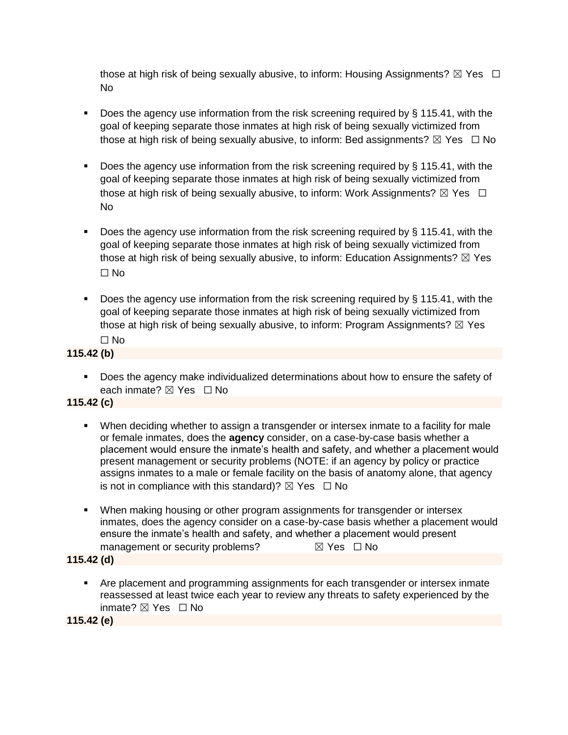those at high risk of being sexually abusive, to inform: Housing Assignments? ☒ Yes ☐ No

- Does the agency use information from the risk screening required by § 115.41, with the goal of keeping separate those inmates at high risk of being sexually victimized from those at high risk of being sexually abusive, to inform: Bed assignments? ☒ Yes ☐ No
- Does the agency use information from the risk screening required by § 115.41, with the goal of keeping separate those inmates at high risk of being sexually victimized from those at high risk of being sexually abusive, to inform: Work Assignments? ☒ Yes ☐ No
- Does the agency use information from the risk screening required by § 115.41, with the goal of keeping separate those inmates at high risk of being sexually victimized from those at high risk of being sexually abusive, to inform: Education Assignments? ☒ Yes ☐ No
- Does the agency use information from the risk screening required by § 115.41, with the goal of keeping separate those inmates at high risk of being sexually victimized from those at high risk of being sexually abusive, to inform: Program Assignments? ☒ Yes ☐ No

**115.42 (b)**

- Does the agency make individualized determinations about how to ensure the safety of each inmate? ☒ Yes ☐ No

**115.42 (c)**

- When deciding whether to assign a transgender or intersex inmate to a facility for male or female inmates, does the **agency** consider, on a case-by-case basis whether a placement would ensure the inmate's health and safety, and whether a placement would present management or security problems (NOTE: if an agency by policy or practice assigns inmates to a male or female facility on the basis of anatomy alone, that agency is not in compliance with this standard)? ☒ Yes ☐ No
- When making housing or other program assignments for transgender or intersex inmates, does the agency consider on a case-by-case basis whether a placement would ensure the inmate's health and safety, and whether a placement would present management or security problems? ☒ Yes ☐ No

**115.42 (d)**

- Are placement and programming assignments for each transgender or intersex inmate reassessed at least twice each year to review any threats to safety experienced by the inmate? ☒ Yes ☐ No

**115.42 (e)**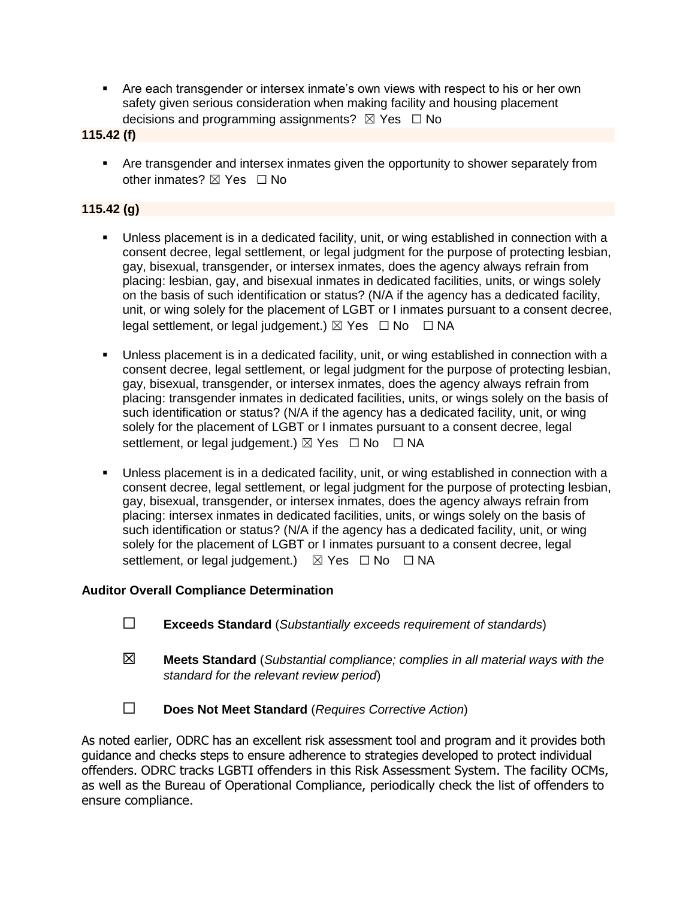- Are each transgender or intersex inmate's own views with respect to his or her own safety given serious consideration when making facility and housing placement decisions and programming assignments? ☒ Yes ☐ No

**115.42 (f)**

- Are transgender and intersex inmates given the opportunity to shower separately from other inmates? ☒ Yes ☐ No

**115.42 (g)**

- Unless placement is in a dedicated facility, unit, or wing established in connection with a consent decree, legal settlement, or legal judgment for the purpose of protecting lesbian, gay, bisexual, transgender, or intersex inmates, does the agency always refrain from placing: lesbian, gay, and bisexual inmates in dedicated facilities, units, or wings solely on the basis of such identification or status? (N/A if the agency has a dedicated facility, unit, or wing solely for the placement of LGBT or I inmates pursuant to a consent decree, legal settlement, or legal judgement.) ☒ Yes ☐ No ☐ NA

- Unless placement is in a dedicated facility, unit, or wing established in connection with a consent decree, legal settlement, or legal judgment for the purpose of protecting lesbian, gay, bisexual, transgender, or intersex inmates, does the agency always refrain from placing: transgender inmates in dedicated facilities, units, or wings solely on the basis of such identification or status? (N/A if the agency has a dedicated facility, unit, or wing solely for the placement of LGBT or I inmates pursuant to a consent decree, legal settlement, or legal judgement.) ☒ Yes ☐ No ☐ NA

- Unless placement is in a dedicated facility, unit, or wing established in connection with a consent decree, legal settlement, or legal judgment for the purpose of protecting lesbian, gay, bisexual, transgender, or intersex inmates, does the agency always refrain from placing: intersex inmates in dedicated facilities, units, or wings solely on the basis of such identification or status? (N/A if the agency has a dedicated facility, unit, or wing solely for the placement of LGBT or I inmates pursuant to a consent decree, legal settlement, or legal judgement.) ☒ Yes ☐ No ☐ NA

**Auditor Overall Compliance Determination**

☐ **Exceeds Standard** (*Substantially exceeds requirement of standards*)

☒ **Meets Standard** (*Substantial compliance; complies in all material ways with the standard for the relevant review period*)

☐ **Does Not Meet Standard** (*Requires Corrective Action*)

As noted earlier, ODRC has an excellent risk assessment tool and program and it provides both guidance and checks steps to ensure adherence to strategies developed to protect individual offenders. ODRC tracks LGBTI offenders in this Risk Assessment System. The facility OCMs, as well as the Bureau of Operational Compliance, periodically check the list of offenders to ensure compliance.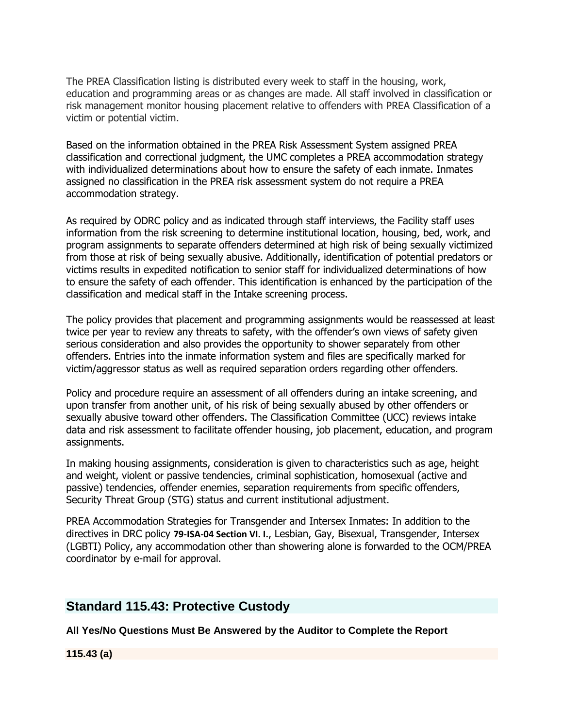The PREA Classification listing is distributed every week to staff in the housing, work, education and programming areas or as changes are made. All staff involved in classification or risk management monitor housing placement relative to offenders with PREA Classification of a victim or potential victim.

Based on the information obtained in the PREA Risk Assessment System assigned PREA classification and correctional judgment, the UMC completes a PREA accommodation strategy with individualized determinations about how to ensure the safety of each inmate. Inmates assigned no classification in the PREA risk assessment system do not require a PREA accommodation strategy.

As required by ODRC policy and as indicated through staff interviews, the Facility staff uses information from the risk screening to determine institutional location, housing, bed, work, and program assignments to separate offenders determined at high risk of being sexually victimized from those at risk of being sexually abusive. Additionally, identification of potential predators or victims results in expedited notification to senior staff for individualized determinations of how to ensure the safety of each offender. This identification is enhanced by the participation of the classification and medical staff in the Intake screening process.

The policy provides that placement and programming assignments would be reassessed at least twice per year to review any threats to safety, with the offender's own views of safety given serious consideration and also provides the opportunity to shower separately from other offenders. Entries into the inmate information system and files are specifically marked for victim/aggressor status as well as required separation orders regarding other offenders.

Policy and procedure require an assessment of all offenders during an intake screening, and upon transfer from another unit, of his risk of being sexually abused by other offenders or sexually abusive toward other offenders. The Classification Committee (UCC) reviews intake data and risk assessment to facilitate offender housing, job placement, education, and program assignments.

In making housing assignments, consideration is given to characteristics such as age, height and weight, violent or passive tendencies, criminal sophistication, homosexual (active and passive) tendencies, offender enemies, separation requirements from specific offenders, Security Threat Group (STG) status and current institutional adjustment.

PREA Accommodation Strategies for Transgender and Intersex Inmates: In addition to the directives in DRC policy **79-ISA-04 Section VI. I.**, Lesbian, Gay, Bisexual, Transgender, Intersex (LGBTI) Policy, any accommodation other than showering alone is forwarded to the OCM/PREA coordinator by e-mail for approval.

## Standard 115.43: Protective Custody

**All Yes/No Questions Must Be Answered by the Auditor to Complete the Report**

**115.43 (a)**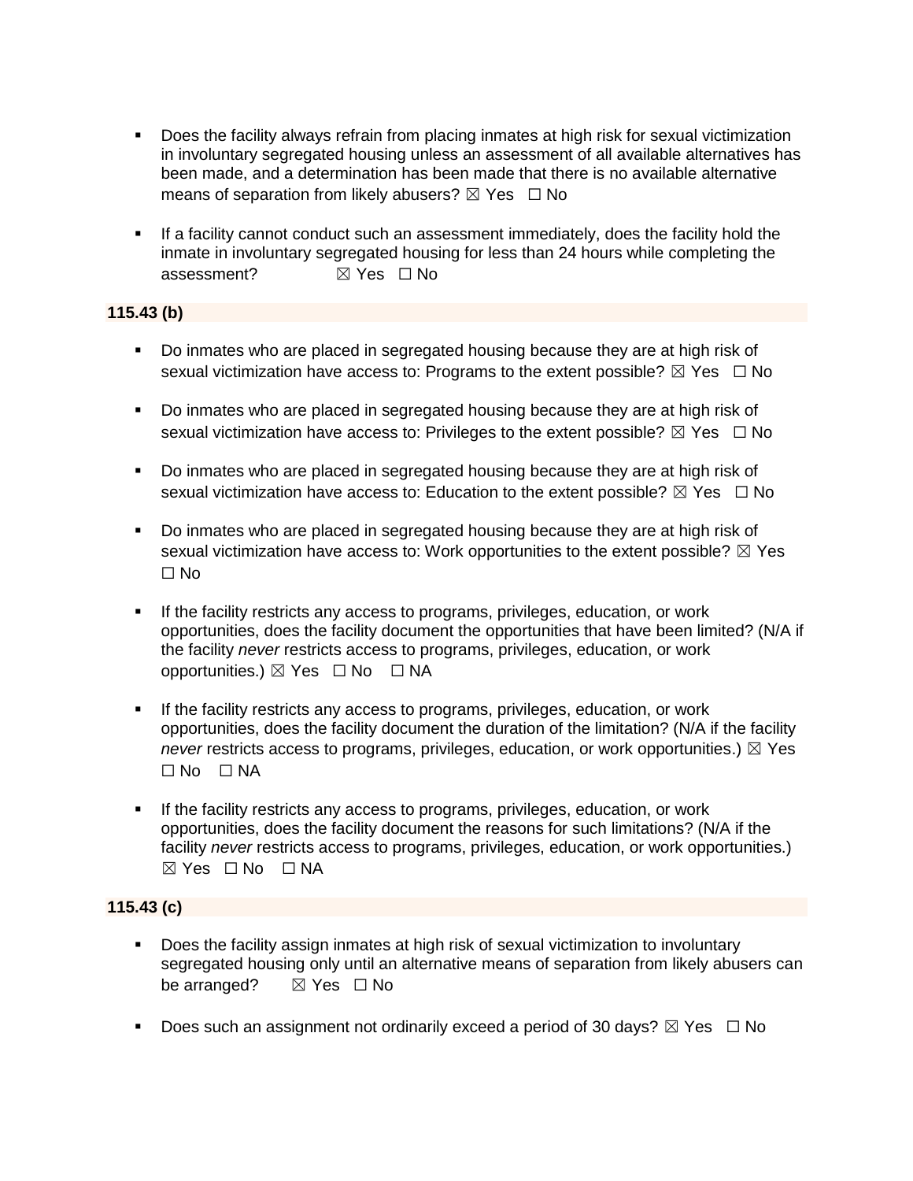- Does the facility always refrain from placing inmates at high risk for sexual victimization in involuntary segregated housing unless an assessment of all available alternatives has been made, and a determination has been made that there is no available alternative means of separation from likely abusers? ☒ Yes ☐ No

- If a facility cannot conduct such an assessment immediately, does the facility hold the inmate in involuntary segregated housing for less than 24 hours while completing the assessment? ☒ Yes ☐ No

**115.43 (b)**

- Do inmates who are placed in segregated housing because they are at high risk of sexual victimization have access to: Programs to the extent possible? ☒ Yes ☐ No

- Do inmates who are placed in segregated housing because they are at high risk of sexual victimization have access to: Privileges to the extent possible? ☒ Yes ☐ No

- Do inmates who are placed in segregated housing because they are at high risk of sexual victimization have access to: Education to the extent possible? ☒ Yes ☐ No

- Do inmates who are placed in segregated housing because they are at high risk of sexual victimization have access to: Work opportunities to the extent possible? ☒ Yes ☐ No

- If the facility restricts any access to programs, privileges, education, or work opportunities, does the facility document the opportunities that have been limited? (N/A if the facility *never* restricts access to programs, privileges, education, or work opportunities.) ☒ Yes ☐ No ☐ NA

- If the facility restricts any access to programs, privileges, education, or work opportunities, does the facility document the duration of the limitation? (N/A if the facility *never* restricts access to programs, privileges, education, or work opportunities.) ☒ Yes ☐ No ☐ NA

- If the facility restricts any access to programs, privileges, education, or work opportunities, does the facility document the reasons for such limitations? (N/A if the facility *never* restricts access to programs, privileges, education, or work opportunities.) ☒ Yes ☐ No ☐ NA

**115.43 (c)**

- Does the facility assign inmates at high risk of sexual victimization to involuntary segregated housing only until an alternative means of separation from likely abusers can be arranged? ☒ Yes ☐ No

- Does such an assignment not ordinarily exceed a period of 30 days? ☒ Yes ☐ No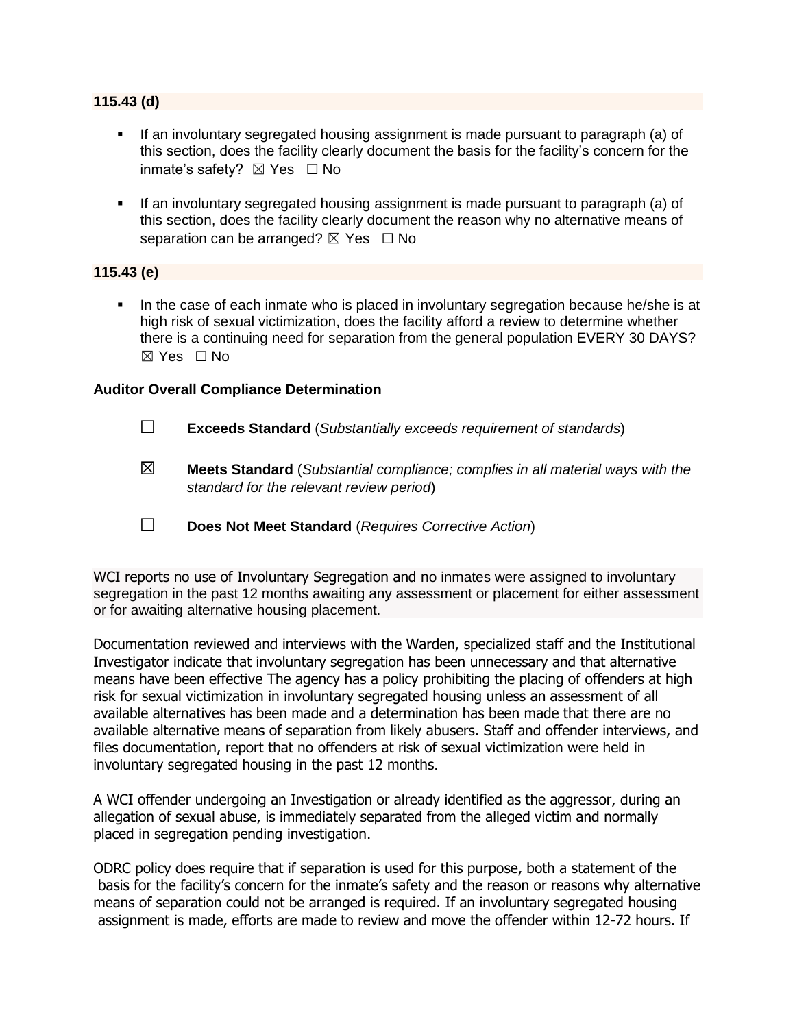**115.43 (d)**

- If an involuntary segregated housing assignment is made pursuant to paragraph (a) of this section, does the facility clearly document the basis for the facility's concern for the inmate's safety? ☒ Yes ☐ No

- If an involuntary segregated housing assignment is made pursuant to paragraph (a) of this section, does the facility clearly document the reason why no alternative means of separation can be arranged? ☒ Yes ☐ No

**115.43 (e)**

- In the case of each inmate who is placed in involuntary segregation because he/she is at high risk of sexual victimization, does the facility afford a review to determine whether there is a continuing need for separation from the general population EVERY 30 DAYS? ☒ Yes ☐ No

**Auditor Overall Compliance Determination**

☐ **Exceeds Standard** (*Substantially exceeds requirement of standards*)

☒ **Meets Standard** (*Substantial compliance; complies in all material ways with the standard for the relevant review period*)

☐ **Does Not Meet Standard** (*Requires Corrective Action*)

WCI reports no use of Involuntary Segregation and no inmates were assigned to involuntary segregation in the past 12 months awaiting any assessment or placement for either assessment or for awaiting alternative housing placement.

Documentation reviewed and interviews with the Warden, specialized staff and the Institutional Investigator indicate that involuntary segregation has been unnecessary and that alternative means have been effective The agency has a policy prohibiting the placing of offenders at high risk for sexual victimization in involuntary segregated housing unless an assessment of all available alternatives has been made and a determination has been made that there are no available alternative means of separation from likely abusers. Staff and offender interviews, and files documentation, report that no offenders at risk of sexual victimization were held in involuntary segregated housing in the past 12 months.

A WCI offender undergoing an Investigation or already identified as the aggressor, during an allegation of sexual abuse, is immediately separated from the alleged victim and normally placed in segregation pending investigation.

ODRC policy does require that if separation is used for this purpose, both a statement of the basis for the facility's concern for the inmate's safety and the reason or reasons why alternative means of separation could not be arranged is required. If an involuntary segregated housing assignment is made, efforts are made to review and move the offender within 12-72 hours. If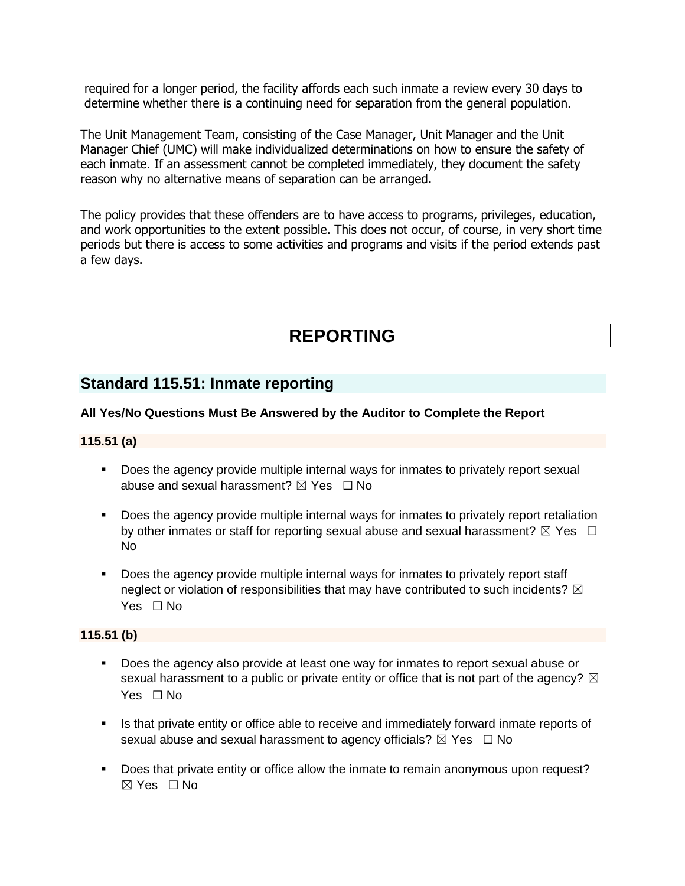required for a longer period, the facility affords each such inmate a review every 30 days to determine whether there is a continuing need for separation from the general population.

The Unit Management Team, consisting of the Case Manager, Unit Manager and the Unit Manager Chief (UMC) will make individualized determinations on how to ensure the safety of each inmate. If an assessment cannot be completed immediately, they document the safety reason why no alternative means of separation can be arranged.

The policy provides that these offenders are to have access to programs, privileges, education, and work opportunities to the extent possible. This does not occur, of course, in very short time periods but there is access to some activities and programs and visits if the period extends past a few days.

# REPORTING

## Standard 115.51: Inmate reporting

**All Yes/No Questions Must Be Answered by the Auditor to Complete the Report**

**115.51 (a)**

- Does the agency provide multiple internal ways for inmates to privately report sexual abuse and sexual harassment? ☒ Yes ☐ No
- Does the agency provide multiple internal ways for inmates to privately report retaliation by other inmates or staff for reporting sexual abuse and sexual harassment? ☒ Yes ☐ No
- Does the agency provide multiple internal ways for inmates to privately report staff neglect or violation of responsibilities that may have contributed to such incidents? ☒ Yes ☐ No

**115.51 (b)**

- Does the agency also provide at least one way for inmates to report sexual abuse or sexual harassment to a public or private entity or office that is not part of the agency? ☒ Yes ☐ No
- Is that private entity or office able to receive and immediately forward inmate reports of sexual abuse and sexual harassment to agency officials? ☒ Yes ☐ No
- Does that private entity or office allow the inmate to remain anonymous upon request? ☒ Yes ☐ No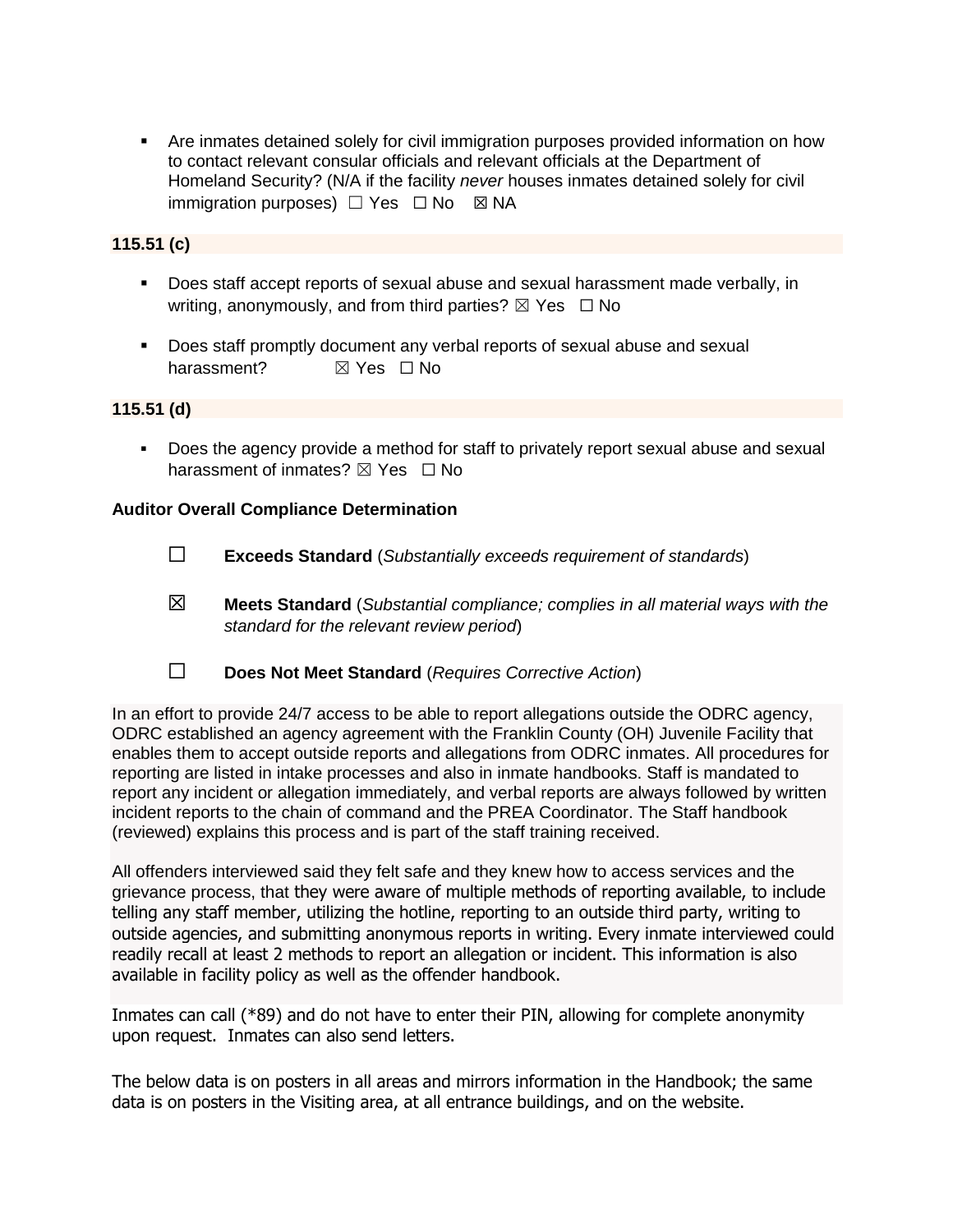- Are inmates detained solely for civil immigration purposes provided information on how to contact relevant consular officials and relevant officials at the Department of Homeland Security? (N/A if the facility *never* houses inmates detained solely for civil immigration purposes) ☐ Yes ☐ No ☒ NA

**115.51 (c)**

- Does staff accept reports of sexual abuse and sexual harassment made verbally, in writing, anonymously, and from third parties? ☒ Yes ☐ No
- Does staff promptly document any verbal reports of sexual abuse and sexual harassment? ☒ Yes ☐ No

**115.51 (d)**

- Does the agency provide a method for staff to privately report sexual abuse and sexual harassment of inmates? ☒ Yes ☐ No

**Auditor Overall Compliance Determination**

☐ **Exceeds Standard** (*Substantially exceeds requirement of standards*)

☒ **Meets Standard** (*Substantial compliance; complies in all material ways with the standard for the relevant review period*)

☐ **Does Not Meet Standard** (*Requires Corrective Action*)

In an effort to provide 24/7 access to be able to report allegations outside the ODRC agency, ODRC established an agency agreement with the Franklin County (OH) Juvenile Facility that enables them to accept outside reports and allegations from ODRC inmates. All procedures for reporting are listed in intake processes and also in inmate handbooks. Staff is mandated to report any incident or allegation immediately, and verbal reports are always followed by written incident reports to the chain of command and the PREA Coordinator. The Staff handbook (reviewed) explains this process and is part of the staff training received.

All offenders interviewed said they felt safe and they knew how to access services and the grievance process, that they were aware of multiple methods of reporting available, to include telling any staff member, utilizing the hotline, reporting to an outside third party, writing to outside agencies, and submitting anonymous reports in writing. Every inmate interviewed could readily recall at least 2 methods to report an allegation or incident. This information is also available in facility policy as well as the offender handbook.

Inmates can call (*89) and do not have to enter their PIN, allowing for complete anonymity upon request. Inmates can also send letters.

The below data is on posters in all areas and mirrors information in the Handbook; the same data is on posters in the Visiting area, at all entrance buildings, and on the website.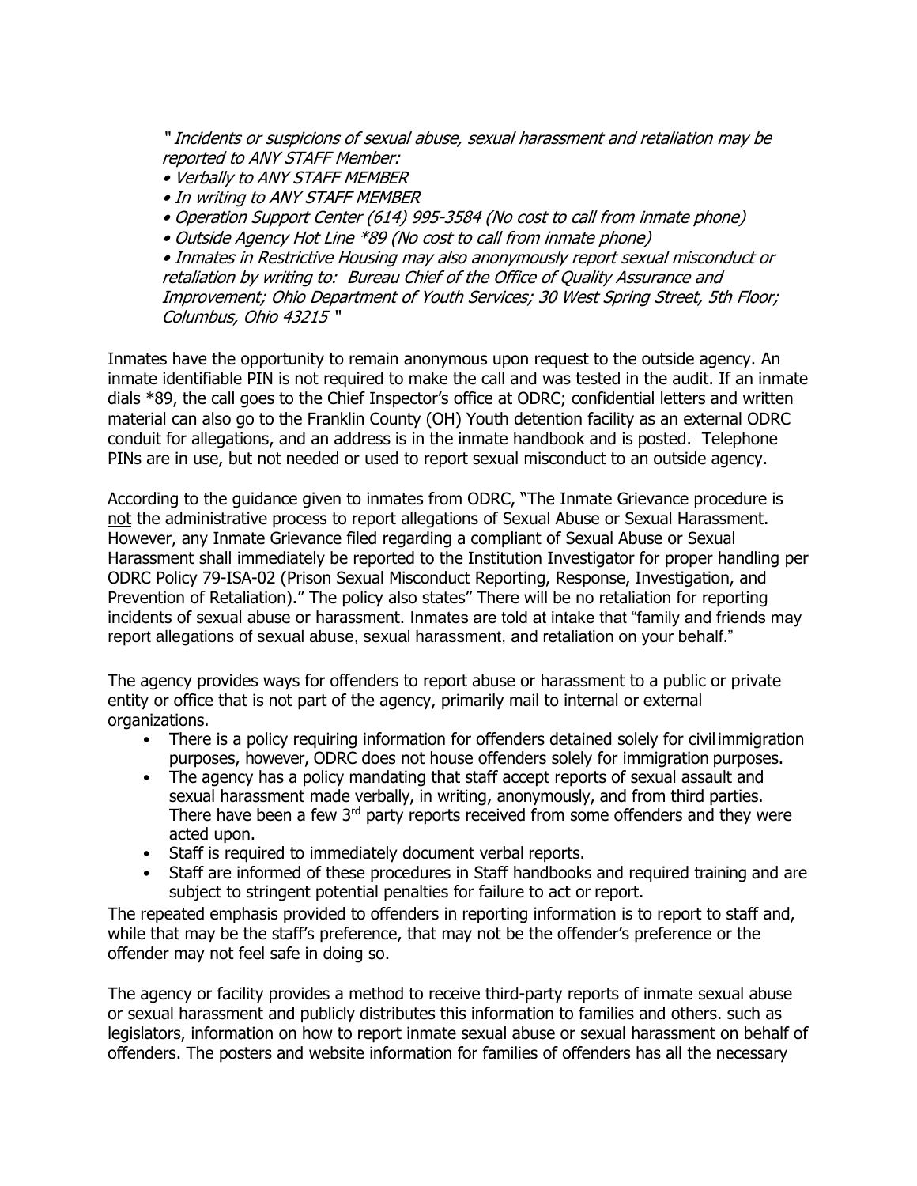*" Incidents or suspicions of sexual abuse, sexual harassment and retaliation may be reported to ANY STAFF Member:*

- *Verbally to ANY STAFF MEMBER*
- *In writing to ANY STAFF MEMBER*
- *Operation Support Center (614) 995-3584 (No cost to call from inmate phone)*
- *Outside Agency Hot Line *89 (No cost to call from inmate phone)*
- *Inmates in Restrictive Housing may also anonymously report sexual misconduct or retaliation by writing to: Bureau Chief of the Office of Quality Assurance and Improvement; Ohio Department of Youth Services; 30 West Spring Street, 5th Floor; Columbus, Ohio 43215 "*

Inmates have the opportunity to remain anonymous upon request to the outside agency. An inmate identifiable PIN is not required to make the call and was tested in the audit. If an inmate dials *89, the call goes to the Chief Inspector's office at ODRC; confidential letters and written material can also go to the Franklin County (OH) Youth detention facility as an external ODRC conduit for allegations, and an address is in the inmate handbook and is posted. Telephone PINs are in use, but not needed or used to report sexual misconduct to an outside agency.

According to the guidance given to inmates from ODRC, "The Inmate Grievance procedure is not the administrative process to report allegations of Sexual Abuse or Sexual Harassment. However, any Inmate Grievance filed regarding a compliant of Sexual Abuse or Sexual Harassment shall immediately be reported to the Institution Investigator for proper handling per ODRC Policy 79-ISA-02 (Prison Sexual Misconduct Reporting, Response, Investigation, and Prevention of Retaliation)." The policy also states" There will be no retaliation for reporting incidents of sexual abuse or harassment. Inmates are told at intake that "family and friends may report allegations of sexual abuse, sexual harassment, and retaliation on your behalf."

The agency provides ways for offenders to report abuse or harassment to a public or private entity or office that is not part of the agency, primarily mail to internal or external organizations.

- There is a policy requiring information for offenders detained solely for civil immigration purposes, however, ODRC does not house offenders solely for immigration purposes.
- The agency has a policy mandating that staff accept reports of sexual assault and sexual harassment made verbally, in writing, anonymously, and from third parties. There have been a few 3rd party reports received from some offenders and they were acted upon.
- Staff is required to immediately document verbal reports.
- Staff are informed of these procedures in Staff handbooks and required training and are subject to stringent potential penalties for failure to act or report.

The repeated emphasis provided to offenders in reporting information is to report to staff and, while that may be the staff's preference, that may not be the offender's preference or the offender may not feel safe in doing so.

The agency or facility provides a method to receive third-party reports of inmate sexual abuse or sexual harassment and publicly distributes this information to families and others. such as legislators, information on how to report inmate sexual abuse or sexual harassment on behalf of offenders. The posters and website information for families of offenders has all the necessary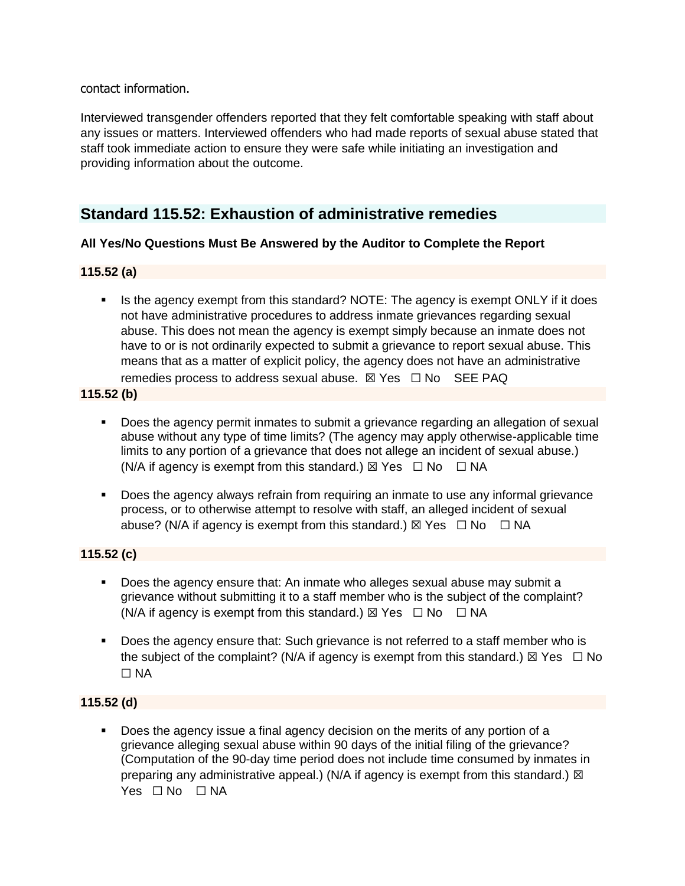contact information.

Interviewed transgender offenders reported that they felt comfortable speaking with staff about any issues or matters. Interviewed offenders who had made reports of sexual abuse stated that staff took immediate action to ensure they were safe while initiating an investigation and providing information about the outcome.

## Standard 115.52: Exhaustion of administrative remedies

**All Yes/No Questions Must Be Answered by the Auditor to Complete the Report**

**115.52 (a)**

- Is the agency exempt from this standard? NOTE: The agency is exempt ONLY if it does not have administrative procedures to address inmate grievances regarding sexual abuse. This does not mean the agency is exempt simply because an inmate does not have to or is not ordinarily expected to submit a grievance to report sexual abuse. This means that as a matter of explicit policy, the agency does not have an administrative remedies process to address sexual abuse. ☒ Yes ☐ No SEE PAQ

**115.52 (b)**

- Does the agency permit inmates to submit a grievance regarding an allegation of sexual abuse without any type of time limits? (The agency may apply otherwise-applicable time limits to any portion of a grievance that does not allege an incident of sexual abuse.) (N/A if agency is exempt from this standard.) ☒ Yes ☐ No ☐ NA
- Does the agency always refrain from requiring an inmate to use any informal grievance process, or to otherwise attempt to resolve with staff, an alleged incident of sexual abuse? (N/A if agency is exempt from this standard.) ☒ Yes ☐ No ☐ NA

**115.52 (c)**

- Does the agency ensure that: An inmate who alleges sexual abuse may submit a grievance without submitting it to a staff member who is the subject of the complaint? (N/A if agency is exempt from this standard.) ☒ Yes ☐ No ☐ NA
- Does the agency ensure that: Such grievance is not referred to a staff member who is the subject of the complaint? (N/A if agency is exempt from this standard.) ☒ Yes ☐ No ☐ NA

**115.52 (d)**

- Does the agency issue a final agency decision on the merits of any portion of a grievance alleging sexual abuse within 90 days of the initial filing of the grievance? (Computation of the 90-day time period does not include time consumed by inmates in preparing any administrative appeal.) (N/A if agency is exempt from this standard.) ☒ Yes ☐ No ☐ NA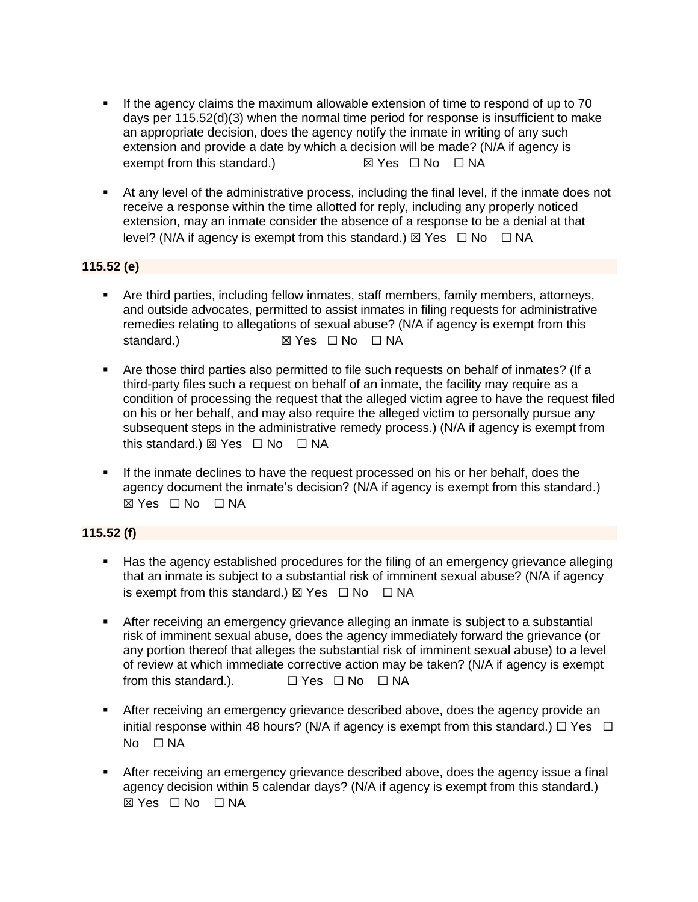- If the agency claims the maximum allowable extension of time to respond of up to 70 days per 115.52(d)(3) when the normal time period for response is insufficient to make an appropriate decision, does the agency notify the inmate in writing of any such extension and provide a date by which a decision will be made? (N/A if agency is exempt from this standard.) ☒ Yes ☐ No ☐ NA

- At any level of the administrative process, including the final level, if the inmate does not receive a response within the time allotted for reply, including any properly noticed extension, may an inmate consider the absence of a response to be a denial at that level? (N/A if agency is exempt from this standard.) ☒ Yes ☐ No ☐ NA

**115.52 (e)**

- Are third parties, including fellow inmates, staff members, family members, attorneys, and outside advocates, permitted to assist inmates in filing requests for administrative remedies relating to allegations of sexual abuse? (N/A if agency is exempt from this standard.) ☒ Yes ☐ No ☐ NA

- Are those third parties also permitted to file such requests on behalf of inmates? (If a third-party files such a request on behalf of an inmate, the facility may require as a condition of processing the request that the alleged victim agree to have the request filed on his or her behalf, and may also require the alleged victim to personally pursue any subsequent steps in the administrative remedy process.) (N/A if agency is exempt from this standard.) ☒ Yes ☐ No ☐ NA

- If the inmate declines to have the request processed on his or her behalf, does the agency document the inmate's decision? (N/A if agency is exempt from this standard.) ☒ Yes ☐ No ☐ NA

**115.52 (f)**

- Has the agency established procedures for the filing of an emergency grievance alleging that an inmate is subject to a substantial risk of imminent sexual abuse? (N/A if agency is exempt from this standard.) ☒ Yes ☐ No ☐ NA

- After receiving an emergency grievance alleging an inmate is subject to a substantial risk of imminent sexual abuse, does the agency immediately forward the grievance (or any portion thereof that alleges the substantial risk of imminent sexual abuse) to a level of review at which immediate corrective action may be taken? (N/A if agency is exempt from this standard.). ☐ Yes ☐ No ☐ NA

- After receiving an emergency grievance described above, does the agency provide an initial response within 48 hours? (N/A if agency is exempt from this standard.) ☐ Yes ☐ No ☐ NA

- After receiving an emergency grievance described above, does the agency issue a final agency decision within 5 calendar days? (N/A if agency is exempt from this standard.) ☒ Yes ☐ No ☐ NA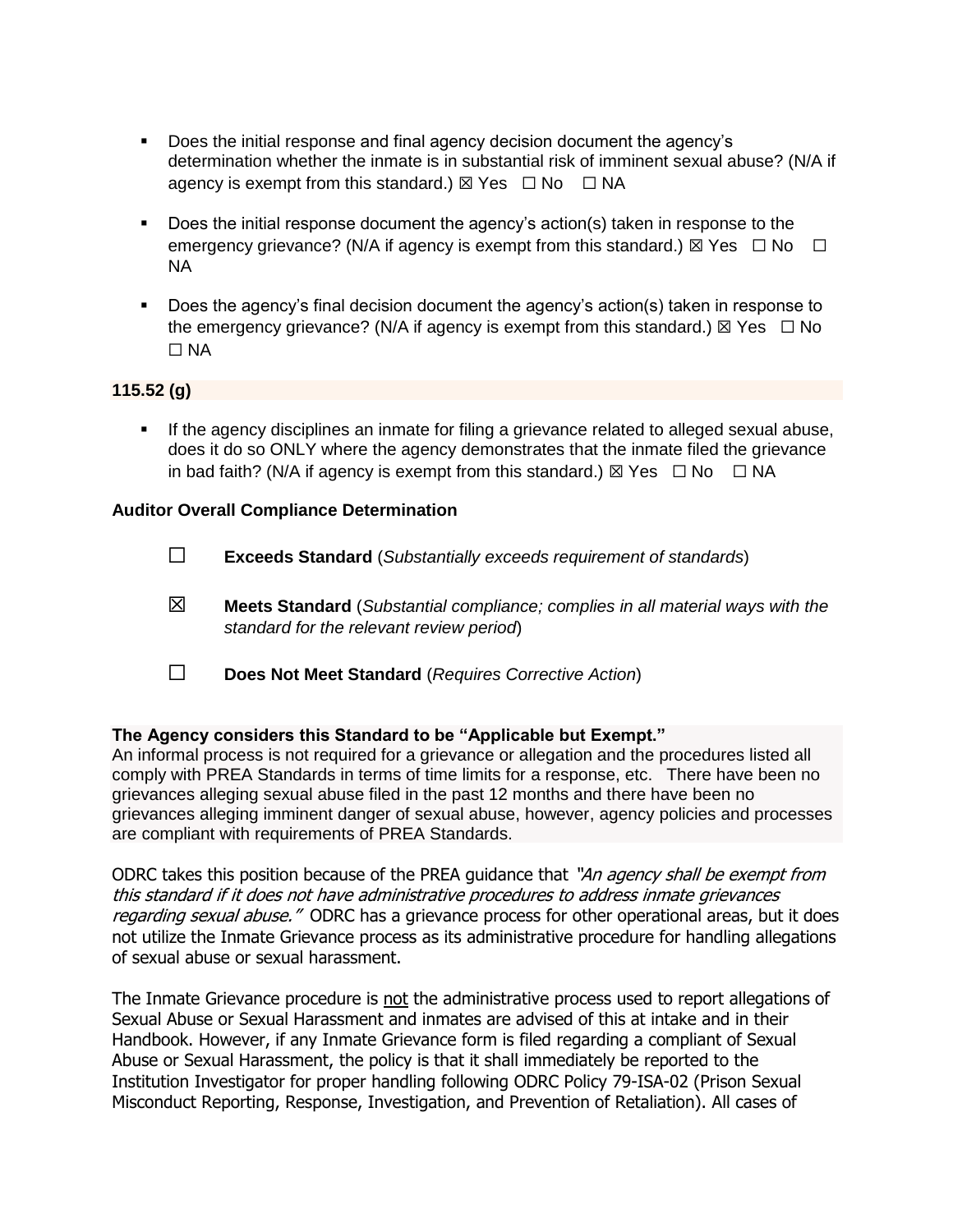- Does the initial response and final agency decision document the agency's determination whether the inmate is in substantial risk of imminent sexual abuse? (N/A if agency is exempt from this standard.) ☒ Yes ☐ No ☐ NA

- Does the initial response document the agency's action(s) taken in response to the emergency grievance? (N/A if agency is exempt from this standard.) ☒ Yes ☐ No ☐ NA

- Does the agency's final decision document the agency's action(s) taken in response to the emergency grievance? (N/A if agency is exempt from this standard.) ☒ Yes ☐ No ☐ NA

**115.52 (g)**

- If the agency disciplines an inmate for filing a grievance related to alleged sexual abuse, does it do so ONLY where the agency demonstrates that the inmate filed the grievance in bad faith? (N/A if agency is exempt from this standard.) ☒ Yes ☐ No ☐ NA

**Auditor Overall Compliance Determination**

☐ **Exceeds Standard** (*Substantially exceeds requirement of standards*)

☒ **Meets Standard** (*Substantial compliance; complies in all material ways with the standard for the relevant review period*)

☐ **Does Not Meet Standard** (*Requires Corrective Action*)

**The Agency considers this Standard to be "Applicable but Exempt."**
An informal process is not required for a grievance or allegation and the procedures listed all comply with PREA Standards in terms of time limits for a response, etc. There have been no grievances alleging sexual abuse filed in the past 12 months and there have been no grievances alleging imminent danger of sexual abuse, however, agency policies and processes are compliant with requirements of PREA Standards.

ODRC takes this position because of the PREA guidance that *"An agency shall be exempt from this standard if it does not have administrative procedures to address inmate grievances regarding sexual abuse."* ODRC has a grievance process for other operational areas, but it does not utilize the Inmate Grievance process as its administrative procedure for handling allegations of sexual abuse or sexual harassment.

The Inmate Grievance procedure is not the administrative process used to report allegations of Sexual Abuse or Sexual Harassment and inmates are advised of this at intake and in their Handbook. However, if any Inmate Grievance form is filed regarding a compliant of Sexual Abuse or Sexual Harassment, the policy is that it shall immediately be reported to the Institution Investigator for proper handling following ODRC Policy 79-ISA-02 (Prison Sexual Misconduct Reporting, Response, Investigation, and Prevention of Retaliation). All cases of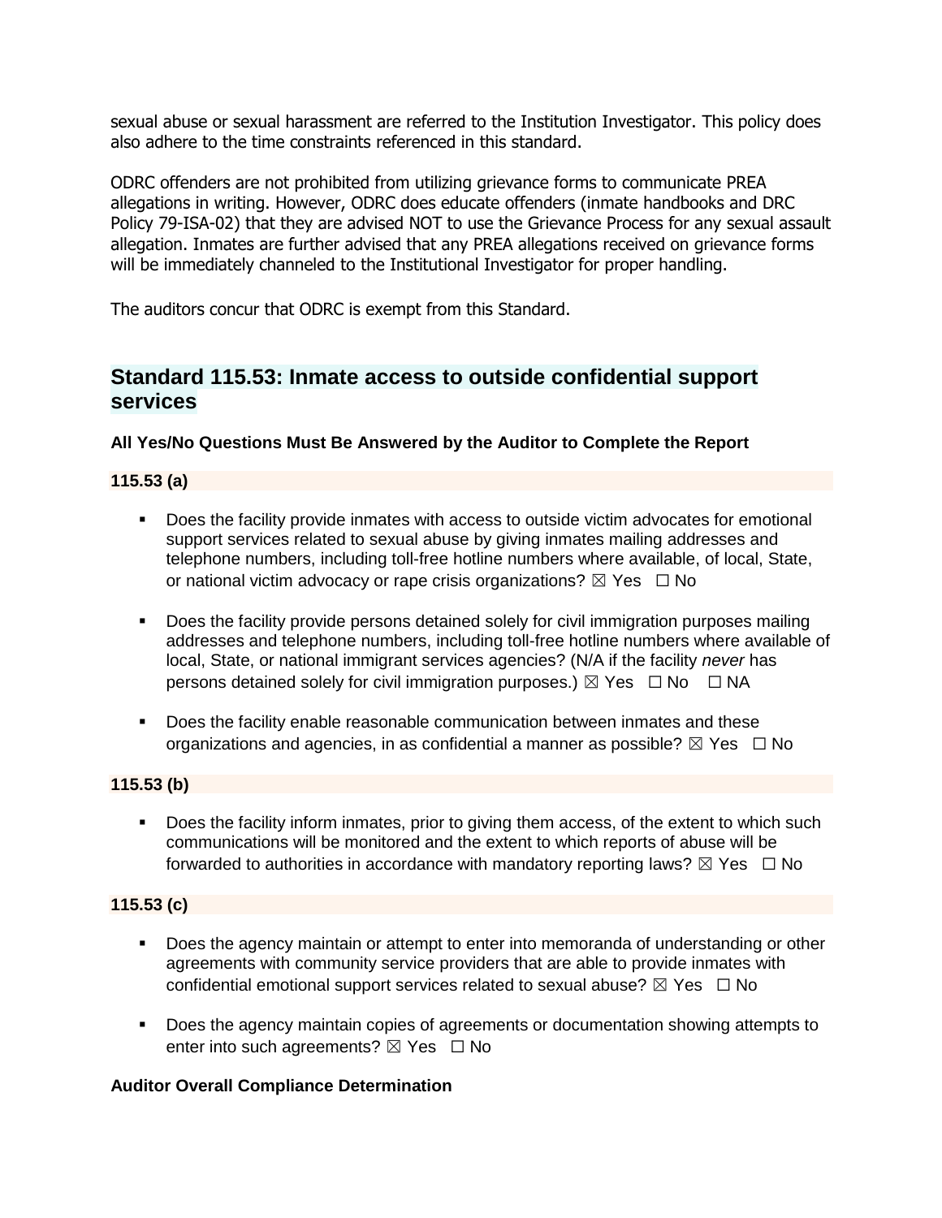sexual abuse or sexual harassment are referred to the Institution Investigator. This policy does also adhere to the time constraints referenced in this standard.

ODRC offenders are not prohibited from utilizing grievance forms to communicate PREA allegations in writing. However, ODRC does educate offenders (inmate handbooks and DRC Policy 79-ISA-02) that they are advised NOT to use the Grievance Process for any sexual assault allegation. Inmates are further advised that any PREA allegations received on grievance forms will be immediately channeled to the Institutional Investigator for proper handling.

The auditors concur that ODRC is exempt from this Standard.

## Standard 115.53: Inmate access to outside confidential support services

**All Yes/No Questions Must Be Answered by the Auditor to Complete the Report**

**115.53 (a)**

- Does the facility provide inmates with access to outside victim advocates for emotional support services related to sexual abuse by giving inmates mailing addresses and telephone numbers, including toll-free hotline numbers where available, of local, State, or national victim advocacy or rape crisis organizations? ☒ Yes ☐ No
- Does the facility provide persons detained solely for civil immigration purposes mailing addresses and telephone numbers, including toll-free hotline numbers where available of local, State, or national immigrant services agencies? (N/A if the facility *never* has persons detained solely for civil immigration purposes.) ☒ Yes ☐ No ☐ NA
- Does the facility enable reasonable communication between inmates and these organizations and agencies, in as confidential a manner as possible? ☒ Yes ☐ No

**115.53 (b)**

- Does the facility inform inmates, prior to giving them access, of the extent to which such communications will be monitored and the extent to which reports of abuse will be forwarded to authorities in accordance with mandatory reporting laws? ☒ Yes ☐ No

**115.53 (c)**

- Does the agency maintain or attempt to enter into memoranda of understanding or other agreements with community service providers that are able to provide inmates with confidential emotional support services related to sexual abuse? ☒ Yes ☐ No
- Does the agency maintain copies of agreements or documentation showing attempts to enter into such agreements? ☒ Yes ☐ No

**Auditor Overall Compliance Determination**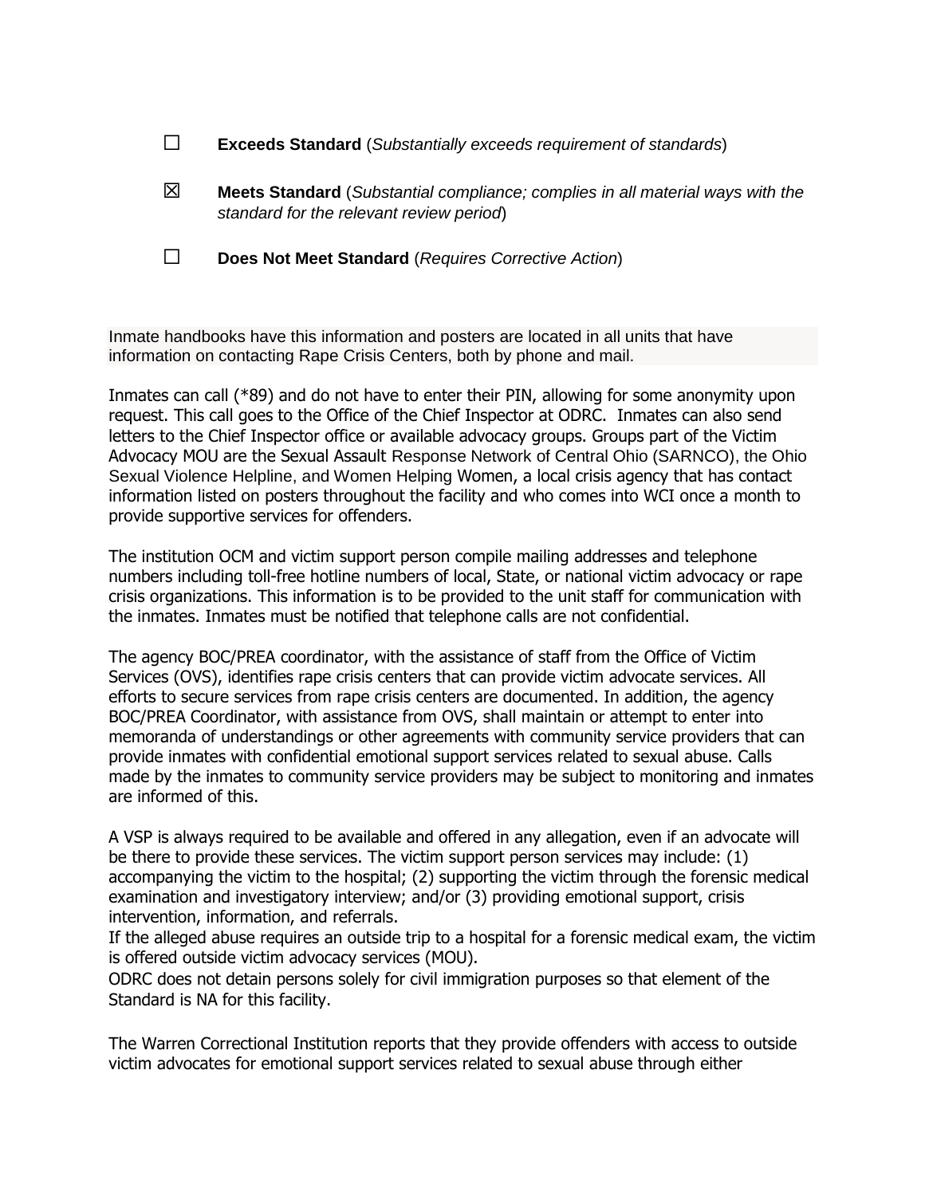☐ **Exceeds Standard** (*Substantially exceeds requirement of standards*)

☒ **Meets Standard** (*Substantial compliance; complies in all material ways with the standard for the relevant review period*)

☐ **Does Not Meet Standard** (*Requires Corrective Action*)

Inmate handbooks have this information and posters are located in all units that have information on contacting Rape Crisis Centers, both by phone and mail.

Inmates can call (*89) and do not have to enter their PIN, allowing for some anonymity upon request. This call goes to the Office of the Chief Inspector at ODRC. Inmates can also send letters to the Chief Inspector office or available advocacy groups. Groups part of the Victim Advocacy MOU are the Sexual Assault Response Network of Central Ohio (SARNCO), the Ohio Sexual Violence Helpline, and Women Helping Women, a local crisis agency that has contact information listed on posters throughout the facility and who comes into WCI once a month to provide supportive services for offenders.

The institution OCM and victim support person compile mailing addresses and telephone numbers including toll-free hotline numbers of local, State, or national victim advocacy or rape crisis organizations. This information is to be provided to the unit staff for communication with the inmates. Inmates must be notified that telephone calls are not confidential.

The agency BOC/PREA coordinator, with the assistance of staff from the Office of Victim Services (OVS), identifies rape crisis centers that can provide victim advocate services. All efforts to secure services from rape crisis centers are documented. In addition, the agency BOC/PREA Coordinator, with assistance from OVS, shall maintain or attempt to enter into memoranda of understandings or other agreements with community service providers that can provide inmates with confidential emotional support services related to sexual abuse. Calls made by the inmates to community service providers may be subject to monitoring and inmates are informed of this.

A VSP is always required to be available and offered in any allegation, even if an advocate will be there to provide these services. The victim support person services may include: (1) accompanying the victim to the hospital; (2) supporting the victim through the forensic medical examination and investigatory interview; and/or (3) providing emotional support, crisis intervention, information, and referrals.
If the alleged abuse requires an outside trip to a hospital for a forensic medical exam, the victim is offered outside victim advocacy services (MOU).
ODRC does not detain persons solely for civil immigration purposes so that element of the Standard is NA for this facility.

The Warren Correctional Institution reports that they provide offenders with access to outside victim advocates for emotional support services related to sexual abuse through either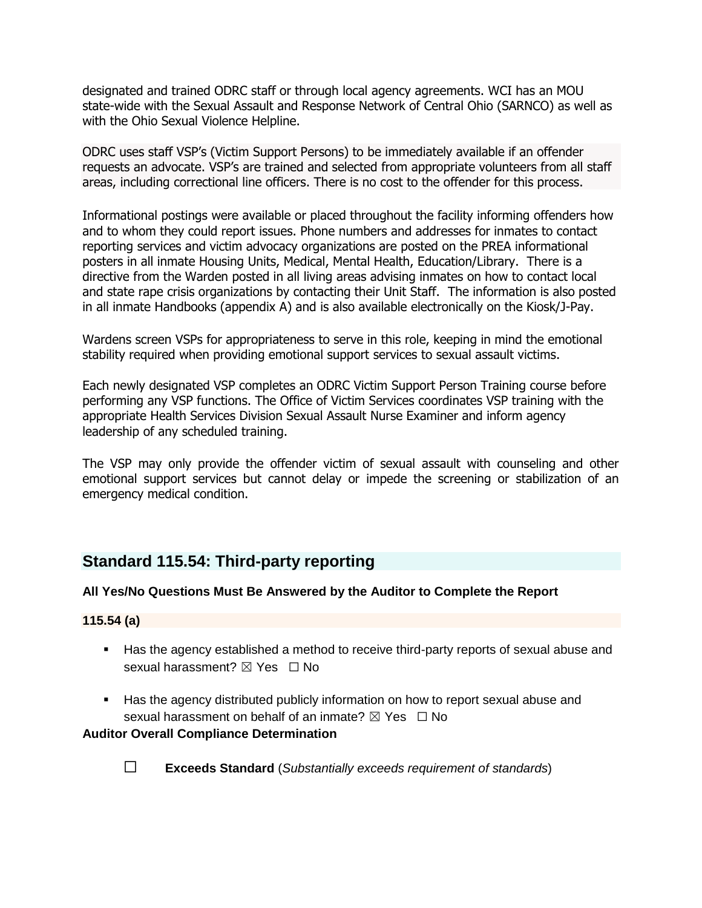designated and trained ODRC staff or through local agency agreements. WCI has an MOU state-wide with the Sexual Assault and Response Network of Central Ohio (SARNCO) as well as with the Ohio Sexual Violence Helpline.

ODRC uses staff VSP's (Victim Support Persons) to be immediately available if an offender requests an advocate. VSP's are trained and selected from appropriate volunteers from all staff areas, including correctional line officers. There is no cost to the offender for this process.

Informational postings were available or placed throughout the facility informing offenders how and to whom they could report issues. Phone numbers and addresses for inmates to contact reporting services and victim advocacy organizations are posted on the PREA informational posters in all inmate Housing Units, Medical, Mental Health, Education/Library. There is a directive from the Warden posted in all living areas advising inmates on how to contact local and state rape crisis organizations by contacting their Unit Staff. The information is also posted in all inmate Handbooks (appendix A) and is also available electronically on the Kiosk/J-Pay.

Wardens screen VSPs for appropriateness to serve in this role, keeping in mind the emotional stability required when providing emotional support services to sexual assault victims.

Each newly designated VSP completes an ODRC Victim Support Person Training course before performing any VSP functions. The Office of Victim Services coordinates VSP training with the appropriate Health Services Division Sexual Assault Nurse Examiner and inform agency leadership of any scheduled training.

The VSP may only provide the offender victim of sexual assault with counseling and other emotional support services but cannot delay or impede the screening or stabilization of an emergency medical condition.

## Standard 115.54: Third-party reporting

**All Yes/No Questions Must Be Answered by the Auditor to Complete the Report**

**115.54 (a)**

- Has the agency established a method to receive third-party reports of sexual abuse and sexual harassment? ☒ Yes ☐ No
- Has the agency distributed publicly information on how to report sexual abuse and sexual harassment on behalf of an inmate? ☒ Yes ☐ No

**Auditor Overall Compliance Determination**

☐ **Exceeds Standard** (*Substantially exceeds requirement of standards*)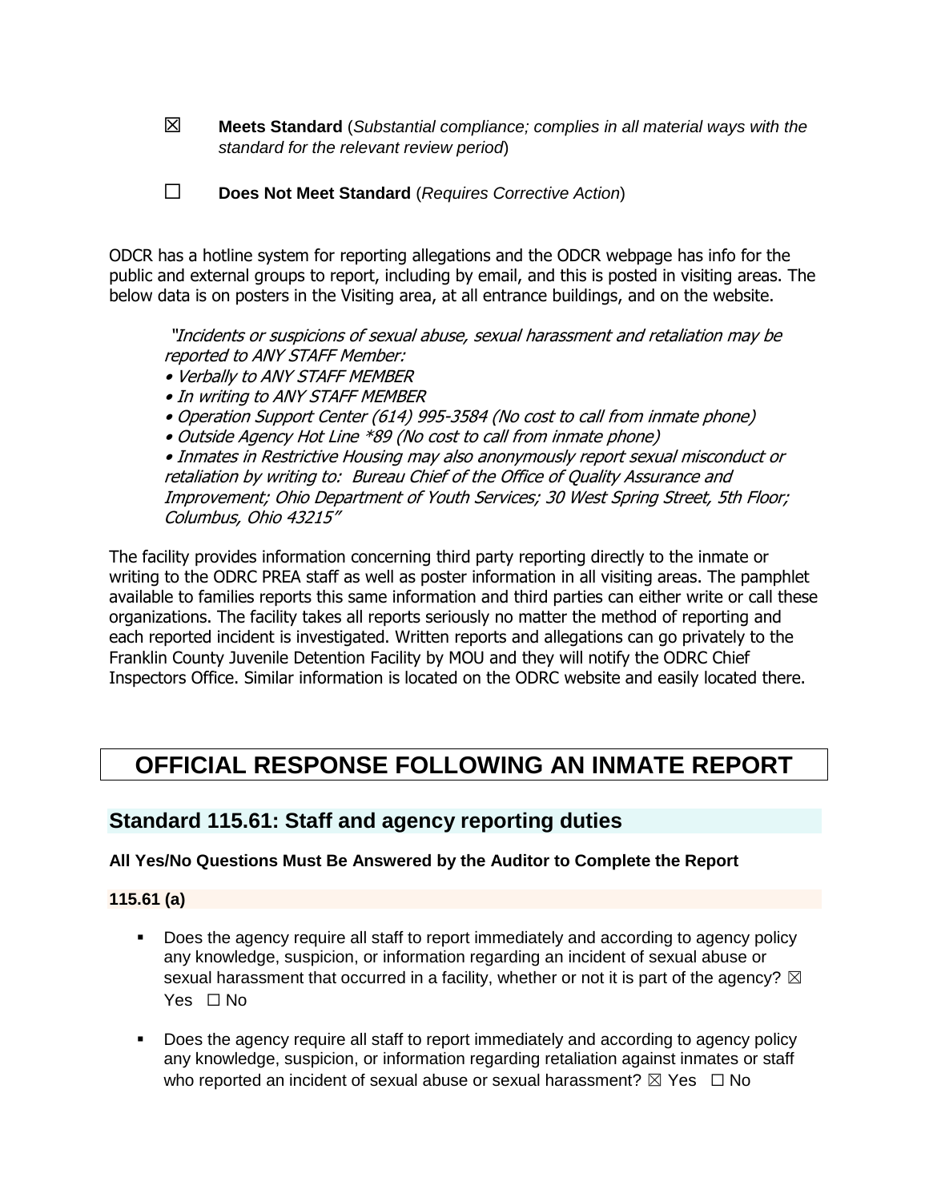☒ **Meets Standard** (*Substantial compliance; complies in all material ways with the standard for the relevant review period*)

☐ **Does Not Meet Standard** (*Requires Corrective Action*)

ODCR has a hotline system for reporting allegations and the ODCR webpage has info for the public and external groups to report, including by email, and this is posted in visiting areas. The below data is on posters in the Visiting area, at all entrance buildings, and on the website.

> *"Incidents or suspicions of sexual abuse, sexual harassment and retaliation may be reported to ANY STAFF Member:*
> *• Verbally to ANY STAFF MEMBER*
> *• In writing to ANY STAFF MEMBER*
> *• Operation Support Center (614) 995-3584 (No cost to call from inmate phone)*
> *• Outside Agency Hot Line *89 (No cost to call from inmate phone)*
> *• Inmates in Restrictive Housing may also anonymously report sexual misconduct or retaliation by writing to: Bureau Chief of the Office of Quality Assurance and Improvement; Ohio Department of Youth Services; 30 West Spring Street, 5th Floor; Columbus, Ohio 43215"*

The facility provides information concerning third party reporting directly to the inmate or writing to the ODRC PREA staff as well as poster information in all visiting areas. The pamphlet available to families reports this same information and third parties can either write or call these organizations. The facility takes all reports seriously no matter the method of reporting and each reported incident is investigated. Written reports and allegations can go privately to the Franklin County Juvenile Detention Facility by MOU and they will notify the ODRC Chief Inspectors Office. Similar information is located on the ODRC website and easily located there.

# OFFICIAL RESPONSE FOLLOWING AN INMATE REPORT

## Standard 115.61: Staff and agency reporting duties

**All Yes/No Questions Must Be Answered by the Auditor to Complete the Report**

**115.61 (a)**

- Does the agency require all staff to report immediately and according to agency policy any knowledge, suspicion, or information regarding an incident of sexual abuse or sexual harassment that occurred in a facility, whether or not it is part of the agency? ☒ Yes ☐ No

- Does the agency require all staff to report immediately and according to agency policy any knowledge, suspicion, or information regarding retaliation against inmates or staff who reported an incident of sexual abuse or sexual harassment? ☒ Yes ☐ No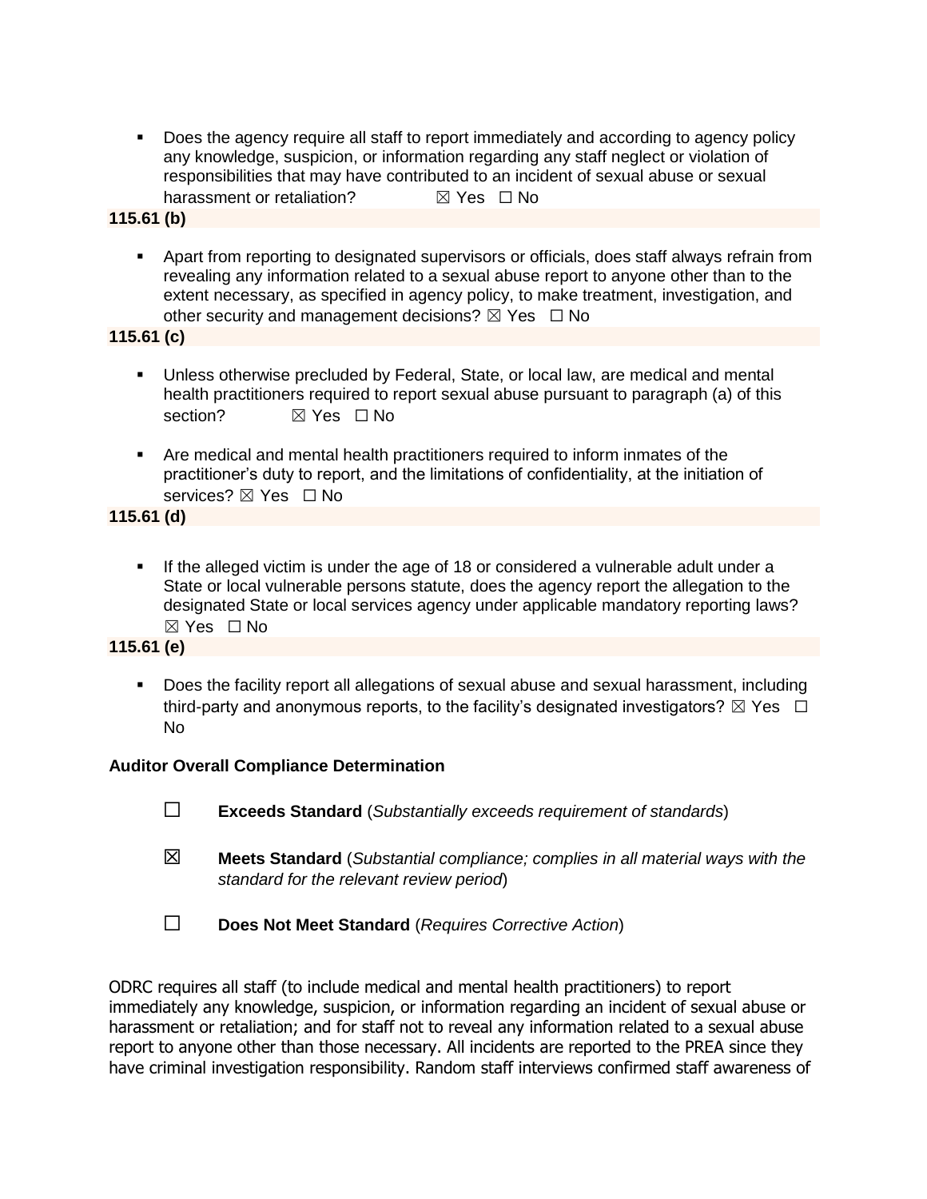- Does the agency require all staff to report immediately and according to agency policy any knowledge, suspicion, or information regarding any staff neglect or violation of responsibilities that may have contributed to an incident of sexual abuse or sexual harassment or retaliation? ☒ Yes ☐ No

**115.61 (b)**

- Apart from reporting to designated supervisors or officials, does staff always refrain from revealing any information related to a sexual abuse report to anyone other than to the extent necessary, as specified in agency policy, to make treatment, investigation, and other security and management decisions? ☒ Yes ☐ No

**115.61 (c)**

- Unless otherwise precluded by Federal, State, or local law, are medical and mental health practitioners required to report sexual abuse pursuant to paragraph (a) of this section? ☒ Yes ☐ No

- Are medical and mental health practitioners required to inform inmates of the practitioner's duty to report, and the limitations of confidentiality, at the initiation of services? ☒ Yes ☐ No

**115.61 (d)**

- If the alleged victim is under the age of 18 or considered a vulnerable adult under a State or local vulnerable persons statute, does the agency report the allegation to the designated State or local services agency under applicable mandatory reporting laws? ☒ Yes ☐ No

**115.61 (e)**

- Does the facility report all allegations of sexual abuse and sexual harassment, including third-party and anonymous reports, to the facility's designated investigators? ☒ Yes ☐ No

**Auditor Overall Compliance Determination**

☐ **Exceeds Standard** (*Substantially exceeds requirement of standards*)

☒ **Meets Standard** (*Substantial compliance; complies in all material ways with the standard for the relevant review period*)

☐ **Does Not Meet Standard** (*Requires Corrective Action*)

ODRC requires all staff (to include medical and mental health practitioners) to report immediately any knowledge, suspicion, or information regarding an incident of sexual abuse or harassment or retaliation; and for staff not to reveal any information related to a sexual abuse report to anyone other than those necessary. All incidents are reported to the PREA since they have criminal investigation responsibility. Random staff interviews confirmed staff awareness of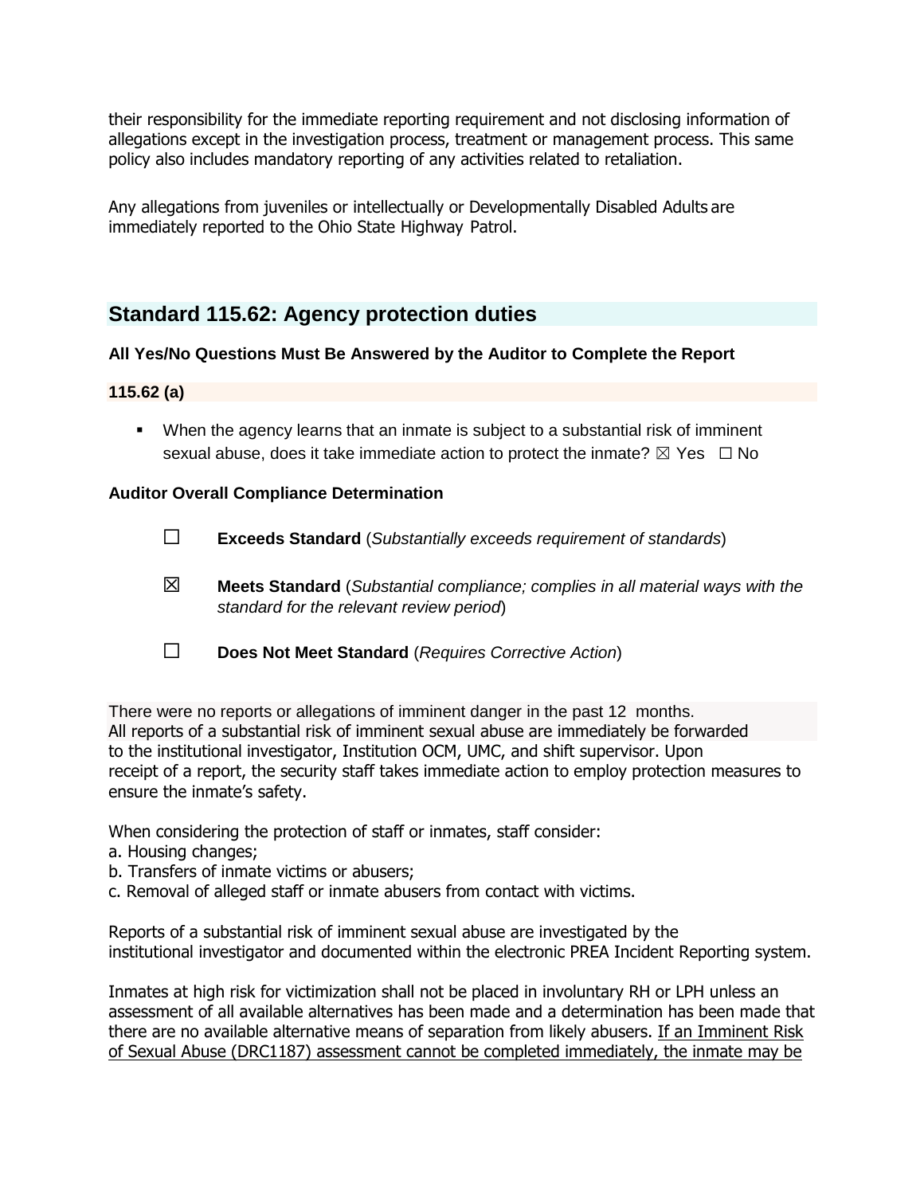their responsibility for the immediate reporting requirement and not disclosing information of allegations except in the investigation process, treatment or management process. This same policy also includes mandatory reporting of any activities related to retaliation.

Any allegations from juveniles or intellectually or Developmentally Disabled Adults are immediately reported to the Ohio State Highway Patrol.

## Standard 115.62: Agency protection duties

**All Yes/No Questions Must Be Answered by the Auditor to Complete the Report**

**115.62 (a)**

- When the agency learns that an inmate is subject to a substantial risk of imminent sexual abuse, does it take immediate action to protect the inmate? ☒ Yes ☐ No

**Auditor Overall Compliance Determination**

☐ **Exceeds Standard** (*Substantially exceeds requirement of standards*)

☒ **Meets Standard** (*Substantial compliance; complies in all material ways with the standard for the relevant review period*)

☐ **Does Not Meet Standard** (*Requires Corrective Action*)

There were no reports or allegations of imminent danger in the past 12 months.
All reports of a substantial risk of imminent sexual abuse are immediately be forwarded to the institutional investigator, Institution OCM, UMC, and shift supervisor. Upon receipt of a report, the security staff takes immediate action to employ protection measures to ensure the inmate's safety.

When considering the protection of staff or inmates, staff consider:
a. Housing changes;
b. Transfers of inmate victims or abusers;
c. Removal of alleged staff or inmate abusers from contact with victims.

Reports of a substantial risk of imminent sexual abuse are investigated by the institutional investigator and documented within the electronic PREA Incident Reporting system.

Inmates at high risk for victimization shall not be placed in involuntary RH or LPH unless an assessment of all available alternatives has been made and a determination has been made that there are no available alternative means of separation from likely abusers. <u>If an Imminent Risk of Sexual Abuse (DRC1187) assessment cannot be completed immediately, the inmate may be</u>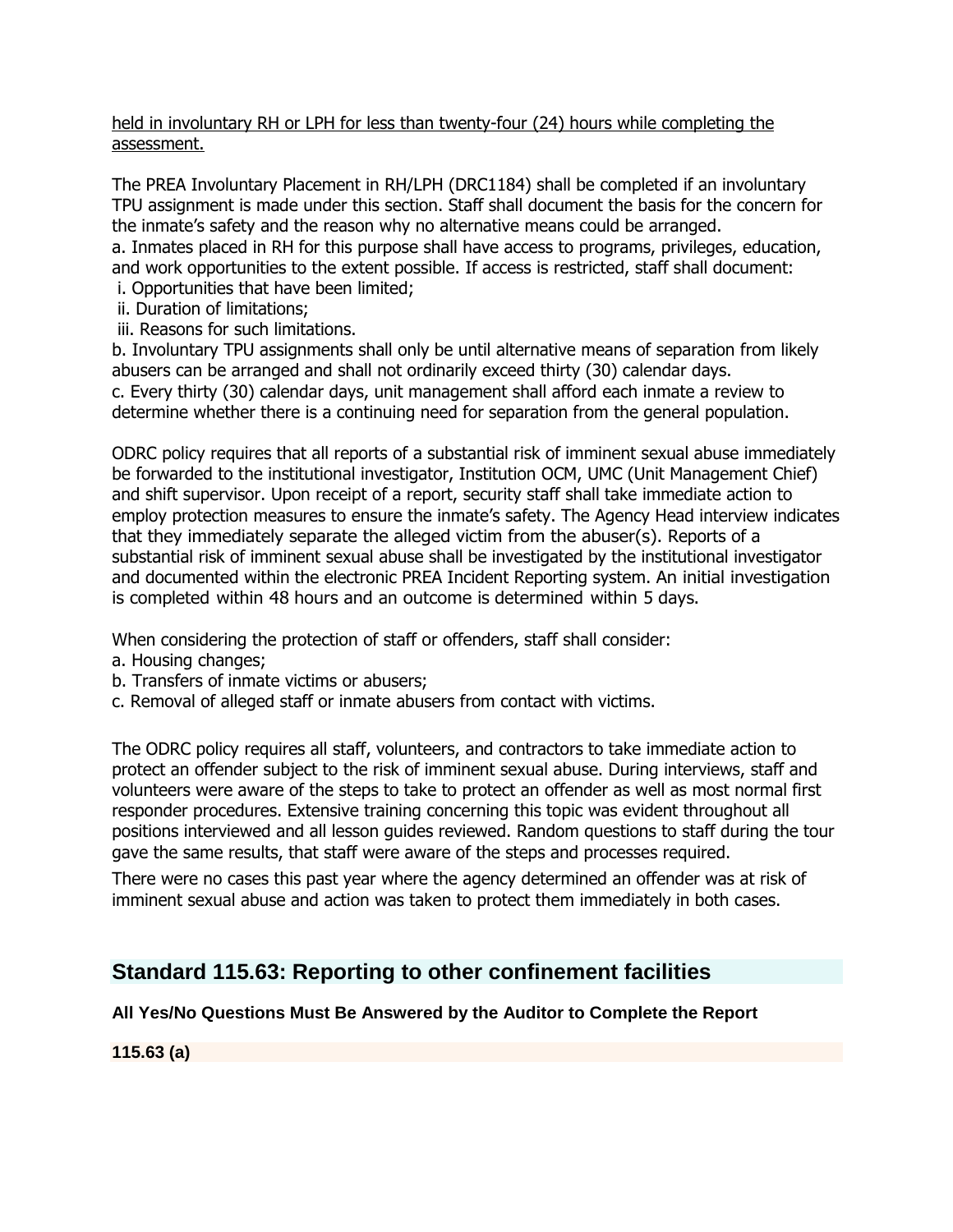held in involuntary RH or LPH for less than twenty-four (24) hours while completing the assessment.

The PREA Involuntary Placement in RH/LPH (DRC1184) shall be completed if an involuntary TPU assignment is made under this section. Staff shall document the basis for the concern for the inmate's safety and the reason why no alternative means could be arranged.
a. Inmates placed in RH for this purpose shall have access to programs, privileges, education, and work opportunities to the extent possible. If access is restricted, staff shall document:
 i. Opportunities that have been limited;
 ii. Duration of limitations;
 iii. Reasons for such limitations.
b. Involuntary TPU assignments shall only be until alternative means of separation from likely abusers can be arranged and shall not ordinarily exceed thirty (30) calendar days.
c. Every thirty (30) calendar days, unit management shall afford each inmate a review to determine whether there is a continuing need for separation from the general population.

ODRC policy requires that all reports of a substantial risk of imminent sexual abuse immediately be forwarded to the institutional investigator, Institution OCM, UMC (Unit Management Chief) and shift supervisor. Upon receipt of a report, security staff shall take immediate action to employ protection measures to ensure the inmate's safety. The Agency Head interview indicates that they immediately separate the alleged victim from the abuser(s). Reports of a substantial risk of imminent sexual abuse shall be investigated by the institutional investigator and documented within the electronic PREA Incident Reporting system. An initial investigation is completed within 48 hours and an outcome is determined within 5 days.

When considering the protection of staff or offenders, staff shall consider:
a. Housing changes;
b. Transfers of inmate victims or abusers;
c. Removal of alleged staff or inmate abusers from contact with victims.

The ODRC policy requires all staff, volunteers, and contractors to take immediate action to protect an offender subject to the risk of imminent sexual abuse. During interviews, staff and volunteers were aware of the steps to take to protect an offender as well as most normal first responder procedures. Extensive training concerning this topic was evident throughout all positions interviewed and all lesson guides reviewed. Random questions to staff during the tour gave the same results, that staff were aware of the steps and processes required.

There were no cases this past year where the agency determined an offender was at risk of imminent sexual abuse and action was taken to protect them immediately in both cases.

## Standard 115.63: Reporting to other confinement facilities

**All Yes/No Questions Must Be Answered by the Auditor to Complete the Report**

**115.63 (a)**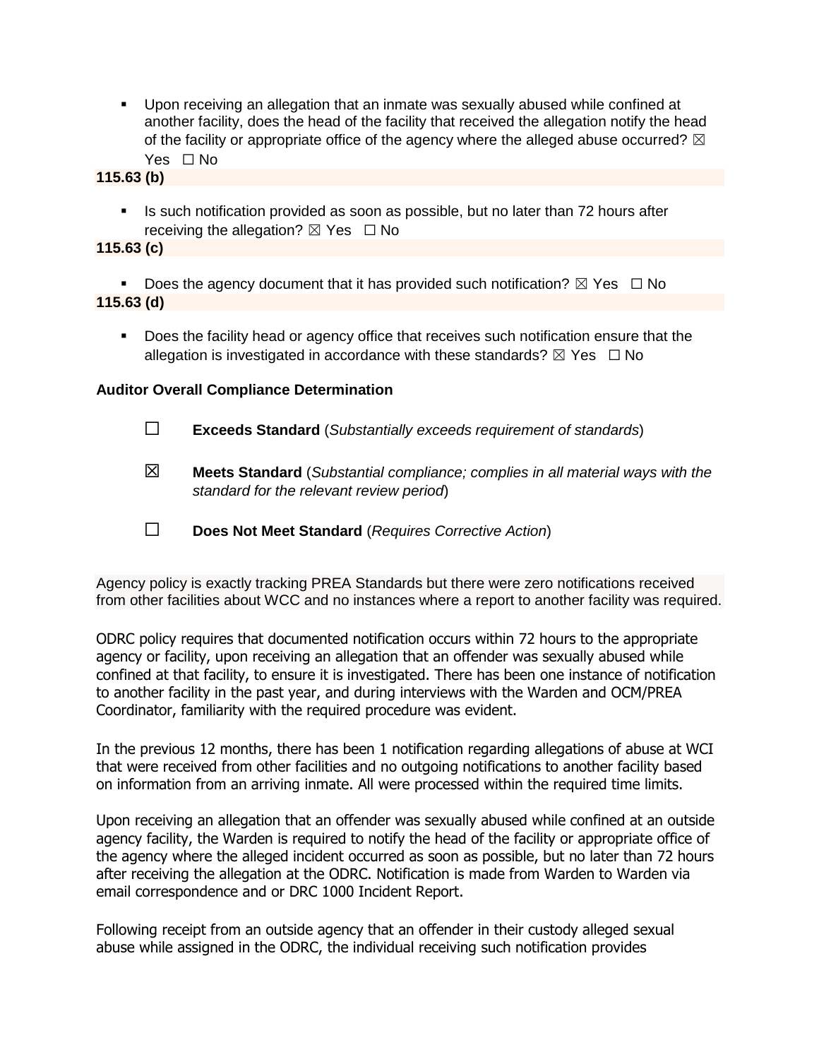- Upon receiving an allegation that an inmate was sexually abused while confined at another facility, does the head of the facility that received the allegation notify the head of the facility or appropriate office of the agency where the alleged abuse occurred? ☒ Yes ☐ No

**115.63 (b)**

- Is such notification provided as soon as possible, but no later than 72 hours after receiving the allegation? ☒ Yes ☐ No

**115.63 (c)**

- Does the agency document that it has provided such notification? ☒ Yes ☐ No

**115.63 (d)**

- Does the facility head or agency office that receives such notification ensure that the allegation is investigated in accordance with these standards? ☒ Yes ☐ No

**Auditor Overall Compliance Determination**

☐ **Exceeds Standard** (*Substantially exceeds requirement of standards*)

☒ **Meets Standard** (*Substantial compliance; complies in all material ways with the standard for the relevant review period*)

☐ **Does Not Meet Standard** (*Requires Corrective Action*)

Agency policy is exactly tracking PREA Standards but there were zero notifications received from other facilities about WCC and no instances where a report to another facility was required.

ODRC policy requires that documented notification occurs within 72 hours to the appropriate agency or facility, upon receiving an allegation that an offender was sexually abused while confined at that facility, to ensure it is investigated. There has been one instance of notification to another facility in the past year, and during interviews with the Warden and OCM/PREA Coordinator, familiarity with the required procedure was evident.

In the previous 12 months, there has been 1 notification regarding allegations of abuse at WCI that were received from other facilities and no outgoing notifications to another facility based on information from an arriving inmate. All were processed within the required time limits.

Upon receiving an allegation that an offender was sexually abused while confined at an outside agency facility, the Warden is required to notify the head of the facility or appropriate office of the agency where the alleged incident occurred as soon as possible, but no later than 72 hours after receiving the allegation at the ODRC. Notification is made from Warden to Warden via email correspondence and or DRC 1000 Incident Report.

Following receipt from an outside agency that an offender in their custody alleged sexual abuse while assigned in the ODRC, the individual receiving such notification provides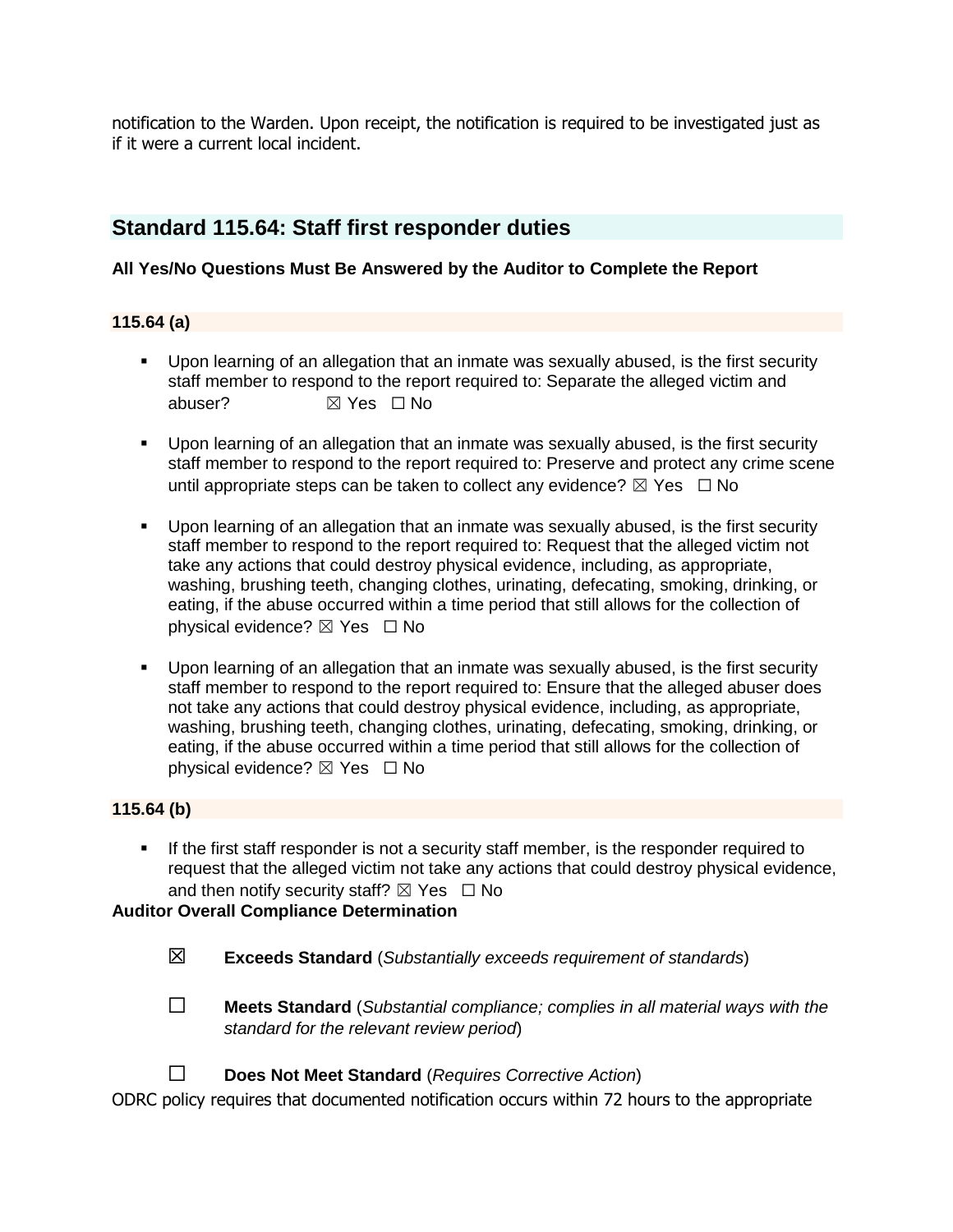notification to the Warden. Upon receipt, the notification is required to be investigated just as if it were a current local incident.

## Standard 115.64: Staff first responder duties

**All Yes/No Questions Must Be Answered by the Auditor to Complete the Report**

### 115.64 (a)

- Upon learning of an allegation that an inmate was sexually abused, is the first security staff member to respond to the report required to: Separate the alleged victim and abuser? ☒ Yes ☐ No
- Upon learning of an allegation that an inmate was sexually abused, is the first security staff member to respond to the report required to: Preserve and protect any crime scene until appropriate steps can be taken to collect any evidence? ☒ Yes ☐ No
- Upon learning of an allegation that an inmate was sexually abused, is the first security staff member to respond to the report required to: Request that the alleged victim not take any actions that could destroy physical evidence, including, as appropriate, washing, brushing teeth, changing clothes, urinating, defecating, smoking, drinking, or eating, if the abuse occurred within a time period that still allows for the collection of physical evidence? ☒ Yes ☐ No
- Upon learning of an allegation that an inmate was sexually abused, is the first security staff member to respond to the report required to: Ensure that the alleged abuser does not take any actions that could destroy physical evidence, including, as appropriate, washing, brushing teeth, changing clothes, urinating, defecating, smoking, drinking, or eating, if the abuse occurred within a time period that still allows for the collection of physical evidence? ☒ Yes ☐ No

### 115.64 (b)

- If the first staff responder is not a security staff member, is the responder required to request that the alleged victim not take any actions that could destroy physical evidence, and then notify security staff? ☒ Yes ☐ No

**Auditor Overall Compliance Determination**

☒ **Exceeds Standard** (*Substantially exceeds requirement of standards*)

☐ **Meets Standard** (*Substantial compliance; complies in all material ways with the standard for the relevant review period*)

☐ **Does Not Meet Standard** (*Requires Corrective Action*)

ODRC policy requires that documented notification occurs within 72 hours to the appropriate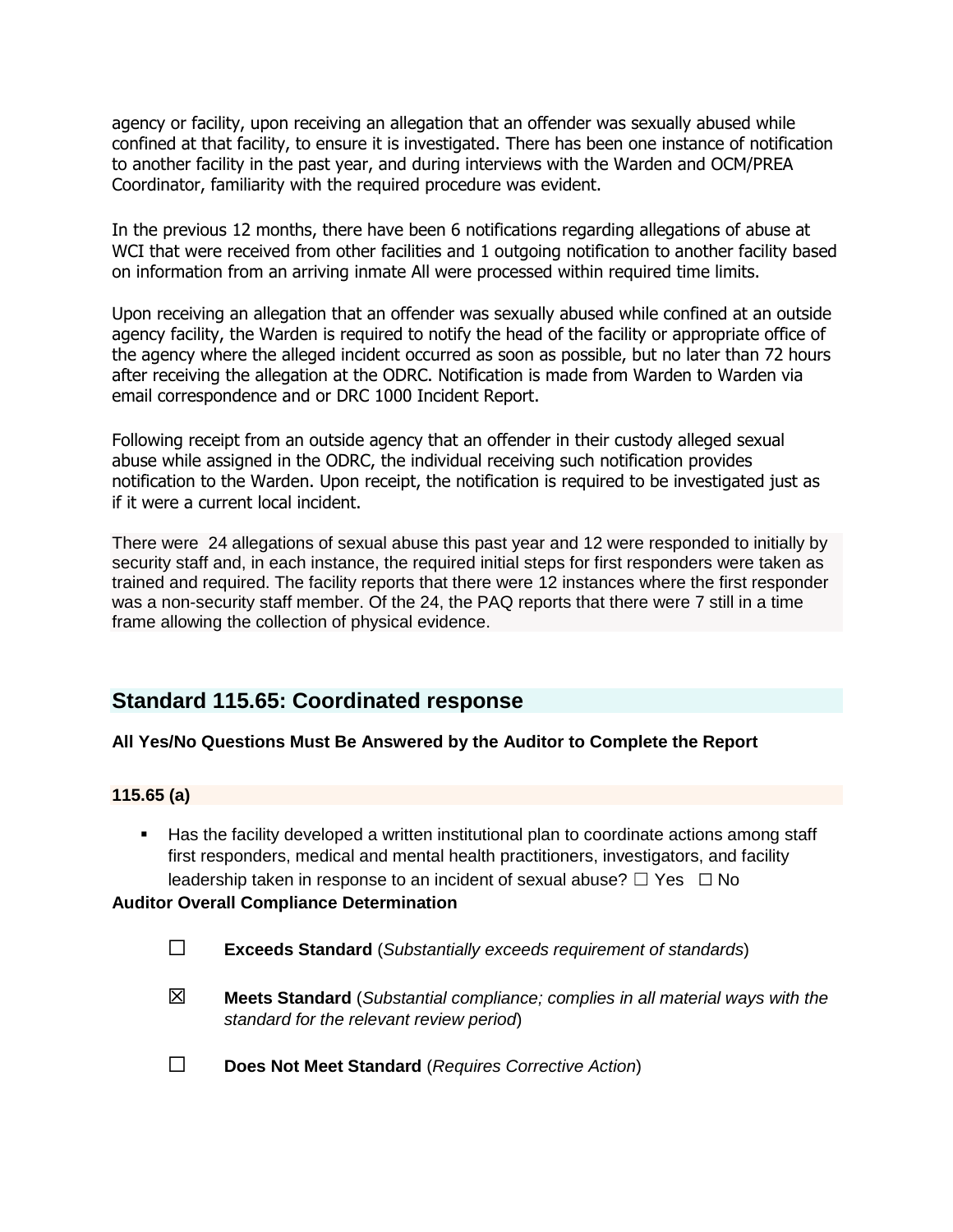agency or facility, upon receiving an allegation that an offender was sexually abused while confined at that facility, to ensure it is investigated. There has been one instance of notification to another facility in the past year, and during interviews with the Warden and OCM/PREA Coordinator, familiarity with the required procedure was evident.

In the previous 12 months, there have been 6 notifications regarding allegations of abuse at WCI that were received from other facilities and 1 outgoing notification to another facility based on information from an arriving inmate All were processed within required time limits.

Upon receiving an allegation that an offender was sexually abused while confined at an outside agency facility, the Warden is required to notify the head of the facility or appropriate office of the agency where the alleged incident occurred as soon as possible, but no later than 72 hours after receiving the allegation at the ODRC. Notification is made from Warden to Warden via email correspondence and or DRC 1000 Incident Report.

Following receipt from an outside agency that an offender in their custody alleged sexual abuse while assigned in the ODRC, the individual receiving such notification provides notification to the Warden. Upon receipt, the notification is required to be investigated just as if it were a current local incident.

There were 24 allegations of sexual abuse this past year and 12 were responded to initially by security staff and, in each instance, the required initial steps for first responders were taken as trained and required. The facility reports that there were 12 instances where the first responder was a non-security staff member. Of the 24, the PAQ reports that there were 7 still in a time frame allowing the collection of physical evidence.

## Standard 115.65: Coordinated response

**All Yes/No Questions Must Be Answered by the Auditor to Complete the Report**

**115.65 (a)**

- Has the facility developed a written institutional plan to coordinate actions among staff first responders, medical and mental health practitioners, investigators, and facility leadership taken in response to an incident of sexual abuse? ☐ Yes ☐ No

**Auditor Overall Compliance Determination**

☐ **Exceeds Standard** (*Substantially exceeds requirement of standards*)

☒ **Meets Standard** (*Substantial compliance; complies in all material ways with the standard for the relevant review period*)

☐ **Does Not Meet Standard** (*Requires Corrective Action*)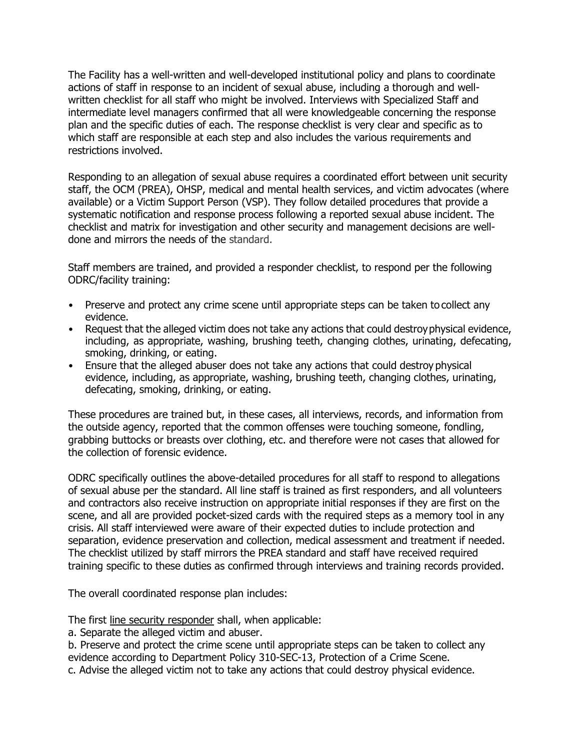The Facility has a well-written and well-developed institutional policy and plans to coordinate actions of staff in response to an incident of sexual abuse, including a thorough and well-written checklist for all staff who might be involved. Interviews with Specialized Staff and intermediate level managers confirmed that all were knowledgeable concerning the response plan and the specific duties of each. The response checklist is very clear and specific as to which staff are responsible at each step and also includes the various requirements and restrictions involved.

Responding to an allegation of sexual abuse requires a coordinated effort between unit security staff, the OCM (PREA), OHSP, medical and mental health services, and victim advocates (where available) or a Victim Support Person (VSP). They follow detailed procedures that provide a systematic notification and response process following a reported sexual abuse incident. The checklist and matrix for investigation and other security and management decisions are well-done and mirrors the needs of the standard.

Staff members are trained, and provided a responder checklist, to respond per the following ODRC/facility training:

- Preserve and protect any crime scene until appropriate steps can be taken to collect any evidence.
- Request that the alleged victim does not take any actions that could destroy physical evidence, including, as appropriate, washing, brushing teeth, changing clothes, urinating, defecating, smoking, drinking, or eating.
- Ensure that the alleged abuser does not take any actions that could destroy physical evidence, including, as appropriate, washing, brushing teeth, changing clothes, urinating, defecating, smoking, drinking, or eating.

These procedures are trained but, in these cases, all interviews, records, and information from the outside agency, reported that the common offenses were touching someone, fondling, grabbing buttocks or breasts over clothing, etc. and therefore were not cases that allowed for the collection of forensic evidence.

ODRC specifically outlines the above-detailed procedures for all staff to respond to allegations of sexual abuse per the standard. All line staff is trained as first responders, and all volunteers and contractors also receive instruction on appropriate initial responses if they are first on the scene, and all are provided pocket-sized cards with the required steps as a memory tool in any crisis. All staff interviewed were aware of their expected duties to include protection and separation, evidence preservation and collection, medical assessment and treatment if needed. The checklist utilized by staff mirrors the PREA standard and staff have received required training specific to these duties as confirmed through interviews and training records provided.

The overall coordinated response plan includes:

The first <u>line security responder</u> shall, when applicable:

a. Separate the alleged victim and abuser.

b. Preserve and protect the crime scene until appropriate steps can be taken to collect any evidence according to Department Policy 310-SEC-13, Protection of a Crime Scene.

c. Advise the alleged victim not to take any actions that could destroy physical evidence.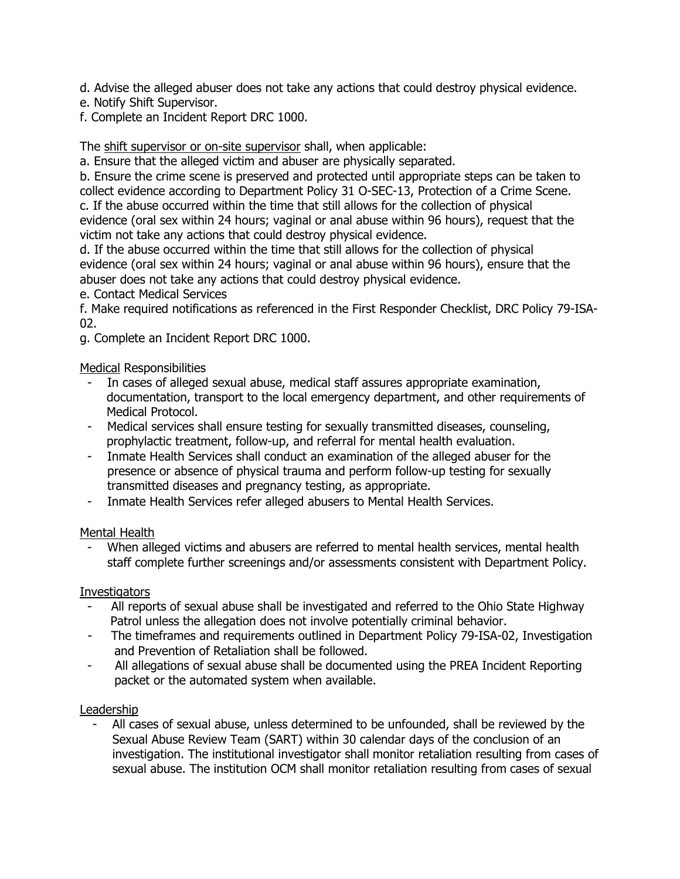d. Advise the alleged abuser does not take any actions that could destroy physical evidence.
e. Notify Shift Supervisor.
f. Complete an Incident Report DRC 1000.

The <u>shift supervisor or on-site supervisor</u> shall, when applicable:
a. Ensure that the alleged victim and abuser are physically separated.
b. Ensure the crime scene is preserved and protected until appropriate steps can be taken to collect evidence according to Department Policy 31 O-SEC-13, Protection of a Crime Scene.
c. If the abuse occurred within the time that still allows for the collection of physical evidence (oral sex within 24 hours; vaginal or anal abuse within 96 hours), request that the victim not take any actions that could destroy physical evidence.
d. If the abuse occurred within the time that still allows for the collection of physical evidence (oral sex within 24 hours; vaginal or anal abuse within 96 hours), ensure that the abuser does not take any actions that could destroy physical evidence.
e. Contact Medical Services
f. Make required notifications as referenced in the First Responder Checklist, DRC Policy 79-ISA-02.
g. Complete an Incident Report DRC 1000.

<u>Medical</u> Responsibilities

- In cases of alleged sexual abuse, medical staff assures appropriate examination, documentation, transport to the local emergency department, and other requirements of Medical Protocol.
- Medical services shall ensure testing for sexually transmitted diseases, counseling, prophylactic treatment, follow-up, and referral for mental health evaluation.
- Inmate Health Services shall conduct an examination of the alleged abuser for the presence or absence of physical trauma and perform follow-up testing for sexually transmitted diseases and pregnancy testing, as appropriate.
- Inmate Health Services refer alleged abusers to Mental Health Services.

<u>Mental Health</u>

- When alleged victims and abusers are referred to mental health services, mental health staff complete further screenings and/or assessments consistent with Department Policy.

<u>Investigators</u>

- All reports of sexual abuse shall be investigated and referred to the Ohio State Highway Patrol unless the allegation does not involve potentially criminal behavior.
- The timeframes and requirements outlined in Department Policy 79-ISA-02, Investigation and Prevention of Retaliation shall be followed.
- All allegations of sexual abuse shall be documented using the PREA Incident Reporting packet or the automated system when available.

<u>Leadership</u>

- All cases of sexual abuse, unless determined to be unfounded, shall be reviewed by the Sexual Abuse Review Team (SART) within 30 calendar days of the conclusion of an investigation. The institutional investigator shall monitor retaliation resulting from cases of sexual abuse. The institution OCM shall monitor retaliation resulting from cases of sexual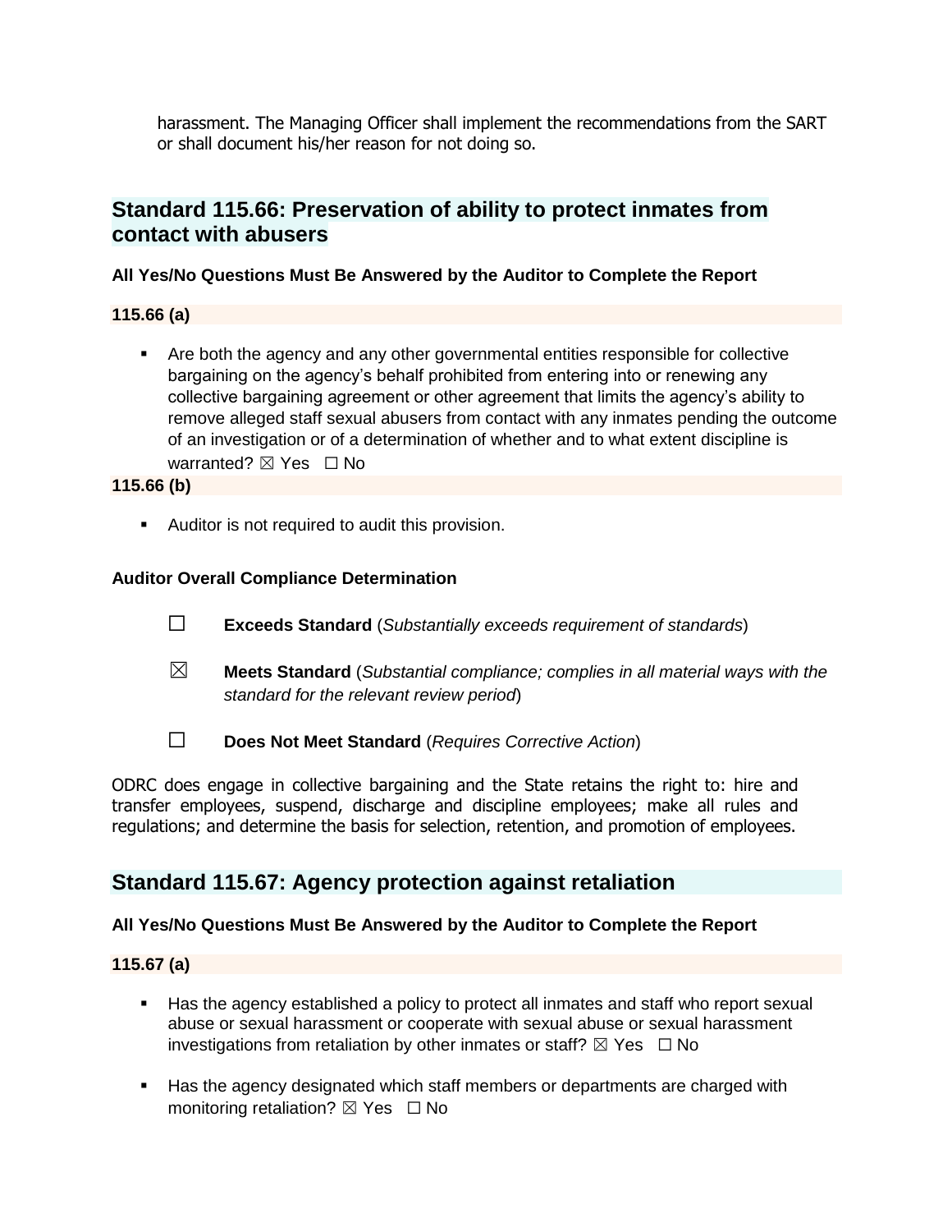harassment. The Managing Officer shall implement the recommendations from the SART or shall document his/her reason for not doing so.

## Standard 115.66: Preservation of ability to protect inmates from contact with abusers

**All Yes/No Questions Must Be Answered by the Auditor to Complete the Report**

**115.66 (a)**

- Are both the agency and any other governmental entities responsible for collective bargaining on the agency's behalf prohibited from entering into or renewing any collective bargaining agreement or other agreement that limits the agency's ability to remove alleged staff sexual abusers from contact with any inmates pending the outcome of an investigation or of a determination of whether and to what extent discipline is warranted? ☒ Yes ☐ No

**115.66 (b)**

- Auditor is not required to audit this provision.

**Auditor Overall Compliance Determination**

☐ **Exceeds Standard** (*Substantially exceeds requirement of standards*)

☒ **Meets Standard** (*Substantial compliance; complies in all material ways with the standard for the relevant review period*)

☐ **Does Not Meet Standard** (*Requires Corrective Action*)

ODRC does engage in collective bargaining and the State retains the right to: hire and transfer employees, suspend, discharge and discipline employees; make all rules and regulations; and determine the basis for selection, retention, and promotion of employees.

## Standard 115.67: Agency protection against retaliation

**All Yes/No Questions Must Be Answered by the Auditor to Complete the Report**

**115.67 (a)**

- Has the agency established a policy to protect all inmates and staff who report sexual abuse or sexual harassment or cooperate with sexual abuse or sexual harassment investigations from retaliation by other inmates or staff? ☒ Yes ☐ No
- Has the agency designated which staff members or departments are charged with monitoring retaliation? ☒ Yes ☐ No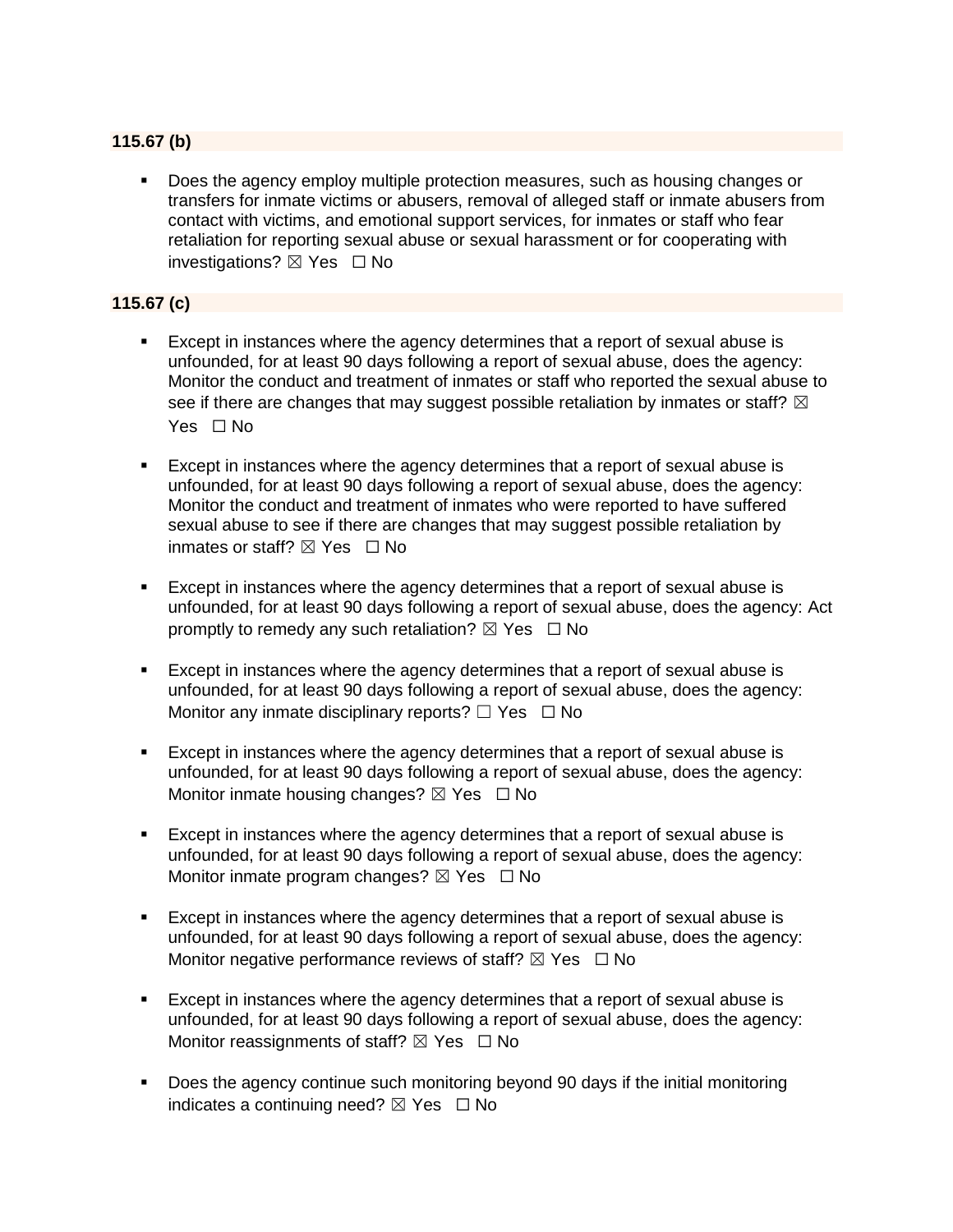**115.67 (b)**

- Does the agency employ multiple protection measures, such as housing changes or transfers for inmate victims or abusers, removal of alleged staff or inmate abusers from contact with victims, and emotional support services, for inmates or staff who fear retaliation for reporting sexual abuse or sexual harassment or for cooperating with investigations? ☒ Yes ☐ No

**115.67 (c)**

- Except in instances where the agency determines that a report of sexual abuse is unfounded, for at least 90 days following a report of sexual abuse, does the agency: Monitor the conduct and treatment of inmates or staff who reported the sexual abuse to see if there are changes that may suggest possible retaliation by inmates or staff? ☒ Yes ☐ No

- Except in instances where the agency determines that a report of sexual abuse is unfounded, for at least 90 days following a report of sexual abuse, does the agency: Monitor the conduct and treatment of inmates who were reported to have suffered sexual abuse to see if there are changes that may suggest possible retaliation by inmates or staff? ☒ Yes ☐ No

- Except in instances where the agency determines that a report of sexual abuse is unfounded, for at least 90 days following a report of sexual abuse, does the agency: Act promptly to remedy any such retaliation? ☒ Yes ☐ No

- Except in instances where the agency determines that a report of sexual abuse is unfounded, for at least 90 days following a report of sexual abuse, does the agency: Monitor any inmate disciplinary reports? ☐ Yes ☐ No

- Except in instances where the agency determines that a report of sexual abuse is unfounded, for at least 90 days following a report of sexual abuse, does the agency: Monitor inmate housing changes? ☒ Yes ☐ No

- Except in instances where the agency determines that a report of sexual abuse is unfounded, for at least 90 days following a report of sexual abuse, does the agency: Monitor inmate program changes? ☒ Yes ☐ No

- Except in instances where the agency determines that a report of sexual abuse is unfounded, for at least 90 days following a report of sexual abuse, does the agency: Monitor negative performance reviews of staff? ☒ Yes ☐ No

- Except in instances where the agency determines that a report of sexual abuse is unfounded, for at least 90 days following a report of sexual abuse, does the agency: Monitor reassignments of staff? ☒ Yes ☐ No

- Does the agency continue such monitoring beyond 90 days if the initial monitoring indicates a continuing need? ☒ Yes ☐ No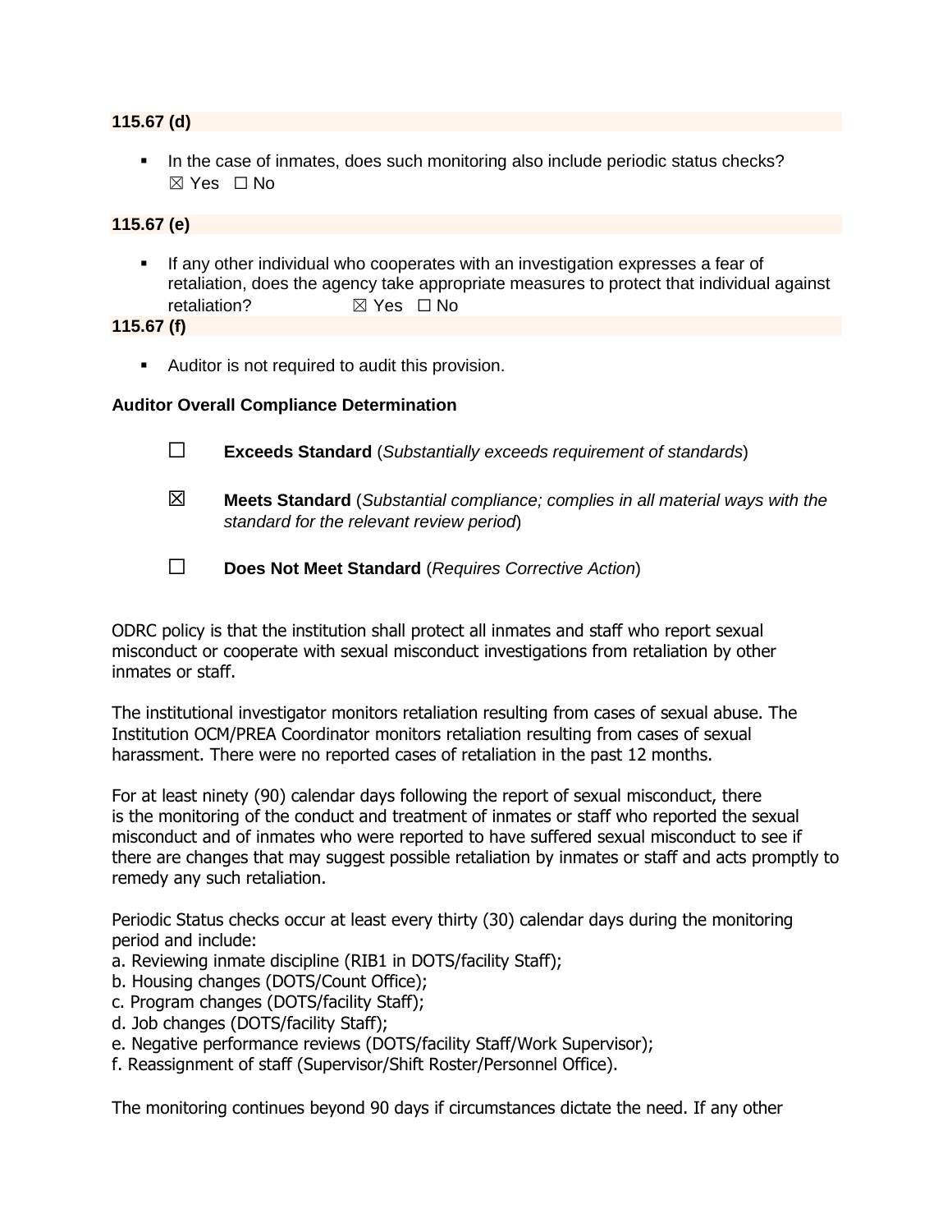**115.67 (d)**

- In the case of inmates, does such monitoring also include periodic status checks?
  ☒ Yes ☐ No

**115.67 (e)**

- If any other individual who cooperates with an investigation expresses a fear of retaliation, does the agency take appropriate measures to protect that individual against retaliation? ☒ Yes ☐ No

**115.67 (f)**

- Auditor is not required to audit this provision.

**Auditor Overall Compliance Determination**

☐ **Exceeds Standard** (*Substantially exceeds requirement of standards*)

☒ **Meets Standard** (*Substantial compliance; complies in all material ways with the standard for the relevant review period*)

☐ **Does Not Meet Standard** (*Requires Corrective Action*)

ODRC policy is that the institution shall protect all inmates and staff who report sexual misconduct or cooperate with sexual misconduct investigations from retaliation by other inmates or staff.

The institutional investigator monitors retaliation resulting from cases of sexual abuse. The Institution OCM/PREA Coordinator monitors retaliation resulting from cases of sexual harassment. There were no reported cases of retaliation in the past 12 months.

For at least ninety (90) calendar days following the report of sexual misconduct, there is the monitoring of the conduct and treatment of inmates or staff who reported the sexual misconduct and of inmates who were reported to have suffered sexual misconduct to see if there are changes that may suggest possible retaliation by inmates or staff and acts promptly to remedy any such retaliation.

Periodic Status checks occur at least every thirty (30) calendar days during the monitoring period and include:
a. Reviewing inmate discipline (RIB1 in DOTS/facility Staff);
b. Housing changes (DOTS/Count Office);
c. Program changes (DOTS/facility Staff);
d. Job changes (DOTS/facility Staff);
e. Negative performance reviews (DOTS/facility Staff/Work Supervisor);
f. Reassignment of staff (Supervisor/Shift Roster/Personnel Office).

The monitoring continues beyond 90 days if circumstances dictate the need. If any other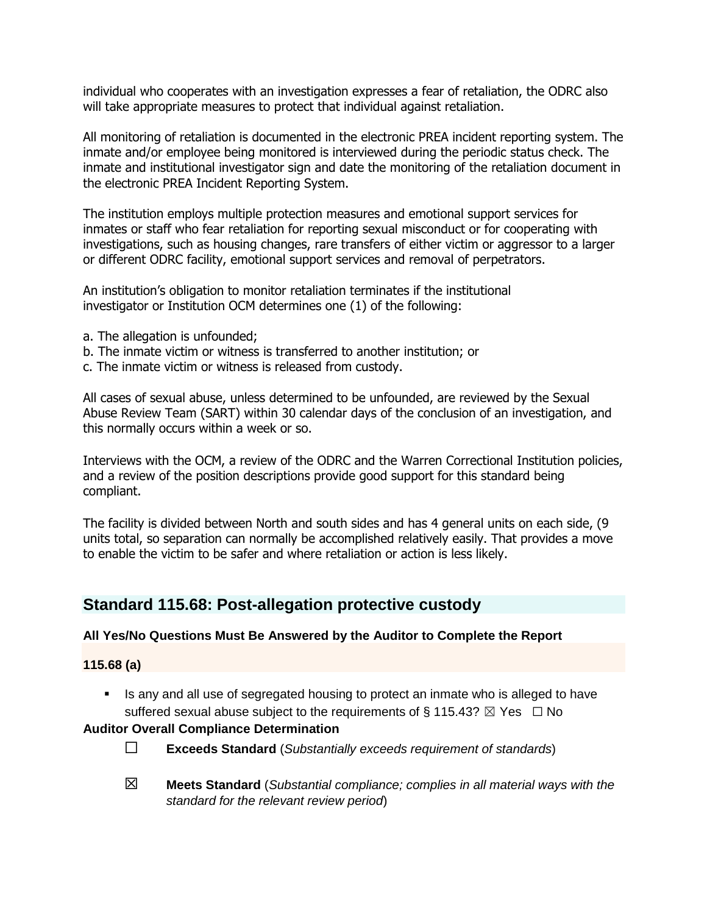individual who cooperates with an investigation expresses a fear of retaliation, the ODRC also will take appropriate measures to protect that individual against retaliation.

All monitoring of retaliation is documented in the electronic PREA incident reporting system. The inmate and/or employee being monitored is interviewed during the periodic status check. The inmate and institutional investigator sign and date the monitoring of the retaliation document in the electronic PREA Incident Reporting System.

The institution employs multiple protection measures and emotional support services for inmates or staff who fear retaliation for reporting sexual misconduct or for cooperating with investigations, such as housing changes, rare transfers of either victim or aggressor to a larger or different ODRC facility, emotional support services and removal of perpetrators.

An institution's obligation to monitor retaliation terminates if the institutional investigator or Institution OCM determines one (1) of the following:

a. The allegation is unfounded;
b. The inmate victim or witness is transferred to another institution; or
c. The inmate victim or witness is released from custody.

All cases of sexual abuse, unless determined to be unfounded, are reviewed by the Sexual Abuse Review Team (SART) within 30 calendar days of the conclusion of an investigation, and this normally occurs within a week or so.

Interviews with the OCM, a review of the ODRC and the Warren Correctional Institution policies, and a review of the position descriptions provide good support for this standard being compliant.

The facility is divided between North and south sides and has 4 general units on each side, (9 units total, so separation can normally be accomplished relatively easily. That provides a move to enable the victim to be safer and where retaliation or action is less likely.

## Standard 115.68: Post-allegation protective custody

**All Yes/No Questions Must Be Answered by the Auditor to Complete the Report**

**115.68 (a)**

- Is any and all use of segregated housing to protect an inmate who is alleged to have suffered sexual abuse subject to the requirements of § 115.43? ☒ Yes ☐ No

**Auditor Overall Compliance Determination**

☐ **Exceeds Standard** (*Substantially exceeds requirement of standards*)

☒ **Meets Standard** (*Substantial compliance; complies in all material ways with the standard for the relevant review period*)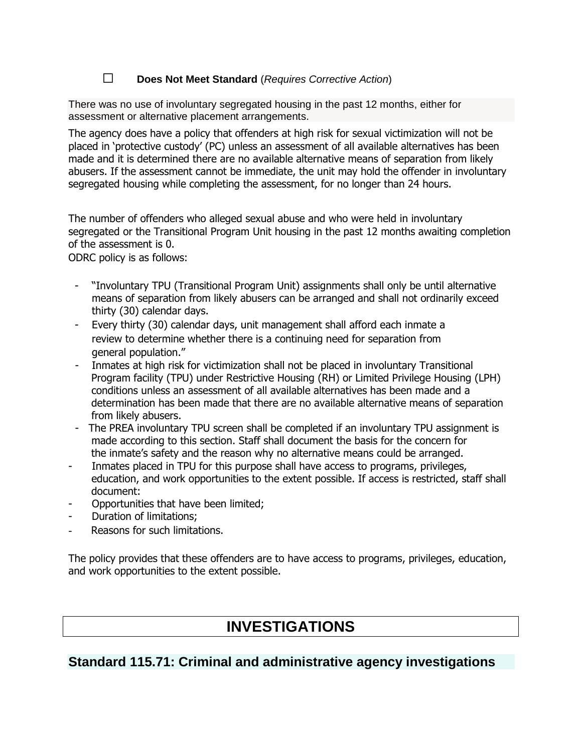☐ **Does Not Meet Standard** (*Requires Corrective Action*)

There was no use of involuntary segregated housing in the past 12 months, either for assessment or alternative placement arrangements.

The agency does have a policy that offenders at high risk for sexual victimization will not be placed in 'protective custody' (PC) unless an assessment of all available alternatives has been made and it is determined there are no available alternative means of separation from likely abusers. If the assessment cannot be immediate, the unit may hold the offender in involuntary segregated housing while completing the assessment, for no longer than 24 hours.

The number of offenders who alleged sexual abuse and who were held in involuntary segregated or the Transitional Program Unit housing in the past 12 months awaiting completion of the assessment is 0.

ODRC policy is as follows:

- "Involuntary TPU (Transitional Program Unit) assignments shall only be until alternative means of separation from likely abusers can be arranged and shall not ordinarily exceed thirty (30) calendar days.
- Every thirty (30) calendar days, unit management shall afford each inmate a review to determine whether there is a continuing need for separation from general population."
- Inmates at high risk for victimization shall not be placed in involuntary Transitional Program facility (TPU) under Restrictive Housing (RH) or Limited Privilege Housing (LPH) conditions unless an assessment of all available alternatives has been made and a determination has been made that there are no available alternative means of separation from likely abusers.
- The PREA involuntary TPU screen shall be completed if an involuntary TPU assignment is made according to this section. Staff shall document the basis for the concern for the inmate's safety and the reason why no alternative means could be arranged.
- Inmates placed in TPU for this purpose shall have access to programs, privileges, education, and work opportunities to the extent possible. If access is restricted, staff shall document:
- Opportunities that have been limited;
- Duration of limitations;
- Reasons for such limitations.

The policy provides that these offenders are to have access to programs, privileges, education, and work opportunities to the extent possible.

# INVESTIGATIONS

## Standard 115.71: Criminal and administrative agency investigations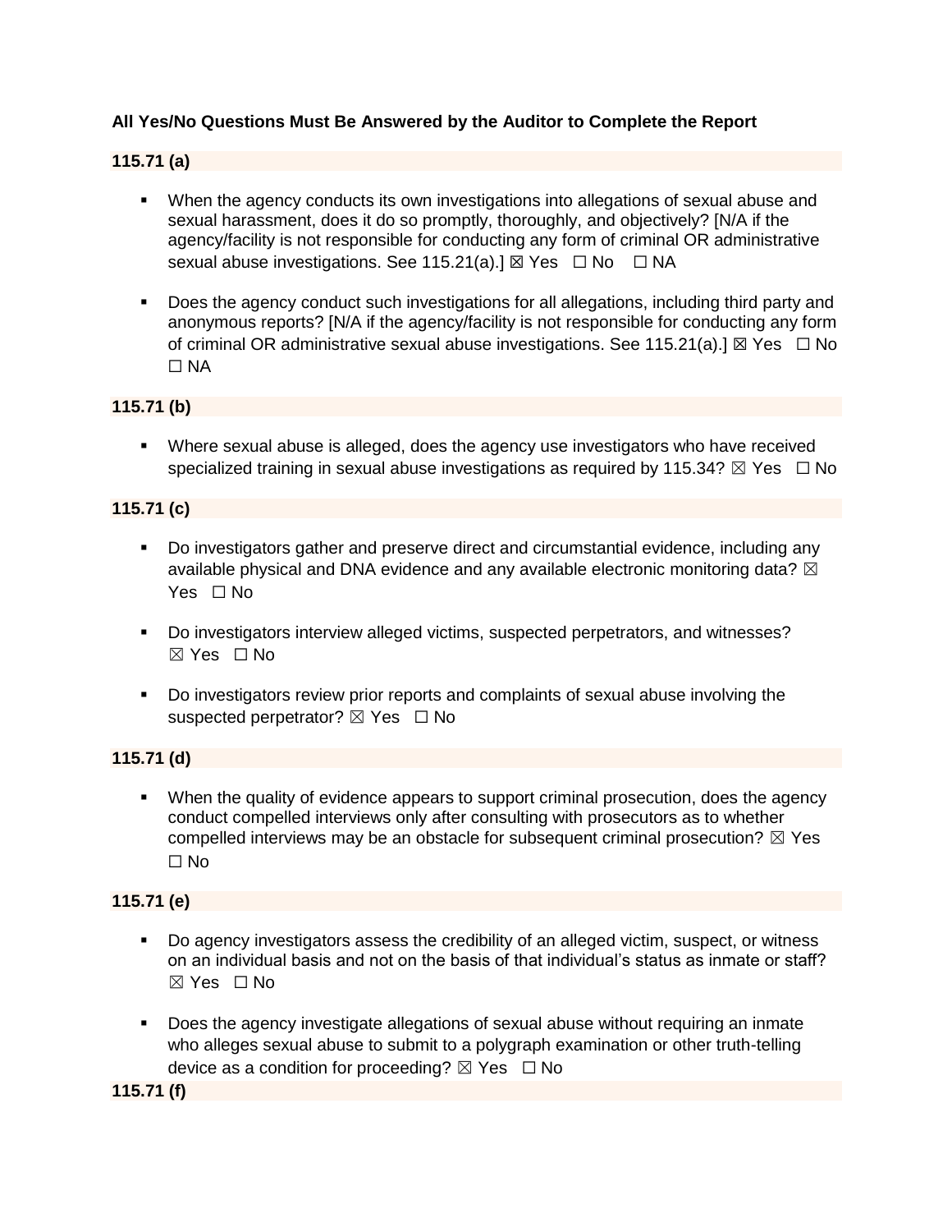**All Yes/No Questions Must Be Answered by the Auditor to Complete the Report**

**115.71 (a)**

- When the agency conducts its own investigations into allegations of sexual abuse and sexual harassment, does it do so promptly, thoroughly, and objectively? [N/A if the agency/facility is not responsible for conducting any form of criminal OR administrative sexual abuse investigations. See 115.21(a).] ☒ Yes ☐ No ☐ NA

- Does the agency conduct such investigations for all allegations, including third party and anonymous reports? [N/A if the agency/facility is not responsible for conducting any form of criminal OR administrative sexual abuse investigations. See 115.21(a).] ☒ Yes ☐ No ☐ NA

**115.71 (b)**

- Where sexual abuse is alleged, does the agency use investigators who have received specialized training in sexual abuse investigations as required by 115.34? ☒ Yes ☐ No

**115.71 (c)**

- Do investigators gather and preserve direct and circumstantial evidence, including any available physical and DNA evidence and any available electronic monitoring data? ☒ Yes ☐ No

- Do investigators interview alleged victims, suspected perpetrators, and witnesses? ☒ Yes ☐ No

- Do investigators review prior reports and complaints of sexual abuse involving the suspected perpetrator? ☒ Yes ☐ No

**115.71 (d)**

- When the quality of evidence appears to support criminal prosecution, does the agency conduct compelled interviews only after consulting with prosecutors as to whether compelled interviews may be an obstacle for subsequent criminal prosecution? ☒ Yes ☐ No

**115.71 (e)**

- Do agency investigators assess the credibility of an alleged victim, suspect, or witness on an individual basis and not on the basis of that individual's status as inmate or staff? ☒ Yes ☐ No

- Does the agency investigate allegations of sexual abuse without requiring an inmate who alleges sexual abuse to submit to a polygraph examination or other truth-telling device as a condition for proceeding? ☒ Yes ☐ No

**115.71 (f)**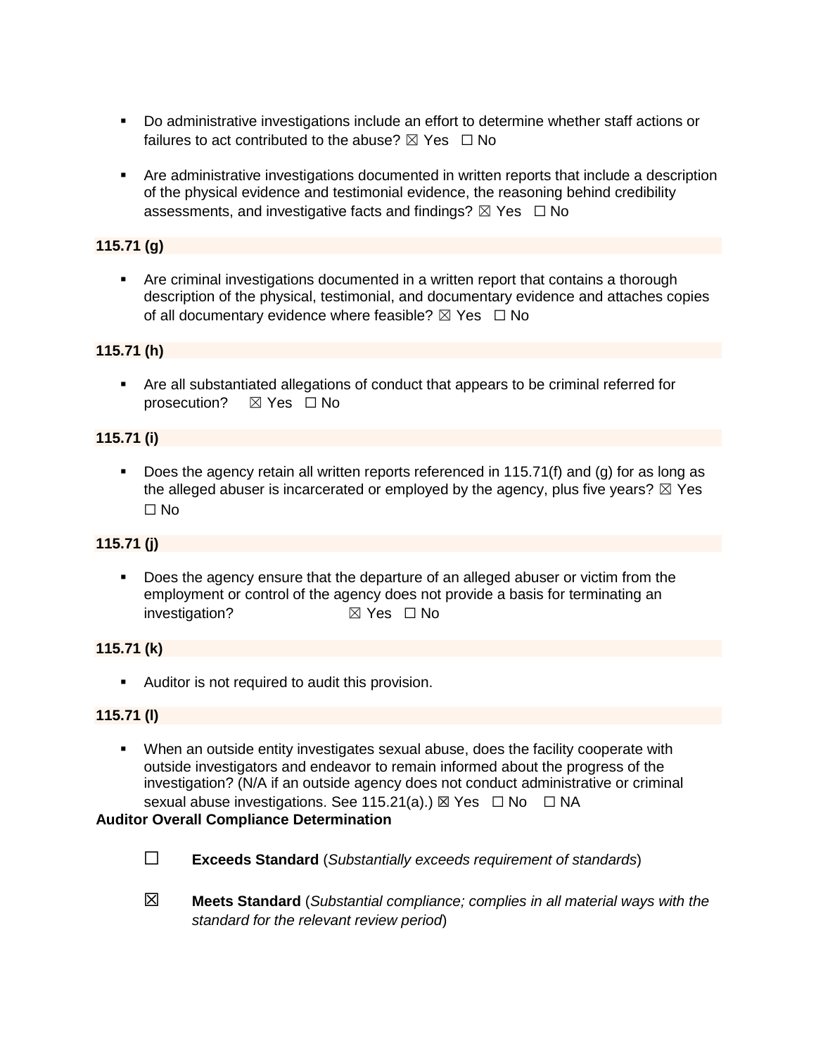- Do administrative investigations include an effort to determine whether staff actions or failures to act contributed to the abuse? ☒ Yes ☐ No

- Are administrative investigations documented in written reports that include a description of the physical evidence and testimonial evidence, the reasoning behind credibility assessments, and investigative facts and findings? ☒ Yes ☐ No

**115.71 (g)**

- Are criminal investigations documented in a written report that contains a thorough description of the physical, testimonial, and documentary evidence and attaches copies of all documentary evidence where feasible? ☒ Yes ☐ No

**115.71 (h)**

- Are all substantiated allegations of conduct that appears to be criminal referred for prosecution? ☒ Yes ☐ No

**115.71 (i)**

- Does the agency retain all written reports referenced in 115.71(f) and (g) for as long as the alleged abuser is incarcerated or employed by the agency, plus five years? ☒ Yes ☐ No

**115.71 (j)**

- Does the agency ensure that the departure of an alleged abuser or victim from the employment or control of the agency does not provide a basis for terminating an investigation? ☒ Yes ☐ No

**115.71 (k)**

- Auditor is not required to audit this provision.

**115.71 (l)**

- When an outside entity investigates sexual abuse, does the facility cooperate with outside investigators and endeavor to remain informed about the progress of the investigation? (N/A if an outside agency does not conduct administrative or criminal sexual abuse investigations. See 115.21(a).) ☒ Yes ☐ No ☐ NA

**Auditor Overall Compliance Determination**

☐ **Exceeds Standard** (*Substantially exceeds requirement of standards*)

☒ **Meets Standard** (*Substantial compliance; complies in all material ways with the standard for the relevant review period*)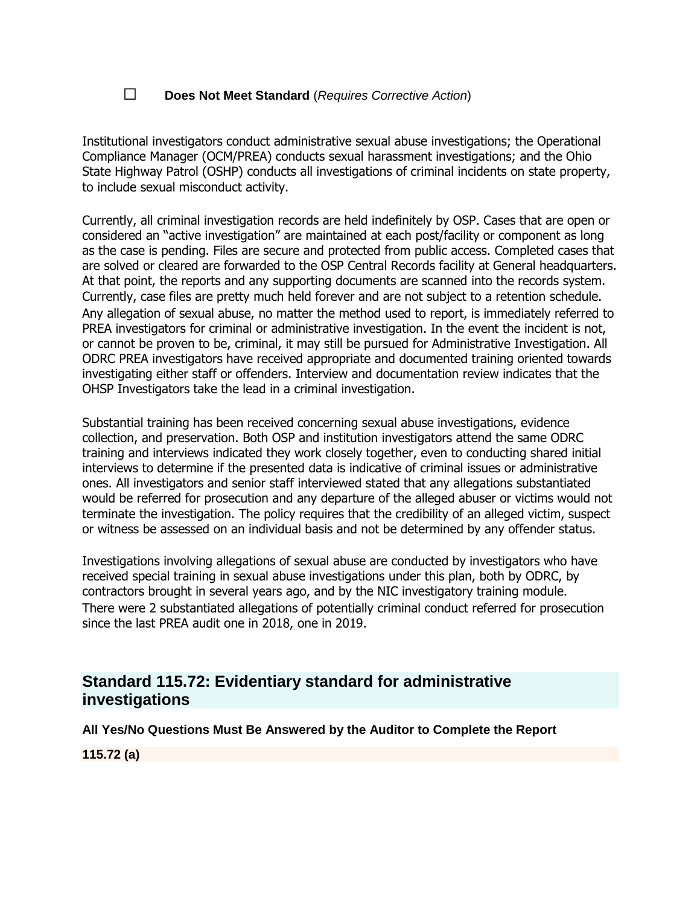☐ **Does Not Meet Standard** (*Requires Corrective Action*)

Institutional investigators conduct administrative sexual abuse investigations; the Operational Compliance Manager (OCM/PREA) conducts sexual harassment investigations; and the Ohio State Highway Patrol (OSHP) conducts all investigations of criminal incidents on state property, to include sexual misconduct activity.

Currently, all criminal investigation records are held indefinitely by OSP. Cases that are open or considered an "active investigation" are maintained at each post/facility or component as long as the case is pending. Files are secure and protected from public access. Completed cases that are solved or cleared are forwarded to the OSP Central Records facility at General headquarters. At that point, the reports and any supporting documents are scanned into the records system. Currently, case files are pretty much held forever and are not subject to a retention schedule. Any allegation of sexual abuse, no matter the method used to report, is immediately referred to PREA investigators for criminal or administrative investigation. In the event the incident is not, or cannot be proven to be, criminal, it may still be pursued for Administrative Investigation. All ODRC PREA investigators have received appropriate and documented training oriented towards investigating either staff or offenders. Interview and documentation review indicates that the OHSP Investigators take the lead in a criminal investigation.

Substantial training has been received concerning sexual abuse investigations, evidence collection, and preservation. Both OSP and institution investigators attend the same ODRC training and interviews indicated they work closely together, even to conducting shared initial interviews to determine if the presented data is indicative of criminal issues or administrative ones. All investigators and senior staff interviewed stated that any allegations substantiated would be referred for prosecution and any departure of the alleged abuser or victims would not terminate the investigation. The policy requires that the credibility of an alleged victim, suspect or witness be assessed on an individual basis and not be determined by any offender status.

Investigations involving allegations of sexual abuse are conducted by investigators who have received special training in sexual abuse investigations under this plan, both by ODRC, by contractors brought in several years ago, and by the NIC investigatory training module. There were 2 substantiated allegations of potentially criminal conduct referred for prosecution since the last PREA audit one in 2018, one in 2019.

## Standard 115.72: Evidentiary standard for administrative investigations

**All Yes/No Questions Must Be Answered by the Auditor to Complete the Report**

**115.72 (a)**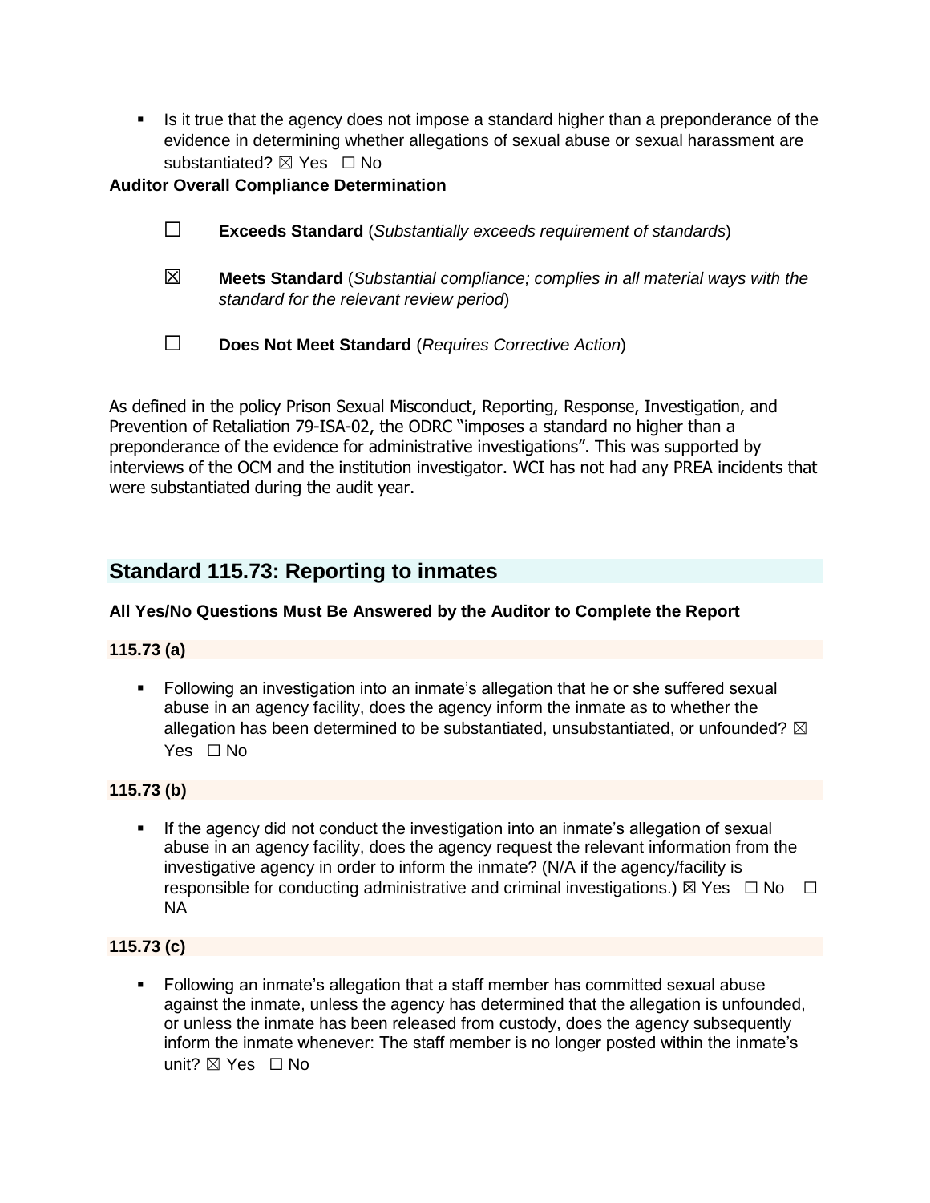- Is it true that the agency does not impose a standard higher than a preponderance of the evidence in determining whether allegations of sexual abuse or sexual harassment are substantiated? ☒ Yes ☐ No

**Auditor Overall Compliance Determination**

☐ **Exceeds Standard** (*Substantially exceeds requirement of standards*)

☒ **Meets Standard** (*Substantial compliance; complies in all material ways with the standard for the relevant review period*)

☐ **Does Not Meet Standard** (*Requires Corrective Action*)

As defined in the policy Prison Sexual Misconduct, Reporting, Response, Investigation, and Prevention of Retaliation 79-ISA-02, the ODRC "imposes a standard no higher than a preponderance of the evidence for administrative investigations". This was supported by interviews of the OCM and the institution investigator. WCI has not had any PREA incidents that were substantiated during the audit year.

## Standard 115.73: Reporting to inmates

**All Yes/No Questions Must Be Answered by the Auditor to Complete the Report**

**115.73 (a)**

- Following an investigation into an inmate's allegation that he or she suffered sexual abuse in an agency facility, does the agency inform the inmate as to whether the allegation has been determined to be substantiated, unsubstantiated, or unfounded? ☒ Yes ☐ No

**115.73 (b)**

- If the agency did not conduct the investigation into an inmate's allegation of sexual abuse in an agency facility, does the agency request the relevant information from the investigative agency in order to inform the inmate? (N/A if the agency/facility is responsible for conducting administrative and criminal investigations.) ☒ Yes ☐ No ☐ NA

**115.73 (c)**

- Following an inmate's allegation that a staff member has committed sexual abuse against the inmate, unless the agency has determined that the allegation is unfounded, or unless the inmate has been released from custody, does the agency subsequently inform the inmate whenever: The staff member is no longer posted within the inmate's unit? ☒ Yes ☐ No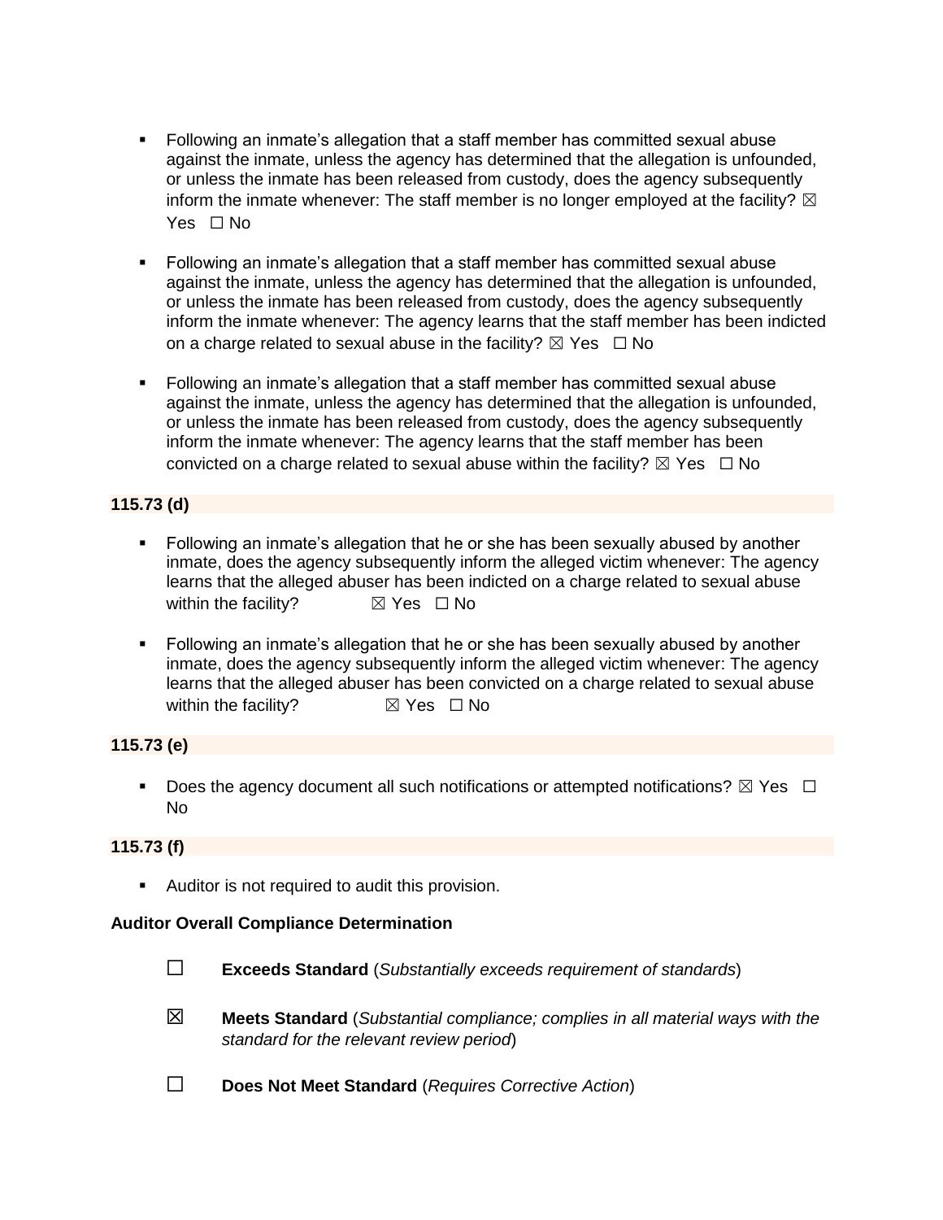- Following an inmate's allegation that a staff member has committed sexual abuse against the inmate, unless the agency has determined that the allegation is unfounded, or unless the inmate has been released from custody, does the agency subsequently inform the inmate whenever: The staff member is no longer employed at the facility? ☒ Yes ☐ No

- Following an inmate's allegation that a staff member has committed sexual abuse against the inmate, unless the agency has determined that the allegation is unfounded, or unless the inmate has been released from custody, does the agency subsequently inform the inmate whenever: The agency learns that the staff member has been indicted on a charge related to sexual abuse in the facility? ☒ Yes ☐ No

- Following an inmate's allegation that a staff member has committed sexual abuse against the inmate, unless the agency has determined that the allegation is unfounded, or unless the inmate has been released from custody, does the agency subsequently inform the inmate whenever: The agency learns that the staff member has been convicted on a charge related to sexual abuse within the facility? ☒ Yes ☐ No

**115.73 (d)**

- Following an inmate's allegation that he or she has been sexually abused by another inmate, does the agency subsequently inform the alleged victim whenever: The agency learns that the alleged abuser has been indicted on a charge related to sexual abuse within the facility? ☒ Yes ☐ No

- Following an inmate's allegation that he or she has been sexually abused by another inmate, does the agency subsequently inform the alleged victim whenever: The agency learns that the alleged abuser has been convicted on a charge related to sexual abuse within the facility? ☒ Yes ☐ No

**115.73 (e)**

- Does the agency document all such notifications or attempted notifications? ☒ Yes ☐ No

**115.73 (f)**

- Auditor is not required to audit this provision.

**Auditor Overall Compliance Determination**

☐ **Exceeds Standard** (*Substantially exceeds requirement of standards*)

☒ **Meets Standard** (*Substantial compliance; complies in all material ways with the standard for the relevant review period*)

☐ **Does Not Meet Standard** (*Requires Corrective Action*)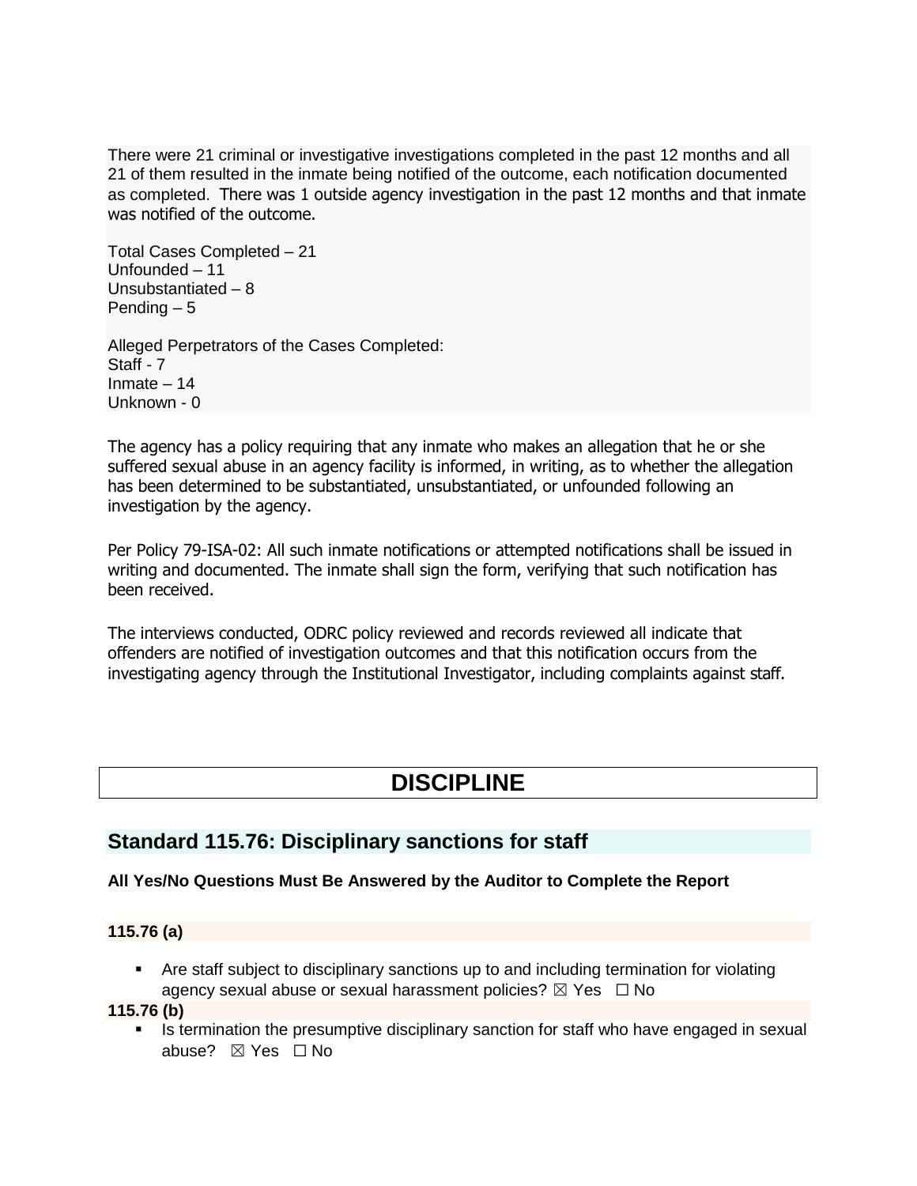There were 21 criminal or investigative investigations completed in the past 12 months and all 21 of them resulted in the inmate being notified of the outcome, each notification documented as completed. There was 1 outside agency investigation in the past 12 months and that inmate was notified of the outcome.

Total Cases Completed – 21
Unfounded – 11
Unsubstantiated – 8
Pending – 5

Alleged Perpetrators of the Cases Completed:
Staff - 7
Inmate – 14
Unknown - 0

The agency has a policy requiring that any inmate who makes an allegation that he or she suffered sexual abuse in an agency facility is informed, in writing, as to whether the allegation has been determined to be substantiated, unsubstantiated, or unfounded following an investigation by the agency.

Per Policy 79-ISA-02: All such inmate notifications or attempted notifications shall be issued in writing and documented. The inmate shall sign the form, verifying that such notification has been received.

The interviews conducted, ODRC policy reviewed and records reviewed all indicate that offenders are notified of investigation outcomes and that this notification occurs from the investigating agency through the Institutional Investigator, including complaints against staff.

# DISCIPLINE

## Standard 115.76: Disciplinary sanctions for staff

**All Yes/No Questions Must Be Answered by the Auditor to Complete the Report**

**115.76 (a)**

- Are staff subject to disciplinary sanctions up to and including termination for violating agency sexual abuse or sexual harassment policies? ☒ Yes ☐ No

**115.76 (b)**

- Is termination the presumptive disciplinary sanction for staff who have engaged in sexual abuse? ☒ Yes ☐ No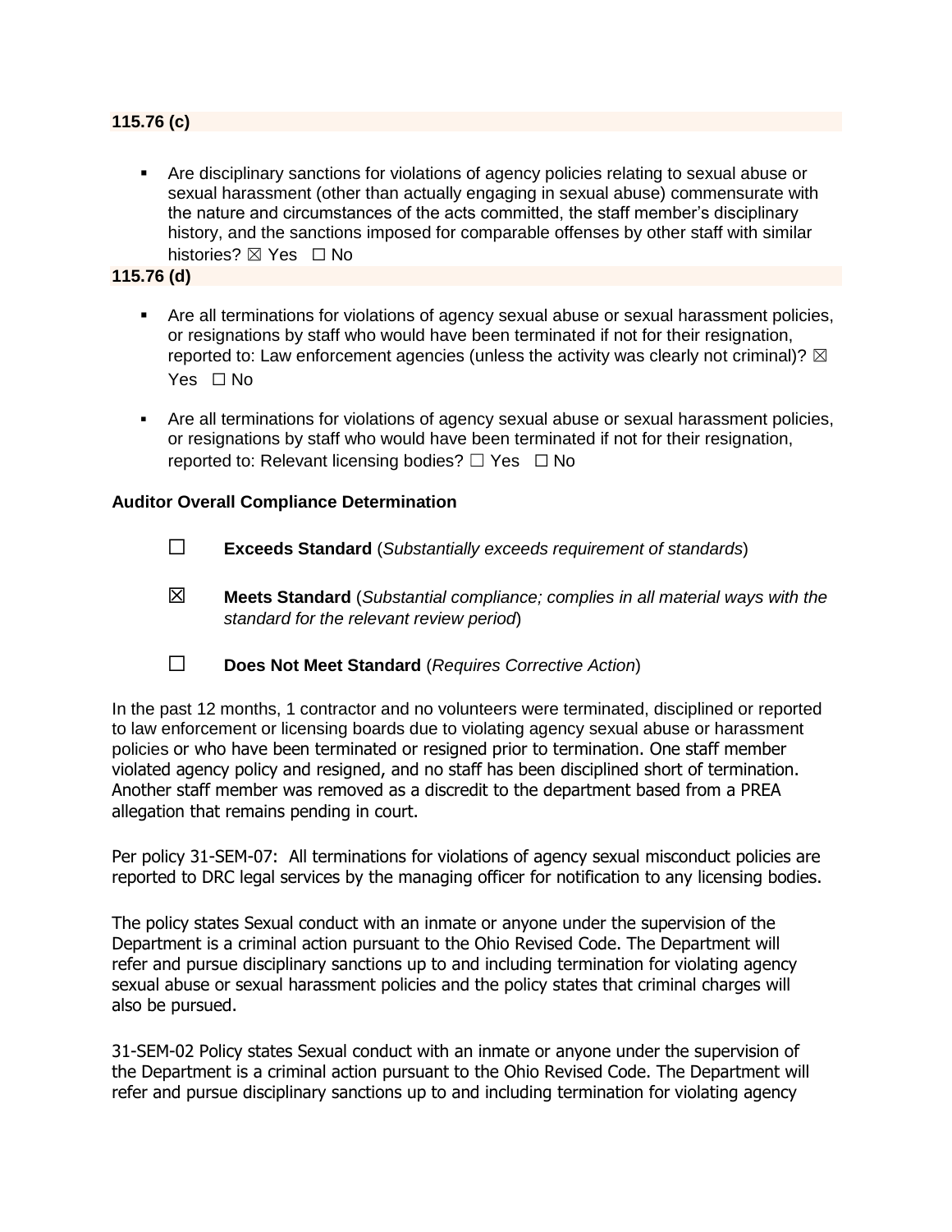**115.76 (c)**

- Are disciplinary sanctions for violations of agency policies relating to sexual abuse or sexual harassment (other than actually engaging in sexual abuse) commensurate with the nature and circumstances of the acts committed, the staff member's disciplinary history, and the sanctions imposed for comparable offenses by other staff with similar histories? ☒ Yes ☐ No

**115.76 (d)**

- Are all terminations for violations of agency sexual abuse or sexual harassment policies, or resignations by staff who would have been terminated if not for their resignation, reported to: Law enforcement agencies (unless the activity was clearly not criminal)? ☒ Yes ☐ No

- Are all terminations for violations of agency sexual abuse or sexual harassment policies, or resignations by staff who would have been terminated if not for their resignation, reported to: Relevant licensing bodies? ☐ Yes ☐ No

**Auditor Overall Compliance Determination**

☐ **Exceeds Standard** (*Substantially exceeds requirement of standards*)

☒ **Meets Standard** (*Substantial compliance; complies in all material ways with the standard for the relevant review period*)

☐ **Does Not Meet Standard** (*Requires Corrective Action*)

In the past 12 months, 1 contractor and no volunteers were terminated, disciplined or reported to law enforcement or licensing boards due to violating agency sexual abuse or harassment policies or who have been terminated or resigned prior to termination. One staff member violated agency policy and resigned, and no staff has been disciplined short of termination. Another staff member was removed as a discredit to the department based from a PREA allegation that remains pending in court.

Per policy 31-SEM-07: All terminations for violations of agency sexual misconduct policies are reported to DRC legal services by the managing officer for notification to any licensing bodies.

The policy states Sexual conduct with an inmate or anyone under the supervision of the Department is a criminal action pursuant to the Ohio Revised Code. The Department will refer and pursue disciplinary sanctions up to and including termination for violating agency sexual abuse or sexual harassment policies and the policy states that criminal charges will also be pursued.

31-SEM-02 Policy states Sexual conduct with an inmate or anyone under the supervision of the Department is a criminal action pursuant to the Ohio Revised Code. The Department will refer and pursue disciplinary sanctions up to and including termination for violating agency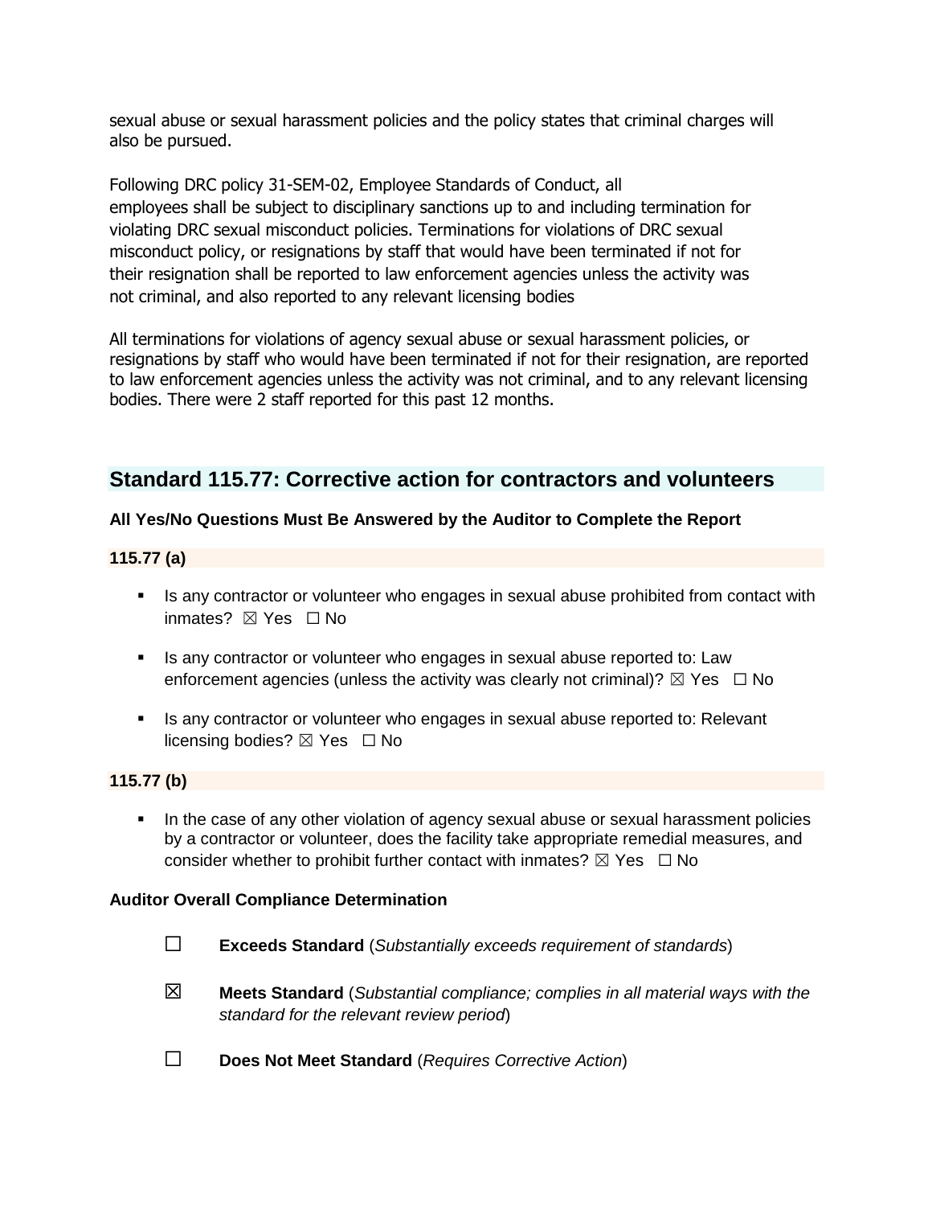sexual abuse or sexual harassment policies and the policy states that criminal charges will also be pursued.

Following DRC policy 31-SEM-02, Employee Standards of Conduct, all employees shall be subject to disciplinary sanctions up to and including termination for violating DRC sexual misconduct policies. Terminations for violations of DRC sexual misconduct policy, or resignations by staff that would have been terminated if not for their resignation shall be reported to law enforcement agencies unless the activity was not criminal, and also reported to any relevant licensing bodies

All terminations for violations of agency sexual abuse or sexual harassment policies, or resignations by staff who would have been terminated if not for their resignation, are reported to law enforcement agencies unless the activity was not criminal, and to any relevant licensing bodies. There were 2 staff reported for this past 12 months.

## Standard 115.77: Corrective action for contractors and volunteers

**All Yes/No Questions Must Be Answered by the Auditor to Complete the Report**

**115.77 (a)**

- Is any contractor or volunteer who engages in sexual abuse prohibited from contact with inmates? ☒ Yes ☐ No
- Is any contractor or volunteer who engages in sexual abuse reported to: Law enforcement agencies (unless the activity was clearly not criminal)? ☒ Yes ☐ No
- Is any contractor or volunteer who engages in sexual abuse reported to: Relevant licensing bodies? ☒ Yes ☐ No

**115.77 (b)**

- In the case of any other violation of agency sexual abuse or sexual harassment policies by a contractor or volunteer, does the facility take appropriate remedial measures, and consider whether to prohibit further contact with inmates? ☒ Yes ☐ No

**Auditor Overall Compliance Determination**

☐ **Exceeds Standard** (*Substantially exceeds requirement of standards*)

☒ **Meets Standard** (*Substantial compliance; complies in all material ways with the standard for the relevant review period*)

☐ **Does Not Meet Standard** (*Requires Corrective Action*)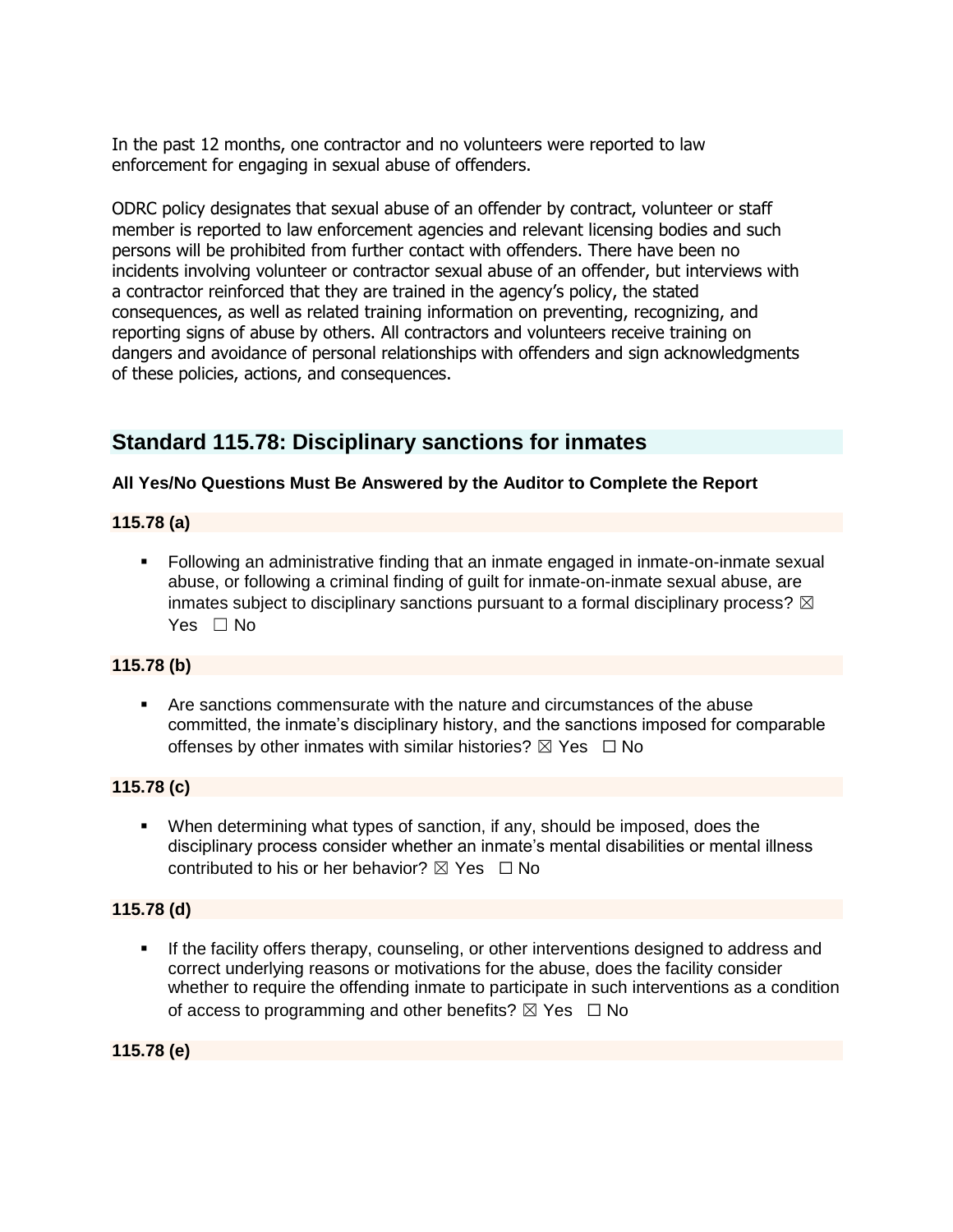In the past 12 months, one contractor and no volunteers were reported to law enforcement for engaging in sexual abuse of offenders.

ODRC policy designates that sexual abuse of an offender by contract, volunteer or staff member is reported to law enforcement agencies and relevant licensing bodies and such persons will be prohibited from further contact with offenders. There have been no incidents involving volunteer or contractor sexual abuse of an offender, but interviews with a contractor reinforced that they are trained in the agency's policy, the stated consequences, as well as related training information on preventing, recognizing, and reporting signs of abuse by others. All contractors and volunteers receive training on dangers and avoidance of personal relationships with offenders and sign acknowledgments of these policies, actions, and consequences.

## Standard 115.78: Disciplinary sanctions for inmates

**All Yes/No Questions Must Be Answered by the Auditor to Complete the Report**

**115.78 (a)**

- Following an administrative finding that an inmate engaged in inmate-on-inmate sexual abuse, or following a criminal finding of guilt for inmate-on-inmate sexual abuse, are inmates subject to disciplinary sanctions pursuant to a formal disciplinary process? ☒ Yes ☐ No

**115.78 (b)**

- Are sanctions commensurate with the nature and circumstances of the abuse committed, the inmate's disciplinary history, and the sanctions imposed for comparable offenses by other inmates with similar histories? ☒ Yes ☐ No

**115.78 (c)**

- When determining what types of sanction, if any, should be imposed, does the disciplinary process consider whether an inmate's mental disabilities or mental illness contributed to his or her behavior? ☒ Yes ☐ No

**115.78 (d)**

- If the facility offers therapy, counseling, or other interventions designed to address and correct underlying reasons or motivations for the abuse, does the facility consider whether to require the offending inmate to participate in such interventions as a condition of access to programming and other benefits? ☒ Yes ☐ No

**115.78 (e)**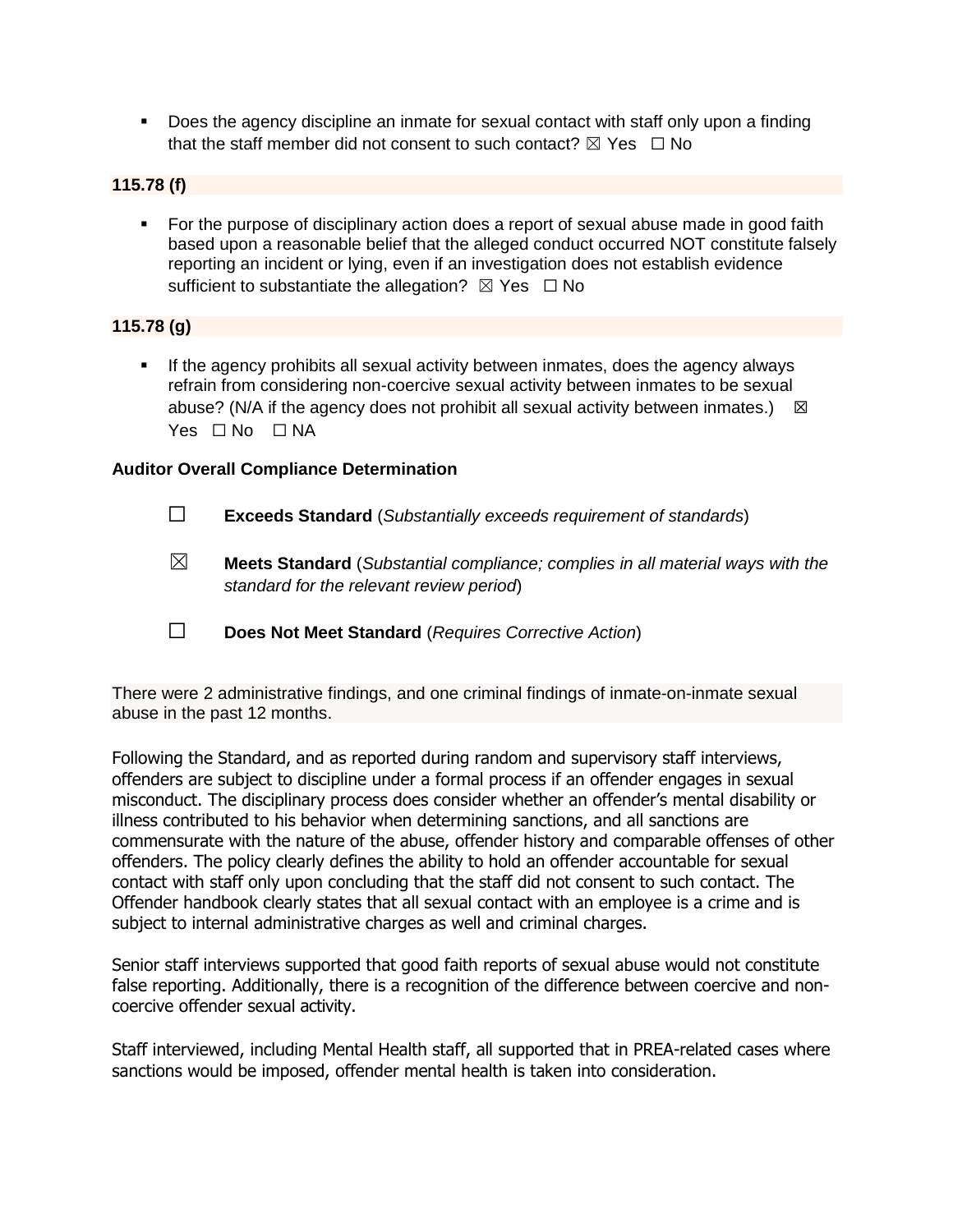- Does the agency discipline an inmate for sexual contact with staff only upon a finding that the staff member did not consent to such contact? ☒ Yes ☐ No

**115.78 (f)**

- For the purpose of disciplinary action does a report of sexual abuse made in good faith based upon a reasonable belief that the alleged conduct occurred NOT constitute falsely reporting an incident or lying, even if an investigation does not establish evidence sufficient to substantiate the allegation? ☒ Yes ☐ No

**115.78 (g)**

- If the agency prohibits all sexual activity between inmates, does the agency always refrain from considering non-coercive sexual activity between inmates to be sexual abuse? (N/A if the agency does not prohibit all sexual activity between inmates.) ☒ Yes ☐ No ☐ NA

**Auditor Overall Compliance Determination**

☐ **Exceeds Standard** (*Substantially exceeds requirement of standards*)

☒ **Meets Standard** (*Substantial compliance; complies in all material ways with the standard for the relevant review period*)

☐ **Does Not Meet Standard** (*Requires Corrective Action*)

There were 2 administrative findings, and one criminal findings of inmate-on-inmate sexual abuse in the past 12 months.

Following the Standard, and as reported during random and supervisory staff interviews, offenders are subject to discipline under a formal process if an offender engages in sexual misconduct. The disciplinary process does consider whether an offender's mental disability or illness contributed to his behavior when determining sanctions, and all sanctions are commensurate with the nature of the abuse, offender history and comparable offenses of other offenders. The policy clearly defines the ability to hold an offender accountable for sexual contact with staff only upon concluding that the staff did not consent to such contact. The Offender handbook clearly states that all sexual contact with an employee is a crime and is subject to internal administrative charges as well and criminal charges.

Senior staff interviews supported that good faith reports of sexual abuse would not constitute false reporting. Additionally, there is a recognition of the difference between coercive and non-coercive offender sexual activity.

Staff interviewed, including Mental Health staff, all supported that in PREA-related cases where sanctions would be imposed, offender mental health is taken into consideration.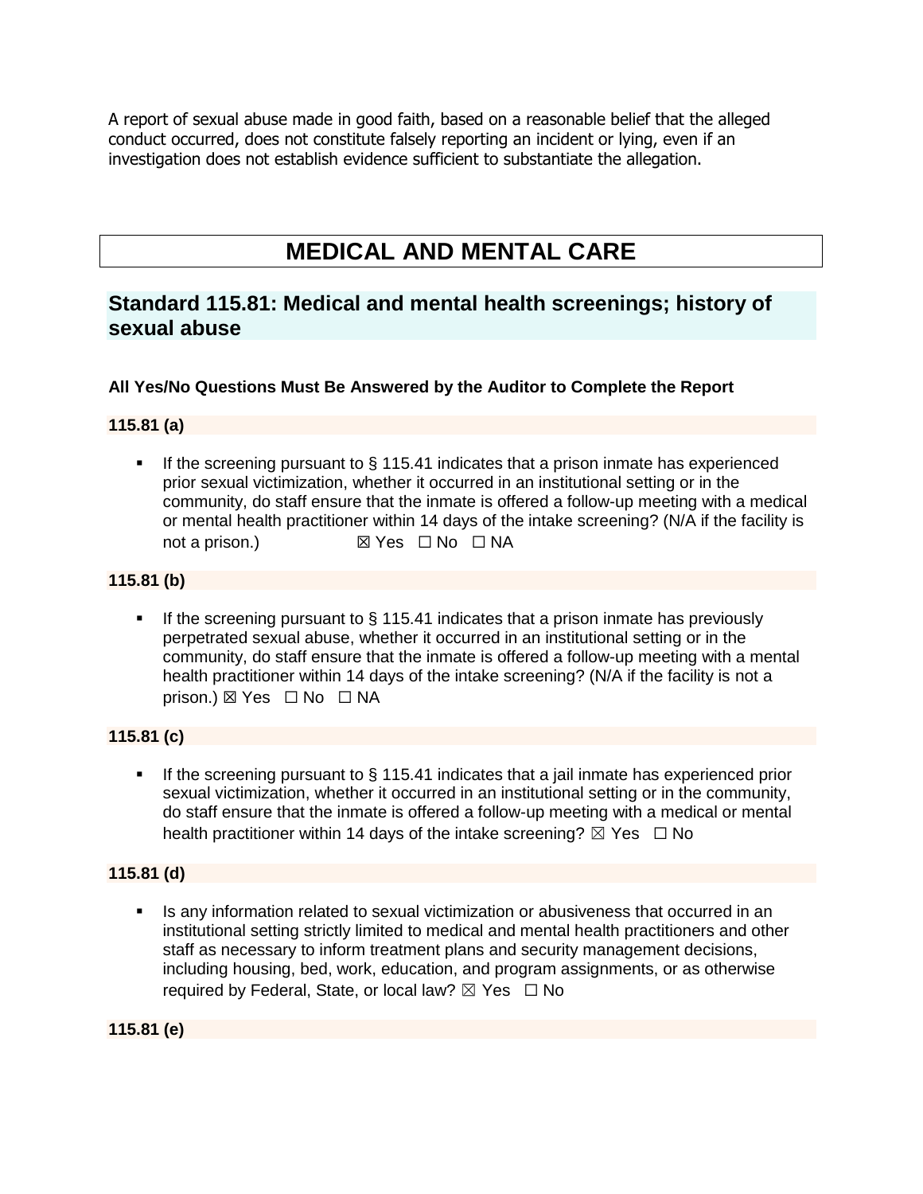A report of sexual abuse made in good faith, based on a reasonable belief that the alleged conduct occurred, does not constitute falsely reporting an incident or lying, even if an investigation does not establish evidence sufficient to substantiate the allegation.

# MEDICAL AND MENTAL CARE

## Standard 115.81: Medical and mental health screenings; history of sexual abuse

**All Yes/No Questions Must Be Answered by the Auditor to Complete the Report**

**115.81 (a)**

- If the screening pursuant to § 115.41 indicates that a prison inmate has experienced prior sexual victimization, whether it occurred in an institutional setting or in the community, do staff ensure that the inmate is offered a follow-up meeting with a medical or mental health practitioner within 14 days of the intake screening? (N/A if the facility is not a prison.) ☒ Yes ☐ No ☐ NA

**115.81 (b)**

- If the screening pursuant to § 115.41 indicates that a prison inmate has previously perpetrated sexual abuse, whether it occurred in an institutional setting or in the community, do staff ensure that the inmate is offered a follow-up meeting with a mental health practitioner within 14 days of the intake screening? (N/A if the facility is not a prison.) ☒ Yes ☐ No ☐ NA

**115.81 (c)**

- If the screening pursuant to § 115.41 indicates that a jail inmate has experienced prior sexual victimization, whether it occurred in an institutional setting or in the community, do staff ensure that the inmate is offered a follow-up meeting with a medical or mental health practitioner within 14 days of the intake screening? ☒ Yes ☐ No

**115.81 (d)**

- Is any information related to sexual victimization or abusiveness that occurred in an institutional setting strictly limited to medical and mental health practitioners and other staff as necessary to inform treatment plans and security management decisions, including housing, bed, work, education, and program assignments, or as otherwise required by Federal, State, or local law? ☒ Yes ☐ No

**115.81 (e)**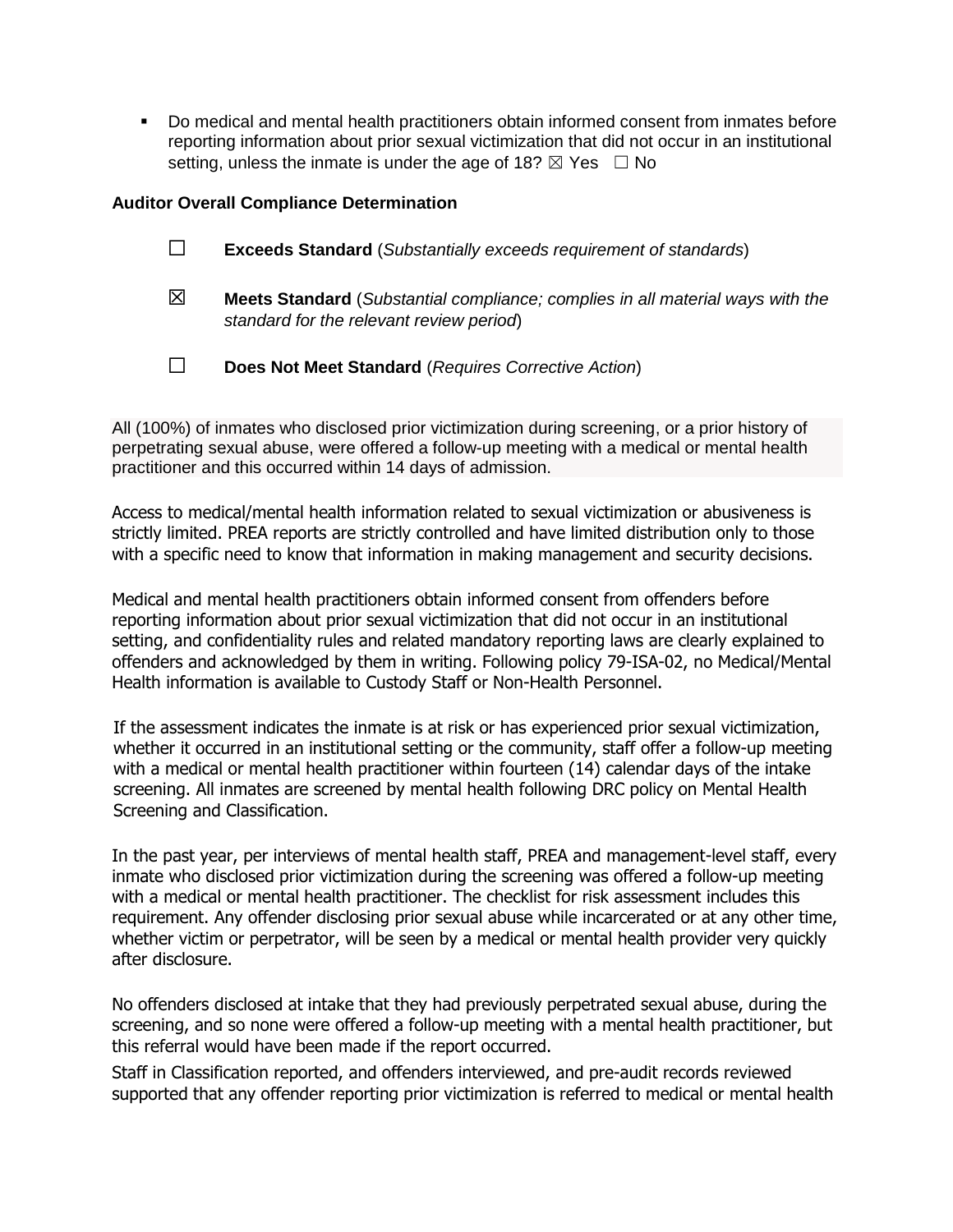- Do medical and mental health practitioners obtain informed consent from inmates before reporting information about prior sexual victimization that did not occur in an institutional setting, unless the inmate is under the age of 18? ☒ Yes ☐ No

**Auditor Overall Compliance Determination**

☐ **Exceeds Standard** (*Substantially exceeds requirement of standards*)

☒ **Meets Standard** (*Substantial compliance; complies in all material ways with the standard for the relevant review period*)

☐ **Does Not Meet Standard** (*Requires Corrective Action*)

All (100%) of inmates who disclosed prior victimization during screening, or a prior history of perpetrating sexual abuse, were offered a follow-up meeting with a medical or mental health practitioner and this occurred within 14 days of admission.

Access to medical/mental health information related to sexual victimization or abusiveness is strictly limited. PREA reports are strictly controlled and have limited distribution only to those with a specific need to know that information in making management and security decisions.

Medical and mental health practitioners obtain informed consent from offenders before reporting information about prior sexual victimization that did not occur in an institutional setting, and confidentiality rules and related mandatory reporting laws are clearly explained to offenders and acknowledged by them in writing. Following policy 79-ISA-02, no Medical/Mental Health information is available to Custody Staff or Non-Health Personnel.

If the assessment indicates the inmate is at risk or has experienced prior sexual victimization, whether it occurred in an institutional setting or the community, staff offer a follow-up meeting with a medical or mental health practitioner within fourteen (14) calendar days of the intake screening. All inmates are screened by mental health following DRC policy on Mental Health Screening and Classification.

In the past year, per interviews of mental health staff, PREA and management-level staff, every inmate who disclosed prior victimization during the screening was offered a follow-up meeting with a medical or mental health practitioner. The checklist for risk assessment includes this requirement. Any offender disclosing prior sexual abuse while incarcerated or at any other time, whether victim or perpetrator, will be seen by a medical or mental health provider very quickly after disclosure.

No offenders disclosed at intake that they had previously perpetrated sexual abuse, during the screening, and so none were offered a follow-up meeting with a mental health practitioner, but this referral would have been made if the report occurred.

Staff in Classification reported, and offenders interviewed, and pre-audit records reviewed supported that any offender reporting prior victimization is referred to medical or mental health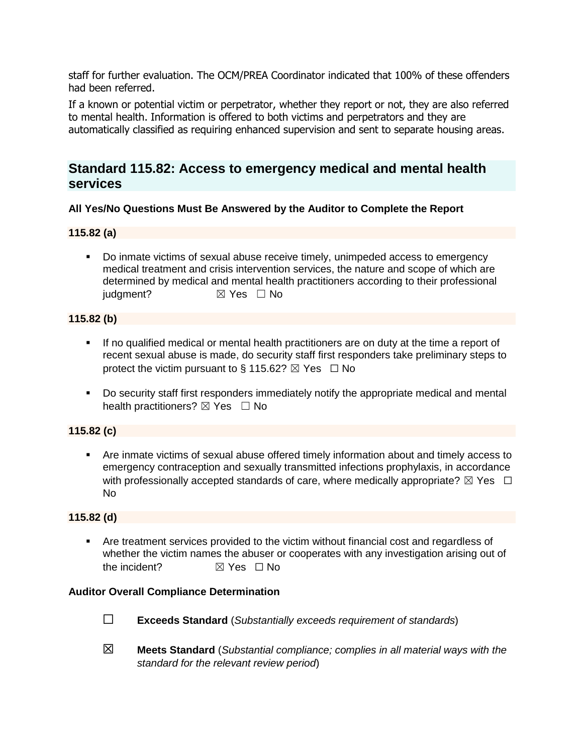staff for further evaluation. The OCM/PREA Coordinator indicated that 100% of these offenders had been referred.

If a known or potential victim or perpetrator, whether they report or not, they are also referred to mental health. Information is offered to both victims and perpetrators and they are automatically classified as requiring enhanced supervision and sent to separate housing areas.

## Standard 115.82: Access to emergency medical and mental health services

**All Yes/No Questions Must Be Answered by the Auditor to Complete the Report**

**115.82 (a)**

- Do inmate victims of sexual abuse receive timely, unimpeded access to emergency medical treatment and crisis intervention services, the nature and scope of which are determined by medical and mental health practitioners according to their professional judgment? ☒ Yes ☐ No

**115.82 (b)**

- If no qualified medical or mental health practitioners are on duty at the time a report of recent sexual abuse is made, do security staff first responders take preliminary steps to protect the victim pursuant to § 115.62? ☒ Yes ☐ No
- Do security staff first responders immediately notify the appropriate medical and mental health practitioners? ☒ Yes ☐ No

**115.82 (c)**

- Are inmate victims of sexual abuse offered timely information about and timely access to emergency contraception and sexually transmitted infections prophylaxis, in accordance with professionally accepted standards of care, where medically appropriate? ☒ Yes ☐ No

**115.82 (d)**

- Are treatment services provided to the victim without financial cost and regardless of whether the victim names the abuser or cooperates with any investigation arising out of the incident? ☒ Yes ☐ No

**Auditor Overall Compliance Determination**

☐ **Exceeds Standard** (*Substantially exceeds requirement of standards*)

☒ **Meets Standard** (*Substantial compliance; complies in all material ways with the standard for the relevant review period*)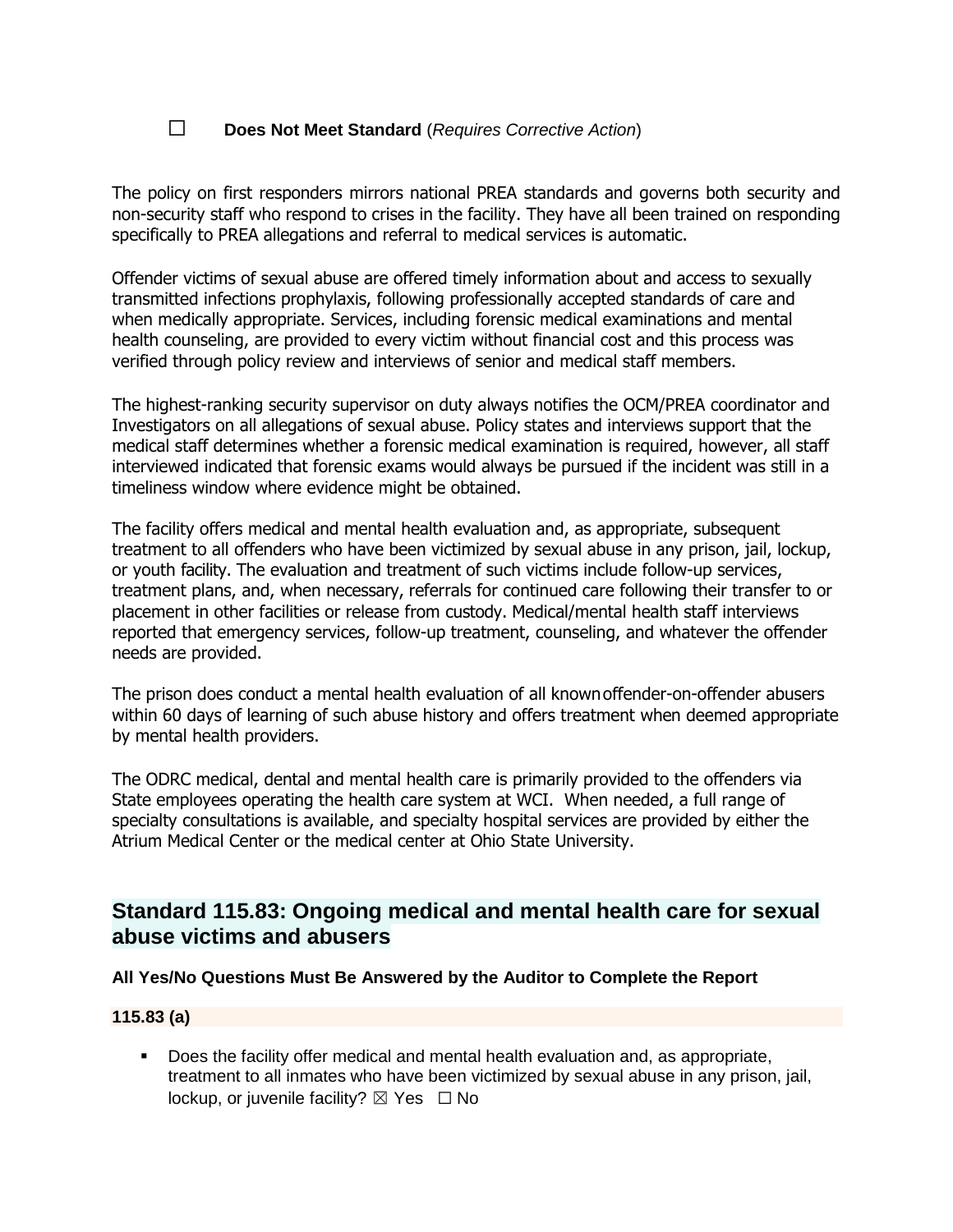☐ **Does Not Meet Standard** (*Requires Corrective Action*)

The policy on first responders mirrors national PREA standards and governs both security and non-security staff who respond to crises in the facility. They have all been trained on responding specifically to PREA allegations and referral to medical services is automatic.

Offender victims of sexual abuse are offered timely information about and access to sexually transmitted infections prophylaxis, following professionally accepted standards of care and when medically appropriate. Services, including forensic medical examinations and mental health counseling, are provided to every victim without financial cost and this process was verified through policy review and interviews of senior and medical staff members.

The highest-ranking security supervisor on duty always notifies the OCM/PREA coordinator and Investigators on all allegations of sexual abuse. Policy states and interviews support that the medical staff determines whether a forensic medical examination is required, however, all staff interviewed indicated that forensic exams would always be pursued if the incident was still in a timeliness window where evidence might be obtained.

The facility offers medical and mental health evaluation and, as appropriate, subsequent treatment to all offenders who have been victimized by sexual abuse in any prison, jail, lockup, or youth facility. The evaluation and treatment of such victims include follow-up services, treatment plans, and, when necessary, referrals for continued care following their transfer to or placement in other facilities or release from custody. Medical/mental health staff interviews reported that emergency services, follow-up treatment, counseling, and whatever the offender needs are provided.

The prison does conduct a mental health evaluation of all known offender-on-offender abusers within 60 days of learning of such abuse history and offers treatment when deemed appropriate by mental health providers.

The ODRC medical, dental and mental health care is primarily provided to the offenders via State employees operating the health care system at WCI. When needed, a full range of specialty consultations is available, and specialty hospital services are provided by either the Atrium Medical Center or the medical center at Ohio State University.

## Standard 115.83: Ongoing medical and mental health care for sexual abuse victims and abusers

**All Yes/No Questions Must Be Answered by the Auditor to Complete the Report**

**115.83 (a)**

- Does the facility offer medical and mental health evaluation and, as appropriate, treatment to all inmates who have been victimized by sexual abuse in any prison, jail, lockup, or juvenile facility? ☒ Yes ☐ No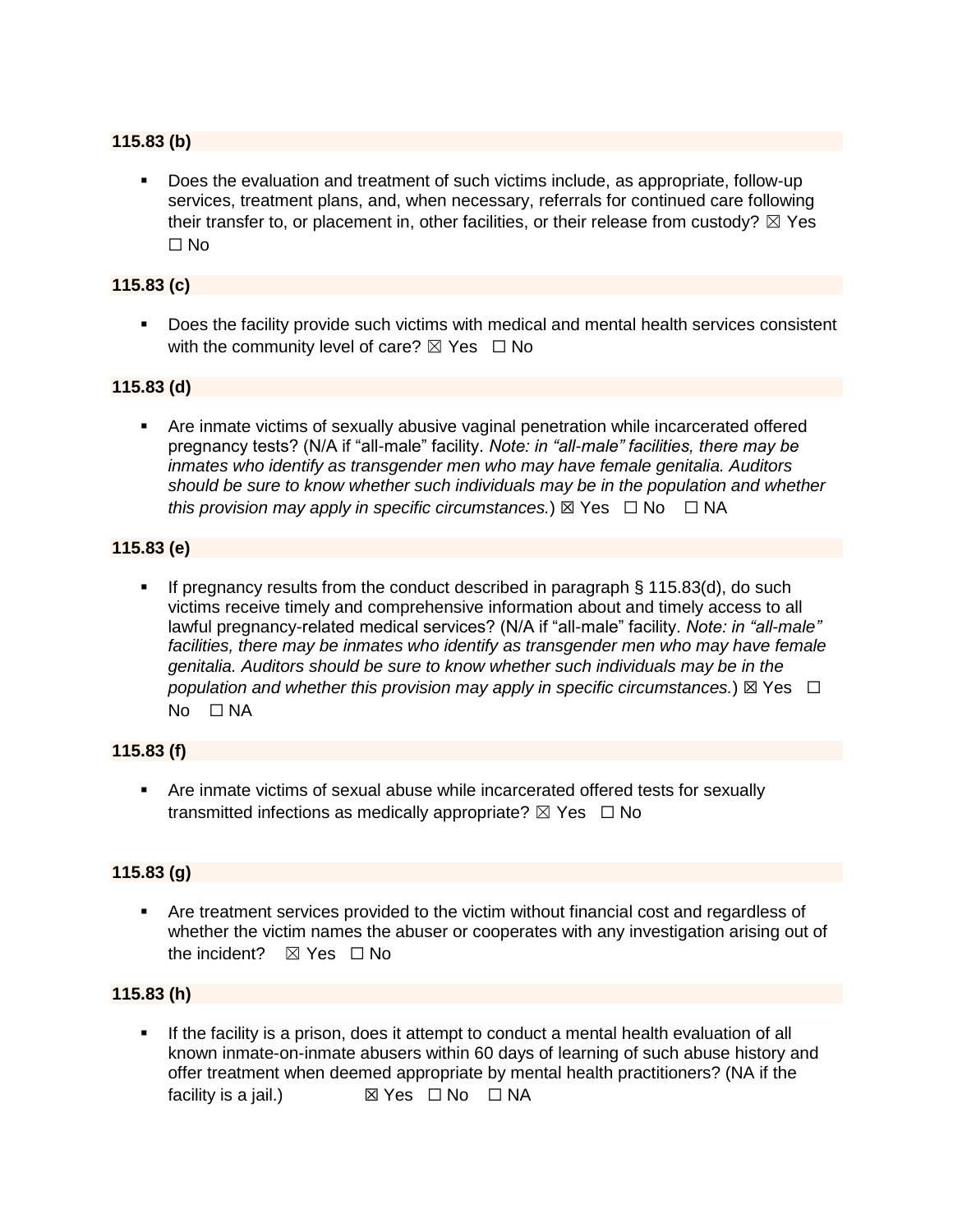**115.83 (b)**

- Does the evaluation and treatment of such victims include, as appropriate, follow-up services, treatment plans, and, when necessary, referrals for continued care following their transfer to, or placement in, other facilities, or their release from custody? ☒ Yes ☐ No

**115.83 (c)**

- Does the facility provide such victims with medical and mental health services consistent with the community level of care? ☒ Yes ☐ No

**115.83 (d)**

- Are inmate victims of sexually abusive vaginal penetration while incarcerated offered pregnancy tests? (N/A if "all-male" facility. *Note: in "all-male" facilities, there may be inmates who identify as transgender men who may have female genitalia. Auditors should be sure to know whether such individuals may be in the population and whether this provision may apply in specific circumstances.*) ☒ Yes ☐ No ☐ NA

**115.83 (e)**

- If pregnancy results from the conduct described in paragraph § 115.83(d), do such victims receive timely and comprehensive information about and timely access to all lawful pregnancy-related medical services? (N/A if "all-male" facility. *Note: in "all-male" facilities, there may be inmates who identify as transgender men who may have female genitalia. Auditors should be sure to know whether such individuals may be in the population and whether this provision may apply in specific circumstances.*) ☒ Yes ☐ No ☐ NA

**115.83 (f)**

- Are inmate victims of sexual abuse while incarcerated offered tests for sexually transmitted infections as medically appropriate? ☒ Yes ☐ No

**115.83 (g)**

- Are treatment services provided to the victim without financial cost and regardless of whether the victim names the abuser or cooperates with any investigation arising out of the incident? ☒ Yes ☐ No

**115.83 (h)**

- If the facility is a prison, does it attempt to conduct a mental health evaluation of all known inmate-on-inmate abusers within 60 days of learning of such abuse history and offer treatment when deemed appropriate by mental health practitioners? (NA if the facility is a jail.) ☒ Yes ☐ No ☐ NA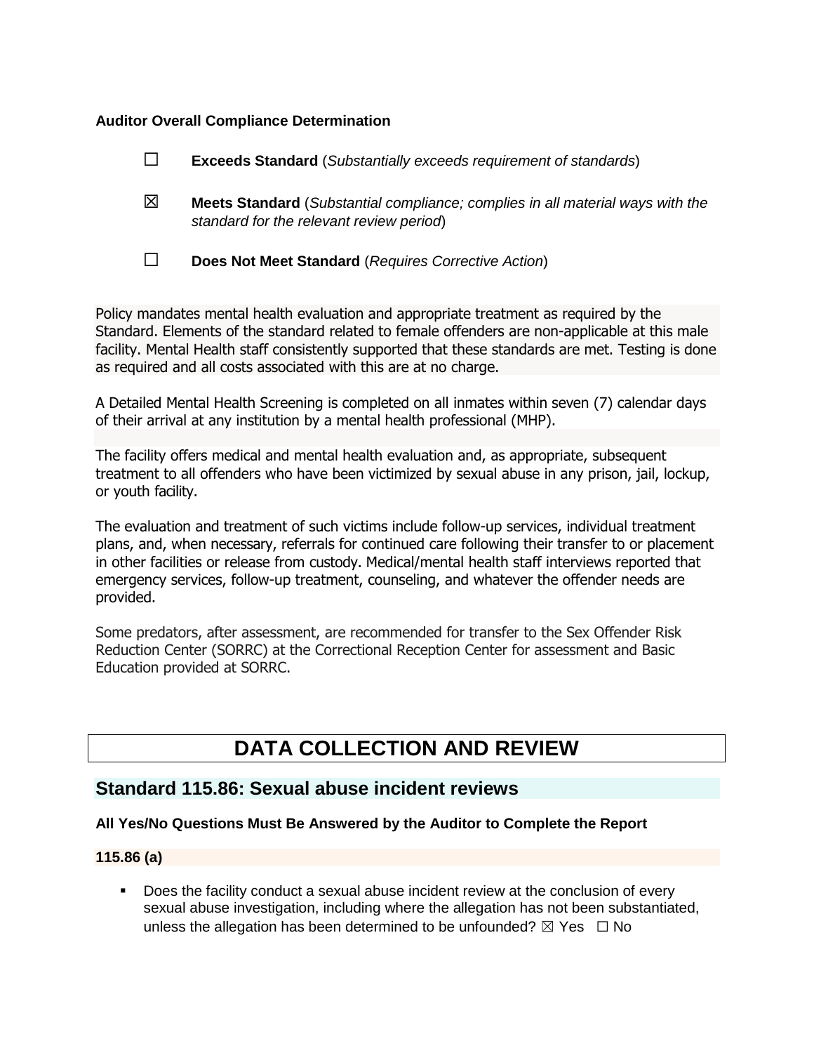**Auditor Overall Compliance Determination**

☐ **Exceeds Standard** (*Substantially exceeds requirement of standards*)

☒ **Meets Standard** (*Substantial compliance; complies in all material ways with the standard for the relevant review period*)

☐ **Does Not Meet Standard** (*Requires Corrective Action*)

Policy mandates mental health evaluation and appropriate treatment as required by the Standard. Elements of the standard related to female offenders are non-applicable at this male facility. Mental Health staff consistently supported that these standards are met. Testing is done as required and all costs associated with this are at no charge.

A Detailed Mental Health Screening is completed on all inmates within seven (7) calendar days of their arrival at any institution by a mental health professional (MHP).

The facility offers medical and mental health evaluation and, as appropriate, subsequent treatment to all offenders who have been victimized by sexual abuse in any prison, jail, lockup, or youth facility.

The evaluation and treatment of such victims include follow-up services, individual treatment plans, and, when necessary, referrals for continued care following their transfer to or placement in other facilities or release from custody. Medical/mental health staff interviews reported that emergency services, follow-up treatment, counseling, and whatever the offender needs are provided.

Some predators, after assessment, are recommended for transfer to the Sex Offender Risk Reduction Center (SORRC) at the Correctional Reception Center for assessment and Basic Education provided at SORRC.

# DATA COLLECTION AND REVIEW

## Standard 115.86: Sexual abuse incident reviews

**All Yes/No Questions Must Be Answered by the Auditor to Complete the Report**

**115.86 (a)**

- Does the facility conduct a sexual abuse incident review at the conclusion of every sexual abuse investigation, including where the allegation has not been substantiated, unless the allegation has been determined to be unfounded? ☒ Yes ☐ No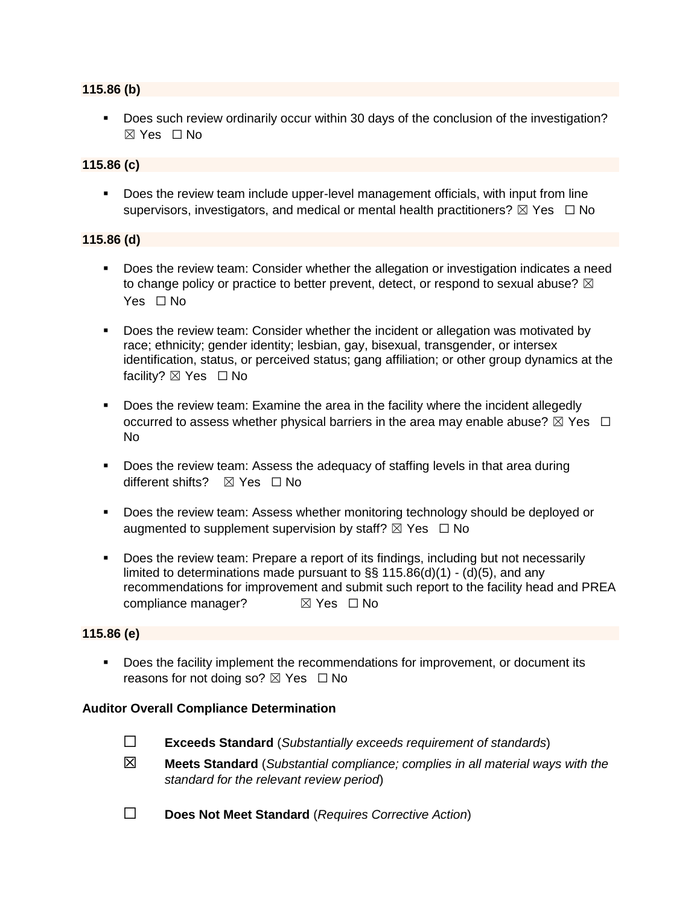**115.86 (b)**

- Does such review ordinarily occur within 30 days of the conclusion of the investigation? ☒ Yes ☐ No

**115.86 (c)**

- Does the review team include upper-level management officials, with input from line supervisors, investigators, and medical or mental health practitioners? ☒ Yes ☐ No

**115.86 (d)**

- Does the review team: Consider whether the allegation or investigation indicates a need to change policy or practice to better prevent, detect, or respond to sexual abuse? ☒ Yes ☐ No
- Does the review team: Consider whether the incident or allegation was motivated by race; ethnicity; gender identity; lesbian, gay, bisexual, transgender, or intersex identification, status, or perceived status; gang affiliation; or other group dynamics at the facility? ☒ Yes ☐ No
- Does the review team: Examine the area in the facility where the incident allegedly occurred to assess whether physical barriers in the area may enable abuse? ☒ Yes ☐ No
- Does the review team: Assess the adequacy of staffing levels in that area during different shifts? ☒ Yes ☐ No
- Does the review team: Assess whether monitoring technology should be deployed or augmented to supplement supervision by staff? ☒ Yes ☐ No
- Does the review team: Prepare a report of its findings, including but not necessarily limited to determinations made pursuant to §§ 115.86(d)(1) - (d)(5), and any recommendations for improvement and submit such report to the facility head and PREA compliance manager? ☒ Yes ☐ No

**115.86 (e)**

- Does the facility implement the recommendations for improvement, or document its reasons for not doing so? ☒ Yes ☐ No

**Auditor Overall Compliance Determination**

☐ **Exceeds Standard** (*Substantially exceeds requirement of standards*)

☒ **Meets Standard** (*Substantial compliance; complies in all material ways with the standard for the relevant review period*)

☐ **Does Not Meet Standard** (*Requires Corrective Action*)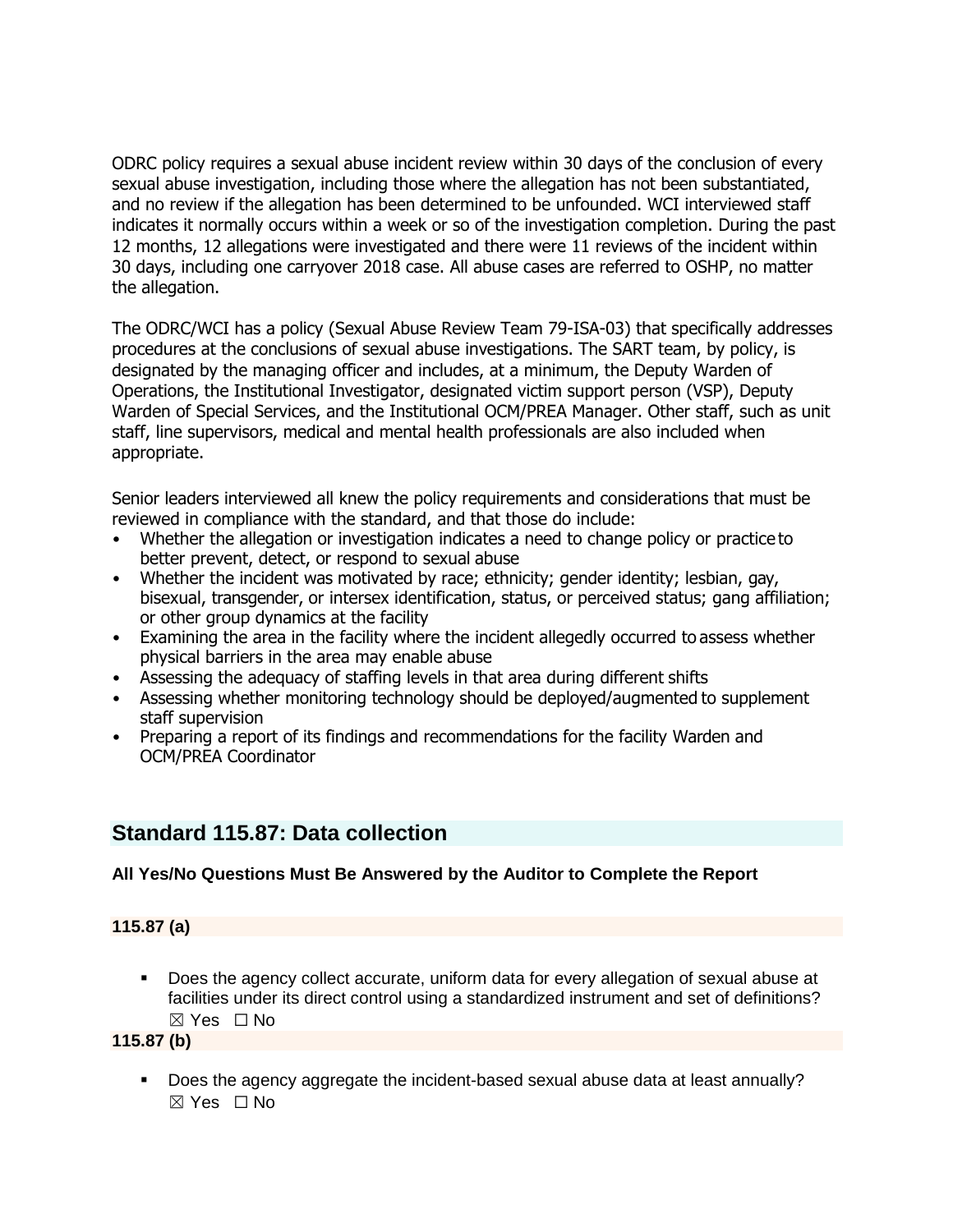ODRC policy requires a sexual abuse incident review within 30 days of the conclusion of every sexual abuse investigation, including those where the allegation has not been substantiated, and no review if the allegation has been determined to be unfounded. WCI interviewed staff indicates it normally occurs within a week or so of the investigation completion. During the past 12 months, 12 allegations were investigated and there were 11 reviews of the incident within 30 days, including one carryover 2018 case. All abuse cases are referred to OSHP, no matter the allegation.

The ODRC/WCI has a policy (Sexual Abuse Review Team 79-ISA-03) that specifically addresses procedures at the conclusions of sexual abuse investigations. The SART team, by policy, is designated by the managing officer and includes, at a minimum, the Deputy Warden of Operations, the Institutional Investigator, designated victim support person (VSP), Deputy Warden of Special Services, and the Institutional OCM/PREA Manager. Other staff, such as unit staff, line supervisors, medical and mental health professionals are also included when appropriate.

Senior leaders interviewed all knew the policy requirements and considerations that must be reviewed in compliance with the standard, and that those do include:

- Whether the allegation or investigation indicates a need to change policy or practice to better prevent, detect, or respond to sexual abuse
- Whether the incident was motivated by race; ethnicity; gender identity; lesbian, gay, bisexual, transgender, or intersex identification, status, or perceived status; gang affiliation; or other group dynamics at the facility
- Examining the area in the facility where the incident allegedly occurred to assess whether physical barriers in the area may enable abuse
- Assessing the adequacy of staffing levels in that area during different shifts
- Assessing whether monitoring technology should be deployed/augmented to supplement staff supervision
- Preparing a report of its findings and recommendations for the facility Warden and OCM/PREA Coordinator

## Standard 115.87: Data collection

**All Yes/No Questions Must Be Answered by the Auditor to Complete the Report**

**115.87 (a)**

- Does the agency collect accurate, uniform data for every allegation of sexual abuse at facilities under its direct control using a standardized instrument and set of definitions? ☒ Yes ☐ No

**115.87 (b)**

- Does the agency aggregate the incident-based sexual abuse data at least annually? ☒ Yes ☐ No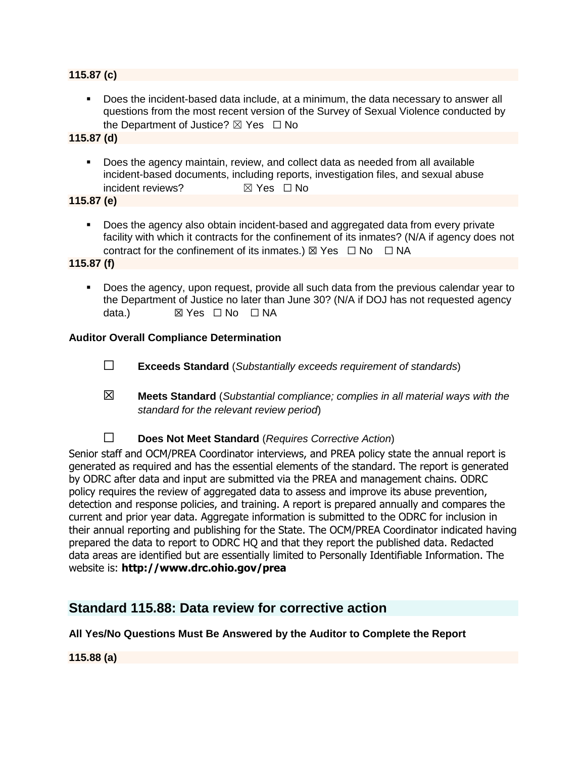**115.87 (c)**

- Does the incident-based data include, at a minimum, the data necessary to answer all questions from the most recent version of the Survey of Sexual Violence conducted by the Department of Justice? ☒ Yes ☐ No

**115.87 (d)**

- Does the agency maintain, review, and collect data as needed from all available incident-based documents, including reports, investigation files, and sexual abuse incident reviews? ☒ Yes ☐ No

**115.87 (e)**

- Does the agency also obtain incident-based and aggregated data from every private facility with which it contracts for the confinement of its inmates? (N/A if agency does not contract for the confinement of its inmates.) ☒ Yes ☐ No ☐ NA

**115.87 (f)**

- Does the agency, upon request, provide all such data from the previous calendar year to the Department of Justice no later than June 30? (N/A if DOJ has not requested agency data.) ☒ Yes ☐ No ☐ NA

**Auditor Overall Compliance Determination**

☐ **Exceeds Standard** (*Substantially exceeds requirement of standards*)

☒ **Meets Standard** (*Substantial compliance; complies in all material ways with the standard for the relevant review period*)

☐ **Does Not Meet Standard** (*Requires Corrective Action*)

Senior staff and OCM/PREA Coordinator interviews, and PREA policy state the annual report is generated as required and has the essential elements of the standard. The report is generated by ODRC after data and input are submitted via the PREA and management chains. ODRC policy requires the review of aggregated data to assess and improve its abuse prevention, detection and response policies, and training. A report is prepared annually and compares the current and prior year data. Aggregate information is submitted to the ODRC for inclusion in their annual reporting and publishing for the State. The OCM/PREA Coordinator indicated having prepared the data to report to ODRC HQ and that they report the published data. Redacted data areas are identified but are essentially limited to Personally Identifiable Information. The website is: **http://www.drc.ohio.gov/prea**

## Standard 115.88: Data review for corrective action

**All Yes/No Questions Must Be Answered by the Auditor to Complete the Report**

**115.88 (a)**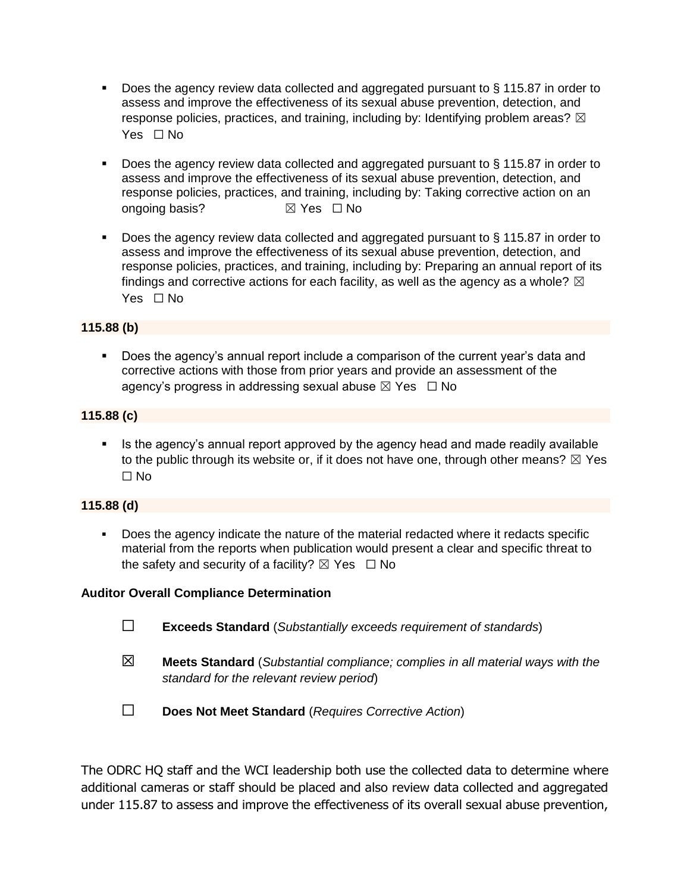- Does the agency review data collected and aggregated pursuant to § 115.87 in order to assess and improve the effectiveness of its sexual abuse prevention, detection, and response policies, practices, and training, including by: Identifying problem areas? ☒ Yes ☐ No

- Does the agency review data collected and aggregated pursuant to § 115.87 in order to assess and improve the effectiveness of its sexual abuse prevention, detection, and response policies, practices, and training, including by: Taking corrective action on an ongoing basis? ☒ Yes ☐ No

- Does the agency review data collected and aggregated pursuant to § 115.87 in order to assess and improve the effectiveness of its sexual abuse prevention, detection, and response policies, practices, and training, including by: Preparing an annual report of its findings and corrective actions for each facility, as well as the agency as a whole? ☒ Yes ☐ No

**115.88 (b)**

- Does the agency's annual report include a comparison of the current year's data and corrective actions with those from prior years and provide an assessment of the agency's progress in addressing sexual abuse ☒ Yes ☐ No

**115.88 (c)**

- Is the agency's annual report approved by the agency head and made readily available to the public through its website or, if it does not have one, through other means? ☒ Yes ☐ No

**115.88 (d)**

- Does the agency indicate the nature of the material redacted where it redacts specific material from the reports when publication would present a clear and specific threat to the safety and security of a facility? ☒ Yes ☐ No

**Auditor Overall Compliance Determination**

☐ **Exceeds Standard** (*Substantially exceeds requirement of standards*)

☒ **Meets Standard** (*Substantial compliance; complies in all material ways with the standard for the relevant review period*)

☐ **Does Not Meet Standard** (*Requires Corrective Action*)

The ODRC HQ staff and the WCI leadership both use the collected data to determine where additional cameras or staff should be placed and also review data collected and aggregated under 115.87 to assess and improve the effectiveness of its overall sexual abuse prevention,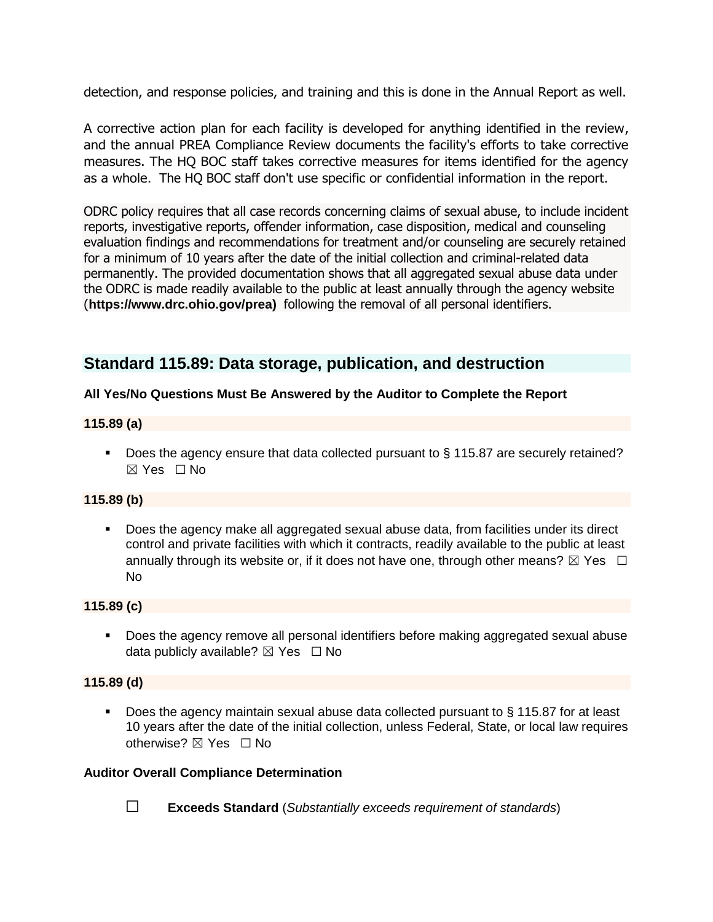detection, and response policies, and training and this is done in the Annual Report as well.

A corrective action plan for each facility is developed for anything identified in the review, and the annual PREA Compliance Review documents the facility's efforts to take corrective measures. The HQ BOC staff takes corrective measures for items identified for the agency as a whole. The HQ BOC staff don't use specific or confidential information in the report.

ODRC policy requires that all case records concerning claims of sexual abuse, to include incident reports, investigative reports, offender information, case disposition, medical and counseling evaluation findings and recommendations for treatment and/or counseling are securely retained for a minimum of 10 years after the date of the initial collection and criminal-related data permanently. The provided documentation shows that all aggregated sexual abuse data under the ODRC is made readily available to the public at least annually through the agency website (**https://www.drc.ohio.gov/prea)** following the removal of all personal identifiers.

## Standard 115.89: Data storage, publication, and destruction

**All Yes/No Questions Must Be Answered by the Auditor to Complete the Report**

**115.89 (a)**

- Does the agency ensure that data collected pursuant to § 115.87 are securely retained? ☒ Yes ☐ No

**115.89 (b)**

- Does the agency make all aggregated sexual abuse data, from facilities under its direct control and private facilities with which it contracts, readily available to the public at least annually through its website or, if it does not have one, through other means? ☒ Yes ☐ No

**115.89 (c)**

- Does the agency remove all personal identifiers before making aggregated sexual abuse data publicly available? ☒ Yes ☐ No

**115.89 (d)**

- Does the agency maintain sexual abuse data collected pursuant to § 115.87 for at least 10 years after the date of the initial collection, unless Federal, State, or local law requires otherwise? ☒ Yes ☐ No

**Auditor Overall Compliance Determination**

☐ **Exceeds Standard** (*Substantially exceeds requirement of standards*)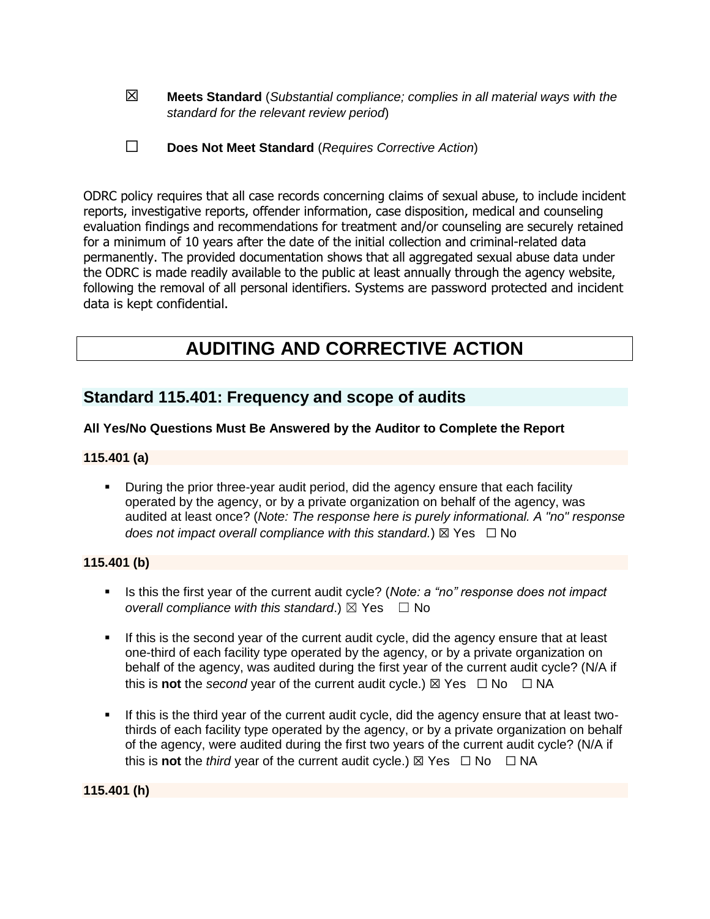☒ **Meets Standard** (*Substantial compliance; complies in all material ways with the standard for the relevant review period*)

☐ **Does Not Meet Standard** (*Requires Corrective Action*)

ODRC policy requires that all case records concerning claims of sexual abuse, to include incident reports, investigative reports, offender information, case disposition, medical and counseling evaluation findings and recommendations for treatment and/or counseling are securely retained for a minimum of 10 years after the date of the initial collection and criminal-related data permanently. The provided documentation shows that all aggregated sexual abuse data under the ODRC is made readily available to the public at least annually through the agency website, following the removal of all personal identifiers. Systems are password protected and incident data is kept confidential.

# AUDITING AND CORRECTIVE ACTION

## Standard 115.401: Frequency and scope of audits

**All Yes/No Questions Must Be Answered by the Auditor to Complete the Report**

**115.401 (a)**

- During the prior three-year audit period, did the agency ensure that each facility operated by the agency, or by a private organization on behalf of the agency, was audited at least once? (*Note: The response here is purely informational. A "no" response does not impact overall compliance with this standard.*) ☒ Yes ☐ No

**115.401 (b)**

- Is this the first year of the current audit cycle? (*Note: a "no" response does not impact overall compliance with this standard*.) ☒ Yes ☐ No
- If this is the second year of the current audit cycle, did the agency ensure that at least one-third of each facility type operated by the agency, or by a private organization on behalf of the agency, was audited during the first year of the current audit cycle? (N/A if this is **not** the *second* year of the current audit cycle.) ☒ Yes ☐ No ☐ NA
- If this is the third year of the current audit cycle, did the agency ensure that at least two-thirds of each facility type operated by the agency, or by a private organization on behalf of the agency, were audited during the first two years of the current audit cycle? (N/A if this is **not** the *third* year of the current audit cycle.) ☒ Yes ☐ No ☐ NA

**115.401 (h)**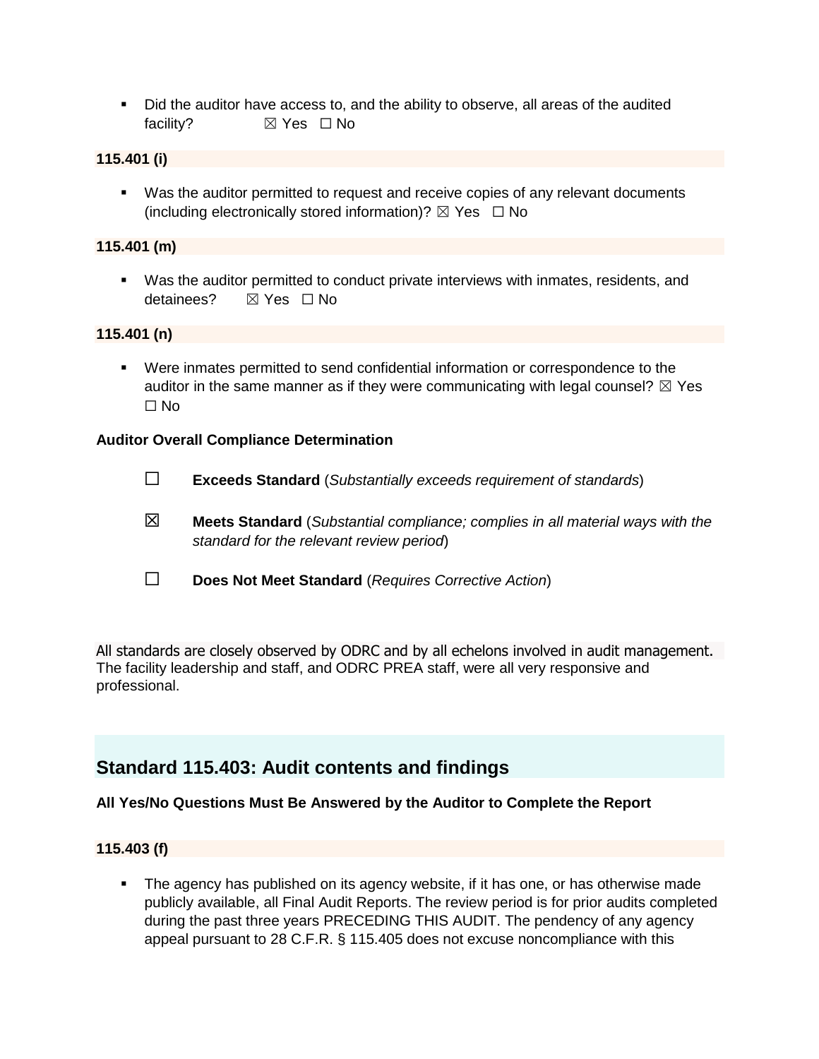- Did the auditor have access to, and the ability to observe, all areas of the audited facility? ☒ Yes ☐ No

**115.401 (i)**

- Was the auditor permitted to request and receive copies of any relevant documents (including electronically stored information)? ☒ Yes ☐ No

**115.401 (m)**

- Was the auditor permitted to conduct private interviews with inmates, residents, and detainees? ☒ Yes ☐ No

**115.401 (n)**

- Were inmates permitted to send confidential information or correspondence to the auditor in the same manner as if they were communicating with legal counsel? ☒ Yes ☐ No

**Auditor Overall Compliance Determination**

☐ **Exceeds Standard** (*Substantially exceeds requirement of standards*)

☒ **Meets Standard** (*Substantial compliance; complies in all material ways with the standard for the relevant review period*)

☐ **Does Not Meet Standard** (*Requires Corrective Action*)

All standards are closely observed by ODRC and by all echelons involved in audit management. The facility leadership and staff, and ODRC PREA staff, were all very responsive and professional.

## Standard 115.403: Audit contents and findings

**All Yes/No Questions Must Be Answered by the Auditor to Complete the Report**

**115.403 (f)**

- The agency has published on its agency website, if it has one, or has otherwise made publicly available, all Final Audit Reports. The review period is for prior audits completed during the past three years PRECEDING THIS AUDIT. The pendency of any agency appeal pursuant to 28 C.F.R. § 115.405 does not excuse noncompliance with this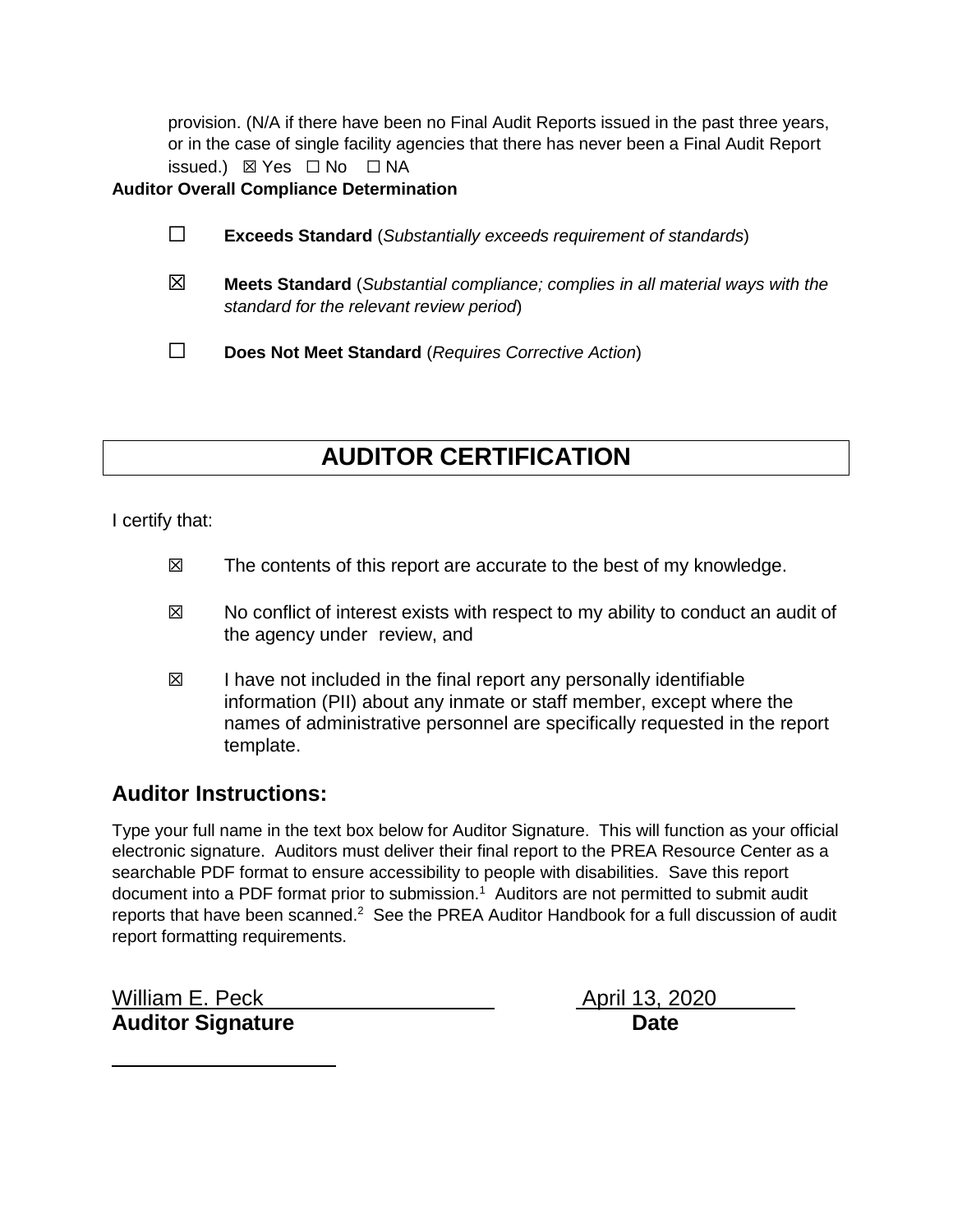provision. (N/A if there have been no Final Audit Reports issued in the past three years, or in the case of single facility agencies that there has never been a Final Audit Report issued.) ☒ Yes ☐ No ☐ NA

**Auditor Overall Compliance Determination**

☐ **Exceeds Standard** (*Substantially exceeds requirement of standards*)

☒ **Meets Standard** (*Substantial compliance; complies in all material ways with the standard for the relevant review period*)

☐ **Does Not Meet Standard** (*Requires Corrective Action*)

# AUDITOR CERTIFICATION

I certify that:

☒ The contents of this report are accurate to the best of my knowledge.

☒ No conflict of interest exists with respect to my ability to conduct an audit of the agency under review, and

☒ I have not included in the final report any personally identifiable information (PII) about any inmate or staff member, except where the names of administrative personnel are specifically requested in the report template.

## Auditor Instructions:

Type your full name in the text box below for Auditor Signature. This will function as your official electronic signature. Auditors must deliver their final report to the PREA Resource Center as a searchable PDF format to ensure accessibility to people with disabilities. Save this report document into a PDF format prior to submission.[1] Auditors are not permitted to submit audit reports that have been scanned.[2] See the PREA Auditor Handbook for a full discussion of audit report formatting requirements.

William E. Peck | April 13, 2020

**Auditor Signature** | **Date**